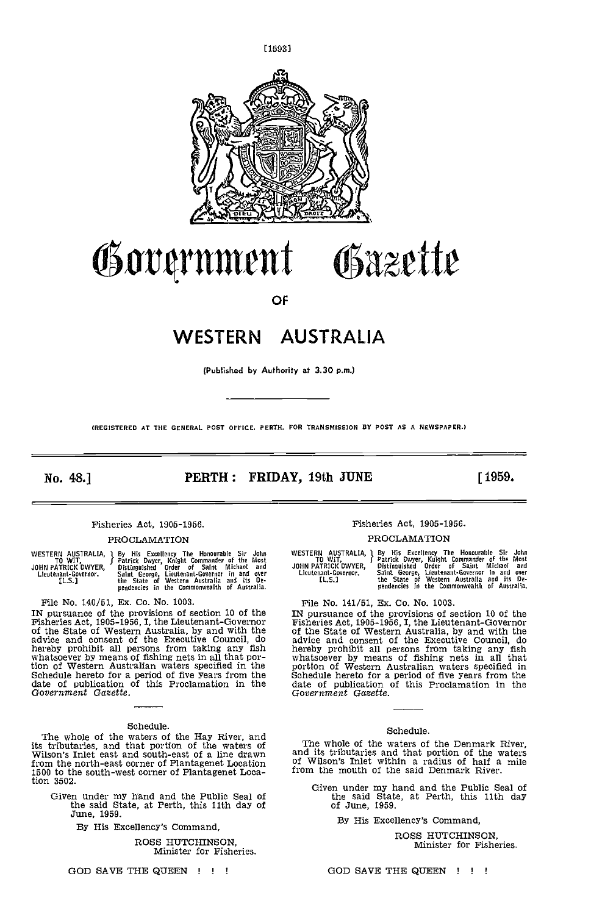# Government Gazette

OF

# WESTERN AUSTRALIA

(Published by Authority at 3.30 p.m.)

(REGISTERED AT THE GENERAL POST OFFICE, PERTH, FOR TRANSMISSION BY POST AS A NEWSPAPER.)

**No. 48.] PERTH: FRIDAY, 19th JUNE [1959.**

---

Fisheries Act, 1905-1956.

PROCLAMATION

WESTERN AUSTRALIA, TO WIT, JOHN PATRICK DWYER, Lieutenant-Governor. [L.S.] } By His Excellency The Honourable Sir John Patrick Dwyer, Knight Commander of the Most Distinguished Order of Saint Michael and Saint George, Lieutenant-Governor in and over the State of Western Australia and its Dependencies in the Commonwealth of Australia.

File No. 140/51, Ex. Co. No. 1003.

IN pursuance of the provisions of section 10 of the Fisheries Act, 1905-1956, I, the Lieutenant-Governor of the State of Western Australia, by and with the advice and consent of the Executive Council, do hereby prohibit all persons from taking any fish whatsoever by means of fishing nets in all that portion of Western Australian waters specified in the Schedule hereto for a period of five years from the date of publication of this Proclamation in the *Government Gazette*.

Schedule.

The whole of the waters of the Hay River, and its tributaries, and that portion of the waters of Wilson's Inlet east and south-east of a line drawn from the north-east corner of Plantagenet Location 1500 to the south-west corner of Plantagenet Location 3502.

Given under my hand and the Public Seal of the said State, at Perth, this 11th day of June, 1959.

By His Excellency's Command,

ROSS HUTCHINSON,
Minister for Fisheries.

GOD SAVE THE QUEEN ! ! !

---

Fisheries Act, 1905-1956.

PROCLAMATION

WESTERN AUSTRALIA, TO WIT, JOHN PATRICK DWYER, Lieutenant-Governor. [L.S.] } By His Excellency The Honourable Sir John Patrick Dwyer, Knight Commander of the Most Distinguished Order of Saint Michael and Saint George, Lieutenant-Governor in and over the State of Western Australia and its Dependencies in the Commonwealth of Australia.

File No. 141/51, Ex. Co. No. 1003.

IN pursuance of the provisions of section 10 of the Fisheries Act, 1905-1956, I, the Lieutenant-Governor of the State of Western Australia, by and with the advice and consent of the Executive Council, do hereby prohibit all persons from taking any fish whatsoever by means of fishing nets in all that portion of Western Australian waters specified in the Schedule hereto for a period of five years from the date of publication of this Proclamation in the *Government Gazette*.

Schedule.

The whole of the waters of the Denmark River, and its tributaries and that portion of the waters of Wilson's Inlet within a radius of half a mile from the mouth of the said Denmark River.

Given under my hand and the Public Seal of the said State, at Perth, this 11th day of June, 1959.

By His Excellency's Command,

ROSS HUTCHINSON,
Minister for Fisheries.

GOD SAVE THE QUEEN ! ! !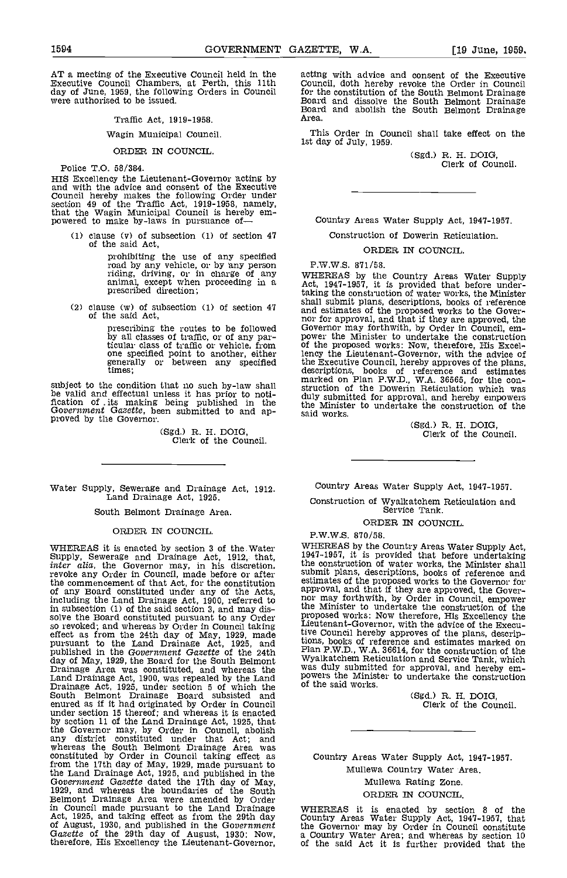AT a meeting of the Executive Council held in the Executive Council Chambers, at Perth, this 11th day of June, 1959, the following Orders in Council were authorised to be issued.

Traffic Act, 1919-1958.

Wagin Municipal Council.

ORDER IN COUNCIL.

Police T.O. 58/384.

HIS Excellency the Lieutenant-Governor acting by and with the advice and consent of the Executive Council hereby makes the following Order under section 49 of the Traffic Act, 1919-1958, namely, that the Wagin Municipal Council is hereby empowered to make by-laws in pursuance of—

(1) clause (v) of subsection (1) of section 47 of the said Act,

prohibiting the use of any specified road by any vehicle, or by any person riding, driving, or in charge of any animal, except when proceeding in a prescribed direction;

(2) clause (w) of subsection (1) of section 47 of the said Act,

prescribing the routes to be followed by all classes of traffic, or of any particular class of traffic or vehicle, from one specified point to another, either generally or between any specified times;

subject to the condition that no such by-law shall be valid and effectual unless it has prior to notification of its making being published in the *Government Gazette*, been submitted to and approved by the Governor.

(Sgd.) R. H. DOIG,
Clerk of the Council.

---

Water Supply, Sewerage and Drainage Act, 1912.
Land Drainage Act, 1925.

South Belmont Drainage Area.

ORDER IN COUNCIL.

WHEREAS it is enacted by section 3 of the Water Supply, Sewerage and Drainage Act, 1912, that, *inter alia*, the Governor may, in his discretion, revoke any Order in Council, made before or after the commencement of that Act, for the constitution of any Board constituted under any of the Acts, including the Land Drainage Act, 1900, referred to in subsection (1) of the said section 3, and may dissolve the Board constituted pursuant to any Order so revoked; and whereas by Order in Council taking effect as from the 24th day of May, 1929, made pursuant to the Land Drainage Act, 1925, and published in the *Government Gazette* of the 24th day of May, 1929, the Board for the South Belmont Drainage Area was constituted, and whereas the Land Drainage Act, 1900, was repealed by the Land Drainage Act, 1925, under section 5 of which the South Belmont Drainage Board subsisted and enured as if it had originated by Order in Council under section 15 thereof; and whereas it is enacted by section 11 of the Land Drainage Act, 1925, that the Governor may, by Order in Council, abolish any district constituted under that Act; and whereas the South Belmont Drainage Area was constituted by Order in Council taking effect as from the 17th day of May, 1929, made pursuant to the Land Drainage Act, 1925, and published in the *Government Gazette* dated the 17th day of May, 1929, and whereas the boundaries of the South Belmont Drainage Area were amended by Order in Council made pursuant to the Land Drainage Act, 1925, and taking effect as from the 29th day of August, 1930, and published in the *Government Gazette* of the 29th day of August, 1930: Now, therefore, His Excellency the Lieutenant-Governor, acting with advice and consent of the Executive Council, doth hereby revoke the Order in Council for the constitution of the South Belmont Drainage Board and dissolve the South Belmont Drainage Board and abolish the South Belmont Drainage Area.

This Order in Council shall take effect on the 1st day of July, 1959.

(Sgd.) R. H. DOIG,
Clerk of Council.

---

Country Areas Water Supply Act, 1947-1957.

Construction of Dowerin Reticulation.

ORDER IN COUNCIL.

P.W.W.S. 871/58.

WHEREAS by the Country Areas Water Supply Act, 1947-1957, it is provided that before undertaking the construction of water works, the Minister shall submit plans, descriptions, books of reference and estimates of the proposed works to the Governor for approval, and that if they are approved, the Governor may forthwith, by Order in Council, empower the Minister to undertake the construction of the proposed works: Now, therefore, His Excellency the Lieutenant-Governor, with the advice of the Executive Council, hereby approves of the plans, descriptions, books of reference and estimates marked on Plan P.W.D., W.A. 36565, for the construction of the Dowerin Reticulation which was duly submitted for approval, and hereby empowers the Minister to undertake the construction of the said works.

(Sgd.) R. H. DOIG,
Clerk of the Council.

---

Country Areas Water Supply Act, 1947-1957.

Construction of Wyalkatchem Reticulation and Service Tank.

ORDER IN COUNCIL.

P.W.W.S. 870/58.

WHEREAS by the Country Areas Water Supply Act, 1947-1957, it is provided that before undertaking the construction of water works, the Minister shall submit plans, descriptions, books of reference and estimates of the proposed works to the Governor for approval, and that if they are approved, the Governor may forthwith, by Order in Council, empower the Minister to undertake the construction of the proposed works: Now therefore, His Excellency the Lieutenant-Governor, with the advice of the Executive Council hereby approves of the plans, descriptions, books of reference and estimates marked on Plan P.W.D., W.A. 36614, for the construction of the Wyalkatchem Reticulation and Service Tank, which was duly submitted for approval, and hereby empowers the Minister to undertake the construction of the said works.

(Sgd.) R. H. DOIG,
Clerk of the Council.

---

Country Areas Water Supply Act, 1947-1957.

Mullewa Country Water Area.

Mullewa Rating Zone.

ORDER IN COUNCIL.

WHEREAS it is enacted by section 8 of the Country Areas Water Supply Act, 1947-1957, that the Governor may by Order in Council constitute a Country Water Area; and whereas by section 10 of the said Act it is further provided that the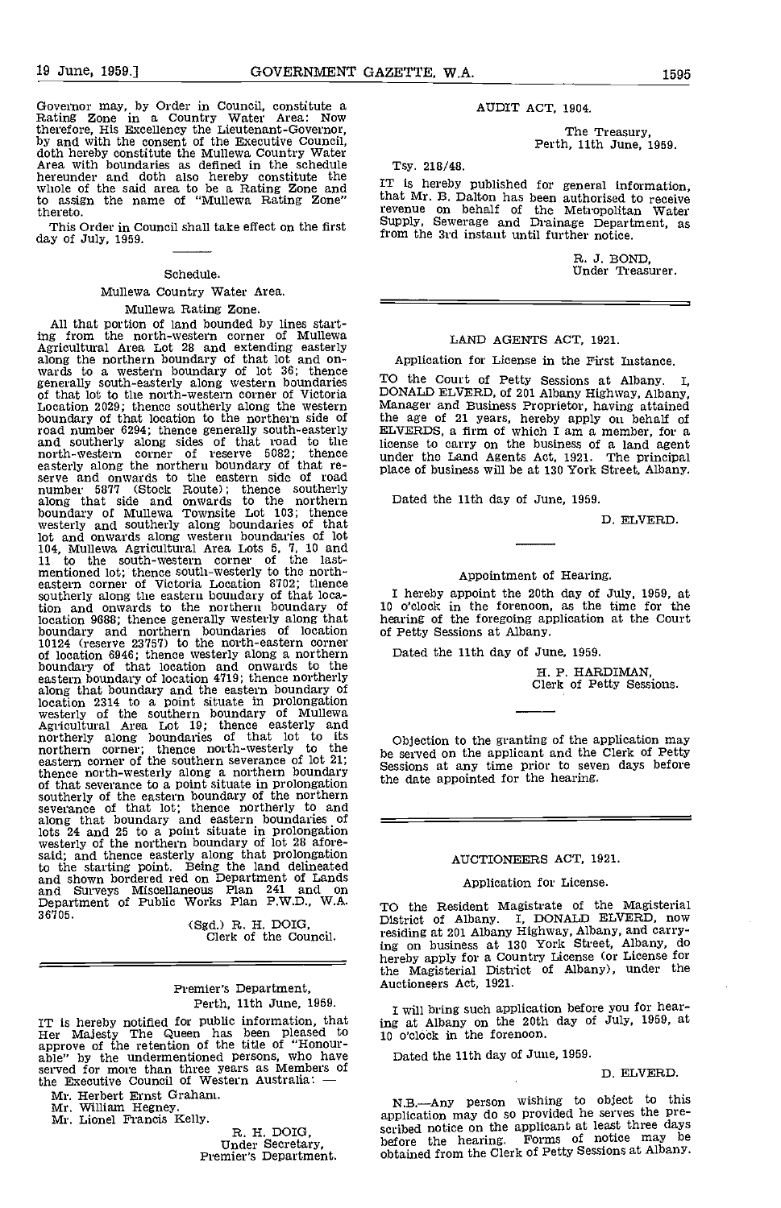Governor may, by Order in Council, constitute a Rating Zone in a Country Water Area: Now therefore, His Excellency the Lieutenant-Governor, by and with the consent of the Executive Council, doth hereby constitute the Mullewa Country Water Area with boundaries as defined in the schedule hereunder and doth also hereby constitute the whole of the said area to be a Rating Zone and to assign the name of "Mullewa Rating Zone" thereto.

This Order in Council shall take effect on the first day of July, 1959.

Schedule.

Mullewa Country Water Area.

Mullewa Rating Zone.

All that portion of land bounded by lines starting from the north-western corner of Mullewa Agricultural Area Lot 28 and extending easterly along the northern boundary of that lot and onwards to a western boundary of lot 36; thence generally south-easterly along western boundaries of that lot to the north-western corner of Victoria Location 2029; thence southerly along the western boundary of that location to the northern side of road number 6294; thence generally south-easterly and southerly along sides of that road to the north-western corner of reserve 5082; thence easterly along the northern boundary of that reserve and onwards to the eastern side of road number 5877 (Stock Route); thence southerly along that side and onwards to the northern boundary of Mullewa Townsite Lot 103; thence westerly and southerly along boundaries of that lot and onwards along western boundaries of lot 104, Mullewa Agricultural Area Lots 5, 7, 10 and 11 to the south-western corner of the last-mentioned lot; thence south-westerly to the north-eastern corner of Victoria Location 8702; thence southerly along the eastern boundary of that location and onwards to the northern boundary of location 9688; thence generally westerly along that boundary and northern boundaries of location 10124 (reserve 23757) to the north-eastern corner of location 6946; thence westerly along a northern boundary of that location and onwards to the eastern boundary of location 4719; thence northerly along that boundary and the eastern boundary of location 2314 to a point situate in prolongation westerly of the southern boundary of Mullewa Agricultural Area Lot 19; thence easterly and northerly along boundaries of that lot to its northern corner; thence north-westerly to the eastern corner of the southern severance of lot 21; thence north-westerly along a northern boundary of that severance to a point situate in prolongation southerly of the eastern boundary of the northern severance of that lot; thence northerly to and along that boundary and eastern boundaries of lots 24 and 25 to a point situate in prolongation westerly of the northern boundary of lot 28 aforesaid; and thence easterly along that prolongation to the starting point. Being the land delineated and shown bordered red on Department of Lands and Surveys Miscellaneous Plan 241 and on Department of Public Works Plan P.W.D., W.A. 36705.

(Sgd.) R. H. DOIG,
Clerk of the Council.

---

Premier's Department,
Perth, 11th June, 1959.

IT is hereby notified for public information, that Her Majesty The Queen has been pleased to approve of the retention of the title of "Honourable" by the undermentioned persons, who have served for more than three years as Members of the Executive Council of Western Australia:—

Mr. Herbert Ernst Graham.
Mr. William Hegney.
Mr. Lionel Francis Kelly.

R. H. DOIG,
Under Secretary,
Premier's Department.

---

## AUDIT ACT, 1904.

The Treasury,
Perth, 11th June, 1959.

Tsy. 218/48.

IT is hereby published for general information, that Mr. B. Dalton has been authorised to receive revenue on behalf of the Metropolitan Water Supply, Sewerage and Drainage Department, as from the 3rd instant until further notice.

R. J. BOND,
Under Treasurer.

---

## LAND AGENTS ACT, 1921.

Application for License in the First Instance.

TO the Court of Petty Sessions at Albany. I, DONALD ELVERD, of 201 Albany Highway, Albany, Manager and Business Proprietor, having attained the age of 21 years, hereby apply on behalf of ELVERDS, a firm of which I am a member, for a license to carry on the business of a land agent under the Land Agents Act, 1921. The principal place of business will be at 130 York Street, Albany.

Dated the 11th day of June, 1959.

D. ELVERD.

Appointment of Hearing.

I hereby appoint the 20th day of July, 1959, at 10 o'clock in the forenoon, as the time for the hearing of the foregoing application at the Court of Petty Sessions at Albany.

Dated the 11th day of June, 1959.

H. P. HARDIMAN,
Clerk of Petty Sessions.

Objection to the granting of the application may be served on the applicant and the Clerk of Petty Sessions at any time prior to seven days before the date appointed for the hearing.

---

## AUCTIONEERS ACT, 1921.

Application for License.

TO the Resident Magistrate of the Magisterial District of Albany. I, DONALD ELVERD, now residing at 201 Albany Highway, Albany, and carrying on business at 130 York Street, Albany, do hereby apply for a Country License (or License for the Magisterial District of Albany), under the Auctioneers Act, 1921.

I will bring such application before you for hearing at Albany on the 20th day of July, 1959, at 10 o'clock in the forenoon.

Dated the 11th day of June, 1959.

D. ELVERD.

N.B.—Any person wishing to object to this application may do so provided he serves the prescribed notice on the applicant at least three days before the hearing. Forms of notice may be obtained from the Clerk of Petty Sessions at Albany.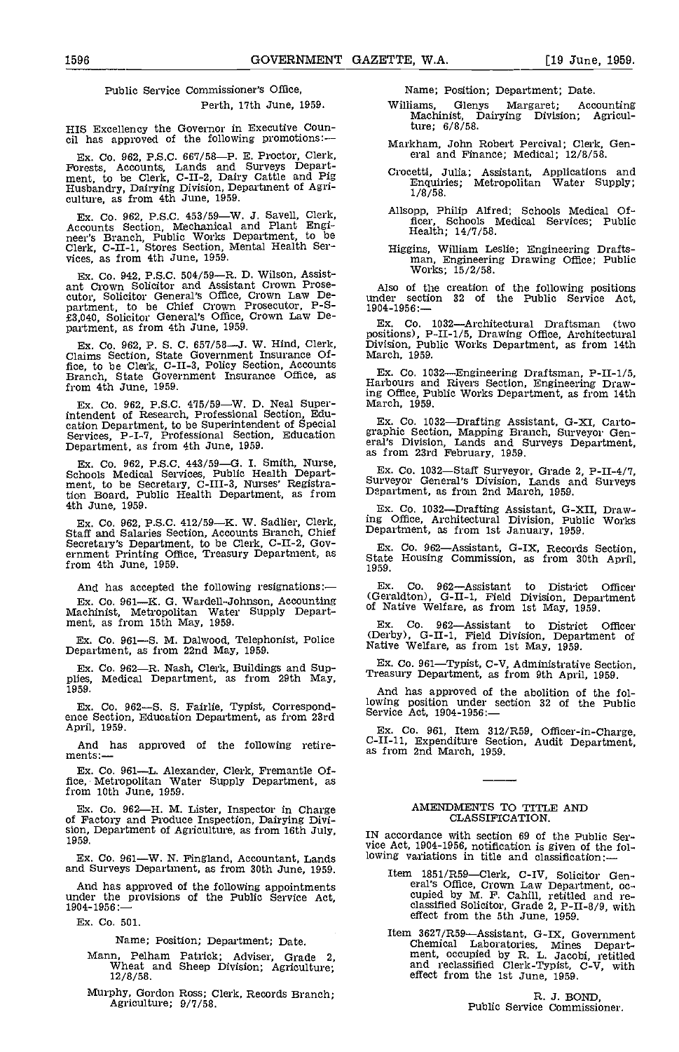Public Service Commissioner's Office,
Perth, 17th June, 1959.

HIS Excellency the Governor in Executive Council has approved of the following promotions:—

Ex. Co. 962, P.S.C. 667/58—P. E. Proctor, Clerk, Forests, Accounts, Lands and Surveys Department, to be Clerk, C-II-2, Dairy Cattle and Pig Husbandry, Dairying Division, Department of Agriculture, as from 4th June, 1959.

Ex. Co. 962, P.S.C. 453/59—W. J. Savell, Clerk, Accounts Section, Mechanical and Plant Engineer's Branch, Public Works Department, to be Clerk, C-II-1, Stores Section, Mental Health Services, as from 4th June, 1959.

Ex. Co. 942, P.S.C. 504/59—R. D. Wilson, Assistant Crown Solicitor and Assistant Crown Prosecutor, Solicitor General's Office, Crown Law Department, to be Chief Crown Prosecutor, P-S-£3,040, Solicitor General's Office, Crown Law Department, as from 4th June, 1959.

Ex. Co. 962, P. S. C. 657/58—J. W. Hind, Clerk, Claims Section, State Government Insurance Office, to be Clerk, C-II-3, Policy Section, Accounts Branch, State Government Insurance Office, as from 4th June, 1959.

Ex. Co. 962, P.S.C. 475/59—W. D. Neal Superintendent of Research, Professional Section, Education Department, to be Superintendent of Special Services, P-I-7, Professional Section, Education Department, as from 4th June, 1959.

Ex. Co. 962, P.S.C. 443/59—G. I. Smith, Nurse, Schools Medical Services, Public Health Department, to be Secretary, C-III-3, Nurses' Registration Board, Public Health Department, as from 4th June, 1959.

Ex. Co. 962, P.S.C. 412/59—K. W. Sadlier, Clerk, Staff and Salaries Section, Accounts Branch, Chief Secretary's Department, to be Clerk, C-II-2, Government Printing Office, Treasury Department, as from 4th June, 1959.

And has accepted the following resignations:—

Ex. Co. 961—K. G. Wardell-Johnson, Accounting Machinist, Metropolitan Water Supply Department, as from 15th May, 1959.

Ex. Co. 961—S. M. Dalwood, Telephonist, Police Department, as from 22nd May, 1959.

Ex. Co. 962—R. Nash, Clerk, Buildings and Supplies, Medical Department, as from 29th May, 1959.

Ex. Co. 962—S. S. Fairlie, Typist, Correspondence Section, Education Department, as from 23rd April, 1959.

And has approved of the following retirements:—

Ex. Co. 961—L. Alexander, Clerk, Fremantle Office, Metropolitan Water Supply Department, as from 10th June, 1959.

Ex. Co. 962—H. M. Lister, Inspector in Charge of Factory and Produce Inspection, Dairying Division, Department of Agriculture, as from 16th July, 1959.

Ex. Co. 961—W. N. Fingland, Accountant, Lands and Surveys Department, as from 30th June, 1959.

And has approved of the following appointments under the provisions of the Public Service Act, 1904-1956:—

Ex. Co. 501.

Name; Position; Department; Date.

- Mann, Pelham Patrick; Adviser, Grade 2, Wheat and Sheep Division; Agriculture; 12/8/58.
- Murphy, Gordon Ross; Clerk, Records Branch; Agriculture; 9/7/58.
- Williams, Glenys Margaret; Accounting Machinist, Dairying Division; Agriculture; 6/8/58.
- Markham, John Robert Percival; Clerk, General and Finance; Medical; 12/8/58.
- Crocetti, Julia; Assistant, Applications and Enquiries; Metropolitan Water Supply; 1/8/58.
- Allsopp, Philip Alfred; Schools Medical Officer, Schools Medical Services; Public Health; 14/7/58.
- Higgins, William Leslie; Engineering Draftsman, Engineering Drawing Office; Public Works; 15/2/58.

Also of the creation of the following positions under section 32 of the Public Service Act, 1904-1956:—

Ex. Co. 1032—Architectural Draftsman (two positions), P-II-1/5, Drawing Office, Architectural Division, Public Works Department, as from 14th March, 1959.

Ex. Co. 1032—Engineering Draftsman, P-II-1/5, Harbours and Rivers Section, Engineering Drawing Office, Public Works Department, as from 14th March, 1959.

Ex. Co. 1032—Drafting Assistant, G-XI, Cartographic Section, Mapping Branch, Surveyor General's Division, Lands and Surveys Department, as from 23rd February, 1959.

Ex. Co. 1032—Staff Surveyor, Grade 2, P-II-4/7, Surveyor General's Division, Lands and Surveys Department, as from 2nd March, 1959.

Ex. Co. 1032—Drafting Assistant, G-XII, Drawing Office, Architectural Division, Public Works Department, as from 1st January, 1959.

Ex. Co. 962—Assistant, G-IX, Records Section, State Housing Commission, as from 30th April, 1959.

Ex. Co. 962—Assistant to District Officer (Geraldton), G-II-1, Field Division, Department of Native Welfare, as from 1st May, 1959.

Ex. Co. 962—Assistant to District Officer (Derby), G-II-1, Field Division, Department of Native Welfare, as from 1st May, 1959.

Ex. Co. 961—Typist, C-V, Administrative Section, Treasury Department, as from 9th April, 1959.

And has approved of the abolition of the following position under section 32 of the Public Service Act, 1904-1956:—

Ex. Co. 961, Item 312/R59, Officer-in-Charge, C-II-11, Expenditure Section, Audit Department, as from 2nd March, 1959.

## AMENDMENTS TO TITLE AND CLASSIFICATION.

IN accordance with section 69 of the Public Service Act, 1904-1956, notification is given of the following variations in title and classification:—

Item 1851/R59—Clerk, C-IV, Solicitor General's Office, Crown Law Department, occupied by M. F. Cahill, retitled and reclassified Solicitor, Grade 2, P-II-8/9, with effect from the 5th June, 1959.

Item 3627/R59—Assistant, G-IX, Government Chemical Laboratories, Mines Department, occupied by R. L. Jacobi, retitled and reclassified Clerk-Typist, C-V, with effect from the 1st June, 1959.

R. J. BOND,
Public Service Commissioner.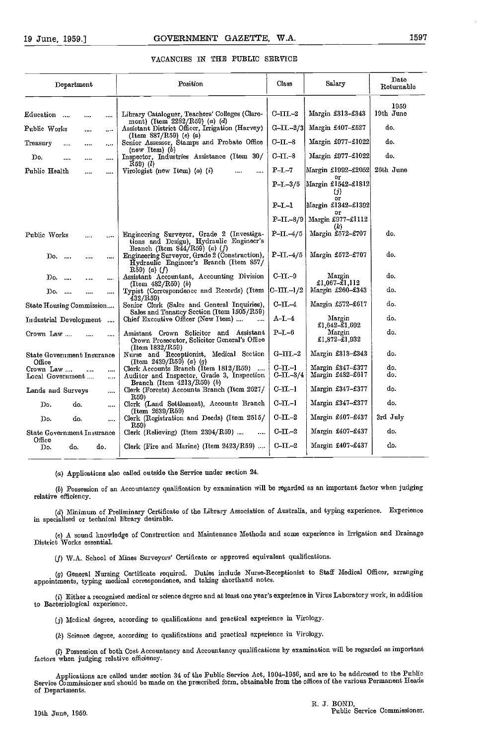## VACANCIES IN THE PUBLIC SERVICE

| Department | Position | Class | Salary | Date Returnable |
|---|---|---|---|---|
| | | | | 1959 |
| Education .... .... .... | Library Cataloguer, Teachers' Colleges (Claremont) (Item 2282/R59) (a) (d) | C-III.-2 | Margin £313-£343 | 19th June |
| Public Works .... .... | Assistant District Officer, Irrigation (Harvey) (Item 887/R59) (e) (a) | G-II.-2/3 | Margin £407-£527 | do. |
| Treasury .... .... .... | Senior Assessor, Stamps and Probate Office (new Item) (b) | C-II.-8 | Margin £977-£1022 | do. |
| Do. .... .... .... | Inspector, Industries Assistance (Item 30/R59) (l) | C-II.-8 | Margin £977-£1022 | do. |
| Public Health .... .... | Virologist (new Item) (a) (i) .... .... | P-I.-7 or P-I.-3/5 or P-I.-1 or P-II.-8/9 | Margin £1992-£2052 or Margin £1542-£1812 (j) or Margin £1342-£1392 or Margin £977-£1112 (k) | 26th June |
| Public Works .... .... | Engineering Surveyor, Grade 2 (Investigations and Design), Hydraulic Engineer's Branch (Item 844/R59) (a) (f) | P-II.-4/5 | Margin £572-£707 | do. |
| Do. .... .... .... | Engineering Surveyor, Grade 2 (Construction), Hydraulic Engineer's Branch (Item 857/R59) (a) (f) | P-II.-4/5 | Margin £572-£707 | do. |
| Do. .... .... .... | Assistant Accountant, Accounting Division (Item 482/R59) (b) | C-II.-9 | Margin £1,067-£1,112 | do. |
| Do. .... .... .... | Typist (Correspondence and Records) (Item 432/R59) | C-III.-1/2 | Margin £260-£343 | do. |
| State Housing Commission.... | Senior Clerk (Sales and General Inquiries), Sales and Tenancy Section (Item 1505/R59) | C-II.-4 | Margin £572-£617 | do. |
| Industrial Development .... | Chief Executive Officer (New Item) .... .... | A-I.-4 | Margin £1,642-£1,692 | do. |
| Crown Law .... .... .... | Assistant Crown Solicitor and Assistant Crown Prosecutor, Solicitor General's Office (Item 1832/R59) | P-I.-6 | Margin £1,872-£1,932 | do. |
| State Government Insurance Office | Nurse and Receptionist, Medical Section (Item 2439/R59) (a) (g) | G-III.-2 | Margin £313-£343 | do. |
| Crown Law .... .... .... | Clerk Accounts Branch (Item 1812/R59) .... | C-II.-1 | Margin £347-£377 | do. |
| Local Government .... .... | Auditor and Inspector, Grade 3, Inspection Branch (Item 4213/R59) (b) | C-II.-3/4 | Margin £482-£617 | do. |
| Lands and Surveys .... | Clerk (Forests) Accounts Branch (Item 2627/R59) | C-II.-1 | Margin £347-£377 | do. |
| Do. do. .... | Clerk (Land Settlement), Accounts Branch (Item 2639/R59) | C-II.-1 | Margin £347-£377 | do. |
| Do. do. .... | Clerk (Registration and Deeds) (Item 2515/R59) | C-II.-2 | Margin £407-£437 | 3rd July |
| State Government Insurance Office | Clerk (Relieving) (Item 2394/R59) .... .... | C-II.-2 | Margin £407-£437 | do. |
| Do. do. do. | Clerk (Fire and Marine) (Item 2423/R59) .... | C-II.-2 | Margin £407-£437 | do. |

(a) Applications also called outside the Service under section 24.

(b) Possession of an Accountancy qualification by examination will be regarded as an important factor when judging relative efficiency.

(d) Minimum of Preliminary Certificate of the Library Association of Australia, and typing experience. Experience in specialised or technical library desirable.

(e) A sound knowledge of Construction and Maintenance Methods and some experience in Irrigation and Drainage District Works essential.

(f) W.A. School of Mines Surveyors' Certificate or approved equivalent qualifications.

(g) General Nursing Certificate required. Duties include Nurse-Receptionist to Staff Medical Officer, arranging appointments, typing medical correspondence, and taking shorthand notes.

(i) Either a recognised medical or science degree and at least one year's experience in Virus Laboratory work, in addition to Bacteriological experience.

(j) Medical degree, according to qualifications and practical experience in Virology.

(k) Science degree, according to qualifications and practical experience in Virology.

(l) Possession of both Cost Accountancy and Accountancy qualifications by examination will be regarded as important factors when judging relative efficiency.

Applications are called under section 34 of the Public Service Act, 1904-1956, and are to be addressed to the Public Service Commissioner and should be made on the prescribed form, obtainable from the offices of the various Permanent Heads of Departments.

R. J. BOND,
Public Service Commissioner.

19th June, 1959.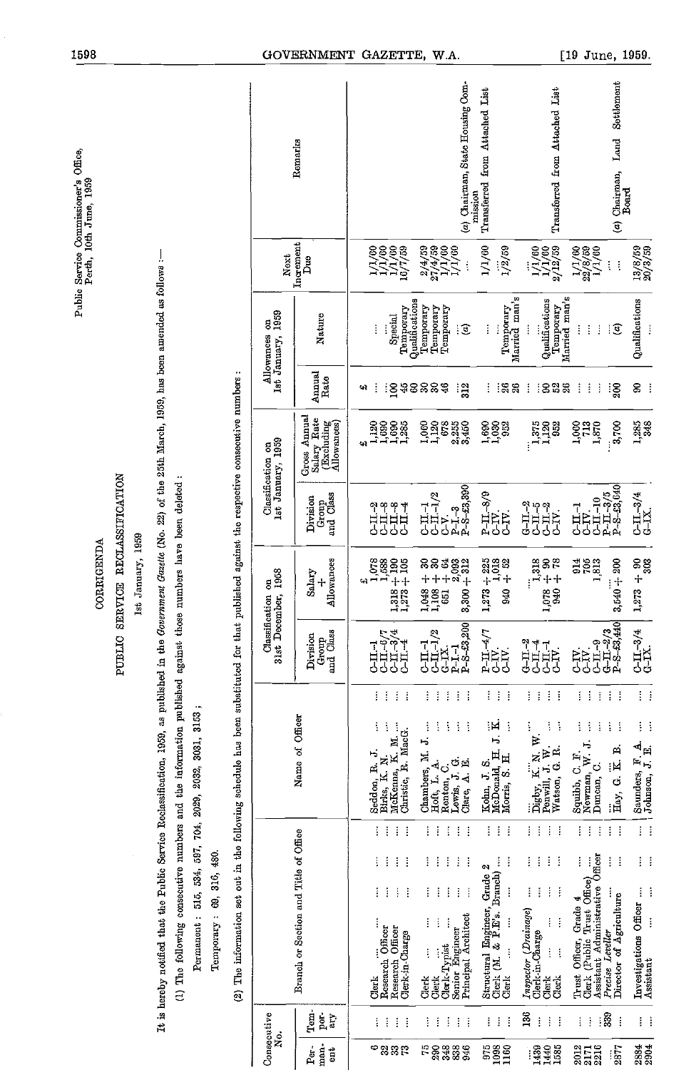Public Service Commissioner's Office,
Perth, 10th June, 1959.

# CORRIGENDA

## PUBLIC SERVICE RECLASSIFICATION

1st January, 1959

It is hereby notified that the Public Service Reclassification, 1959, as published in the *Government Gazette* (No. 22) of the 25th March, 1959, has been amended as follows:—

(1) The following consecutive numbers and the information published against those numbers have been deleted:

Permanent: 515, 534, 597, 704, 2029, 2032, 3031, 3153;

Temporary: 69, 316, 480.

(2) The information set out in the following schedule has been substituted for that published against the respective consecutive numbers:

| Consecutive No. | | Branch or Section and Title of Office | Name of Officer | Classification on 31st December, 1958 | | Classification on 1st January, 1959 | | Allowances on 1st January, 1959 | | Next Increment Due | Remarks |
|---|---|---|---|---|---|---|---|---|---|---|---|
| Permanent | Temporary | | | Division Group and Class | Salary + Allowances | Division Group and Class | Gross Annual Salary Rate (Excluding Allowances) | Annual Rate | Nature | | |
| | | | | | £ | | £ | £ | | | |
| 6 | ... | Clerk ... ... ... | Seddon, R. J. ... | C-II.-1 | 1,078 | C-II.-2 | 1,120 | ... | ... | 1/1/60 | |
| 32 | ... | Research Officer ... | Birks, K. N. ... | C-II.-6/7 | 1,588 | C-II.-8 | 1,690 | ... | ... | 1/1/60 | |
| 33 | ... | Research Officer ... | McKenna, K. M. ... | C-II.-3/4 | 1,318 + 190 | C-II.-8 | 1,690 | 100 | Special | 1/1/60 | |
| 73 | ... | Clerk-in-Charge ... | Christie, R. MacG. | C-II.-4 | 1,273 + 105 | C-II.-4 | 1,285 | 45 | Temporary | 10/7/59 | |
| | | | | | | | | 60 | Qualifications | | |
| 75 | ... | Clerk ... ... ... | Chambers, M. J. ... | C-II.-1 | 1,048 + 30 | C-II.-1 | 1,060 | 30 | Temporary | 2/4/59 | |
| 290 | ... | Clerk ... ... ... | Holt, L. A. ... | C-II.-1/2 | 1,108 + 30 | C-II.-1/2 | 1,120 | 30 | Temporary | 27/4/59 | |
| 348 | ... | Clerk-Typist ... | Renton, C. ... | G-IX. | 651 + 64 | C-V. | 678 | 46 | Temporary | 1/1/60 | |
| 838 | ... | Senior Engineer ... | Lewis, J. G. ... | P-I.-1 | 2,093 | P-I.-3 | 2,255 | ... | ... | 1/1/60 | |
| 946 | ... | Principal Architect ... | Clare, A. E. ... | P-S-£3,200 | 3,300 + 312 | P-S-£3,390 | 3,450 | 312 | (a) | ... | (a) Chairman, State Housing Commission |
| 975 | ... | Structural Engineer, Grade 2 | Kohn, J. S. ... | P-II.-4/7 | 1,273 + 225 | P-II.-8/9 | 1,690 | ... | ... | 1/1/60 | Transferred from Attached List |
| 1098 | ... | Clerk (M. & P.E's. Branch) ... | McDonald, H. J. K. | C-IV. | 1,018 | C-IV. | 1,030 | ... | ... | ... | |
| 1160 | ... | Clerk ... ... ... | Morris, S. H. ... | C-IV. | 940 + 52 | C-IV. | 952 | 26 | Temporary | 1/2/59 | |
| | | | | | | | | 26 | Married man's | | |
| ... | 136 | *Inspector (Drainage)* ... | Digby, K. N. W. ... | G-II.-2 | ... | G-II.-2 | ... | ... | ... | ... | |
| 1439 | ... | Clerk-in-Charge ... | Penwill, J. W. ... | C-II.-4 | 1,318 | C-II.-5 | 1,375 | ... | ... | 1/1/60 | |
| 1440 | ... | Clerk ... ... ... | Watson, G. R. ... | C-II.-1 | 1,078 + 90 | C-II.-2 | 1,120 | 90 | Qualifications | 1/1/60 | |
| 1585 | ... | Clerk ... ... ... | | C-IV. | 940 + 78 | C-IV. | 952 | 52 | Temporary | 2/12/59 | Transferred from Attached List |
| | | | | | | | | 26 | Married man's | | |
| 2012 | ... | Trust Officer, Grade 4 ... | Squibb, C. F. ... | C-IV. | 914 | C-II.-1 | 1,000 | ... | ... | 1/1/60 | |
| 2171 | ... | Clerk (Public Trust Office) ... | Newman, W. J. ... | C-IV. | 705 | C-IV. | 713 | ... | ... | 22/8/59 | |
| 2216 | ... | Assistant Administrative Officer | Duncan, C. ... | C-II.-9 | 1,813 | C-II.-10 | 1,870 | ... | ... | 1/1/60 | |
| ... | 339 | *Precise Leveller* ... | ... | G-II.-2/3 | ... | P-II.-3/5 | ... | ... | ... | ... | |
| 2377 | ... | Director of Agriculture ... | Hay, G. K. B. ... | P-S-£3,440 | 3,540 + 200 | P-S-£3,640 | 3,700 | 200 | (a) | ... | (a) Chairman, Land Settlement Board |
| 2884 | ... | Investigations Officer ... | Saunders, F. A. ... | C-II.-3/4 | 1,273 + 90 | C-II.-3/4 | 1,285 | 90 | Qualifications | 13/8/59 | |
| 2904 | ... | Assistant ... ... | Johnson, J. E. ... | G-IX. | 303 | G-IX. | 348 | ... | ... | 20/3/59 | |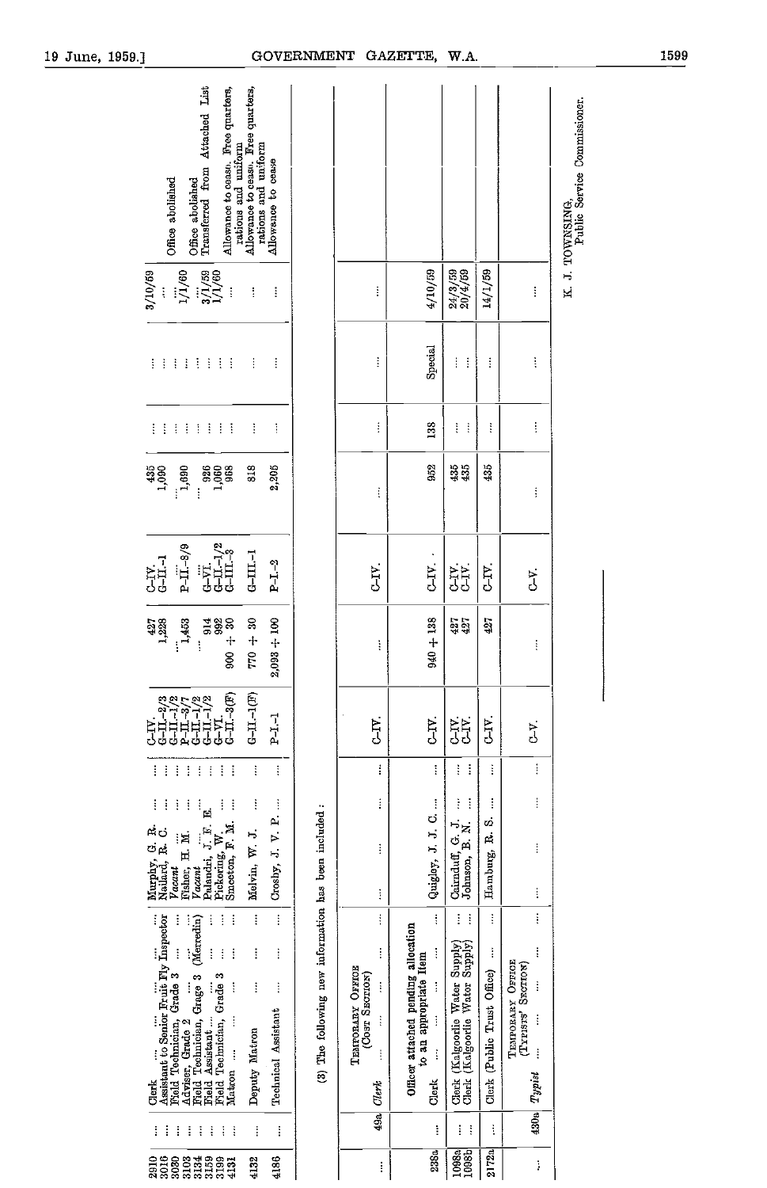| Item | Office | Occupant | Present Classification | Present Salary | Proposed Classification | Proposed Salary | Proposed Increase | Notes | Date | Remarks |
|---|---|---|---|---|---|---|---|---|---|---|
| 2910 | Clerk ... ... ... ... ... | Murphy, G. R. ... | C-IV. | 427 | C-IV. | 435 | ... | ... | 3/10/59 | |
| 3016 | Assistant to Senior Fruit Fly Inspector | Naillard, R. C. ... | G-II.-2/3 | 1,228 | G-II.-1 | 1,090 | ... | ... | ... | |
| 3030 | Field Technician, Grade 3 ... ... | *Vacant* ... ... | G-II.-1/2 | ... | ... | ... | ... | ... | ... | Office abolished |
| 3103 | Adviser, Grade 2 ... ... ... | Fisher, H. M. ... | P-II.-3/7 | 1,453 | P-II.-8/9 | 1,690 | ... | ... | 1/1/60 | |
| 3134 | Field Technician, Grade 3 (Merredin) | *Vacant* ... ... | G-II.-1/2 | ... | ... | ... | ... | ... | ... | Office abolished |
| 3159 | Field Assistant ... ... ... | Palandri, J. F. E. | G-VI. | 914 | G-VI. | 926 | ... | ... | 3/1/59 | Transferred from Attached List |
| 3199 | Field Technician, Grade 3 ... | Pickering, W. ... | G-II.-1/2 | 992 | G-II.-1/2 | 1,060 | ... | ... | 1/1/60 | |
| 4131 | Matron ... ... ... ... | Smeeton, F. M. ... | G-II.-3(F) | 900 + 30 | G-III.-3 | 968 | ... | ... | ... | Allowance to cease. Free quarters, rations and uniform |
| 4132 | Deputy Matron ... ... ... | Melvin, W. J. ... | G-II.-1(F) | 770 + 30 | G-III.-1 | 818 | ... | ... | ... | Allowance to cease. Free quarters, rations and uniform |
| 4186 | Technical Assistant ... ... | Crosby, J. V. P. ... | P-I.-1 | 2,093 + 100 | P-I.-2 | 2,205 | ... | ... | ... | Allowance to cease |

(3) The following new information has been included:

| | Item | Office | Occupant | Present Classification | Present Salary | Proposed Classification | Proposed Salary | Proposed Increase | Notes | Date |
|---|---|---|---|---|---|---|---|---|---|---|
| | | TEMPORARY OFFICE (COST SECTION) | | | | | | | | |
| ... | 49a | *Clerk* ... ... ... ... | ... ... ... | C-IV. | ... | C-IV. | ... | ... | ... | ... |
| | | Officer attached pending allocation to an appropriate Item | | | | | | | | |
| 238a | ... | Clerk ... ... ... ... | Quigley, J. J. C. ... | C-IV. | 940 + 138 | C-IV. | 952 | 138 | Special | 4/10/59 |
| 1098a | ... | Clerk (Kalgoorlie Water Supply) | Cairnduff, G. J. ... | C-IV. | 427 | C-IV. | 435 | ... | ... | 24/3/59 |
| 1098b | ... | Clerk (Kalgoorlie Water Supply) | Johnson, B. N. ... | C-IV. | 427 | C-IV. | 435 | ... | ... | 20/4/59 |
| 2172a | ... | Clerk (Public Trust Office) ... | Hamburg, R. S. ... | C-IV. | 427 | C-IV. | 435 | ... | ... | 14/1/59 |
| | | TEMPORARY OFFICE (TYPISTS' SECTION) | | | | | | | | |
| ... | 430a | *Typist* ... ... ... | ... ... | C-V. | ... | C-V. | ... | ... | ... | ... |

K. J. TOWNSING,
Public Service Commissioner.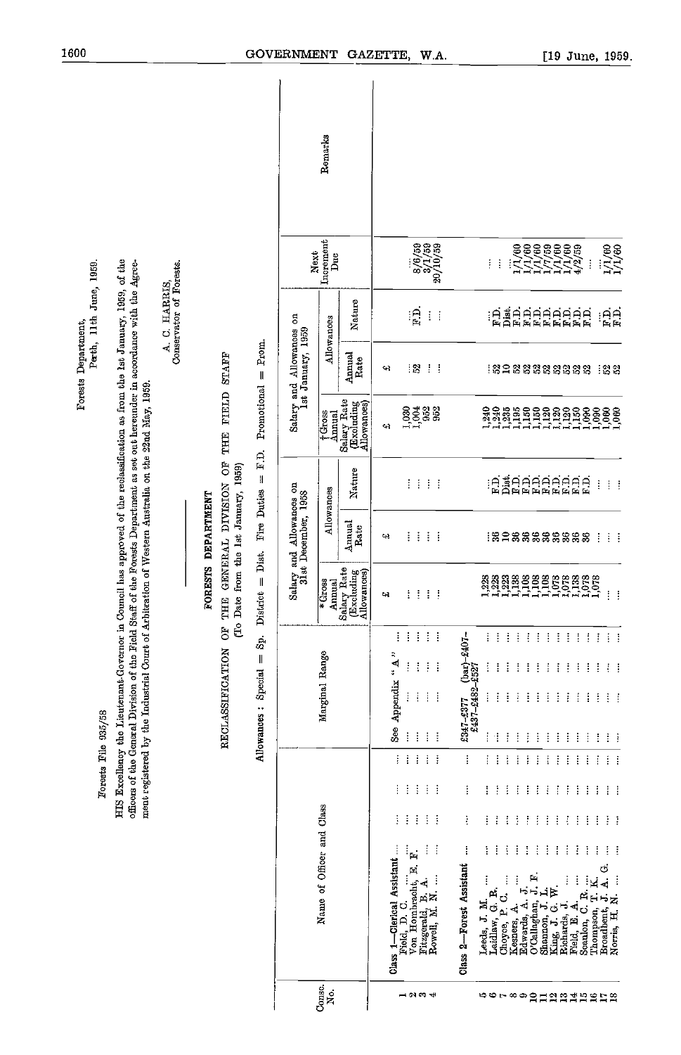Forests File 935/58

HIS Excellency the Lieutenant-Governor in Council has approved of the reclassification as from the 1st January, 1959, of the officers of the General Division of the Field Staff of the Forests Department as set out hereunder in accordance with the Agreement registered by the Industrial Court of Arbitration of Western Australia on the 22nd May, 1959.

Forests Department,
Perth, 11th June, 1959.

A. C. HARRIS,
Conservator of Forests.

## FORESTS DEPARTMENT

### RECLASSIFICATION OF THE GENERAL DIVISION OF THE FIELD STAFF

(To Date from the 1st January, 1959)

Allowances : Special = Sp. District = Dist. Fire Duties = F.D. Promotional = Prom.

| Consc. No. | Name of Officer and Class | Marginal Range | Salary and Allowances on 31st December, 1958 | | | Salary and Allowances on 1st January, 1959 | | | Next Increment Due | Remarks |
|---|---|---|---|---|---|---|---|---|---|---|
| | | | *Gross Annual Salary Rate (Excluding Allowances) | Allowances | | †Gross Annual Salary Rate (Excluding Allowances) | Allowances | | | |
| | | | | Annual Rate | Nature | | Annual Rate | Nature | | |
| | | | £ | £ | | £ | £ | | | |
| | **Class 1—Clerical Assistant** | See Appendix "A" | | | | | | | | |
| 1 | Field, D. C. | | ... | ... | ... | 1,030 | ... | ... | ... | |
| 2 | Von Hombracht, E. F. | | ... | ... | ... | 1,004 | 52 | F.D. | 8/6/59 | |
| 3 | Fitzgerald, B. A. | | ... | ... | ... | 952 | ... | ... | 3/1/59 | |
| 4 | Rowell, M. N. | | ... | ... | ... | 952 | ... | ... | 20/10/59 | |
| | **Class 2—Forest Assistant** | £347–£377 (bar)–£407–£437–£482–£527 | | | | | | | | |
| 5 | Leeds, J. M. | | 1,228 | ... | ... | 1,240 | ... | ... | ... | |
| 6 | Laidlaw, G. R. | | 1,228 | 36 | F.D. | 1,240 | 52 | F.D. | ... | |
| 7 | Choyce, P. C. | | 1,223 | 10 | Dist. | 1,235 | 10 | Dist. | ... | |
| 8 | Kesners, A. | | 1,138 | 36 | F.D. | 1,195 | 52 | F.D. | 1/1/60 | |
| 9 | Edwards, A. J. | | 1,108 | 36 | F.D. | 1,150 | 52 | F.D. | 1/1/60 | |
| 10 | O'Callaghan, J. F. | | 1,108 | 36 | F.D. | 1,150 | 52 | F.D. | 1/1/60 | |
| 11 | Shannon, J. L. | | 1,108 | 36 | F.D. | 1,120 | 52 | F.D. | 1/7/59 | |
| 12 | King, J. G. W. | | 1,078 | 36 | F.D. | 1,120 | 52 | F.D. | 1/1/60 | |
| 13 | Richards, J. | | 1,078 | 36 | F.D. | 1,120 | 52 | F.D. | 1/1/60 | |
| 14 | Field, B. A. | | 1,138 | 36 | F.D. | 1,150 | 52 | F.D. | 4/2/59 | |
| 15 | Scanlon, C. R. | | 1,078 | 36 | F.D. | 1,090 | 52 | F.D. | ... | |
| 16 | Thompson, T. K. | | 1,078 | ... | ... | 1,090 | ... | ... | ... | |
| 17 | Broadbent, J. A. G. | | ... | ... | ... | 1,060 | 52 | F.D. | 1/1/60 | |
| 18 | Norris, H. N. | | ... | ... | ... | 1,060 | 52 | F.D. | 1/1/60 | |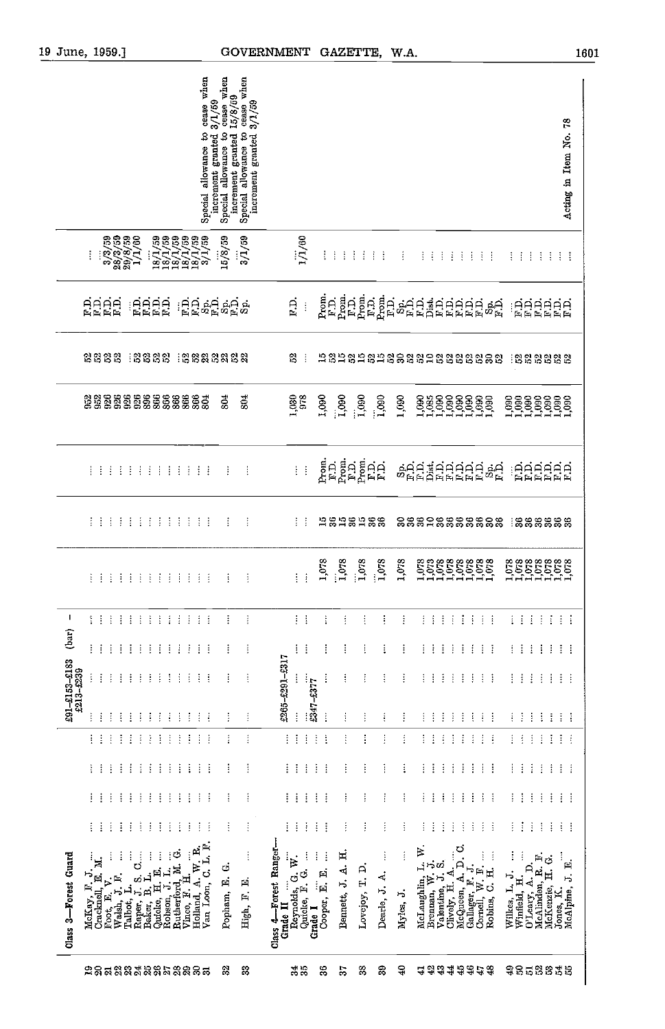| No. | Name | Salary Range | | | | | | | | Remarks |
|---|---|---|---|---|---|---|---|---|---|---|
| | **Class 3—Forest Guard** | £91–£153–£183 (bar) – £213–£239 | | | | | | | | |
| 19 | McKay, F. J. | ... | ... | ... | ... | 952 | 52 | F.D. | ... | |
| 20 | Cracknell, E. M. | ... | ... | ... | ... | 952 | 52 | F.D. | 3/3/59 | |
| 21 | Foot, E. V. | ... | ... | ... | ... | 926 | 52 | F.D. | 28/3/59 | |
| 22 | Walsh, J. F. | ... | ... | ... | ... | 926 | 52 | F.D. | 29/8/59 | |
| 23 | Talbot, L. | ... | ... | ... | ... | 926 | ... | ... | 1/1/60 | |
| 24 | Raper, J. S. C. | ... | ... | ... | ... | 926 | 52 | F.D. | ... | |
| 25 | Baker, B. L. | ... | ... | ... | ... | 896 | 52 | F.D. | 18/1/59 | |
| 26 | Quicke, H. E. | ... | ... | ... | ... | 866 | 52 | F.D. | 18/1/59 | |
| 27 | Robson, J. L. | ... | ... | ... | ... | 866 | 52 | F.D. | 18/1/59 | |
| 28 | Rutherford, M. G. | ... | ... | ... | ... | 866 | ... | ... | 18/1/59 | |
| 29 | Vince, F. H. | ... | ... | ... | ... | 866 | 52 | F.D. | 18/1/59 | |
| 30 | Holland, A. W. R. | ... | ... | ... | ... | 866 | 52 | F.D. | 18/1/59 | |
| 31 | Van Loon, C. L. P. | ... | ... | ... | ... | 804 | 22 | Sp. | 3/1/59 | Special allowance to cease when increment granted 3/1/59 |
| 32 | Popham, E. G. | ... | ... | ... | ... | 804 | 22 / 22 | F.D. / Sp. | 15/8/59 | Special allowance to cease when increment granted 15/8/59 |
| 33 | High, F. E. | ... | ... | ... | ... | 804 | 22 / 22 | F.D. / Sp. | 3/1/59 | Special allowance to cease when increment granted 3/1/59 |
| | **Class 4—Forest Ranger—** | | | | | | | | | |
| | **Grade II** | £265–£291–£317 | | | | | | | | |
| 34 | Reynolds, G. W. | ... | ... | ... | ... | 1,030 | 52 | F.D. | ... | |
| 35 | Quicke, F. G. | ... | ... | ... | ... | 978 | ... | ... | 1/1/60 | |
| | **Grade I** | £347–£377 | | | | | | | | |
| 36 | Cooper, E. E. | ... | 1,078 | 15 / 36 | Prom. / F.D. | 1,090 | 15 / 52 | Prom. / F.D. | ... | |
| 37 | Bennett, J. A. H. | ... | 1,078 | 15 / 36 | Prom. / F.D. | 1,090 | 15 / 52 | Prom. / F.D. | ... | |
| 38 | Lovejoy, T. D. | ... | 1,078 | 15 / 36 | Prom. / F.D. | 1,090 | 15 / 52 | Prom. / F.D. | ... | |
| 39 | Dearle, J. A. | ... | 1,078 | 15 / 36 | Prom. / F.D. | 1,090 | 15 / 52 | Prom. / F.D. | ... | |
| 40 | Myles, J. | ... | 1,078 | 30 / 36 | Sp. / F.D. | 1,090 | 30 / 52 | Sp. / F.D. | ... | |
| 41 | McLaughlin, L. W. | ... | 1,078 | 36 | F.D. | 1,090 | 52 | F.D. | ... | |
| 42 | Brennan, W. J. | ... | 1,073 | 36 | F.D. | 1,085 | 52 | F.D. | ... | |
| 43 | Valentine, J. S. | ... | 1,078 | 10 | Dist. | 1,090 | 10 | Dist. | ... | |
| 44 | Clively, H. A. | ... | 1,078 | 36 | F.D. | 1,090 | 52 | F.D. | ... | |
| 45 | McQueen, A. D. C. | ... | 1,078 | 36 | F.D. | 1,090 | 52 | F.D. | ... | |
| 46 | Gallager, F. J. | ... | 1,078 | 36 | F.D. | 1,090 | 52 | F.D. | ... | |
| 47 | Cornell, W. F. | ... | 1,078 | 36 | F.D. | 1,090 | 52 | F.D. | ... | |
| 48 | Robins, C. H. | ... | 1,078 | 30 / 36 | Sp. / F.D. | 1,090 | 30 / 52 | Sp. / F.D. | ... | |
| 49 | Wilkes, L. J. | ... | 1,078 | 36 | F.D. | 1,090 | 52 | F.D. | ... | |
| 50 | Winfield, H. D. | ... | 1,078 | 36 | F.D. | 1,090 | 52 | F.D. | ... | |
| 51 | O'Leary, A. D. | ... | 1,078 | 36 | F.D. | 1,090 | 52 | F.D. | ... | |
| 52 | McAlinden, R. F. | ... | 1,078 | 36 | F.D. | 1,090 | 52 | F.D. | ... | |
| 53 | McKenzie, H. G. | ... | 1,078 | 36 | F.D. | 1,090 | 52 | F.D. | ... | |
| 54 | Jones, K. | ... | 1,078 | 36 | F.D. | 1,090 | 52 | F.D. | ... | |
| 55 | McAlpine, J. E. | ... | 1,078 | 36 | F.D. | 1,090 | 52 | F.D. | ... | Acting in Item No. 78 |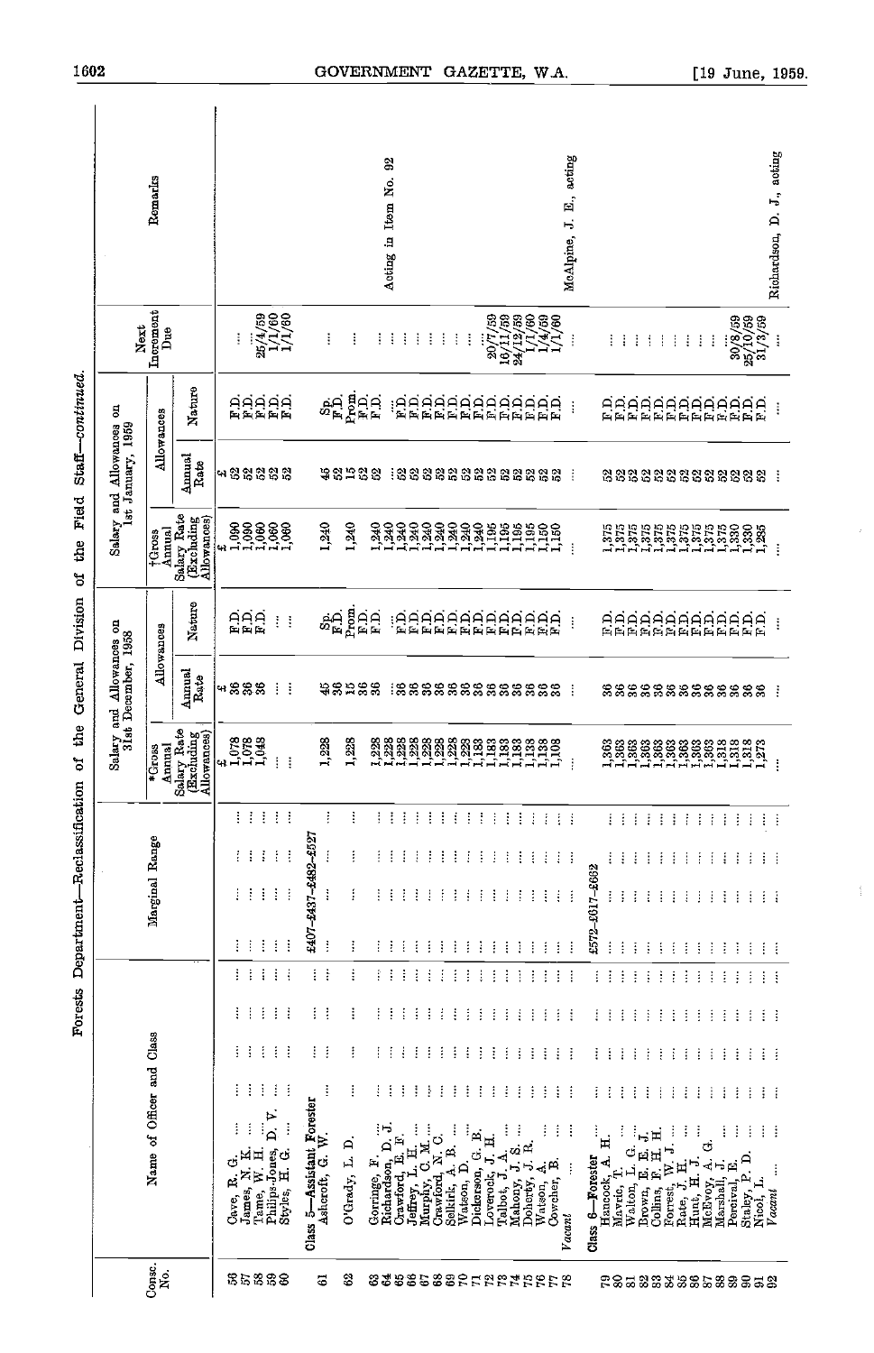## Forests Department—Reclassification of the General Division of the Field Staff—*continued*.

| Consc. No. | Name of Officer and Class | Marginal Range | Salary and Allowances on 31st December, 1958 | | | Salary and Allowances on 1st January, 1959 | | | Next Increment Due | Remarks |
|---|---|---|---|---|---|---|---|---|---|---|
| | | | *Gross Annual Salary Rate (Excluding Allowances) | Allowances | | †Gross Annual Salary Rate (Excluding Allowances) | Allowances | | | |
| | | | | Annual Rate | Nature | | Annual Rate | Nature | | |
| | | | £ | £ | | £ | £ | | | |
| 56 | Cave, R. G. ... ... | ... | 1,078 | 36 | F.D. | 1,090 | 52 | F.D. | ... | |
| 57 | James, N. K. ... | ... | 1,078 | 36 | F.D. | 1,090 | 52 | F.D. | 25/4/59 | |
| 58 | Tame, W. H. ... | ... | 1,048 | 36 | F.D. | 1,060 | 52 | F.D. | 1/1/60 | |
| 59 | Philips-Jones, D. V. | ... | ... | ... | ... | 1,060 | 52 | F.D. | 1/1/60 | |
| 60 | Styles, H. G. ... | ... | ... | ... | ... | 1,060 | 52 | F.D. | ... | |
| | **Class 5—Assistant Forester** | £407–£437–£482–£527 | | | | | | | | |
| 61 | Ashcroft, G. W. ... | ... | 1,228 | 45 | Sp. | 1,240 | 45 | Sp. | ... | |
| | | | | 36 | F.D. | | 52 | F.D. | | |
| 62 | O'Grady, L. D. ... | ... | 1,228 | 15 | Prom. | 1,240 | 15 | Prom. | ... | |
| | | | | 36 | F.D. | | 52 | F.D. | | |
| 63 | Gorringe, F. ... | ... | 1,228 | 36 | F.D. | 1,240 | 52 | F.D. | ... | |
| 64 | Richardson, D. J. | ... | 1,228 | ... | ... | 1,240 | ... | ... | ... | Acting in Item No. 92 |
| 65 | Crawford, E. F. ... | ... | 1,228 | 36 | F.D. | 1,240 | 52 | F.D. | ... | |
| 66 | Jeffrey, L. H. ... | ... | 1,228 | 36 | F.D. | 1,240 | 52 | F.D. | ... | |
| 67 | Murphy, C. M. ... | ... | 1,228 | 36 | F.D. | 1,240 | 52 | F.D. | ... | |
| 68 | Crawford, N. C. ... | ... | 1,228 | 36 | F.D. | 1,240 | 52 | F.D. | ... | |
| 69 | Selkirk, A. B. ... | ... | 1,228 | 36 | F.D. | 1,240 | 52 | F.D. | ... | |
| 70 | Watson, D. ... | ... | 1,228 | 36 | F.D. | 1,240 | 52 | F.D. | ... | |
| 71 | Dickerson, G. B. ... | ... | 1,183 | 36 | F.D. | 1,195 | 52 | F.D. | 20/7/59 | |
| 72 | Loverock, J. H. ... | ... | 1,183 | 36 | F.D. | 1,195 | 52 | F.D. | 16/11/59 | |
| 73 | Talbot, J. A. ... | ... | 1,183 | 36 | F.D. | 1,195 | 52 | F.D. | 24/12/59 | |
| 74 | Mahony, J. S. ... | ... | 1,183 | 36 | F.D. | 1,195 | 52 | F.D. | 1/1/60 | |
| 75 | Doherty, J. R. ... | ... | 1,138 | 36 | F.D. | 1,150 | 52 | F.D. | 1/4/59 | |
| 76 | Watson, A. ... | ... | 1,138 | 36 | F.D. | 1,150 | 52 | F.D. | 1/1/60 | |
| 77 | Cowcher, B. ... | ... | 1,108 | 36 | F.D. | 1,150 | 52 | F.D. | ... | |
| 78 | *Vacant* ... ... | ... | ... | ... | ... | ... | ... | ... | ... | McAlpine, J. E., acting |
| | **Class 6—Forester** | £572–£617–£662 | | | | | | | | |
| 79 | Hancock, A. H. ... | ... | 1,363 | 36 | F.D. | 1,375 | 52 | F.D. | ... | |
| 80 | Mavric, T. ... | ... | 1,363 | 36 | F.D. | 1,375 | 52 | F.D. | ... | |
| 81 | Walton, L. G. ... | ... | 1,363 | 36 | F.D. | 1,375 | 52 | F.D. | ... | |
| 82 | Brown, E. E. J. ... | ... | 1,363 | 36 | F.D. | 1,375 | 52 | F.D. | ... | |
| 83 | Collins, F. H. H. ... | ... | 1,363 | 36 | F.D. | 1,375 | 52 | F.D. | ... | |
| 84 | Forrest, W. J. ... | ... | 1,363 | 36 | F.D. | 1,375 | 52 | F.D. | ... | |
| 85 | Rate, J. H. ... | ... | 1,363 | 36 | F.D. | 1,375 | 52 | F.D. | ... | |
| 86 | Hunt, H. J. ... | ... | 1,363 | 36 | F.D. | 1,375 | 52 | F.D. | ... | |
| 87 | McEvoy, A. G. ... | ... | 1,363 | 36 | F.D. | 1,375 | 52 | F.D. | ... | |
| 88 | Marshall, J. ... | ... | 1,363 | 36 | F.D. | 1,375 | 52 | F.D. | ... | |
| 89 | Percival, E. ... | ... | 1,318 | 36 | F.D. | 1,330 | 52 | F.D. | 30/8/59 | |
| 90 | Staley, P. D. ... | ... | 1,318 | 36 | F.D. | 1,330 | 52 | F.D. | 25/10/59 | |
| 91 | Nicol, L. ... | ... | 1,273 | 36 | F.D. | 1,285 | 52 | F.D. | 31/3/59 | |
| 92 | *Vacant* ... ... | ... | ... | ... | ... | ... | ... | ... | ... | Richardson, D. J., acting |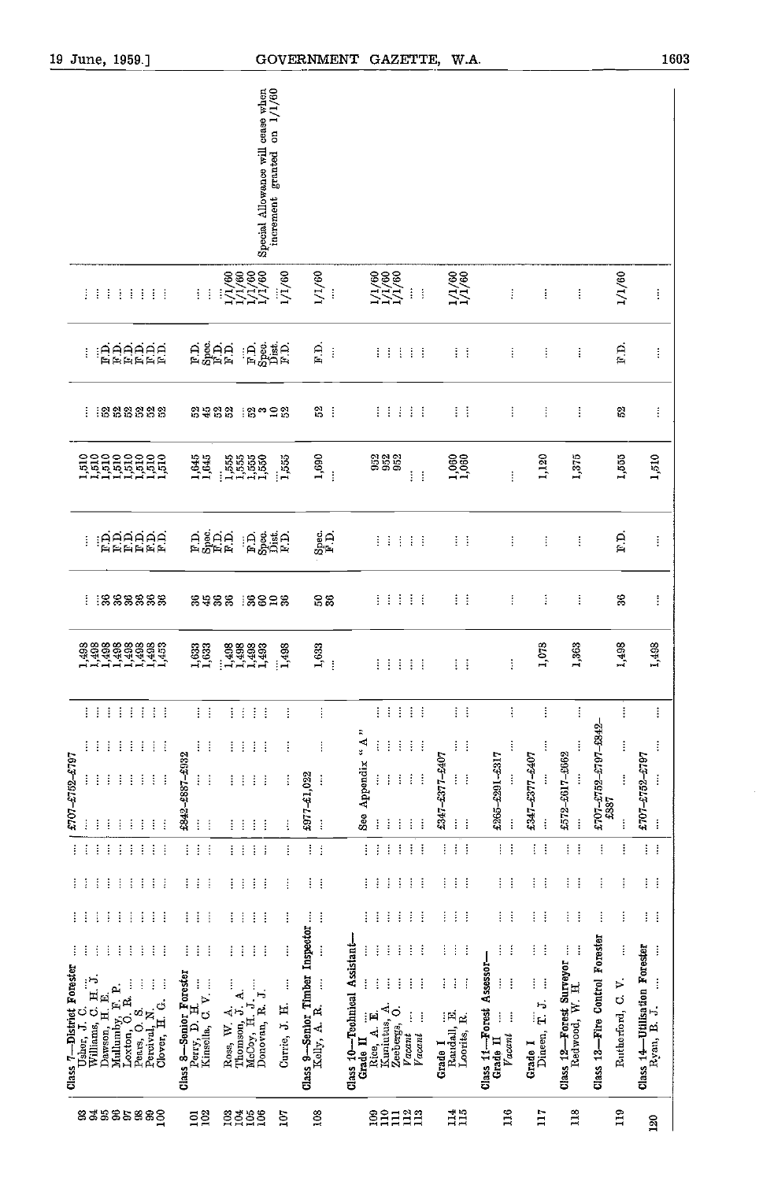| | | | | | | | | | | |
|---|---|---|---|---|---|---|---|---|---|---|
| | **Class 7—District Forester** | £707–£752–£797 | | | | | | | | |
| 93 | Usher, J. C. | ... | 1,498 | ... | ... | 1,510 | ... | ... | ... | |
| 94 | Williams, C. H. J. | ... | 1,498 | 36 | F.D. | 1,510 | 52 | F.D. | ... | |
| 95 | Dawson, H. E. | ... | 1,498 | 36 | F.D. | 1,510 | 52 | F.D. | ... | |
| 96 | Mullumby, F. P. | ... | 1,498 | 36 | F.D. | 1,510 | 52 | F.D. | ... | |
| 97 | Loxton, O. R. | ... | 1,498 | 36 | F.D. | 1,510 | 52 | F.D. | ... | |
| 98 | Pears, O. S. | ... | 1,498 | 36 | F.D. | 1,510 | 52 | F.D. | ... | |
| 99 | Percival, N. | ... | 1,498 | 36 | F.D. | 1,510 | 52 | F.D. | ... | |
| 100 | Clover, H. G. | ... | 1,453 | 36 | F.D. | 1,510 | 52 | F.D. | ... | |
| | **Class 8—Senior Forester** | £842–£887–£932 | | | | | | | | |
| 101 | Perry, D. H. | ... | 1,633 | 36 | F.D. | 1,645 | 52 | F.D. | ... | |
| 102 | Kinsella, C. V. | ... | 1,633 | 45 | Spec. | 1,645 | 45 | Spec. | ... | |
| | | | | 36 | F.D. | ... | 52 | F.D. | ... | |
| 103 | Ross, W. A. | ... | 1,408 | ... | ... | 1,555 | ... | ... | 1/1/60 | |
| 104 | Thomson, J. A. | ... | 1,498 | 36 | F.D. | 1,555 | 52 | F.D. | 1/1/60 | |
| 105 | McCoy, H. J. | ... | 1,498 | 60 | Spec. | 1,555 | 3 | Spec. | 1/1/60 | Special Allowance will cease when increment granted on 1/1/60 |
| 106 | Donovan, R. J. | ... | 1,493 | 10 | Dist. | 1,550 | 10 | Dist. | 1/1/60 | |
| 107 | Currie, J. H. | ... | 1,498 | 36 | F.D. | 1,555 | 52 | F.D. | 1/1/60 | |
| | **Class 9—Senior Timber Inspector** | £977–£1,022 | | | | | | | | |
| 108 | Kelly, A. R. | ... | 1,633 | 50 | Spec. | 1,690 | 52 | F.D. | 1/1/60 | |
| | | | ... | 36 | F.D. | ... | ... | ... | ... | |
| | **Class 10—Technical Assistant—** | | | | | | | | | |
| | **Grade II** | See Appendix "A" | | | | | | | | |
| 109 | Rice, A. E. | ... | ... | ... | ... | 952 | ... | ... | 1/1/60 | |
| 110 | Kunintus, A. | ... | ... | ... | ... | 952 | ... | ... | 1/1/60 | |
| 111 | Zeebergs, O. | ... | ... | ... | ... | 952 | ... | ... | 1/1/60 | |
| 112 | *Vacant* | ... | ... | ... | ... | ... | ... | ... | ... | |
| 113 | *Vacant* | ... | ... | ... | ... | ... | ... | ... | ... | |
| | **Grade I** | £347–£377–£407 | | | | | | | | |
| 114 | Randall, E. | ... | ... | ... | ... | 1,060 | ... | ... | 1/1/60 | |
| 115 | Loorits, R. | ... | ... | ... | ... | 1,060 | ... | ... | 1/1/60 | |
| | **Class 11—Forest Assessor—** | | | | | | | | | |
| | **Grade II** | £265–£291–£317 | | | | | | | | |
| 116 | *Vacant* | ... | ... | ... | ... | ... | ... | ... | ... | |
| | **Grade I** | £347–£377–£407 | | | | | | | | |
| 117 | Dineen, T. J. | ... | 1,078 | ... | ... | 1,120 | ... | ... | ... | |
| | **Class 12—Forest Surveyor** | £572–£617–£662 | | | | | | | | |
| 118 | Redwood, W. H. | ... | 1,363 | ... | ... | 1,375 | ... | ... | ... | |
| | **Class 13—Fire Control Forester** | £707–£752–£797–£842–£887 | | | | | | | | |
| 119 | Rutherford, C. V. | ... | 1,498 | 36 | F.D. | 1,555 | 52 | F.D. | 1/1/60 | |
| | **Class 14—Utilisation Forester** | £707–£752–£797 | | | | | | | | |
| 120 | Ryan, B. J. | ... | 1,498 | ... | ... | 1,510 | ... | ... | ... | |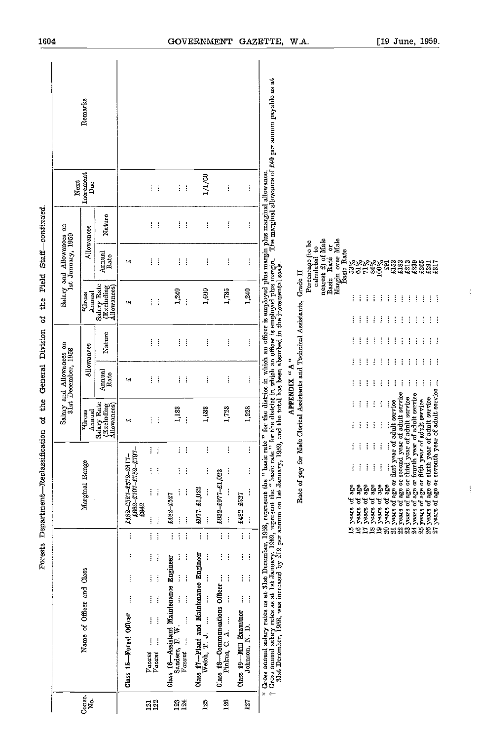Forests Department—Reclassification of the General Division of the Field Staff—*continued.*

| Consc. No. | Name of Officer and Class | Marginal Range | Salary and Allowances on 31st December, 1958 | | | Salary and Allowances on 1st January, 1959 | | | Next Increment Due | Remarks |
|---|---|---|---|---|---|---|---|---|---|---|
| | | | *Gross Annual Salary Rate (Excluding Allowances) | Allowances | | *Gross Annual Salary Rate (Excluding Allowances) | Allowances | | | |
| | | | | Annual Rate | Nature | | Annual Rate | Nature | | |
| | | | £ | £ | | £ | £ | | | |
| | **Class 15—Forest Officer** | £482–£527–£572–£617–£662–£707–£752–£797–£842 | | | | | | | | |
| 121 | *Vacant* | .... | .... | .... | .... | .... | .... | .... | .... | |
| 122 | *Vacant* | .... | .... | .... | .... | .... | .... | .... | .... | |
| | **Class 16—Assistant Maintenance Engineer** | £482–£527 | | | | | | | | |
| 123 | Sanders, F. W. | .... | 1,183 | .... | .... | 1,240 | .... | .... | .... | |
| 124 | *Vacant* | .... | .... | .... | .... | .... | .... | .... | .... | |
| | **Class 17—Plant and Maintenance Engineer** | £977–£1,022 | | | | | | | | |
| 125 | Welch, T. J. | .... | 1,633 | .... | .... | 1,690 | .... | .... | 1/1/60 | |
| | **Class 18—Communications Officer** | £932–£977–£1,022 | | | | | | | | |
| 126 | Pinkus, C. A. | .... | 1,723 | .... | .... | 1,735 | .... | .... | .... | |
| | **Class 19—Mill Examiner** | £482–£527 | | | | | | | | |
| 127 | Johnson, N. D. | .... | 1,228 | .... | .... | 1,240 | .... | .... | .... | |

\* Gross annual salary rates as at 31st December, 1958, represent the "basic rate" for the district in which an officer is employed plus margin plus marginal allowance.
† Gross annual salary rates as at 1st January, 1959, represent the "basic rate" for the district in which an officer is employed plus margin. The marginal allowance of £40 per annum payable as at 31st December, 1958, was increased by £12 per annum on 1st January, 1959, and the total has been absorbed in the incremental scale.

## APPENDIX "A"

Rate of pay for Male Clerical Assistants and Technical Assistants, Grade II

| | Percentage (to be calculated to nearest £) of Male Basic Rate or Margin over Male Basic Rate |
|---|---|
| 15 years of age | 53% |
| 16 years of age | 61% |
| 17 years of age | 71% |
| 18 years of age | 84% |
| 19 years of age | 100% |
| 20 years of age | £91 |
| 21 years of age or first year of adult service | £153 |
| 22 years of age or second year of adult service | £183 |
| 23 years of age or third year of adult service | £213 |
| 24 years of age or fourth year of adult service | £239 |
| 25 years of age or fifth year of adult service | £265 |
| 26 years of age or sixth year of adult service | £291 |
| 27 years of age or seventh year of adult service | £317 |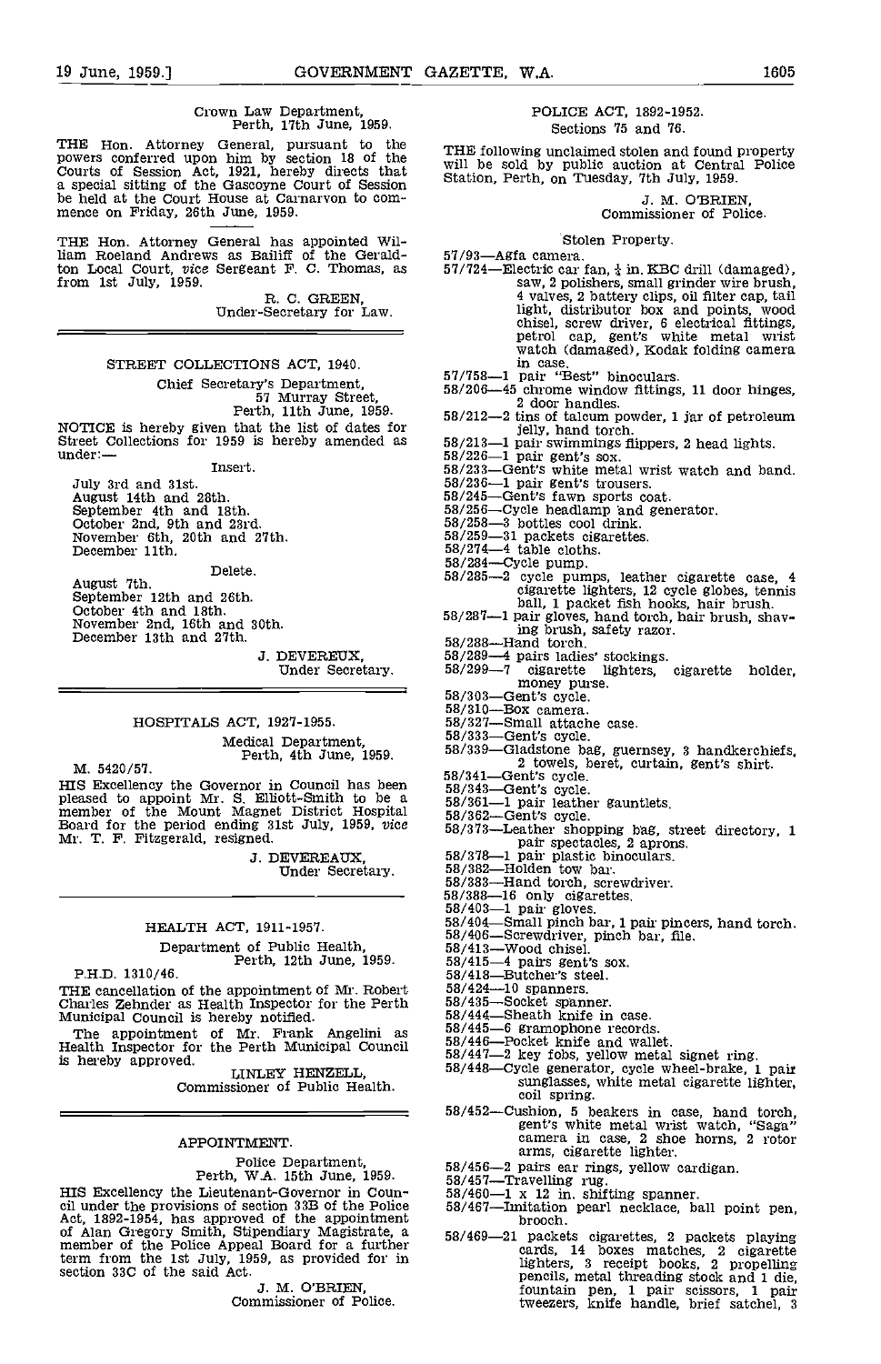Crown Law Department,
Perth, 17th June, 1959.

THE Hon. Attorney General, pursuant to the powers conferred upon him by section 18 of the Courts of Session Act, 1921, hereby directs that a special sitting of the Gascoyne Court of Session be held at the Court House at Carnarvon to commence on Friday, 26th June, 1959.

THE Hon. Attorney General has appointed William Roeland Andrews as Bailiff of the Geraldton Local Court, *vice* Sergeant F. C. Thomas, as from 1st July, 1959.

R. C. GREEN,
Under-Secretary for Law.

---

## STREET COLLECTIONS ACT, 1940.

Chief Secretary's Department,
57 Murray Street,
Perth, 11th June, 1959.

NOTICE is hereby given that the list of dates for Street Collections for 1959 is hereby amended as under:—

Insert.

July 3rd and 31st.
August 14th and 28th.
September 4th and 18th.
October 2nd, 9th and 23rd.
November 6th, 20th and 27th.
December 11th.

Delete.

August 7th.
September 12th and 26th.
October 4th and 18th.
November 2nd, 16th and 30th.
December 13th and 27th.

J. DEVEREUX,
Under Secretary.

---

## HOSPITALS ACT, 1927-1955.

Medical Department,
Perth, 4th June, 1959.

M. 5420/57.

HIS Excellency the Governor in Council has been pleased to appoint Mr. S. Elliott-Smith to be a member of the Mount Magnet District Hospital Board for the period ending 31st July, 1959, *vice* Mr. T. F. Fitzgerald, resigned.

J. DEVEREAUX,
Under Secretary.

---

## HEALTH ACT, 1911-1957.

Department of Public Health,
Perth, 12th June, 1959.

P.H.D. 1310/46.

THE cancellation of the appointment of Mr. Robert Charles Zehnder as Health Inspector for the Perth Municipal Council is hereby notified.

The appointment of Mr. Frank Angelini as Health Inspector for the Perth Municipal Council is hereby approved.

LINLEY HENZELL,
Commissioner of Public Health.

---

## APPOINTMENT.

Police Department,
Perth, W.A. 15th June, 1959.

HIS Excellency the Lieutenant-Governor in Council under the provisions of section 33B of the Police Act, 1892-1954, has approved of the appointment of Alan Gregory Smith, Stipendiary Magistrate, a member of the Police Appeal Board for a further term from the 1st July, 1959, as provided for in section 33C of the said Act.

J. M. O'BRIEN,
Commissioner of Police.

---

## POLICE ACT, 1892-1952.

Sections 75 and 76.

THE following unclaimed stolen and found property will be sold by public auction at Central Police Station, Perth, on Tuesday, 7th July, 1959.

J. M. O'BRIEN,
Commissioner of Police.

Stolen Property.

57/93—Agfa camera.
57/724—Electric car fan, ¼ in. KBC drill (damaged), saw, 2 polishers, small grinder wire brush, 4 valves, 2 battery clips, oil filter cap, tail light, distributor box and points, wood chisel, screw driver, 6 electrical fittings, petrol cap, gent's white metal wrist watch (damaged), Kodak folding camera in case.
57/758—1 pair "Best" binoculars.
58/206—45 chrome window fittings, 11 door hinges, 2 door handles.
58/212—2 tins of talcum powder, 1 jar of petroleum jelly, hand torch.
58/213—1 pair swimmings flippers, 2 head lights.
58/226—1 pair gent's sox.
58/233—Gent's white metal wrist watch and band.
58/236—1 pair gent's trousers.
58/245—Gent's fawn sports coat.
58/256—Cycle headlamp and generator.
58/258—3 bottles cool drink.
58/259—31 packets cigarettes.
58/274—4 table cloths.
58/284—Cycle pump.
58/285—2 cycle pumps, leather cigarette case, 4 cigarette lighters, 12 cycle globes, tennis ball, 1 packet fish hooks, hair brush.
58/287—1 pair gloves, hand torch, hair brush, shaving brush, safety razor.
58/288—Hand torch.
58/289—4 pairs ladies' stockings.
58/299—7 cigarette lighters, cigarette holder, money purse.
58/303—Gent's cycle.
58/310—Box camera.
58/327—Small attache case.
58/333—Gent's cycle.
58/339—Gladstone bag, guernsey, 3 handkerchiefs, 2 towels, beret, curtain, gent's shirt.
58/341—Gent's cycle.
58/343—Gent's cycle.
58/361—1 pair leather gauntlets.
58/362—Gent's cycle.
58/373—Leather shopping bag, street directory, 1 pair spectacles, 2 aprons.
58/378—1 pair plastic binoculars.
58/382—Holden tow bar.
58/383—Hand torch, screwdriver.
58/388—16 only cigarettes.
58/403—1 pair gloves.
58/404—Small pinch bar, 1 pair pincers, hand torch.
58/406—Screwdriver, pinch bar, file.
58/413—Wood chisel.
58/415—4 pairs gent's sox.
58/418—Butcher's steel.
58/424—10 spanners.
58/435—Socket spanner.
58/444—Sheath knife in case.
58/445—6 gramophone records.
58/446—Pocket knife and wallet.
58/447—2 key fobs, yellow metal signet ring.
58/448—Cycle generator, cycle wheel-brake, 1 pair sunglasses, white metal cigarette lighter, coil spring.
58/452—Cushion, 5 beakers in case, hand torch, gent's white metal wrist watch, "Saga" camera in case, 2 shoe horns, 2 rotor arms, cigarette lighter.
58/456—2 pairs ear rings, yellow cardigan.
58/457—Travelling rug.
58/460—1 x 12 in. shifting spanner.
58/467—Imitation pearl necklace, ball point pen, brooch.
58/469—21 packets cigarettes, 2 packets playing cards, 14 boxes matches, 2 cigarette lighters, 3 receipt books, 2 propelling pencils, metal threading stock and 1 die, fountain pen, 1 pair scissors, 1 pair tweezers, knife handle, brief satchel, 3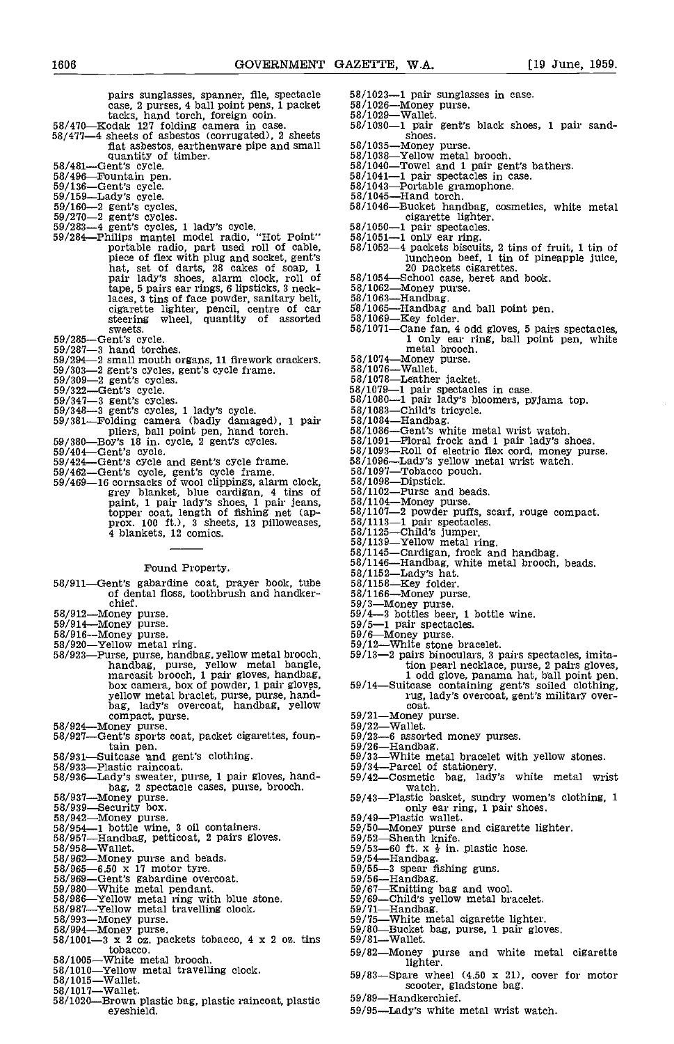pairs sunglasses, spanner, file, spectacle case, 2 purses, 4 ball point pens, 1 packet tacks, hand torch, foreign coin.

58/470—Kodak 127 folding camera in case.
58/477—4 sheets of asbestos (corrugated), 2 sheets flat asbestos, earthenware pipe and small quantity of timber.
58/481—Gent's cycle.
58/496—Fountain pen.
59/136—Gent's cycle.
59/159—Lady's cycle.
59/160—2 gent's cycles.
59/270—2 gent's cycles.
59/283—4 gent's cycles, 1 lady's cycle.
59/284—Philips mantel model radio, "Hot Point" portable radio, part used roll of cable, piece of flex with plug and socket, gent's hat, set of darts, 28 cakes of soap, 1 pair lady's shoes, alarm clock, roll of tape, 5 pairs ear rings, 6 lipsticks, 3 necklaces, 3 tins of face powder, sanitary belt, cigarette lighter, pencil, centre of car steering wheel, quantity of assorted sweets.
59/285—Gent's cycle.
59/287—3 hand torches.
59/294—2 small mouth organs, 11 firework crackers.
59/303—2 gent's cycles, gent's cycle frame.
59/309—2 gent's cycles.
59/322—Gent's cycle.
59/347—3 gent's cycles.
59/348—3 gent's cycles, 1 lady's cycle.
59/381—Folding camera (badly damaged), 1 pair pliers, ball point pen, hand torch.
59/380—Boy's 18 in. cycle, 2 gent's cycles.
59/404—Gent's cycle.
59/424—Gent's cycle and gent's cycle frame.
59/462—Gent's cycle, gent's cycle frame.
59/469—16 cornsacks of wool clippings, alarm clock, grey blanket, blue cardigan, 4 tins of paint, 1 pair lady's shoes, 1 pair jeans, topper coat, length of fishing net (approx. 100 ft.), 3 sheets, 13 pillowcases, 4 blankets, 12 comics.

---

Found Property.

58/911—Gent's gabardine coat, prayer book, tube of dental floss, toothbrush and handkerchief.
58/912—Money purse.
59/914—Money purse.
58/916—Money purse.
58/920—Yellow metal ring.
58/923—Purse, purse, handbag, yellow metal brooch, handbag, purse, yellow metal bangle, marcasit brooch, 1 pair gloves, handbag, box camera, box of powder, 1 pair gloves, yellow metal braclet, purse, purse, handbag, lady's overcoat, handbag, yellow compact, purse.
58/924—Money purse.
58/927—Gent's sports coat, packet cigarettes, fountain pen.
58/931—Suitcase and gent's clothing.
58/933—Plastic raincoat.
58/936—Lady's sweater, purse, 1 pair gloves, handbag, 2 spectacle cases, purse, brooch.
58/937—Money purse.
58/939—Security box.
58/942—Money purse.
58/954—1 bottle wine, 3 oil containers.
58/957—Handbag, petticoat, 2 pairs gloves.
58/958—Wallet.
58/962—Money purse and beads.
58/965—6.50 x 17 motor tyre.
58/969—Gent's gabardine overcoat.
58/980—White metal pendant.
58/986—Yellow metal ring with blue stone.
58/987—Yellow metal travelling clock.
58/993—Money purse.
58/994—Money purse.
58/1001—3 x 2 oz. packets tobacco, 4 x 2 oz. tins tobacco.
58/1005—White metal brooch.
58/1010—Yellow metal travelling clock.
58/1015—Wallet.
58/1017—Wallet.
58/1020—Brown plastic bag, plastic raincoat, plastic eyeshield.
58/1023—1 pair sunglasses in case.
58/1026—Money purse.
58/1029—Wallet.
58/1030—1 pair gent's black shoes, 1 pair sandshoes.
58/1035—Money purse.
58/1038—Yellow metal brooch.
58/1040—Towel and 1 pair gent's bathers.
58/1041—1 pair spectacles in case.
58/1043—Portable gramophone.
58/1045—Hand torch.
58/1046—Bucket handbag, cosmetics, white metal cigarette lighter.
58/1050—1 pair spectacles.
58/1051—1 only ear ring.
58/1052—4 packets biscuits, 2 tins of fruit, 1 tin of luncheon beef, 1 tin of pineapple juice, 20 packets cigarettes.
58/1054—School case, beret and book.
58/1062—Money purse.
58/1063—Handbag.
58/1065—Handbag and ball point pen.
58/1069—Key folder.
58/1071—Cane fan, 4 odd gloves, 5 pairs spectacles, 1 only ear ring, ball point pen, white metal brooch.
58/1074—Money purse.
58/1076—Wallet.
58/1078—Leather jacket.
58/1079—1 pair spectacles in case.
58/1080—1 pair lady's bloomers, pyjama top.
58/1083—Child's tricycle.
58/1084—Handbag.
58/1086—Gent's white metal wrist watch.
58/1091—Floral frock and 1 pair lady's shoes.
58/1093—Roll of electric flex cord, money purse.
58/1096—Lady's yellow metal wrist watch.
58/1097—Tobacco pouch.
58/1098—Dipstick.
58/1102—Purse and beads.
58/1104—Money purse.
58/1107—2 powder puffs, scarf, rouge compact.
58/1113—1 pair spectacles.
58/1125—Child's jumper.
58/1139—Yellow metal ring.
58/1145—Cardigan, frock and handbag.
58/1146—Handbag, white metal brooch, beads.
58/1152—Lady's hat.
58/1158—Key folder.
58/1166—Money purse.
59/3—Money purse.
59/4—3 bottles beer, 1 bottle wine.
59/5—1 pair spectacles.
59/6—Money purse.
59/12—White stone bracelet.
59/13—2 pairs binoculars, 3 pairs spectacles, imitation pearl necklace, purse, 2 pairs gloves, 1 odd glove, panama hat, ball point pen.
59/14—Suitcase containing gent's soiled clothing, rug, lady's overcoat, gent's military overcoat.
59/21—Money purse.
59/22—Wallet.
59/23—6 assorted money purses.
59/26—Handbag.
59/33—White metal bracelet with yellow stones.
59/34—Parcel of stationery.
59/42—Cosmetic bag, lady's white metal wrist watch.
59/43—Plastic basket, sundry women's clothing, 1 only ear ring, 1 pair shoes.
59/49—Plastic wallet.
59/50—Money purse and cigarette lighter.
59/52—Sheath knife.
59/53—60 ft. x ½ in. plastic hose.
59/54—Handbag.
59/55—3 spear fishing guns.
59/56—Handbag.
59/67—Knitting bag and wool.
59/69—Child's yellow metal bracelet.
59/71—Handbag.
59/75—White metal cigarette lighter.
59/80—Bucket bag, purse, 1 pair gloves.
59/81—Wallet.
59/82—Money purse and white metal cigarette lighter.
59/83—Spare wheel (4.50 x 21), cover for motor scooter, gladstone bag.
59/89—Handkerchief.
59/95—Lady's white metal wrist watch.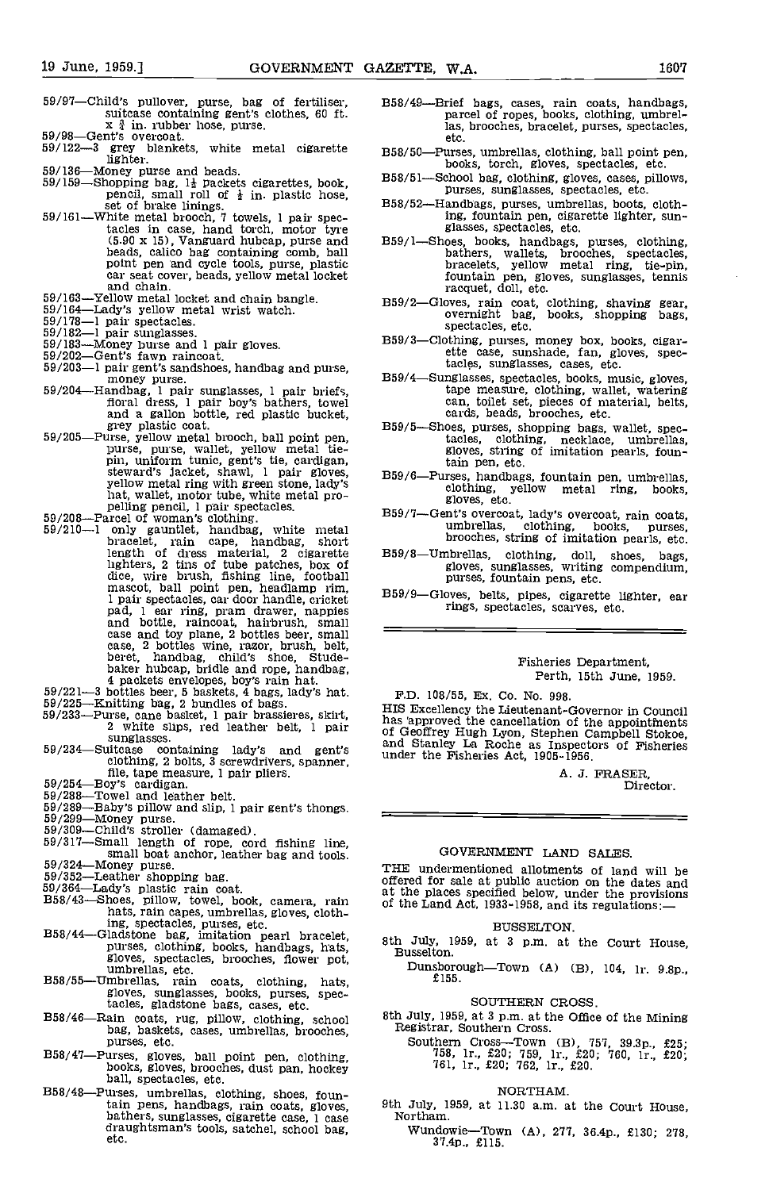59/97—Child's pullover, purse, bag of fertiliser, suitcase containing gent's clothes, 60 ft. x ¾ in. rubber hose, purse.
59/98—Gent's overcoat.
59/122—3 grey blankets, white metal cigarette lighter.
59/136—Money purse and beads.
59/159—Shopping bag, 1½ packets cigarettes, book, pencil, small roll of ½ in. plastic hose, set of brake linings.
59/161—White metal brooch, 7 towels, 1 pair spectacles in case, hand torch, motor tyre (5.90 x 15), Vanguard hubcap, purse and beads, calico bag containing comb, ball point pen and cycle tools, purse, plastic car seat cover, beads, yellow metal locket and chain.
59/163—Yellow metal locket and chain bangle.
59/164—Lady's yellow metal wrist watch.
59/178—1 pair spectacles.
59/182—1 pair sunglasses.
59/183—Money purse and 1 pair gloves.
59/202—Gent's fawn raincoat.
59/203—1 pair gent's sandshoes, handbag and purse, money purse.
59/204—Handbag, 1 pair sunglasses, 1 pair briefs, floral dress, 1 pair boy's bathers, towel and a gallon bottle, red plastic bucket, grey plastic coat.
59/205—Purse, yellow metal brooch, ball point pen, purse, purse, wallet, yellow metal tie-pin, uniform tunic, gent's tie, cardigan, steward's jacket, shawl, 1 pair gloves, yellow metal ring with green stone, lady's hat, wallet, motor tube, white metal propelling pencil, 1 pair spectacles.
59/208—Parcel of woman's clothing.
59/210—1 only gauntlet, handbag, white metal bracelet, rain cape, handbag, short length of dress material, 2 cigarette lighters, 2 tins of tube patches, box of dice, wire brush, fishing line, football mascot, ball point pen, headlamp rim, 1 pair spectacles, car door handle, cricket pad, 1 ear ring, pram drawer, nappies and bottle, raincoat, hairbrush, small case and toy plane, 2 bottles beer, small case, 2 bottles wine, razor, brush, belt, beret, handbag, child's shoe, Studebaker hubcap, bridle and rope, handbag, 4 packets envelopes, boy's rain hat.
59/221—3 bottles beer, 5 baskets, 4 bags, lady's hat.
59/225—Knitting bag, 2 bundles of bags.
59/233—Purse, cane basket, 1 pair brassieres, skirt, 2 white slips, red leather belt, 1 pair sunglasses.
59/234—Suitcase containing lady's and gent's clothing, 2 bolts, 3 screwdrivers, spanner, file, tape measure, 1 pair pliers.
59/254—Boy's cardigan.
59/288—Towel and leather belt.
59/289—Baby's pillow and slip, 1 pair gent's thongs.
59/299—Money purse.
59/309—Child's stroller (damaged).
59/317—Small length of rope, cord fishing line, small boat anchor, leather bag and tools.
59/324—Money purse.
59/352—Leather shopping bag.
59/364—Lady's plastic rain coat.
B58/43—Shoes, pillow, towel, book, camera, rain hats, rain capes, umbrellas, gloves, clothing, spectacles, purses, etc.
B58/44—Gladstone bag, imitation pearl bracelet, purses, clothing, books, handbags, hats, gloves, spectacles, brooches, flower pot, umbrellas, etc.
B58/55—Umbrellas, rain coats, clothing, hats, gloves, sunglasses, books, purses, spectacles, gladstone bags, cases, etc.
B58/46—Rain coats, rug, pillow, clothing, school bag, baskets, cases, umbrellas, brooches, purses, etc.
B58/47—Purses, gloves, ball point pen, clothing, books, gloves, brooches, dust pan, hockey ball, spectacles, etc.
B58/48—Purses, umbrellas, clothing, shoes, fountain pens, handbags, rain coats, gloves, bathers, sunglasses, cigarette case, 1 case draughtsman's tools, satchel, school bag, etc.
B58/49—Brief bags, cases, rain coats, handbags, parcel of ropes, books, clothing, umbrellas, brooches, bracelet, purses, spectacles, etc.
B58/50—Purses, umbrellas, clothing, ball point pen, books, torch, gloves, spectacles, etc.
B58/51—School bag, clothing, gloves, cases, pillows, purses, sunglasses, spectacles, etc.
B58/52—Handbags, purses, umbrellas, boots, clothing, fountain pen, cigarette lighter, sunglasses, spectacles, etc.
B59/1—Shoes, books, handbags, purses, clothing, bathers, wallets, brooches, spectacles, bracelets, yellow metal ring, tie-pin, fountain pen, gloves, sunglasses, tennis racquet, doll, etc.
B59/2—Gloves, rain coat, clothing, shaving gear, overnight bag, books, shopping bags, spectacles, etc.
B59/3—Clothing, purses, money box, books, cigarette case, sunshade, fan, gloves, spectacles, sunglasses, cases, etc.
B59/4—Sunglasses, spectacles, books, music, gloves, tape measure, clothing, wallet, watering can, toilet set, pieces of material, belts, cards, beads, brooches, etc.
B59/5—Shoes, purses, shopping bags, wallet, spectacles, clothing, necklace, umbrellas, gloves, string of imitation pearls, fountain pen, etc.
B59/6—Purses, handbags, fountain pen, umbrellas, clothing, yellow metal ring, books, gloves, etc.
B59/7—Gent's overcoat, lady's overcoat, rain coats, umbrellas, clothing, books, purses, brooches, string of imitation pearls, etc.
B59/8—Umbrellas, clothing, doll, shoes, bags, gloves, sunglasses, writing compendium, purses, fountain pens, etc.
B59/9—Gloves, belts, pipes, cigarette lighter, ear rings, spectacles, scarves, etc.

---

Fisheries Department,
Perth, 15th June, 1959.

F.D. 108/55, Ex. Co. No. 998.

HIS Excellency the Lieutenant-Governor in Council has approved the cancellation of the appointments of Geoffrey Hugh Lyon, Stephen Campbell Stokoe, and Stanley La Roche as Inspectors of Fisheries under the Fisheries Act, 1905-1956.

A. J. FRASER,
Director.

---

## GOVERNMENT LAND SALES.

THE undermentioned allotments of land will be offered for sale at public auction on the dates and at the places specified below, under the provisions of the Land Act, 1933-1958, and its regulations:—

### BUSSELTON.

8th July, 1959, at 3 p.m. at the Court House, Busselton.

Dunsborough—Town (A) (B), 104, 1r. 9.8p., £155.

### SOUTHERN CROSS.

8th July, 1959, at 3 p.m. at the Office of the Mining Registrar, Southern Cross.

Southern Cross—Town (B), 757, 39.3p., £25; 758, 1r., £20; 759, 1r., £20; 760, 1r., £20; 761, 1r., £20; 762, 1r., £20.

### NORTHAM.

9th July, 1959, at 11.30 a.m. at the Court House, Northam.

Wundowie—Town (A), 277, 36.4p., £130; 278, 37.4p., £115.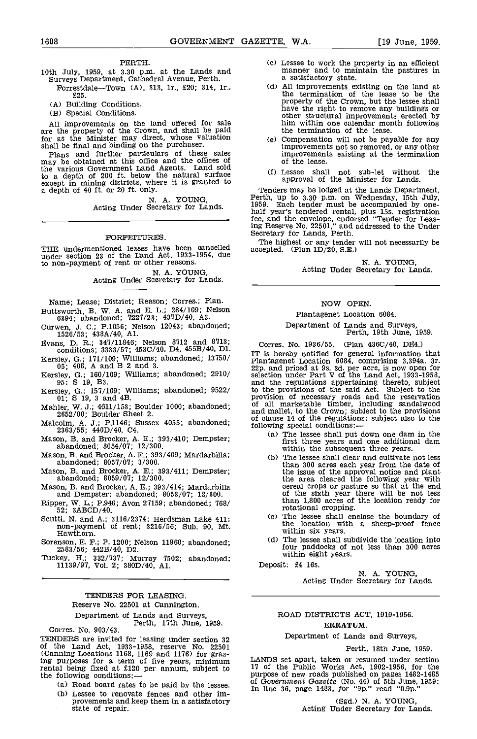PERTH.

10th July, 1959, at 3.30 p.m. at the Lands and Surveys Department, Cathedral Avenue, Perth.

Forrestdale—Town (A), 313, 1r., £20; 314, 1r., £25.

(A) Building Conditions.

(B) Special Conditions.

All improvements on the land offered for sale are the property of the Crown, and shall be paid for as the Minister may direct, whose valuation shall be final and binding on the purchaser.

Plans and further particulars of these sales may be obtained at this office and the offices of the various Government Land Agents. Land sold to a depth of 200 ft. below the natural surface except in mining districts, where it is granted to a depth of 40 ft. or 20 ft. only.

N. A. YOUNG,
Acting Under Secretary for Lands.

---

## FORFEITURES.

THE undermentioned leases have been cancelled under section 23 of the Land Act, 1933-1954, due to non-payment of rent or other reasons.

N. A. YOUNG,
Acting Under Secretary for Lands.

Name; Lease; District; Reason; Corres.; Plan.

Buttsworth, B. W. A. and E. L.; 284/109; Nelson 6394; abandoned; 7227/23; 437D/40, A3.

Curwen, J. C.; P.1056; Nelson 12043; abandoned; 1526/53; 438A/40, A1.

Evans, D. R.; 347/11846; Nelson 8712 and 8713; conditions; 3333/57; 453C/40, D4, 455B/40, D1.

Kersley, G.; 171/109; Williams; abandoned; 13750/05; 408, A and B 2 and 3.

Kersley, G.; 160/109; Williams; abandoned; 2910/95; S 19, B3.

Kersley, G.; 157/109; Williams; abandoned; 9522/01; S 19, 3 and 4B.

Mahler, W. J.; 4611/153; Boulder 1000; abandoned; 2652/00; Boulder Sheet 2.

Malcolm, A. J.; P.1146; Sussex 4055; abandoned; 2363/55; 440D/40, C4.

Mason, B. and Brocker, A. E.; 393/410; Dempster; abandoned; 8054/07; 12/300.

Mason, B. and Brocker, A. E.; 393/409; Mardarbilla; abandoned; 8057/07; 3/300.

Mason, B. and Brocker, A. E.; 393/411; Dempster; abandoned; 8059/07; 12/300.

Mason, B. and Brocker, A. E.; 393/414; Mardarbilla and Dempster; abandoned; 8053/07; 12/300.

Ripper, W. L.; P.946; Avon 27159; abandoned; 768/52; 3ABCD/40.

Scutti, N. and A.; 3116/2374; Herdsman Lake 411; non-payment of rent; 3216/56; Sub. 90, Mt. Hawthorn.

Sorenson, E. F.; P. 1200; Nelson 11960; abandoned; 2583/56; 442B/40, D2.

Tuckey, H.; 332/737; Murray 7502; abandoned; 11139/97, Vol. 2; 380D/40, A1.

---

## TENDERS FOR LEASING.

Reserve No. 22501 at Cannington.

Department of Lands and Surveys,
Perth, 17th June, 1959.

Corres. No. 903/43.

TENDERS are invited for leasing under section 32 of the Land Act, 1933-1958, reserve No. 22501 (Canning Locations 1168, 1169 and 1176) for grazing purposes for a term of five years, minimum rental being fixed at £120 per annum, subject to the following conditions:—

(a) Road board rates to be paid by the lessee.

(b) Lessee to renovate fences and other improvements and keep them in a satisfactory state of repair.

(c) Lessee to work the property in an efficient manner and to maintain the pastures in a satisfactory state.

(d) All improvements existing on the land at the termination of the lease to be the property of the Crown, but the lessee shall have the right to remove any buildings or other structural improvements erected by him within one calendar month following the termination of the lease.

(e) Compensation will not be payable for any improvements not so removed, or any other improvements existing at the termination of the lease.

(f) Lessee shall not sub-let without the approval of the Minister for Lands.

Tenders may be lodged at the Lands Department, Perth, up to 3.30 p.m. on Wednesday, 15th July, 1959. Each tender must be accompanied by one-half year's tendered rental, plus 15s. registration fee, and the envelope, endorsed "Tender for Leasing Reserve No. 22501," and addressed to the Under Secretary for Lands, Perth.

The highest or any tender will not necessarily be accepted. (Plan 1D/20, S.E.)

N. A. YOUNG,
Acting Under Secretary for Lands.

---

## NOW OPEN.

Plantagenet Location 6084.

Department of Lands and Surveys,
Perth, 19th June, 1959.

Corres. No. 1936/55. (Plan 436C/40, DE4.)

IT is hereby notified for general information that Plantagenet Location 6084, comprising 3,394a. 3r. 22p. and priced at 9s. 3d. per acre, is now open for selection under Part V of the Land Act, 1933-1958, and the regulations appertaining thereto, subject to the provisions of the said Act. Subject to the provision of necessary roads and the reservation of all marketable timber, including sandalwood and mallet, to the Crown; subject to the provisions of clause 14 of the regulations; subject also to the following special conditions:—

(a) The lessee shall put down one dam in the first three years and one additional dam within the subsequent three years.

(b) The lessee shall clear and cultivate not less than 300 acres each year from the date of the issue of the approval notice and plant the area cleared the following year with cereal crops or pasture so that at the end of the sixth year there will be not less than 1,800 acres of the location ready for rotational cropping.

(c) The lessee shall enclose the boundary of the location with a sheep-proof fence within six years.

(d) The lessee shall subdivide the location into four paddocks of not less than 300 acres within eight years.

Deposit: £4 16s.

N. A. YOUNG,
Acting Under Secretary for Lands.

---

## ROAD DISTRICTS ACT, 1919-1956.

### ERRATUM.

Department of Lands and Surveys,
Perth, 18th June, 1959.

LANDS set apart, taken or resumed under section 17 of the Public Works Act, 1902-1956, for the purpose of new roads published on pages 1482-1485 of *Government Gazette* (No. 44) of 5th June, 1959: In line 36, page 1483, *for* "9p." read "0.9p."

(Sgd.) N. A. YOUNG,
Acting Under Secretary for Lands.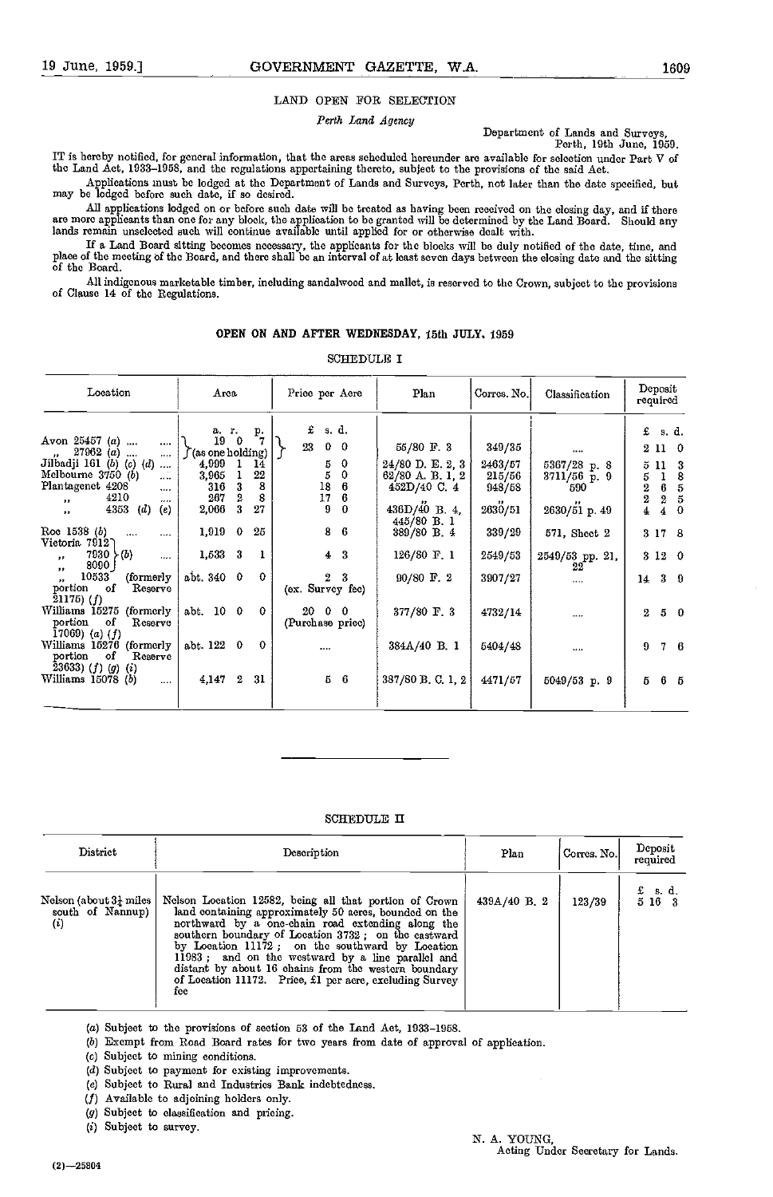## LAND OPEN FOR SELECTION

*Perth Land Agency*

Department of Lands and Surveys,
Perth, 19th June, 1959.

IT is hereby notified, for general information, that the areas scheduled hereunder are available for selection under Part V of the Land Act, 1933-1958, and the regulations appertaining thereto, subject to the provisions of the said Act.

Applications must be lodged at the Department of Lands and Surveys, Perth, not later than the date specified, but may be lodged before such date, if so desired.

All applications lodged on or before such date will be treated as having been received on the closing day, and if there are more applicants than one for any block, the application to be granted will be determined by the Land Board. Should any lands remain unselected such will continue available until applied for or otherwise dealt with.

If a Land Board sitting becomes necessary, the applicants for the blocks will be duly notified of the date, time, and place of the meeting of the Board, and there shall be an interval of at least seven days between the closing date and the sitting of the Board.

All indigenous marketable timber, including sandalwood and mallet, is reserved to the Crown, subject to the provisions of Clause 14 of the Regulations.

### OPEN ON AND AFTER WEDNESDAY, 15th JULY, 1959

SCHEDULE I

| Location | Area | Price per Acre | Plan | Corres. No. | Classification | Deposit required |
|---|---|---|---|---|---|---|
| | a. r. p. | £ s. d. | | | | £ s. d. |
| Avon 25457 (a) .... ,, 27962 (a) .... | 19 0 7 (as one holding) | 23 0 0 | 55/80 F. 3 | 349/35 | .... | 2 11 0 |
| Jilbadji 161 (b) (c) (d) .... | 4,999 1 14 | 5 0 | 24/80 D. E. 2, 3 | 2463/57 | 5367/28 p. 8 | 5 11 3 |
| Melbourne 3750 (b) .... | 3,965 1 22 | 5 0 | 62/80 A. B. 1, 2 | 215/56 | 3711/56 p. 9 | 5 1 8 |
| Plantagenet 4208 .... | 316 3 8 | 18 6 | 452D/40 C. 4 | 948/58 | 590 | 2 6 5 |
| ,, 4210 .... | 267 2 8 | 17 6 | ,, | ,, | ,, | 2 2 5 |
| ,, 4353 (d) (e) | 2,066 3 27 | 9 0 | 436D/40 B. 4, 445/80 B. 1 | 2630/51 | 2630/51 p. 49 | 4 4 0 |
| Roe 1538 (b) .... .... | 1,919 0 25 | 8 6 | 389/80 B. 4 | 339/29 | 571, Sheet 2 | 3 17 8 |
| Victoria 7912, ,, 7930, ,, 8090 (b) .... | 1,533 3 1 | 4 3 | 126/80 F. 1 | 2549/53 | 2549/53 pp. 21, 22 | 3 12 0 |
| ,, 10533 (formerly portion of Reserve 21175) (f) | abt. 340 0 0 | 2 3 (ex. Survey fee) | 90/80 F. 2 | 3907/27 | .... | 14 3 9 |
| Williams 15275 (formerly portion of Reserve 17069) (a) (f) | abt. 10 0 0 | 20 0 0 (Purchase price) | 377/80 F. 3 | 4732/14 | .... | 2 5 0 |
| Williams 15276 (formerly portion of Reserve 23633) (f) (g) (i) | abt. 122 0 0 | .... | 384A/40 B. 1 | 5404/48 | .... | 9 7 6 |
| Williams 15078 (b) .... | 4,147 2 31 | 5 6 | 387/80 B. C. 1, 2 | 4471/57 | 5049/53 p. 9 | 5 6 5 |

SCHEDULE II

| District | Description | Plan | Corres. No. | Deposit required |
|---|---|---|---|---|
| Nelson (about 3¼ miles south of Nannup) (i) | Nelson Location 12582, being all that portion of Crown land containing approximately 50 acres, bounded on the northward by a one-chain road extending along the southern boundary of Location 3732; on the eastward by Location 11172; on the southward by Location 11983; and on the westward by a line parallel and distant by about 16 chains from the western boundary of Location 11172. Price, £1 per acre, excluding Survey fee | 439A/40 B. 2 | 123/39 | £ s. d. 5 16 3 |

(a) Subject to the provisions of section 53 of the Land Act, 1933-1958.
(b) Exempt from Road Board rates for two years from date of approval of application.
(c) Subject to mining conditions.
(d) Subject to payment for existing improvements.
(e) Subject to Rural and Industries Bank indebtedness.
(f) Available to adjoining holders only.
(g) Subject to classification and pricing.
(i) Subject to survey.

N. A. YOUNG,
Acting Under Secretary for Lands.

(2)—25804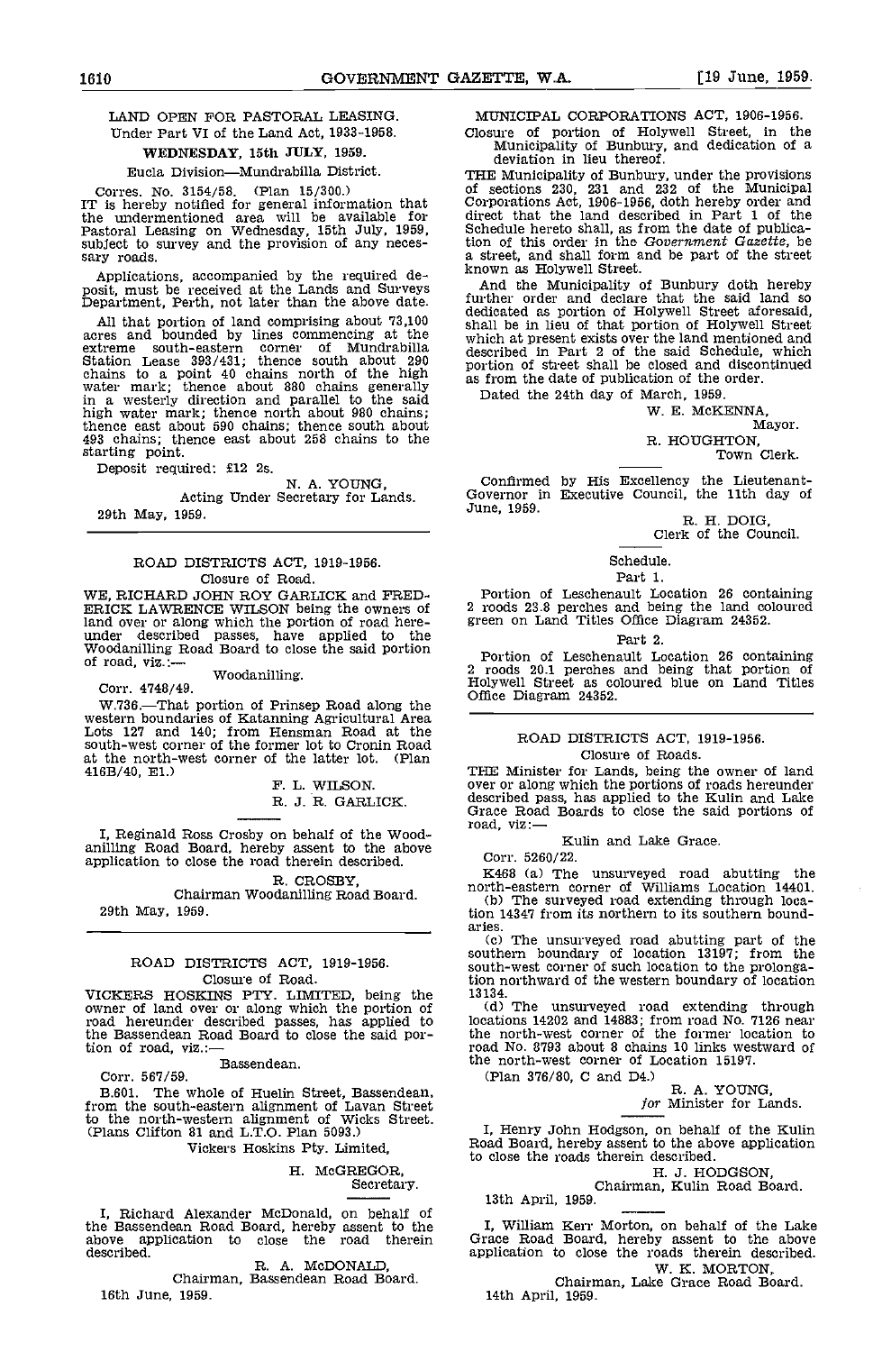## LAND OPEN FOR PASTORAL LEASING.

Under Part VI of the Land Act, 1933-1958.

**WEDNESDAY, 15th JULY, 1959.**

Eucla Division—Mundrabilla District.

Corres. No. 3154/58. (Plan 15/300.)

IT is hereby notified for general information that the undermentioned area will be available for Pastoral Leasing on Wednesday, 15th July, 1959, subject to survey and the provision of any necessary roads.

Applications, accompanied by the required deposit, must be received at the Lands and Surveys Department, Perth, not later than the above date.

All that portion of land comprising about 73,100 acres and bounded by lines commencing at the extreme south-eastern corner of Mundrabilla Station Lease 393/431; thence south about 290 chains to a point 40 chains north of the high water mark; thence about 880 chains generally in a westerly direction and parallel to the said high water mark; thence north about 980 chains; thence east about 590 chains; thence south about 493 chains; thence east about 258 chains to the starting point.

Deposit required: £12 2s.

N. A. YOUNG,
Acting Under Secretary for Lands.

29th May, 1959.

---

## ROAD DISTRICTS ACT, 1919-1956.

Closure of Road.

WE, RICHARD JOHN ROY GARLICK and FREDERICK LAWRENCE WILSON being the owners of land over or along which the portion of road hereunder described passes, have applied to the Woodanilling Road Board to close the said portion of road, viz.:—

Woodanilling.

Corr. 4748/49.

W.736.—That portion of Prinsep Road along the western boundaries of Katanning Agricultural Area Lots 127 and 140; from Hensman Road at the south-west corner of the former lot to Cronin Road at the north-west corner of the latter lot. (Plan 416B/40, E1.)

F. L. WILSON.
R. J. R. GARLICK.

I, Reginald Ross Crosby on behalf of the Woodanilling Road Board, hereby assent to the above application to close the road therein described.

R. CROSBY,
Chairman Woodanilling Road Board.

29th May, 1959.

---

## ROAD DISTRICTS ACT, 1919-1956.

Closure of Road.

VICKERS HOSKINS PTY. LIMITED, being the owner of land over or along which the portion of road hereunder described passes, has applied to the Bassendean Road Board to close the said portion of road, viz.:—

Bassendean.

Corr. 567/59.

B.601. The whole of Huelin Street, Bassendean, from the south-eastern alignment of Lavan Street to the north-western alignment of Wicks Street. (Plans Clifton 81 and L.T.O. Plan 5093.)

Vickers Hoskins Pty. Limited,

H. McGREGOR,
Secretary.

I, Richard Alexander McDonald, on behalf of the Bassendean Road Board, hereby assent to the above application to close the road therein described.

R. A. McDONALD,
Chairman, Bassendean Road Board.

16th June, 1959.

---

## MUNICIPAL CORPORATIONS ACT, 1906-1956.

Closure of portion of Holywell Street, in the Municipality of Bunbury, and dedication of a deviation in lieu thereof.

THE Municipality of Bunbury, under the provisions of sections 230, 231 and 232 of the Municipal Corporations Act, 1906-1956, doth hereby order and direct that the land described in Part 1 of the Schedule hereto shall, as from the date of publication of this order in the *Government Gazette*, be a street, and shall form and be part of the street known as Holywell Street.

And the Municipality of Bunbury doth hereby further order and declare that the said land so dedicated as portion of Holywell Street aforesaid, shall be in lieu of that portion of Holywell Street which at present exists over the land mentioned and described in Part 2 of the said Schedule, which portion of street shall be closed and discontinued as from the date of publication of the order.

Dated the 24th day of March, 1959.

W. E. McKENNA,
Mayor.
R. HOUGHTON,
Town Clerk.

Confirmed by His Excellency the Lieutenant-Governor in Executive Council, the 11th day of June, 1959.

R. H. DOIG,
Clerk of the Council.

Schedule.

Part 1.

Portion of Leschenault Location 26 containing 2 roods 23.8 perches and being the land coloured green on Land Titles Office Diagram 24352.

Part 2.

Portion of Leschenault Location 26 containing 2 roods 20.1 perches and being that portion of Holywell Street as coloured blue on Land Titles Office Diagram 24352.

---

## ROAD DISTRICTS ACT, 1919-1956.

Closure of Roads.

THE Minister for Lands, being the owner of land over or along which the portions of roads hereunder described pass, has applied to the Kulin and Lake Grace Road Boards to close the said portions of road, viz:—

Kulin and Lake Grace.

Corr. 5260/22.

K468 (a) The unsurveyed road abutting the north-eastern corner of Williams Location 14401.

(b) The surveyed road extending through location 14347 from its northern to its southern boundaries.

(c) The unsurveyed road abutting part of the southern boundary of location 13197; from the south-west corner of such location to the prolongation northward of the western boundary of location 13134.

(d) The unsurveyed road extending through locations 14202 and 14883; from road No. 7126 near the north-west corner of the former location to road No. 8793 about 8 chains 10 links westward of the north-west corner of Location 15197.

(Plan 376/80, C and D4.)

R. A. YOUNG,
*for* Minister for Lands.

I, Henry John Hodgson, on behalf of the Kulin Road Board, hereby assent to the above application to close the roads therein described.

H. J. HODGSON,
Chairman, Kulin Road Board.

13th April, 1959.

I, William Kerr Morton, on behalf of the Lake Grace Road Board, hereby assent to the above application to close the roads therein described.

W. K. MORTON,
Chairman, Lake Grace Road Board.

14th April, 1959.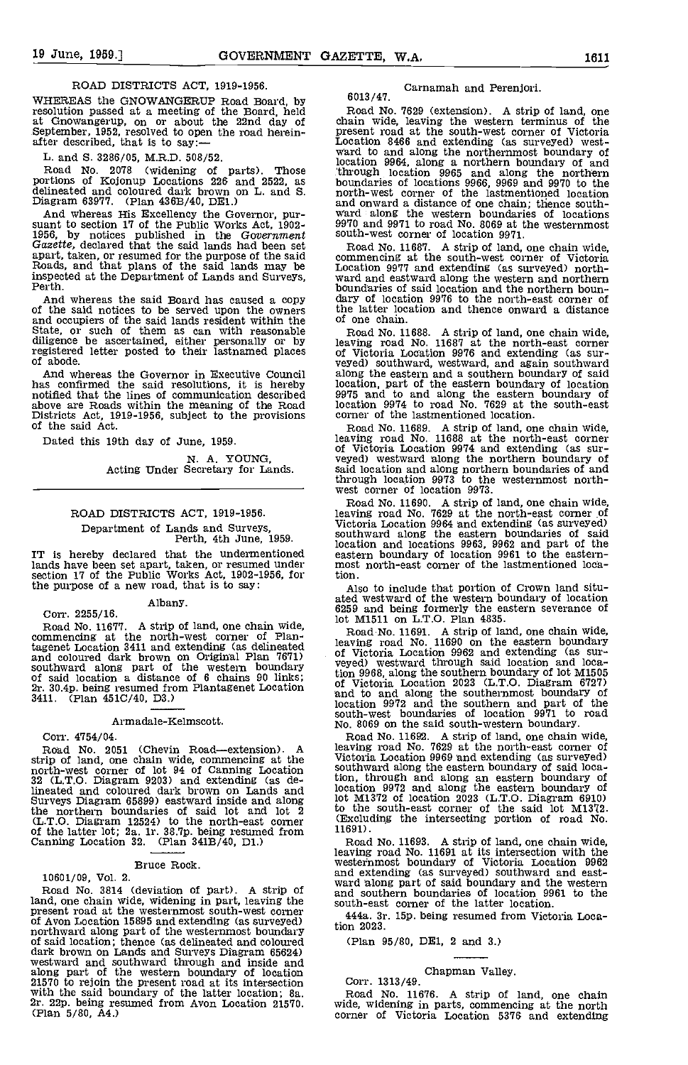## ROAD DISTRICTS ACT, 1919-1956.

WHEREAS the GNOWANGERUP Road Board, by resolution passed at a meeting of the Board, held at Gnowangerup, on or about the 22nd day of September, 1952, resolved to open the road hereinafter described, that is to say:—

L. and S. 3286/05, M.R.D. 508/52.

Road No. 2078 (widening of parts). Those portions of Kojonup Locations 226 and 2522, as delineated and coloured dark brown on L. and S. Diagram 63977. (Plan 436B/40, DE1.)

And whereas His Excellency the Governor, pursuant to section 17 of the Public Works Act, 1902-1956, by notices published in the *Government Gazette*, declared that the said lands had been set apart, taken, or resumed for the purpose of the said Roads, and that plans of the said lands may be inspected at the Department of Lands and Surveys, Perth.

And whereas the said Board has caused a copy of the said notices to be served upon the owners and occupiers of the said lands resident within the State, or such of them as can with reasonable diligence be ascertained, either personally or by registered letter posted to their lastnamed places of abode.

And whereas the Governor in Executive Council has confirmed the said resolutions, it is hereby notified that the lines of communication described above are Roads within the meaning of the Road Districts Act, 1919-1956, subject to the provisions of the said Act.

Dated this 19th day of June, 1959.

N. A. YOUNG,
Acting Under Secretary for Lands.

---

## ROAD DISTRICTS ACT, 1919-1956.

Department of Lands and Surveys,
Perth, 4th June, 1959.

IT is hereby declared that the undermentioned lands have been set apart, taken, or resumed under section 17 of the Public Works Act, 1902-1956, for the purpose of a new road, that is to say:

### Albany.

Corr. 2255/16.

Road No. 11677. A strip of land, one chain wide, commencing at the north-west corner of Plantagenet Location 3411 and extending (as delineated and coloured dark brown on Original Plan 7671) southward along part of the western boundary of said location a distance of 6 chains 90 links; 2r. 30.4p. being resumed from Plantagenet Location 3411. (Plan 451C/40, D3.)

### Armadale-Kelmscott.

Corr. 4754/04.

Road No. 2051 (Chevin Road—extension). A strip of land, one chain wide, commencing at the north-west corner of lot 94 of Canning Location 32 (L.T.O. Diagram 9203) and extending (as delineated and coloured dark brown on Lands and Surveys Diagram 65899) eastward inside and along the northern boundaries of said lot and lot 2 (L.T.O. Diagram 12524) to the north-east corner of the latter lot; 2a. 1r. 38.7p. being resumed from Canning Location 32. (Plan 341B/40, D1.)

### Bruce Rock.

10601/09, Vol. 2.

Road No. 3814 (deviation of part). A strip of land, one chain wide, widening in part, leaving the present road at the westernmost south-west corner of Avon Location 15695 and extending (as surveyed) northward along part of the westernmost boundary of said location; thence (as delineated and coloured dark brown on Lands and Surveys Diagram 65624) westward and southward through and inside and along part of the western boundary of location 21570 to rejoin the present road at its intersection with the said boundary of the latter location; 8a. 2r. 22p. being resumed from Avon Location 21570. (Plan 5/80, A4.)

### Carnamah and Perenjori.

6013/47.

Road No. 7629 (extension). A strip of land, one chain wide, leaving the western terminus of the present road at the south-west corner of Victoria Location 8466 and extending (as surveyed) westward to and along the northernmost boundary of location 9964, along a northern boundary of and through location 9965 and along the northern boundaries of locations 9966, 9969 and 9970 to the north-west corner of the lastmentioned location and onward a distance of one chain; thence southward along the western boundaries of locations 9970 and 9971 to road No. 8069 at the westernmost south-west corner of location 9971.

Road No. 11687. A strip of land, one chain wide, commencing at the south-west corner of Victoria Location 9977 and extending (as surveyed) northward and eastward along the western and northern boundaries of said location and the northern boundary of location 9976 to the north-east corner of the latter location and thence onward a distance of one chain.

Road No. 11688. A strip of land, one chain wide, leaving road No. 11687 at the north-east corner of Victoria Location 9976 and extending (as surveyed) southward, westward, and again southward along the eastern and a southern boundary of said location, part of the eastern boundary of location 9975 and to and along the eastern boundary of location 9974 to road No. 7629 at the south-east corner of the lastmentioned location.

Road No. 11689. A strip of land, one chain wide, leaving road No. 11688 at the north-east corner of Victoria Location 9974 and extending (as surveyed) westward along the northern boundary of said location and along northern boundaries of and through location 9973 to the westernmost north-west corner of location 9973.

Road No. 11690. A strip of land, one chain wide, leaving road No. 7629 at the north-east corner of Victoria Location 9964 and extending (as surveyed) southward along the eastern boundaries of said location and locations 9963, 9962 and part of the eastern boundary of location 9961 to the easternmost north-east corner of the lastmentioned location.

Also to include that portion of Crown land situated westward of the western boundary of location 6259 and being formerly the eastern severance of lot M1511 on L.T.O. Plan 4835.

Road No. 11691. A strip of land, one chain wide, leaving road No. 11690 on the eastern boundary of Victoria Location 9962 and extending (as surveyed) westward through said location and location 9968, along the southern boundary of lot M1505 of Victoria Location 2023 (L.T.O. Diagram 6727) and to and along the southernmost boundary of location 9972 and the southern and part of the south-west boundaries of location 9971 to road No. 8069 on the said south-western boundary.

Road No. 11692. A strip of land, one chain wide, leaving road No. 7629 at the north-east corner of Victoria Location 9969 and extending (as surveyed) southward along the eastern boundary of said location, through and along an eastern boundary of location 9972 and along the eastern boundary of lot M1372 of location 2023 (L.T.O. Diagram 6910) to the south-east corner of the said lot M1372. (Excluding the intersecting portion of road No. 11691).

Road No. 11693. A strip of land, one chain wide, leaving road No. 11691 at its intersection with the westernmost boundary of Victoria Location 9962 and extending (as surveyed) southward and eastward along part of said boundary and the western and southern boundaries of location 9961 to the south-east corner of the latter location.

444a. 3r. 15p. being resumed from Victoria Location 2023.

(Plan 95/80, DE1, 2 and 3.)

### Chapman Valley.

Corr. 1313/49.

Road No. 11676. A strip of land, one chain wide, widening in parts, commencing at the north corner of Victoria Location 5376 and extending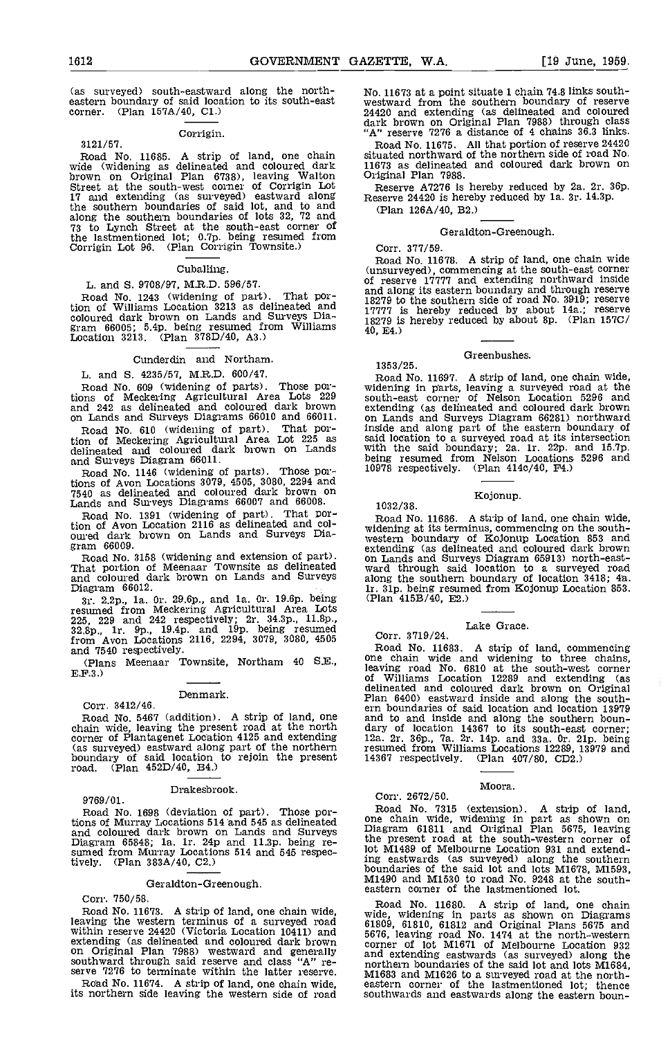(as surveyed) south-eastward along the north-eastern boundary of said location to its south-east corner. (Plan 157A/40, C1.)

### Corrigin.

3121/57.

Road No. 11685. A strip of land, one chain wide (widening as delineated and coloured dark brown on Original Plan 6738), leaving Walton Street at the south-west corner of Corrigin Lot 17 and extending (as surveyed) eastward along the southern boundaries of said lot, and to and along the southern boundaries of lots 32, 72 and 73 to Lynch Street at the south-east corner of the lastmentioned lot; 0.7p. being resumed from Corrigin Lot 96. (Plan Corrigin Townsite.)

### Cuballing.

L. and S. 9708/97, M.R.D. 596/57.

Road No. 1243 (widening of part). That portion of Williams Location 3213 as delineated and coloured dark brown on Lands and Surveys Diagram 66005; 5.4p. being resumed from Williams Location 3213. (Plan 378D/40, A3.)

### Cunderdin and Northam.

L. and S. 4235/57, M.R.D. 600/47.

Road No. 609 (widening of parts). Those portions of Meckering Agricultural Area Lots 229 and 242 as delineated and coloured dark brown on Lands and Surveys Diagrams 66010 and 66011.

Road No. 610 (widening of part). That portion of Meckering Agricultural Area Lot 225 as delineated and coloured dark brown on Lands and Surveys Diagram 66011.

Road No. 1146 (widening of parts). Those portions of Avon Locations 3079, 4505, 3080, 2294 and 7540 as delineated and coloured dark brown on Lands and Surveys Diagrams 66007 and 66008.

Road No. 1391 (widening of part). That portion of Avon Location 2116 as delineated and coloured dark brown on Lands and Surveys Diagram 66009.

Road No. 3158 (widening and extension of part). That portion of Meenaar Townsite as delineated and coloured dark brown on Lands and Surveys Diagram 66012.

3r. 2.2p., 1a. 0r. 29.6p., and 1a. 0r. 19.6p. being resumed from Meckering Agricultural Area Lots 225, 229 and 242 respectively; 2r. 34.3p., 11.8p., 32.8p., 1r. 9p., 19.4p. and 19p. being resumed from Avon Locations 2116, 2294, 3079, 3080, 4505 and 7540 respectively.

(Plans Meenaar Townsite, Northam 40 S.E., E.F.3.)

### Denmark.

Corr. 3412/46.

Road No. 5467 (addition). A strip of land, one chain wide, leaving the present road at the north corner of Plantagenet Location 4125 and extending (as surveyed) eastward along part of the northern boundary of said location to rejoin the present road. (Plan 452D/40, B4.)

### Drakesbrook.

9769/01.

Road No. 1698 (deviation of part). Those portions of Murray Locations 514 and 545 as delineated and coloured dark brown on Lands and Surveys Diagram 65848; 1a. 1r. 24p and 11.3p. being resumed from Murray Locations 514 and 545 respectively. (Plan 383A/40, C2.)

### Geraldton-Greenough.

Corr. 750/58.

Road No. 11673. A strip of land, one chain wide, leaving the western terminus of a surveyed road within reserve 24420 (Victoria Location 10411) and extending (as delineated and coloured dark brown on Original Plan 7988) westward and generally southward through said reserve and class "A" reserve 7276 to terminate within the latter reserve.

Road No. 11674. A strip of land, one chain wide, its northern side leaving the western side of road No. 11673 at a point situate 1 chain 74.8 links south-westward from the southern boundary of reserve 24420 and extending (as delineated and coloured dark brown on Original Plan 7988) through class "A" reserve 7276 a distance of 4 chains 36.3 links.

Road No. 11675. All that portion of reserve 24420 situated northward of the northern side of road No. 11673 as delineated and coloured dark brown on Original Plan 7988.

Reserve A7276 is hereby reduced by 2a. 2r. 36p. Reserve 24420 is hereby reduced by 1a. 3r. 14.3p.

(Plan 126A/40, B2.)

### Geraldton-Greenough.

Corr. 377/59.

Road No. 11678. A strip of land, one chain wide (unsurveyed), commencing at the south-east corner of reserve 17777 and extending northward inside and along its eastern boundary and through reserve 18279 to the southern side of road No. 3919; reserve 17777 is hereby reduced by about 14a.; reserve 18279 is hereby reduced by about 8p. (Plan 157C/40, E4.)

### Greenbushes.

1353/25.

Road No. 11697. A strip of land, one chain wide, widening in parts, leaving a surveyed road at the south-east corner of Nelson Location 5296 and extending (as delineated and coloured dark brown on Lands and Surveys Diagram 66281) northward inside and along part of the eastern boundary of said location to a surveyed road at its intersection with the said boundary; 2a. 1r. 22p. and 15.7p. being resumed from Nelson Locations 5296 and 10978 respectively. (Plan 414c/40, F4.)

### Kojonup.

1032/38.

Road No. 11686. A strip of land, one chain wide, widening at its terminus, commencing on the south-western boundary of Kojonup Location 853 and extending (as delineated and coloured dark brown on Lands and Surveys Diagram 65913) north-eastward through said location to a surveyed road along the southern boundary of location 3418; 4a. 1r. 31p. being resumed from Kojonup Location 853. (Plan 415B/40, E2.)

### Lake Grace.

Corr. 3719/24.

Road No. 11683. A strip of land, commencing one chain wide and widening to three chains, leaving road No. 6810 at the south-west corner of Williams Location 12289 and extending (as delineated and coloured dark brown on Original Plan 6400) eastward inside and along the southern boundaries of said location and location 13979 and to and inside and along the southern boundary of location 14367 to its south-east corner; 12a. 2r. 36p., 7a. 2r. 14p. and 33a. 0r. 21p. being resumed from Williams Locations 12289, 13979 and 14367 respectively. (Plan 407/80, CD2.)

### Moora.

Corr. 2672/50.

Road No. 7315 (extension). A strip of land, one chain wide, widening in part as shown on Diagram 61811 and Original Plan 5675, leaving the present road at the south-western corner of lot M1489 of Melbourne Location 931 and extending eastwards (as surveyed) along the southern boundaries of the said lot and lots M1678, M1593, M1490 and M1530 to road No. 9248 at the south-eastern corner of the lastmentioned lot.

Road No. 11680. A strip of land, one chain wide, widening in parts as shown on Diagrams 61809, 61810, 61812 and Original Plans 5675 and 5676, leaving road No. 1474 at the north-western corner of lot M1671 of Melbourne Location 932 and extending eastwards (as surveyed) along the northern boundaries of the said lot and lots M1684, M1683 and M1626 to a surveyed road at the north-eastern corner of the lastmentioned lot; thence southwards and eastwards along the eastern boun-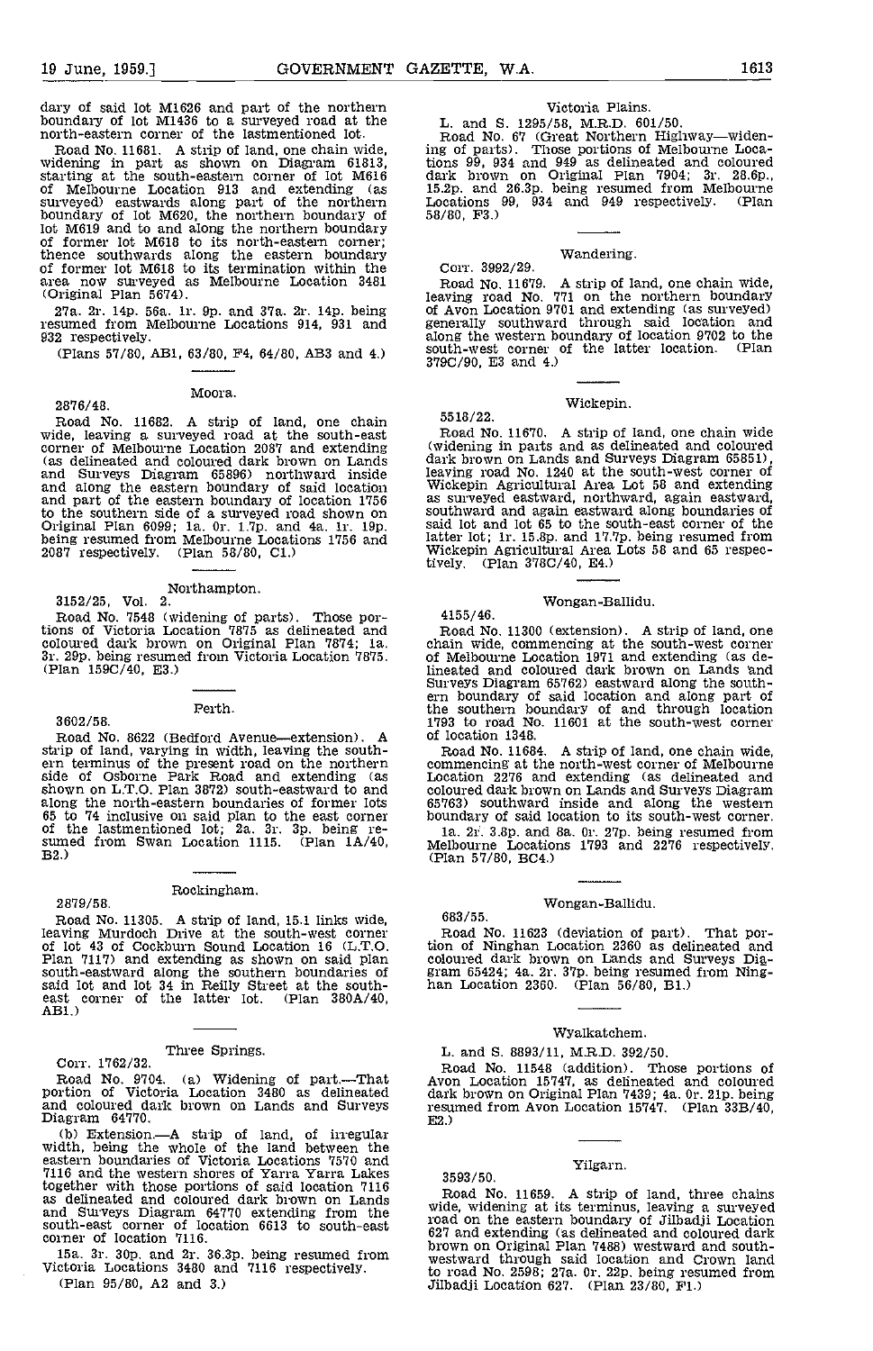dary of said lot M1626 and part of the northern boundary of lot M1436 to a surveyed road at the north-eastern corner of the lastmentioned lot.

Road No. 11681. A strip of land, one chain wide, widening in part as shown on Diagram 61813, starting at the south-eastern corner of lot M616 of Melbourne Location 913 and extending (as surveyed) eastwards along part of the northern boundary of lot M620, the northern boundary of lot M619 and to and along the northern boundary of former lot M618 to its north-eastern corner; thence southwards along the eastern boundary of former lot M618 to its termination within the area now surveyed as Melbourne Location 3481 (Original Plan 5674).

27a. 2r. 14p. 56a. 1r. 9p. and 37a. 2r. 14p. being resumed from Melbourne Locations 914, 931 and 932 respectively.

(Plans 57/80, AB1, 63/80, F4, 64/80, AB3 and 4.)

## Moora.

2876/48.

Road No. 11682. A strip of land, one chain wide, leaving a surveyed road at the south-east corner of Melbourne Location 2087 and extending (as delineated and coloured dark brown on Lands and Surveys Diagram 65896) northward inside and along the eastern boundary of said location and part of the eastern boundary of location 1756 to the southern side of a surveyed road shown on Original Plan 6099; 1a. 0r. 1.7p. and 4a. 1r. 19p. being resumed from Melbourne Locations 1756 and 2087 respectively. (Plan 58/80, C1.)

## Northampton.

3152/25, Vol. 2.

Road No. 7548 (widening of parts). Those portions of Victoria Location 7875 as delineated and coloured dark brown on Original Plan 7874; 1a. 3r. 29p. being resumed from Victoria Location 7875. (Plan 159C/40, E3.)

## Perth.

3602/58.

Road No. 8622 (Bedford Avenue—extension). A strip of land, varying in width, leaving the southern terminus of the present road on the northern side of Osborne Park Road and extending (as shown on L.T.O. Plan 3872) south-eastward to and along the north-eastern boundaries of former lots 65 to 74 inclusive on said plan to the east corner of the lastmentioned lot; 2a. 3r. 3p. being resumed from Swan Location 1115. (Plan 1A/40, B2.)

## Rockingham.

2879/58.

Road No. 11305. A strip of land, 15.1 links wide, leaving Murdoch Drive at the south-west corner of lot 43 of Cockburn Sound Location 16 (L.T.O. Plan 7117) and extending as shown on said plan south-eastward along the southern boundaries of said lot and lot 34 in Reilly Street at the south-east corner of the latter lot. (Plan 380A/40, AB1.)

## Three Springs.

Corr. 1762/32.

Road No. 9704. (a) Widening of part.—That portion of Victoria Location 3480 as delineated and coloured dark brown on Lands and Surveys Diagram 64770.

(b) Extension.—A strip of land, of irregular width, being the whole of the land between the eastern boundaries of Victoria Locations 7570 and 7116 and the western shores of Yarra Yarra Lakes together with those portions of said location 7116 as delineated and coloured dark brown on Lands and Surveys Diagram 64770 extending from the south-east corner of location 6613 to south-east corner of location 7116.

15a. 3r. 30p. and 2r. 36.3p. being resumed from Victoria Locations 3480 and 7116 respectively.

(Plan 95/80, A2 and 3.)

## Victoria Plains.

L. and S. 1295/58, M.R.D. 601/50.

Road No. 67 (Great Northern Highway—widening of parts). Those portions of Melbourne Locations 99, 934 and 949 as delineated and coloured dark brown on Original Plan 7904; 3r. 28.6p., 15.2p. and 26.3p. being resumed from Melbourne Locations 99, 934 and 949 respectively. (Plan 58/80, F3.)

## Wandering.

Corr. 3992/29.

Road No. 11679. A strip of land, one chain wide, leaving road No. 771 on the northern boundary of Avon Location 9701 and extending (as surveyed) generally southward through said location and along the western boundary of location 9702 to the south-west corner of the latter location. (Plan 379C/90, E3 and 4.)

## Wickepin.

5518/22.

Road No. 11670. A strip of land, one chain wide (widening in parts and as delineated and coloured dark brown on Lands and Surveys Diagram 65851), leaving road No. 1240 at the south-west corner of Wickepin Agricultural Area Lot 58 and extending as surveyed eastward, northward, again eastward, southward and again eastward along boundaries of said lot and lot 65 to the south-east corner of the latter lot; 1r. 15.8p. and 17.7p. being resumed from Wickepin Agricultural Area Lots 58 and 65 respectively. (Plan 378C/40, E4.)

## Wongan-Ballidu.

4155/46.

Road No. 11300 (extension). A strip of land, one chain wide, commencing at the south-west corner of Melbourne Location 1971 and extending (as delineated and coloured dark brown on Lands and Surveys Diagram 65762) eastward along the southern boundary of said location and along part of the southern boundary of and through location 1793 to road No. 11601 at the south-west corner of location 1348.

Road No. 11684. A strip of land, one chain wide, commencing at the north-west corner of Melbourne Location 2276 and extending (as delineated and coloured dark brown on Lands and Surveys Diagram 65763) southward inside and along the western boundary of said location to its south-west corner.

1a. 2r. 3.8p. and 8a. 0r. 27p. being resumed from Melbourne Locations 1793 and 2276 respectively. (Plan 57/80, BC4.)

## Wongan-Ballidu.

683/55.

Road No. 11623 (deviation of part). That portion of Ninghan Location 2360 as delineated and coloured dark brown on Lands and Surveys Diagram 65424; 4a. 2r. 37p. being resumed from Ninghan Location 2360. (Plan 56/80, B1.)

## Wyalkatchem.

L. and S. 8893/11, M.R.D. 392/50.

Road No. 11548 (addition). Those portions of Avon Location 15747, as delineated and coloured dark brown on Original Plan 7439; 4a. 0r. 21p. being resumed from Avon Location 15747. (Plan 33B/40, E2.)

## Yilgarn.

3593/50.

Road No. 11659. A strip of land, three chains wide, widening at its terminus, leaving a surveyed road on the eastern boundary of Jilbadji Location 627 and extending (as delineated and coloured dark brown on Original Plan 7488) westward and southwestward through said location and Crown land to road No. 2598; 27a. 0r. 22p. being resumed from Jilbadji Location 627. (Plan 23/80, F1.)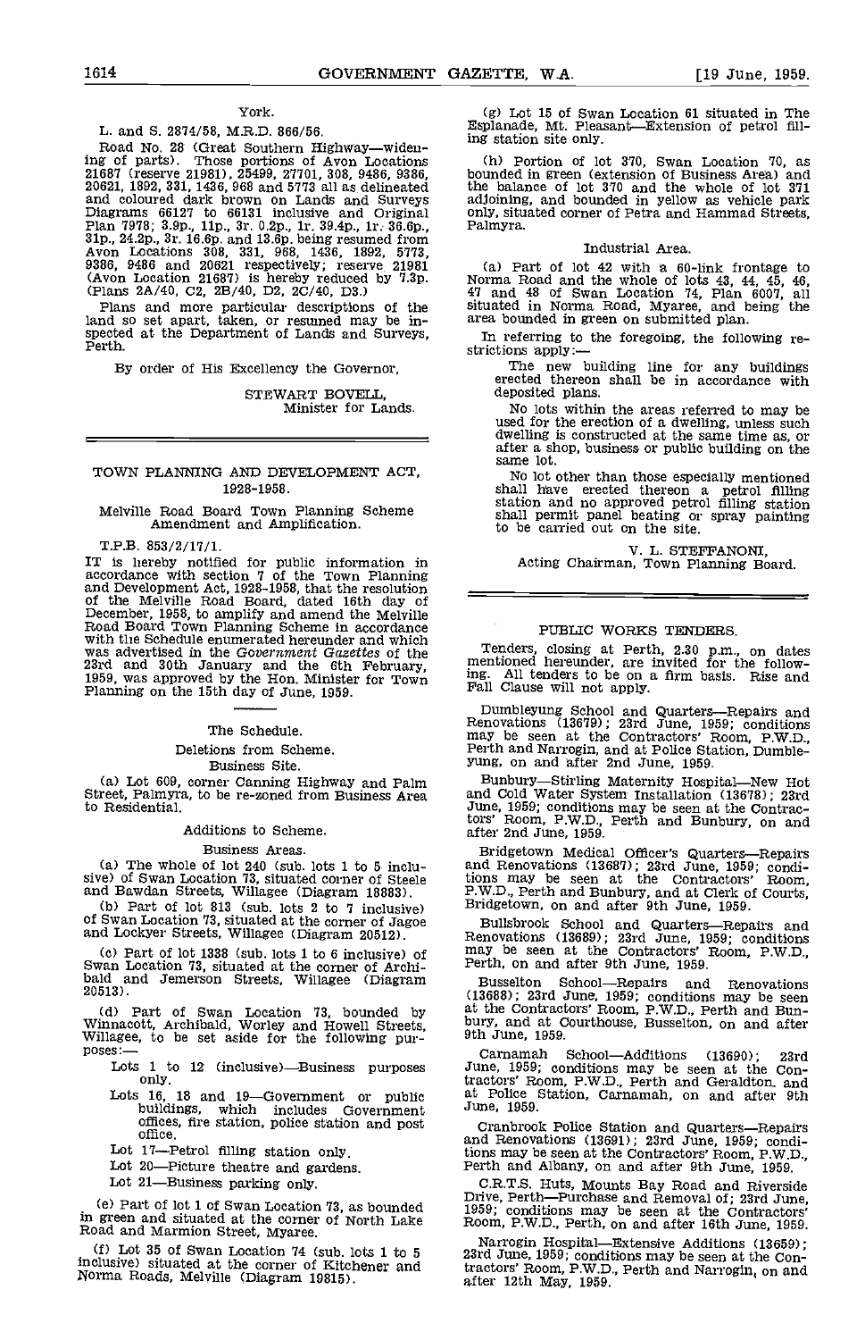York.

L. and S. 2874/58, M.R.D. 866/56.

Road No. 28 (Great Southern Highway—widening of parts). Those portions of Avon Locations 21687 (reserve 21981), 25499, 27701, 308, 9486, 9386, 20621, 1892, 331, 1436, 968 and 5773 all as delineated and coloured dark brown on Lands and Surveys Diagrams 66127 to 66131 inclusive and Original Plan 7978; 3.9p., 11p., 3r. 0.2p., 1r. 39.4p., 1r. 36.6p., 31p., 24.2p., 3r. 16.6p. and 13.6p. being resumed from Avon Locations 308, 331, 968, 1436, 1892, 5773, 9386, 9486 and 20621 respectively; reserve 21981 (Avon Location 21687) is hereby reduced by 7.3p. (Plans 2A/40, C2, 2B/40, D2, 2C/40, D3.)

Plans and more particular descriptions of the land so set apart, taken, or resumed may be inspected at the Department of Lands and Surveys, Perth.

By order of His Excellency the Governor,

STEWART BOVELL,
Minister for Lands.

---

## TOWN PLANNING AND DEVELOPMENT ACT, 1928-1958.

### Melville Road Board Town Planning Scheme Amendment and Amplification.

T.P.B. 853/2/17/1.

IT is hereby notified for public information in accordance with section 7 of the Town Planning and Development Act, 1928-1958, that the resolution of the Melville Road Board, dated 16th day of December, 1958, to amplify and amend the Melville Road Board Town Planning Scheme in accordance with the Schedule enumerated hereunder and which was advertised in the *Government Gazettes* of the 23rd and 30th January and the 6th February, 1959, was approved by the Hon. Minister for Town Planning on the 15th day of June, 1959.

The Schedule.

Deletions from Scheme.

Business Site.

(a) Lot 609, corner Canning Highway and Palm Street, Palmyra, to be re-zoned from Business Area to Residential.

Additions to Scheme.

Business Areas.

(a) The whole of lot 240 (sub. lots 1 to 5 inclusive) of Swan Location 73, situated corner of Steele and Bawdan Streets, Willagee (Diagram 18883).

(b) Part of lot 813 (sub. lots 2 to 7 inclusive) of Swan Location 73, situated at the corner of Jagoe and Lockyer Streets, Willagee (Diagram 20512).

(c) Part of lot 1338 (sub. lots 1 to 6 inclusive) of Swan Location 73, situated at the corner of Archibald and Jemerson Streets, Willagee (Diagram 20513).

(d) Part of Swan Location 73, bounded by Winnacott, Archibald, Worley and Howell Streets, Willagee, to be set aside for the following purposes:—

Lots 1 to 12 (inclusive)—Business purposes only.

Lots 16, 18 and 19—Government or public buildings, which includes Government offices, fire station, police station and post office.

Lot 17—Petrol filling station only.

Lot 20—Picture theatre and gardens.

Lot 21—Business parking only.

(e) Part of lot 1 of Swan Location 73, as bounded in green and situated at the corner of North Lake Road and Marmion Street, Myaree.

(f) Lot 35 of Swan Location 74 (sub. lots 1 to 5 inclusive) situated at the corner of Kitchener and Norma Roads, Melville (Diagram 19815).

(g) Lot 15 of Swan Location 61 situated in The Esplanade, Mt. Pleasant—Extension of petrol filling station site only.

(h) Portion of lot 370, Swan Location 70, as bounded in green (extension of Business Area) and the balance of lot 370 and the whole of lot 371 adjoining, and bounded in yellow as vehicle park only, situated corner of Petra and Hammad Streets, Palmyra.

Industrial Area.

(a) Part of lot 42 with a 60-link frontage to Norma Road and the whole of lots 43, 44, 45, 46, 47 and 48 of Swan Location 74, Plan 6007, all situated in Norma Road, Myaree, and being the area bounded in green on submitted plan.

In referring to the foregoing, the following restrictions apply:—

The new building line for any buildings erected thereon shall be in accordance with deposited plans.

No lots within the areas referred to may be used for the erection of a dwelling, unless such dwelling is constructed at the same time as, or after a shop, business or public building on the same lot.

No lot other than those especially mentioned shall have erected thereon a petrol filling station and no approved petrol filling station shall permit panel beating or spray painting to be carried out on the site.

V. L. STEFFANONI,
Acting Chairman, Town Planning Board.

---

## PUBLIC WORKS TENDERS.

Tenders, closing at Perth, 2.30 p.m., on dates mentioned hereunder, are invited for the following. All tenders to be on a firm basis. Rise and Fall Clause will not apply.

Dumbleyung School and Quarters—Repairs and Renovations (13679); 23rd June, 1959; conditions may be seen at the Contractors' Room, P.W.D., Perth and Narrogin, and at Police Station, Dumbleyung, on and after 2nd June, 1959.

Bunbury—Stirling Maternity Hospital—New Hot and Cold Water System Installation (13678); 23rd June, 1959; conditions may be seen at the Contractors' Room, P.W.D., Perth and Bunbury, on and after 2nd June, 1959.

Bridgetown Medical Officer's Quarters—Repairs and Renovations (13687); 23rd June, 1959; conditions may be seen at the Contractors' Room, P.W.D., Perth and Bunbury, and at Clerk of Courts, Bridgetown, on and after 9th June, 1959.

Bullsbrook School and Quarters—Repairs and Renovations (13689); 23rd June, 1959; conditions may be seen at the Contractors' Room, P.W.D., Perth, on and after 9th June, 1959.

Busselton School—Repairs and Renovations (13688); 23rd June, 1959; conditions may be seen at the Contractors' Room, P.W.D., Perth and Bunbury, and at Courthouse, Busselton, on and after 9th June, 1959.

Carnamah School—Additions (13690); 23rd June, 1959; conditions may be seen at the Contractors' Room, P.W.D., Perth and Geraldton, and at Police Station, Carnamah, on and after 9th June, 1959.

Cranbrook Police Station and Quarters—Repairs and Renovations (13691); 23rd June, 1959; conditions may be seen at the Contractors' Room, P.W.D., Perth and Albany, on and after 9th June, 1959.

C.R.T.S. Huts, Mounts Bay Road and Riverside Drive, Perth—Purchase and Removal of; 23rd June, 1959; conditions may be seen at the Contractors' Room, P.W.D., Perth, on and after 16th June, 1959.

Narrogin Hospital—Extensive Additions (13659); 23rd June, 1959; conditions may be seen at the Contractors' Room, P.W.D., Perth and Narrogin, on and after 12th May, 1959.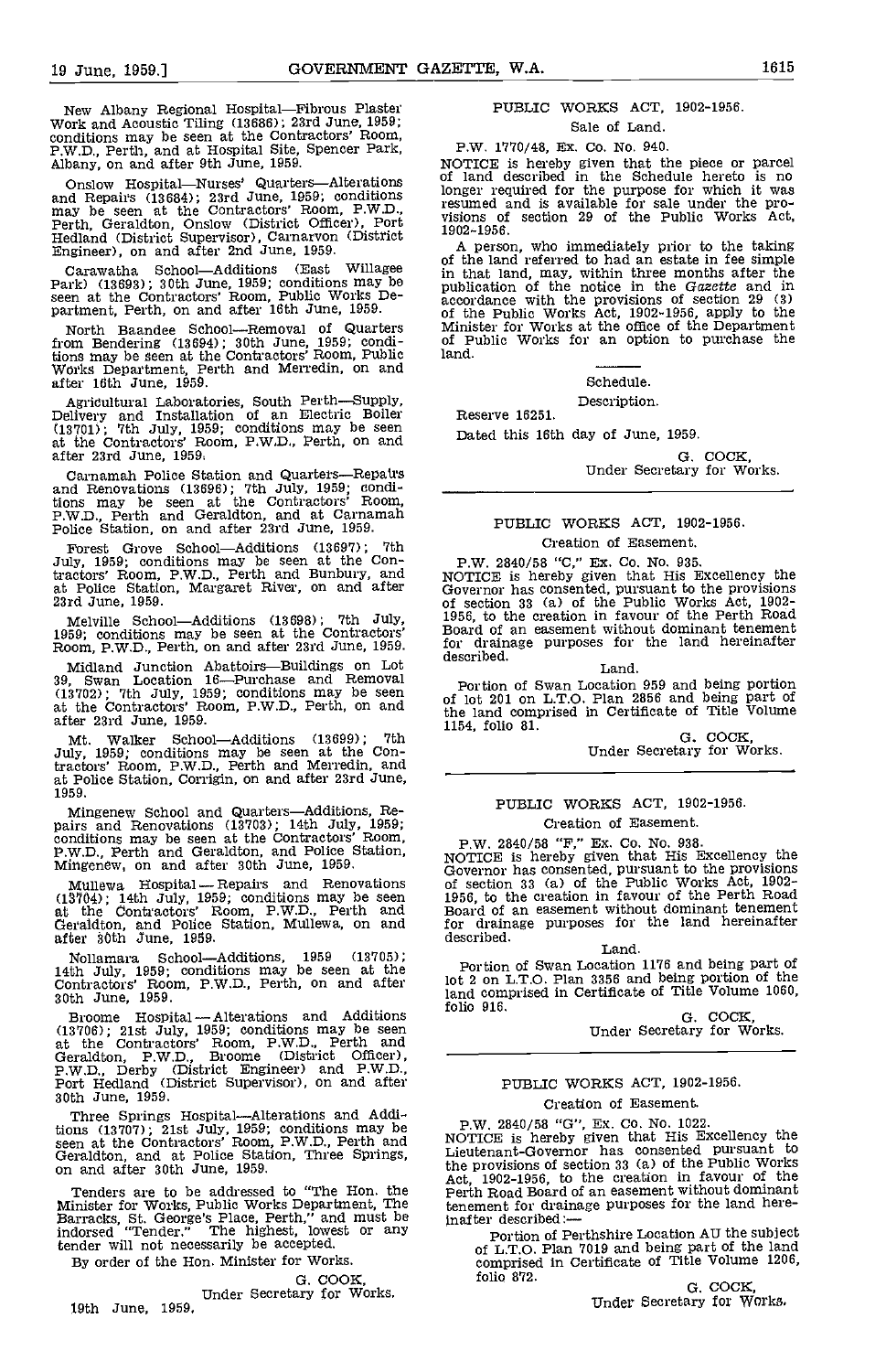New Albany Regional Hospital—Fibrous Plaster Work and Acoustic Tiling (13686); 23rd June, 1959; conditions may be seen at the Contractors' Room, P.W.D., Perth, and at Hospital Site, Spencer Park, Albany, on and after 9th June, 1959.

Onslow Hospital—Nurses' Quarters—Alterations and Repairs (13684); 23rd June, 1959; conditions may be seen at the Contractors' Room, P.W.D., Perth, Geraldton, Onslow (District Officer), Port Hedland (District Supervisor), Carnarvon (District Engineer), on and after 2nd June, 1959.

Carawatha School—Additions (East Willagee Park) (13693); 30th June, 1959; conditions may be seen at the Contractors' Room, Public Works Department, Perth, on and after 16th June, 1959.

North Baandee School—Removal of Quarters from Bendering (13694); 30th June, 1959; conditions may be seen at the Contractors' Room, Public Works Department, Perth and Merredin, on and after 16th June, 1959.

Agricultural Laboratories, South Perth—Supply, Delivery and Installation of an Electric Boiler (13701); 7th July, 1959; conditions may be seen at the Contractors' Room, P.W.D., Perth, on and after 23rd June, 1959.

Carnamah Police Station and Quarters—Repairs and Renovations (13696); 7th July, 1959; conditions may be seen at the Contractors' Room, P.W.D., Perth and Geraldton, and at Carnamah Police Station, on and after 23rd June, 1959.

Forest Grove School—Additions (13697); 7th July, 1959; conditions may be seen at the Contractors' Room, P.W.D., Perth and Bunbury, and at Police Station, Margaret River, on and after 23rd June, 1959.

Melville School—Additions (13698); 7th July, 1959; conditions may be seen at the Contractors' Room, P.W.D., Perth, on and after 23rd June, 1959.

Midland Junction Abattoirs—Buildings on Lot 39, Swan Location 16—Purchase and Removal (13702); 7th July, 1959; conditions may be seen at the Contractors' Room, P.W.D., Perth, on and after 23rd June, 1959.

Mt. Walker School—Additions (13699); 7th July, 1959; conditions may be seen at the Contractors' Room, P.W.D., Perth and Merredin, and at Police Station, Corrigin, on and after 23rd June, 1959.

Mingenew School and Quarters—Additions, Repairs and Renovations (13703); 14th July, 1959; conditions may be seen at the Contractors' Room, P.W.D., Perth and Geraldton, and Police Station, Mingenew, on and after 30th June, 1959.

Mullewa Hospital—Repairs and Renovations (13704); 14th July, 1959; conditions may be seen at the Contractors' Room, P.W.D., Perth and Geraldton, and Police Station, Mullewa, on and after 30th June, 1959.

Nollamara School—Additions, 1959 (13705); 14th July, 1959; conditions may be seen at the Contractors' Room, P.W.D., Perth, on and after 30th June, 1959.

Broome Hospital—Alterations and Additions (13706); 21st July, 1959; conditions may be seen at the Contractors' Room, P.W.D., Perth and Geraldton, P.W.D., Broome (District Officer), P.W.D., Derby (District Engineer) and P.W.D., Port Hedland (District Supervisor), on and after 30th June, 1959.

Three Springs Hospital—Alterations and Additions (13707); 21st July, 1959; conditions may be seen at the Contractors' Room, P.W.D., Perth and Geraldton, and at Police Station, Three Springs, on and after 30th June, 1959.

Tenders are to be addressed to "The Hon. the Minister for Works, Public Works Department, The Barracks, St. George's Place, Perth," and must be indorsed "Tender." The highest, lowest or any tender will not necessarily be accepted.

By order of the Hon. Minister for Works.

G. COOK,
Under Secretary for Works.

19th June, 1959.

## PUBLIC WORKS ACT, 1902-1956.

### Sale of Land.

P.W. 1770/48, Ex. Co. No. 940.

NOTICE is hereby given that the piece or parcel of land described in the Schedule hereto is no longer required for the purpose for which it was resumed and is available for sale under the provisions of section 29 of the Public Works Act, 1902-1956.

A person, who immediately prior to the taking of the land referred to had an estate in fee simple in that land, may, within three months after the publication of the notice in the *Gazette* and in accordance with the provisions of section 29 (3) of the Public Works Act, 1902-1956, apply to the Minister for Works at the office of the Department of Public Works for an option to purchase the land.

Schedule.

Description.

Reserve 16251.

Dated this 16th day of June, 1959.

G. COOK,
Under Secretary for Works.

## PUBLIC WORKS ACT, 1902-1956.

### Creation of Easement.

P.W. 2840/58 "C," Ex. Co. No. 935.

NOTICE is hereby given that His Excellency the Governor has consented, pursuant to the provisions of section 33 (a) of the Public Works Act, 1902-1956, to the creation in favour of the Perth Road Board of an easement without dominant tenement for drainage purposes for the land hereinafter described.

Land.

Portion of Swan Location 959 and being portion of lot 201 on L.T.O. Plan 2856 and being part of the land comprised in Certificate of Title Volume 1154, folio 81.

G. COOK,
Under Secretary for Works.

## PUBLIC WORKS ACT, 1902-1956.

### Creation of Easement.

P.W. 2840/58 "F," Ex. Co. No. 938.

NOTICE is hereby given that His Excellency the Governor has consented, pursuant to the provisions of section 33 (a) of the Public Works Act, 1902-1956, to the creation in favour of the Perth Road Board of an easement without dominant tenement for drainage purposes for the land hereinafter described.

Land.

Portion of Swan Location 1176 and being part of lot 2 on L.T.O. Plan 3356 and being portion of the land comprised in Certificate of Title Volume 1060, folio 916.

G. COOK,
Under Secretary for Works.

## PUBLIC WORKS ACT, 1902-1956.

### Creation of Easement.

P.W. 2840/58 "G", Ex. Co. No. 1022.

NOTICE is hereby given that His Excellency the Lieutenant-Governor has consented pursuant to the provisions of section 33 (a) of the Public Works Act, 1902-1956, to the creation in favour of the Perth Road Board of an easement without dominant tenement for drainage purposes for the land hereinafter described:—

Portion of Perthshire Location AU the subject of L.T.O. Plan 7019 and being part of the land comprised in Certificate of Title Volume 1206, folio 872.

G. COOK,
Under Secretary for Works.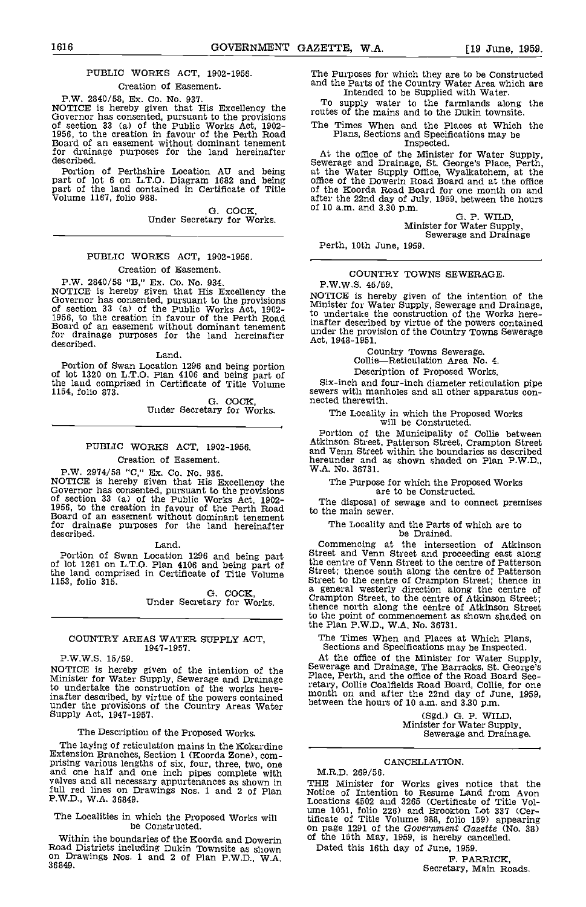## PUBLIC WORKS ACT, 1902-1956.

Creation of Easement.

P.W. 2840/58, Ex. Co. No. 937.

NOTICE is hereby given that His Excellency the Governor has consented, pursuant to the provisions of section 33 (a) of the Public Works Act, 1902-1956, to the creation in favour of the Perth Road Board of an easement without dominant tenement for drainage purposes for the land hereinafter described.

Portion of Perthshire Location AU and being part of lot 6 on L.T.O. Diagram 1682 and being part of the land contained in Certificate of Title Volume 1167, folio 988.

G. COCK,
Under Secretary for Works.

---

## PUBLIC WORKS ACT, 1902-1956.

Creation of Easement.

P.W. 2840/58 "B," Ex. Co. No. 934.

NOTICE is hereby given that His Excellency the Governor has consented, pursuant to the provisions of section 33 (a) of the Public Works Act, 1902-1956, to the creation in favour of the Perth Road Board of an easement without dominant tenement for drainage purposes for the land hereinafter described.

Land.

Portion of Swan Location 1296 and being portion of lot 1320 on L.T.O. Plan 4106 and being part of the land comprised in Certificate of Title Volume 1154, folio 873.

G. COCK,
Under Secretary for Works.

---

## PUBLIC WORKS ACT, 1902-1956.

Creation of Easement.

P.W. 2974/58 "C," Ex. Co. No. 936.

NOTICE is hereby given that His Excellency the Governor has consented, pursuant to the provisions of section 33 (a) of the Public Works Act, 1902-1956, to the creation in favour of the Perth Road Board of an easement without dominant tenement for drainage purposes for the land hereinafter described.

Land.

Portion of Swan Location 1296 and being part of lot 1261 on L.T.O. Plan 4106 and being part of the land comprised in Certificate of Title Volume 1153, folio 315.

G. COCK,
Under Secretary for Works.

---

## COUNTRY AREAS WATER SUPPLY ACT, 1947-1957.

P.W.W.S. 15/59.

NOTICE is hereby given of the intention of the Minister for Water Supply, Sewerage and Drainage to undertake the construction of the works hereinafter described, by virtue of the powers contained under the provisions of the Country Areas Water Supply Act, 1947-1957.

The Description of the Proposed Works.

The laying of reticulation mains in the Kokardine Extension Branches, Section 1 (Koorda Zone), comprising various lengths of six, four, three, two, one and one half and one inch pipes complete with valves and all necessary appurtenances as shown in full red lines on Drawings Nos. 1 and 2 of Plan P.W.D., W.A. 36849.

The Localities in which the Proposed Works will be Constructed.

Within the boundaries of the Koorda and Dowerin Road Districts including Dukin Townsite as shown on Drawings Nos. 1 and 2 of Plan P.W.D., W.A. 36849.

The Purposes for which they are to be Constructed and the Parts of the Country Water Area which are Intended to be Supplied with Water.

To supply water to the farmlands along the routes of the mains and to the Dukin townsite.

The Times When and the Places at Which the Plans, Sections and Specifications may be Inspected.

At the office of the Minister for Water Supply, Sewerage and Drainage, St. George's Place, Perth, at the Water Supply Office, Wyalkatchem, at the office of the Dowerin Road Board and at the office of the Koorda Road Board for one month on and after the 22nd day of July, 1959, between the hours of 10 a.m. and 3.30 p.m.

G. P. WILD,
Minister for Water Supply,
Sewerage and Drainage

Perth, 10th June, 1959.

---

## COUNTRY TOWNS SEWERAGE.

P.W.W.S. 45/59.

NOTICE is hereby given of the intention of the Minister for Water Supply, Sewerage and Drainage, to undertake the construction of the Works hereinafter described by virtue of the powers contained under the provision of the Country Towns Sewerage Act, 1948-1951.

Country Towns Sewerage.
Collie—Reticulation Area No. 4.

Description of Proposed Works.

Six-inch and four-inch diameter reticulation pipe sewers with manholes and all other apparatus connected therewith.

The Locality in which the Proposed Works will be Constructed.

Portion of the Municipality of Collie between Atkinson Street, Patterson Street, Crampton Street and Venn Street within the boundaries as described hereunder and as shown shaded on Plan P.W.D., W.A. No. 36731.

The Purpose for which the Proposed Works are to be Constructed.

The disposal of sewage and to connect premises to the main sewer.

The Locality and the Parts of which are to be Drained.

Commencing at the intersection of Atkinson Street and Venn Street and proceeding east along the centre of Venn Street to the centre of Patterson Street; thence south along the centre of Patterson Street to the centre of Crampton Street; thence in a general westerly direction along the centre of Crampton Street, to the centre of Atkinson Street; thence north along the centre of Atkinson Street to the point of commencement as shown shaded on the Plan P.W.D., W.A. No. 36731.

The Times When and Places at Which Plans, Sections and Specifications may be Inspected.

At the office of the Minister for Water Supply, Sewerage and Drainage, The Barracks, St. George's Place, Perth, and the office of the Road Board Secretary, Collie Coalfields Road Board, Collie, for one month on and after the 22nd day of June, 1959, between the hours of 10 a.m. and 3.30 p.m.

(Sgd.) G. P. WILD,
Minister for Water Supply,
Sewerage and Drainage.

---

## CANCELLATION.

M.R.D. 269/56.

THE Minister for Works gives notice that the Notice of Intention to Resume Land from Avon Locations 4502 and 3265 (Certificate of Title Volume 1051, folio 226) and Brookton Lot 337 (Certificate of Title Volume 988, folio 159) appearing on page 1291 of the *Government Gazette* (No. 38) of the 15th May, 1959, is hereby cancelled.

Dated this 16th day of June, 1959.

F. PARRICK,
Secretary, Main Roads.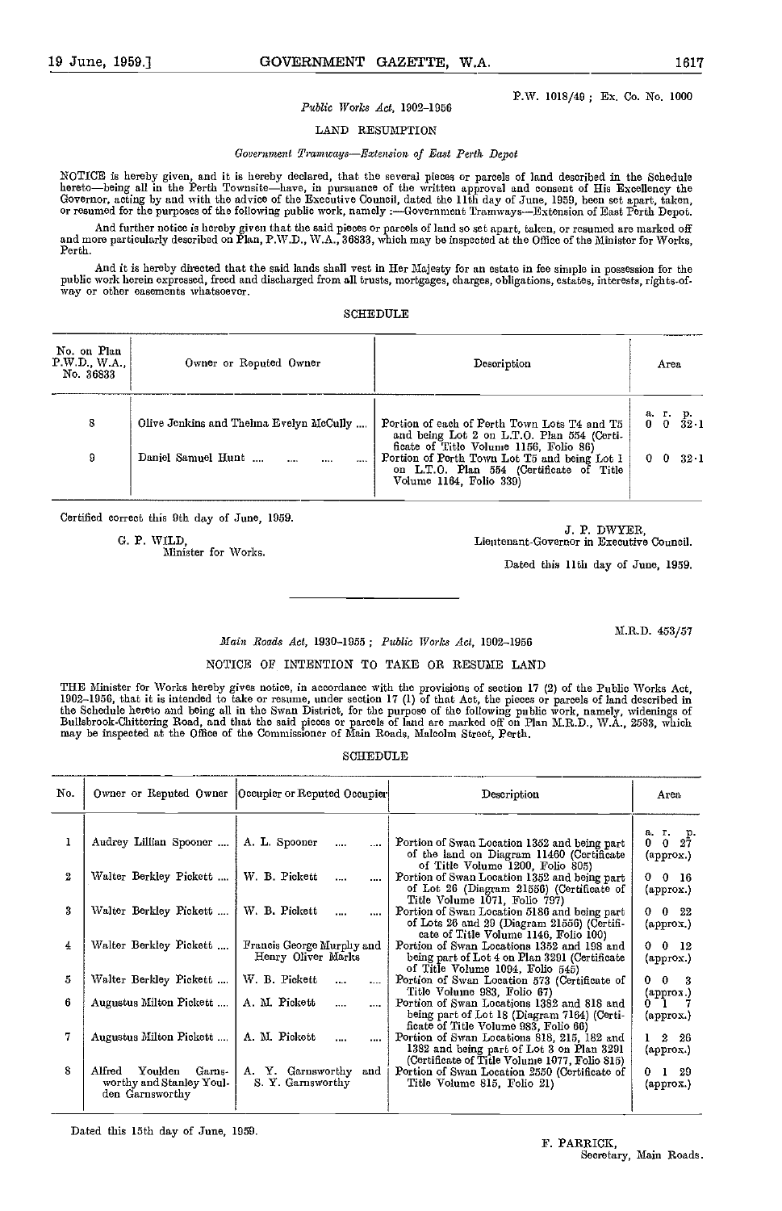P.W. 1018/49; Ex. Co. No. 1000

*Public Works Act, 1902-1956*

LAND RESUMPTION

*Government Tramways—Extension of East Perth Depot*

NOTICE is hereby given, and it is hereby declared, that the several pieces or parcels of land described in the Schedule hereto—being all in the Perth Townsite—have, in pursuance of the written approval and consent of His Excellency the Governor, acting by and with the advice of the Executive Council, dated the 11th day of June, 1959, been set apart, taken, or resumed for the purposes of the following public work, namely:—Government Tramways—Extension of East Perth Depot.

And further notice is hereby given that the said pieces or parcels of land so set apart, taken, or resumed are marked off and more particularly described on Plan, P.W.D., W.A., 36833, which may be inspected at the Office of the Minister for Works, Perth.

And it is hereby directed that the said lands shall vest in Her Majesty for an estate in fee simple in possession for the public work herein expressed, freed and discharged from all trusts, mortgages, charges, obligations, estates, interests, rights-of-way or other easements whatsoever.

SCHEDULE

| No. on Plan P.W.D., W.A., No. 36833 | Owner or Reputed Owner | Description | Area a. r. p. |
|---|---|---|---|
| 8 | Olive Jenkins and Thelma Evelyn McCully .... | Portion of each of Perth Town Lots T4 and T5 and being Lot 2 on L.T.O. Plan 554 (Certificate of Title Volume 1156, Folio 86) | 0 0 32·1 |
| 9 | Daniel Samuel Hunt .... .... .... .... | Portion of Perth Town Lot T5 and being Lot 1 on L.T.O. Plan 554 (Certificate of Title Volume 1164, Folio 339) | 0 0 32·1 |

Certified correct this 9th day of June, 1959.

G. P. WILD,
Minister for Works.

J. P. DWYER,
Lieutenant-Governor in Executive Council.

Dated this 11th day of June, 1959.

---

M.R.D. 453/57

*Main Roads Act, 1930-1955; Public Works Act, 1902-1956*

NOTICE OF INTENTION TO TAKE OR RESUME LAND

THE Minister for Works hereby gives notice, in accordance with the provisions of section 17 (2) of the Public Works Act, 1902-1956, that it is intended to take or resume, under section 17 (1) of that Act, the pieces or parcels of land described in the Schedule hereto and being all in the Swan District, for the purpose of the following public work, namely, widenings of Bullsbrook-Chittering Road, and that the said pieces or parcels of land are marked off on Plan M.R.D., W.A., 2583, which may be inspected at the Office of the Commissioner of Main Roads, Malcolm Street, Perth.

SCHEDULE

| No. | Owner or Reputed Owner | Occupier or Reputed Occupier | Description | Area a. r. p. |
|---|---|---|---|---|
| 1 | Audrey Lillian Spooner .... | A. L. Spooner .... .... | Portion of Swan Location 1352 and being part of the land on Diagram 11460 (Certificate of Title Volume 1200, Folio 805) | 0 0 27 (approx.) |
| 2 | Walter Berkley Pickett .... | W. B. Pickett .... .... | Portion of Swan Location 1352 and being part of Lot 26 (Diagram 21556) (Certificate of Title Volume 1071, Folio 797) | 0 0 16 (approx.) |
| 3 | Walter Berkley Pickett .... | W. B. Pickett .... .... | Portion of Swan Location 5186 and being part of Lots 26 and 29 (Diagram 21556) (Certificate of Title Volume 1146, Folio 100) | 0 0 22 (approx.) |
| 4 | Walter Berkley Pickett .... | Francis George Murphy and Henry Oliver Marks | Portion of Swan Locations 1352 and 198 and being part of Lot 4 on Plan 3291 (Certificate of Title Volume 1094, Folio 545) | 0 0 12 (approx.) |
| 5 | Walter Berkley Pickett .... | W. B. Pickett .... .... | Portion of Swan Location 573 (Certificate of Title Volume 983, Folio 67) | 0 0 3 (approx.) |
| 6 | Augustus Milton Pickett .... | A. M. Pickett .... .... | Portion of Swan Locations 1382 and 818 and being part of Lot 18 (Diagram 7164) (Certificate of Title Volume 983, Folio 66) | 0 1 7 (approx.) |
| 7 | Augustus Milton Pickett .... | A. M. Pickett .... .... | Portion of Swan Locations 818, 215, 182 and 1382 and being part of Lot 3 on Plan 3291 (Certificate of Title Volume 1077, Folio 815) | 1 2 26 (approx.) |
| 8 | Alfred Youlden Garnsworthy and Stanley Youlden Garnsworthy | A. Y. Garnsworthy and S. Y. Garnsworthy | Portion of Swan Location 2550 (Certificate of Title Volume 815, Folio 21) | 0 1 29 (approx.) |

Dated this 15th day of June, 1959.

F. PARRICK,
Secretary, Main Roads.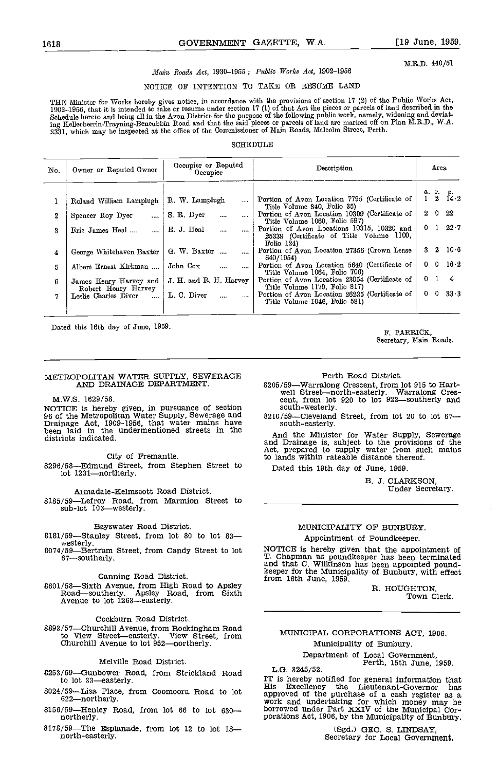M.R.D. 440/51

*Main Roads Act, 1930–1955; Public Works Act, 1902–1956*

NOTICE OF INTENTION TO TAKE OR RESUME LAND

THE Minister for Works hereby gives notice, in accordance with the provisions of section 17 (2) of the Public Works Act, 1902–1956, that it is intended to take or resume under section 17 (1) of that Act the pieces or parcels of land described in the Schedule hereto and being all in the Avon District for the purpose of the following public work, namely, widening and deviating Kellerberrin-Trayning-Bencubbin Road and that the said pieces or parcels of land are marked off on Plan M.R.D., W.A. 2331, which may be inspected at the office of the Commissioner of Main Roads, Malcolm Street, Perth.

SCHEDULE

| No. | Owner or Reputed Owner | Occupier or Reputed Occupier | Description | Area |
|---|---|---|---|---|
| | | | | a. r. p. |
| 1 | Roland William Lamplugh | R. W. Lamplugh .... | Portion of Avon Location 7795 (Certificate of Title Volume 840, Folio 35) | 1 2 14·2 |
| 2 | Spencer Roy Dyer .... | S. R. Dyer .... .... | Portion of Avon Location 10309 (Certificate of Title Volume 1060, Folio 597) | 2 0 22 |
| 3 | Eric James Heal .... .... | E. J. Heal .... .... | Portion of Avon Locations 10315, 10320 and 25338 (Certificate of Title Volume 1100, Folio 124) | 0 1 22·7 |
| 4 | George Whitehaven Baxter | G. W. Baxter .... .... | Portion of Avon Location 27356 (Crown Lease 640/1954) | 3 2 10·6 |
| 5 | Albert Ernest Kirkman .... | John Cox .... .... | Portion of Avon Location 5640 (Certificate of Title Volume 1064, Folio 706) | 0 0 16·2 |
| 6 | James Henry Harvey and Robert Henry Harvey | J. H. and R. H. Harvey | Portion of Avon Location 23054 (Certificate of Title Volume 1179, Folio 817) | 0 1 4 |
| 7 | Leslie Charles Diver .... | L. C. Diver .... .... | Portion of Avon Location 26235 (Certificate of Title Volume 1046, Folio 581) | 0 0 33·3 |

Dated this 16th day of June, 1959.

F. PARRICK,
Secretary, Main Roads.

---

METROPOLITAN WATER SUPPLY, SEWERAGE AND DRAINAGE DEPARTMENT.

M.W.S. 1629/58.

NOTICE is hereby given, in pursuance of section 96 of the Metropolitan Water Supply, Sewerage and Drainage Act, 1909-1956, that water mains have been laid in the undermentioned streets in the districts indicated.

City of Fremantle.

8296/58—Edmund Street, from Stephen Street to lot 1231—northerly.

Armadale-Kelmscott Road District.

8185/59—Lefroy Road, from Marmion Street to sub-lot 103—westerly.

Bayswater Road District.

8181/59—Stanley Street, from lot 80 to lot 83—westerly.

8074/59—Bertram Street, from Candy Street to lot 67—southerly.

Canning Road District.

8601/58—Sixth Avenue, from High Road to Apsley Road—southerly. Apsley Road, from Sixth Avenue to lot 1263—easterly.

Cockburn Road District.

8893/57—Churchill Avenue, from Rockingham Road to View Street—easterly. View Street, from Churchill Avenue to lot 952—northerly.

Melville Road District.

8253/59—Gunbower Road, from Strickland Road to lot 33—easterly.

8024/59—Lisa Place, from Coomoora Road to lot 622—northerly.

8156/59—Henley Road, from lot 66 to lot 630—northerly.

8178/59—The Esplanade, from lot 12 to lot 18—north-easterly.

Perth Road District.

8205/59—Warralong Crescent, from lot 915 to Hartwell Street—north-easterly. Warralong Crescent, from lot 920 to lot 922—southerly and south-westerly.

8210/59—Cleveland Street, from lot 20 to lot 67—south-easterly.

And the Minister for Water Supply, Sewerage and Drainage is, subject to the provisions of the Act, prepared to supply water from such mains to lands within rateable distance thereof.

Dated this 19th day of June, 1959.

B. J. CLARKSON,
Under Secretary.

---

MUNICIPALITY OF BUNBURY.

Appointment of Poundkeeper.

NOTICE is hereby given that the appointment of T. Chapman as poundkeeper has been terminated and that C. Wilkinson has been appointed poundkeeper for the Municipality of Bunbury, with effect from 16th June, 1959.

R. HOUGHTON,
Town Clerk.

---

MUNICIPAL CORPORATIONS ACT, 1906.

Municipality of Bunbury.

Department of Local Government,
Perth, 15th June, 1959.

L.G. 3245/52.

IT is hereby notified for general information that His Excellency the Lieutenant-Governor has approved of the purchase of a cash register as a work and undertaking for which money may be borrowed under Part XXIV of the Municipal Corporations Act, 1906, by the Municipality of Bunbury.

(Sgd.) GEO. S. LINDSAY,
Secretary for Local Government.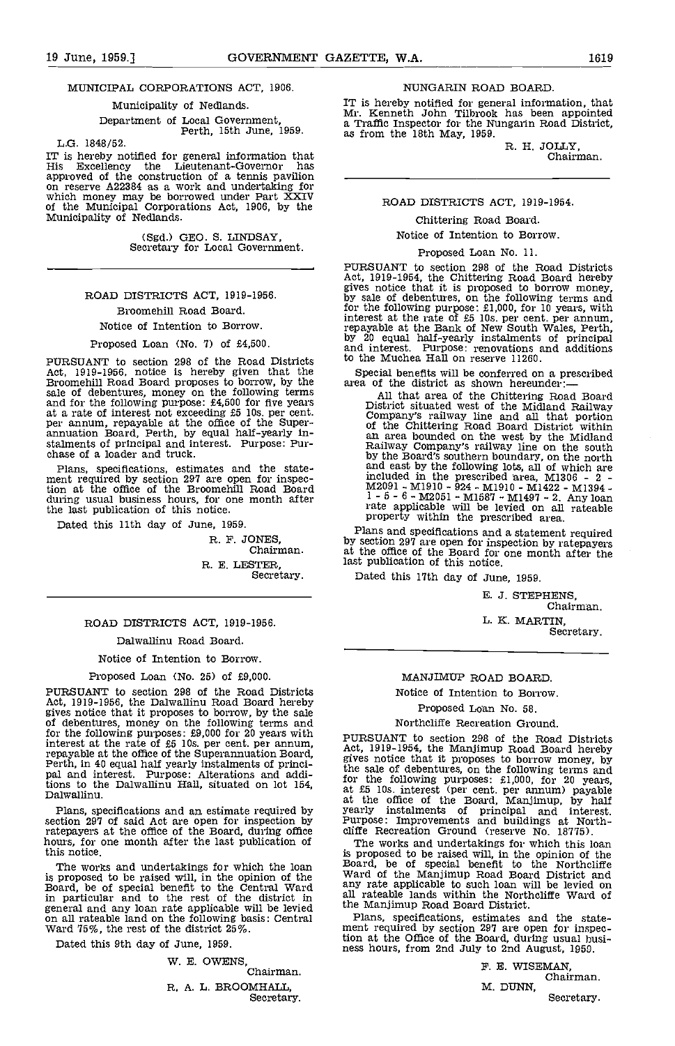## MUNICIPAL CORPORATIONS ACT, 1906.

Municipality of Nedlands.

Department of Local Government,
Perth, 15th June, 1959.

L.G. 1848/52.

IT is hereby notified for general information that His Excellency the Lieutenant-Governor has approved of the construction of a tennis pavilion on reserve A22384 as a work and undertaking for which money may be borrowed under Part XXIV of the Municipal Corporations Act, 1906, by the Municipality of Nedlands.

(Sgd.) GEO. S. LINDSAY,
Secretary for Local Government.

---

## ROAD DISTRICTS ACT, 1919-1956.

Broomehill Road Board.

Notice of Intention to Borrow.

Proposed Loan (No. 7) of £4,500.

PURSUANT to section 298 of the Road Districts Act, 1919-1956, notice is hereby given that the Broomehill Road Board proposes to borrow, by the sale of debentures, money on the following terms and for the following purpose: £4,500 for five years at a rate of interest not exceeding £5 10s. per cent. per annum, repayable at the office of the Superannuation Board, Perth, by equal half-yearly instalments of principal and interest. Purpose: Purchase of a loader and truck.

Plans, specifications, estimates and the statement required by section 297 are open for inspection at the office of the Broomehill Road Board during usual business hours, for one month after the last publication of this notice.

Dated this 11th day of June, 1959.

R. F. JONES,
Chairman.

R. E. LESTER,
Secretary.

---

## ROAD DISTRICTS ACT, 1919-1956.

Dalwallinu Road Board.

Notice of Intention to Borrow.

Proposed Loan (No. 25) of £9,000.

PURSUANT to section 298 of the Road Districts Act, 1919-1956, the Dalwallinu Road Board hereby gives notice that it proposes to borrow, by the sale of debentures, money on the following terms and for the following purposes: £9,000 for 20 years with interest at the rate of £5 10s. per cent. per annum, repayable at the office of the Superannuation Board, Perth, in 40 equal half yearly instalments of principal and interest. Purpose: Alterations and additions to the Dalwallinu Hall, situated on lot 154, Dalwallinu.

Plans, specifications and an estimate required by section 297 of said Act are open for inspection by ratepayers at the office of the Board, during office hours, for one month after the last publication of this notice.

The works and undertakings for which the loan is proposed to be raised will, in the opinion of the Board, be of special benefit to the Central Ward in particular and to the rest of the district in general and any loan rate applicable will be levied on all rateable land on the following basis: Central Ward 75%, the rest of the district 25%.

Dated this 9th day of June, 1959.

W. E. OWENS,
Chairman.

R. A. L. BROOMHALL,
Secretary.

---

## NUNGARIN ROAD BOARD.

IT is hereby notified for general information, that Mr. Kenneth John Tilbrook has been appointed a Traffic Inspector for the Nungarin Road District, as from the 18th May, 1959.

R. H. JOLLY,
Chairman.

---

## ROAD DISTRICTS ACT, 1919-1954.

Chittering Road Board.

Notice of Intention to Borrow.

Proposed Loan No. 11.

PURSUANT to section 298 of the Road Districts Act, 1919-1954, the Chittering Road Board hereby gives notice that it is proposed to borrow money, by sale of debentures, on the following terms and for the following purpose: £1,000, for 10 years, with interest at the rate of £5 10s. per cent. per annum, repayable at the Bank of New South Wales, Perth, by 20 equal half-yearly instalments of principal and interest. Purpose: renovations and additions to the Muchea Hall on reserve 11260.

Special benefits will be conferred on a prescribed area of the district as shown hereunder:—

> All that area of the Chittering Road Board District situated west of the Midland Railway Company's railway line and all that portion of the Chittering Road Board District within an area bounded on the west by the Midland Railway Company's railway line on the south by the Board's southern boundary, on the north and east by the following lots, all of which are included in the prescribed area, M1306 - 2 - M2091 - M1910 - 924 - M1910 - M1422 - M1394 - 1 - 5 - 6 - M2051 - M1587 - M1497 - 2. Any loan rate applicable will be levied on all rateable property within the prescribed area.

Plans and specifications and a statement required by section 297 are open for inspection by ratepayers at the office of the Board for one month after the last publication of this notice.

Dated this 17th day of June, 1959.

E. J. STEPHENS,
Chairman.

L. K. MARTIN,
Secretary.

---

## MANJIMUP ROAD BOARD.

Notice of Intention to Borrow.

Proposed Loan No. 58.

Northcliffe Recreation Ground.

PURSUANT to section 298 of the Road Districts Act, 1919-1954, the Manjimup Road Board hereby gives notice that it proposes to borrow money, by the sale of debentures, on the following terms and for the following purposes: £1,000, for 20 years, at £5 10s. interest (per cent. per annum) payable at the office of the Board, Manjimup, by half yearly instalments of principal and interest. Purpose: Improvements and buildings at Northcliffe Recreation Ground (reserve No. 18775).

The works and undertakings for which this loan is proposed to be raised will, in the opinion of the Board, be of special benefit to the Northcliffe Ward of the Manjimup Road Board District and any rate applicable to such loan will be levied on all rateable lands within the Northcliffe Ward of the Manjimup Road Board District.

Plans, specifications, estimates and the statement required by section 297 are open for inspection at the Office of the Board, during usual business hours, from 2nd July to 2nd August, 1959.

F. E. WISEMAN,
Chairman.

M. DUNN,
Secretary.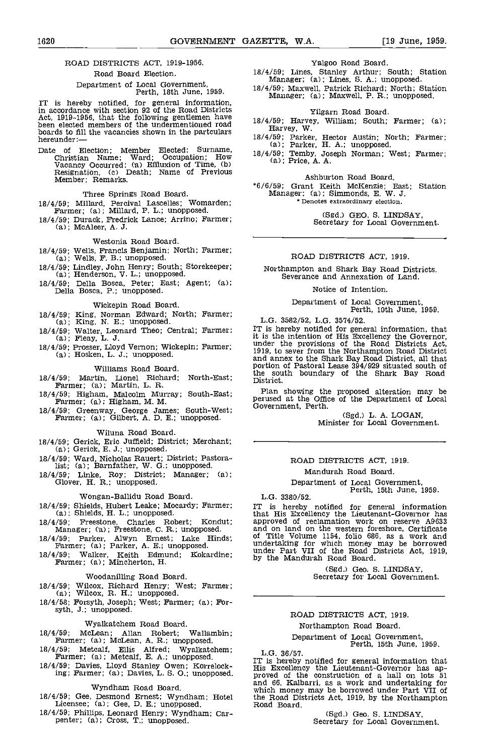ROAD DISTRICTS ACT, 1919-1956.

Road Board Election.

Department of Local Government, Perth, 18th June, 1959.

IT is hereby notified, for general information, in accordance with section 92 of the Road Districts Act, 1919-1956, that the following gentlemen have been elected members of the undermentioned road boards to fill the vacancies shown in the partculars hereunder:—

Date of Election; Member Elected: Surname, Christian Name; Ward; Occupation; How Vacancy Occurred: (a) Effluxion of Time, (b) Resignation, (c) Death; Name of Previous Member; Remarks.

Three Springs Road Board.

18/4/59; Millard, Percival Lascelles; Womarden; Farmer; (a); Millard, P. L.; unopposed.

18/4/59; Durack, Fredrick Lance; Arrino; Farmer; (a); McAleer, A. J.

Westonia Road Board.

18/4/59; Wells, Francis Benjamin; North; Farmer; (a); Wells, F. B.; unopposed.

18/4/59; Lindley, John Henry; South; Storekeeper; (a); Henderson, V. L.; unopposed.

18/4/59; Della Bosca, Peter; East; Agent; (a); Della Bosca, P.; unopposed.

Wickepin Road Board.

18/4/59; King, Norman Edward; North; Farmer; (a); King, N. E.; unopposed.

18/4/59; Walter, Leonard Theo; Central; Farmer; (a); Fleay, L. J.

18/4/59; Prosser, Lloyd Vernon; Wickepin; Farmer; (a); Hosken, L. J.; unopposed.

Williams Road Board.

18/4/59; Martin, Lionel Richard; North-East; Farmer; (a); Martin, L. R.

18/4/59; Higham, Malcolm Murray; South-East; Farmer; (a); Higham, M. M.

18/4/59; Greenway, George James; South-West; Farmer; (a); Gilbert, A. D. E.; unopposed.

Wiluna Road Board.

18/4/59; Gerick, Eric Juffield; District; Merchant; (a); Gerick, E. J.; unopposed.

18/4/59; Ward, Nicholas Rauert; District; Pastoralist; (a); Barnfather, W. G.; unopposed.

18/4/59; Linke, Roy; District; Manager; (a); Glover, H. R.; unopposed.

Wongan-Ballidu Road Board.

18/4/59; Shields, Hubert Leake; Mocardy; Farmer; (a); Shields, H. L.; unopposed.

18/4/59; Freestone, Charles Robert; Kondut; Manager; (a); Freestone, C. R.; unopposed.

18/4/59; Parker, Alwyn Ernest; Lake Hinds; Farmer; (a); Parker, A. E.; unopposed.

18/4/59; Walker, Keith Edmund; Kokardine; Farmer; (a); Mincherton, H.

Woodanilling Road Board.

18/4/59; Wilcox, Richard Henry; West; Farmer; (a); Wilcox, R. H.; unopposed.

18/4/58; Forsyth, Joseph; West; Farmer; (a); Forsyth, J.; unopposed.

Wyalkatchem Road Board.

18/4/59; McLean; Allan Robert; Wallambin; Farmer; (a); McLean, A. R.; unopposed.

18/4/59; Metcalf, Ellis Alfred; Wyalkatchem; Farmer; (a); Metcalf, E. A.; unopposed.

18/4/59; Davies, Lloyd Stanley Owen; Korrelocking; Farmer; (a); Davies, L. S. O.; unopposed.

Wyndham Road Board.

18/4/59; Gee, Desmond Ernest; Wyndham; Hotel Licensee; (a); Gee, D. E.; unopposed.

18/4/59; Phillips, Leonard Henry; Wyndham; Carpenter; (a); Cross, T.; unopposed.

Yalgoo Road Board.

18/4/59; Lines, Stanley Arthur; South; Station Manager; (a); Lines, S. A.; unopposed.

18/4/59; Maxwell, Patrick Richard; North; Station Manager; (a); Maxwell, P. R.; unopposed.

Yilgarn Road Board.

18/4/59; Harvey, William; South; Farmer; (a); Harvey, W.

18/4/59; Parker, Hector Austin; North; Farmer; (a); Parker, H. A.; unopposed.

18/4/59; Temby, Joseph Norman; West; Farmer; (a); Price, A. A.

Ashburton Road Board.

*6/6/59; Grant Keith McKenzie; East; Station Manager; (a); Simmonds, E. W. J.

\* Denotes extraordinary election.

(Sgd.) GEO. S. LINDSAY,
Secretary for Local Government.

---

ROAD DISTRICTS ACT, 1919.

Northampton and Shark Bay Road Districts. Severance and Annexation of Land.

Notice of Intention.

Department of Local Government, Perth, 10th June, 1959.

L.G. 3582/52, L.G. 3574/52.

IT is hereby notified for general information, that it is the intention of His Excellency the Governor, under the provisions of the Road Districts Act, 1919, to sever from the Northampton Road District and annex to the Shark Bay Road District, all that portion of Pastoral Lease 394/929 situated south of the south boundary of the Shark Bay Road District.

Plan showing the proposed alteration may be perused at the Office of the Department of Local Government, Perth.

(Sgd.) L. A. LOGAN,
Minister for Local Government.

---

ROAD DISTRICTS ACT, 1919.

Mandurah Road Board.

Department of Local Government, Perth, 15th June, 1959.

L.G. 3380/52.

IT is hereby notified for general information that His Excellency the Lieutenant-Governor has approved of reclamation work on reserve A9633 and on land on the western foreshore, Certificate of Title Volume 1154, folio 686, as a work and undertaking for which money may be borrowed under Part VII of the Road Districts Act, 1919, by the Mandurah Road Board.

(Sgd.) Geo. S. LINDSAY,
Secretary for Local Government.

---

ROAD DISTRICTS ACT, 1919.

Northampton Road Board.

Department of Local Government, Perth, 15th June, 1959.

L.G. 36/57.

IT is hereby notified for general information that His Excellency the Lieutenant-Governor has approved of the construction of a hall on lots 51 and 66, Kalbarri, as a work and undertaking for which money may be borrowed under Part VII of the Road Districts Act, 1919, by the Northampton Road Board.

(Sgd.) Geo. S. LINDSAY,
Secretary for Local Government.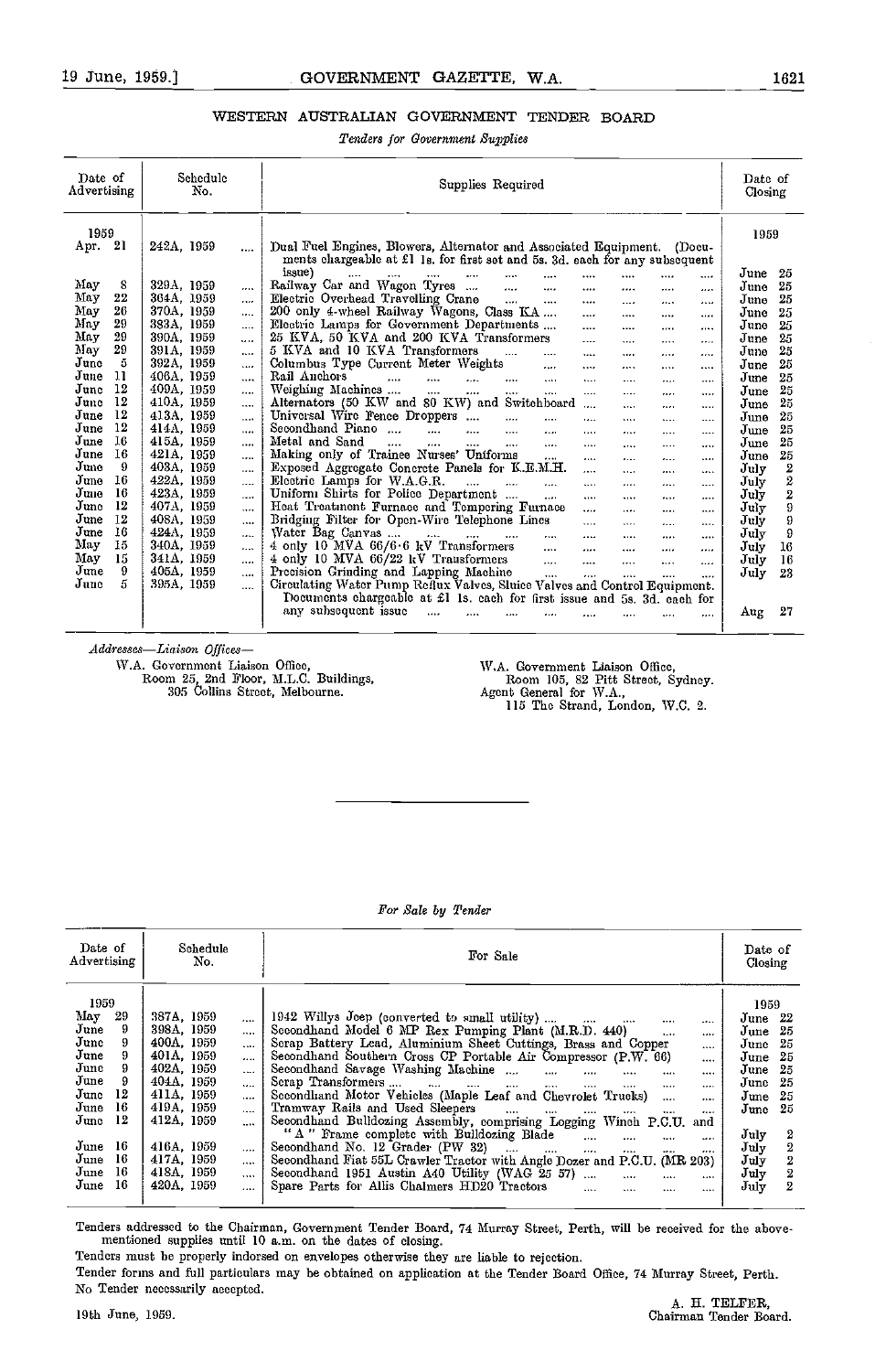## WESTERN AUSTRALIAN GOVERNMENT TENDER BOARD

*Tenders for Government Supplies*

| Date of Advertising | Schedule No. | Supplies Required | Date of Closing |
|---|---|---|---|
| 1959 | | | 1959 |
| Apr. 21 | 242A, 1959 | Dual Fuel Engines, Blowers, Alternator and Associated Equipment. (Documents chargeable at £1 1s. for first set and 5s. 3d. each for any subsequent issue) | June 25 |
| May 8 | 329A, 1959 | Railway Car and Wagon Tyres | June 25 |
| May 22 | 364A, 1959 | Electric Overhead Travelling Crane | June 25 |
| May 26 | 370A, 1959 | 200 only 4-wheel Railway Wagons, Class KA | June 25 |
| May 29 | 383A, 1959 | Electric Lamps for Government Departments | June 25 |
| May 29 | 390A, 1959 | 25 KVA, 50 KVA and 200 KVA Transformers | June 25 |
| May 29 | 391A, 1959 | 5 KVA and 10 KVA Transformers | June 25 |
| June 5 | 392A, 1959 | Columbus Type Current Meter Weights | June 25 |
| June 11 | 406A, 1959 | Rail Anchors | June 25 |
| June 12 | 409A, 1959 | Weighing Machines | June 25 |
| June 12 | 410A, 1959 | Alternators (50 KW and 80 KW) and Switchboard | June 25 |
| June 12 | 413A, 1959 | Universal Wire Fence Droppers | June 25 |
| June 12 | 414A, 1959 | Secondhand Piano | June 25 |
| June 16 | 415A, 1959 | Metal and Sand | June 25 |
| June 16 | 421A, 1959 | Making only of Trainee Nurses' Uniforms | June 25 |
| June 9 | 403A, 1959 | Exposed Aggregate Concrete Panels for K.E.M.H. | July 2 |
| June 16 | 422A, 1959 | Electric Lamps for W.A.G.R. | July 2 |
| June 16 | 423A, 1959 | Uniform Shirts for Police Department | July 2 |
| June 12 | 407A, 1959 | Heat Treatment Furnace and Tempering Furnace | July 9 |
| June 12 | 408A, 1959 | Bridging Filter for Open-Wire Telephone Lines | July 9 |
| June 16 | 424A, 1959 | Water Bag Canvas | July 9 |
| May 15 | 340A, 1959 | 4 only 10 MVA 66/6·6 kV Transformers | July 16 |
| May 15 | 341A, 1959 | 4 only 10 MVA 66/22 kV Transformers | July 16 |
| June 9 | 405A, 1959 | Precision Grinding and Lapping Machine | July 23 |
| June 5 | 395A, 1959 | Circulating Water Pump Reflux Valves, Sluice Valves and Control Equipment. Documents chargeable at £1 1s. each for first issue and 5s. 3d. each for any subsequent issue | Aug 27 |

*Addresses—Liaison Offices—*

W.A. Government Liaison Office,
Room 25, 2nd Floor, M.L.C. Buildings,
305 Collins Street, Melbourne.

W.A. Government Liaison Office,
Room 105, 82 Pitt Street, Sydney.
Agent General for W.A.,
115 The Strand, London, W.C. 2.

*For Sale by Tender*

| Date of Advertising | Schedule No. | For Sale | Date of Closing |
|---|---|---|---|
| 1959 | | | 1959 |
| May 29 | 387A, 1959 | 1942 Willys Jeep (converted to small utility) | June 22 |
| June 9 | 398A, 1959 | Secondhand Model 6 MP Rex Pumping Plant (M.R.D. 440) | June 25 |
| June 9 | 400A, 1959 | Scrap Battery Lead, Aluminium Sheet Cuttings, Brass and Copper | June 25 |
| June 9 | 401A, 1959 | Secondhand Southern Cross CP Portable Air Compressor (P.W. 66) | June 25 |
| June 9 | 402A, 1959 | Secondhand Savage Washing Machine | June 25 |
| June 9 | 404A, 1959 | Scrap Transformers | June 25 |
| June 12 | 411A, 1959 | Secondhand Motor Vehicles (Maple Leaf and Chevrolet Trucks) | June 25 |
| June 16 | 419A, 1959 | Tramway Rails and Used Sleepers | June 25 |
| June 12 | 412A, 1959 | Secondhand Bulldozing Assembly, comprising Logging Winch P.C.U. and "A" Frame complete with Bulldozing Blade | July 2 |
| June 16 | 416A, 1959 | Secondhand No. 12 Grader (PW 32) | July 2 |
| June 16 | 417A, 1959 | Secondhand Fiat 55L Crawler Tractor with Angle Dozer and P.C.U. (MR 203) | July 2 |
| June 16 | 418A, 1959 | Secondhand 1951 Austin A40 Utility (WAG 25 57) | July 2 |
| June 16 | 420A, 1959 | Spare Parts for Allis Chalmers HD20 Tractors | July 2 |

Tenders addressed to the Chairman, Government Tender Board, 74 Murray Street, Perth, will be received for the above-mentioned supplies until 10 a.m. on the dates of closing.

Tenders must be properly indorsed on envelopes otherwise they are liable to rejection.

Tender forms and full particulars may be obtained on application at the Tender Board Office, 74 Murray Street, Perth.

No Tender necessarily accepted.

A. H. TELFER,
Chairman Tender Board.

19th June, 1959.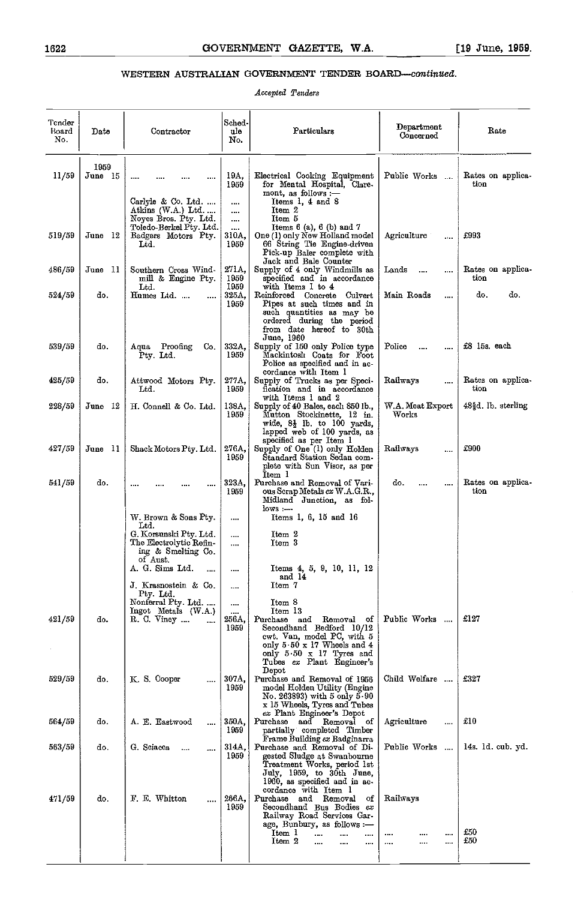## WESTERN AUSTRALIAN GOVERNMENT TENDER BOARD—*continued*.

*Accepted Tenders*

| Tender Board No. | Date | Contractor | Schedule No. | Particulars | Department Concerned | Rate |
|---|---|---|---|---|---|---|
| | 1959 | | | | | |
| 11/59 | June 15 | .... .... .... .... | 19A, 1959 | Electrical Cooking Equipment for Mental Hospital, Claremont, as follows :— | Public Works .... | Rates on application |
| | | Carlyle & Co. Ltd. .... | .... | Items 1, 4 and 8 | | |
| | | Atkins (W.A.) Ltd. .... | .... | Item 2 | | |
| | | Noyes Bros. Pty. Ltd. | .... | Item 5 | | |
| | | Toledo-Berkel Pty. Ltd. | .... | Items 6 (a), 6 (b) and 7 | | |
| 519/59 | June 12 | Badgers Motors Pty. Ltd. | 310A, 1959 | One (1) only New Holland model 66 String Tie Engine-driven Pick-up Baler complete with Jack and Bale Counter | Agriculture .... | £993 |
| 486/59 | June 11 | Southern Cross Windmill & Engine Pty. Ltd. | 271A, 1959 | Supply of 4 only Windmills as specified and in accordance with Items 1 to 4 | Lands .... .... | Rates on application |
| 524/59 | do. | Humes Ltd. .... .... | 325A, 1959 | Reinforced Concrete Culvert Pipes at such times and in such quantities as may be ordered during the period from date hereof to 30th June, 1960 | Main Roads .... | do. do. |
| 539/59 | do. | Aqua Proofing Co. Pty. Ltd. | 332A, 1959 | Supply of 150 only Police type Mackintosh Coats for Foot Police as specified and in accordance with Item 1 | Police .... .... | £8 15s. each |
| 425/59 | do. | Attwood Motors Pty. Ltd. | 277A, 1959 | Supply of Trucks as per Specification and in accordance with Items 1 and 2 | Railways .... | Rates on application |
| 228/59 | June 12 | H. Connell & Co. Ltd. | 138A, 1959 | Supply of 40 Bales, each 850 lb., Mutton Stockinette, 12 in. wide, 8½ lb. to 100 yards, lapped web of 100 yards, as specified as per Item 1 | W.A. Meat Export Works | 48⅜d. lb. sterling |
| 427/59 | June 11 | Shack Motors Pty. Ltd. | 276A, 1959 | Supply of One (1) only Holden Standard Station Sedan complete with Sun Visor, as per Item 1 | Railways .... | £900 |
| 541/59 | do. | .... .... .... .... | 323A, 1959 | Purchase and Removal of Various Scrap Metals *ex* W.A.G.R., Midland Junction, as follows :— | do. .... .... | Rates on application |
| | | W. Brown & Sons Pty. Ltd. | .... | Items 1, 6, 15 and 16 | | |
| | | G. Korsunski Pty. Ltd. | .... | Item 2 | | |
| | | The Electrolytic Refining & Smelting Co. of Aust. | .... | Item 3 | | |
| | | A. G. Sims Ltd. .... | .... | Items 4, 5, 9, 10, 11, 12 and 14 | | |
| | | J. Krasnostein & Co. Pty. Ltd. | .... | Item 7 | | |
| | | Nonferral Pty. Ltd. .... | .... | Item 8 | | |
| | | Ingot Metals (W.A.) | .... | Item 13 | | |
| 421/59 | do. | R. C. Viney .... .... | 256A, 1959 | Purchase and Removal of Secondhand Bedford 10/12 cwt. Van, model PC, with 5 only 5·50 x 17 Wheels and 4 only 5·50 x 17 Tyres and Tubes *ex* Plant Engineer's Depot | Public Works .... | £127 |
| 529/59 | do. | K. S. Cooper .... | 307A, 1959 | Purchase and Removal of 1956 model Holden Utility (Engine No. 263893) with 5 only 5·90 x 15 Wheels, Tyres and Tubes *ex* Plant Engineer's Depot | Child Welfare .... | £327 |
| 564/59 | do. | A. E. Eastwood .... | 350A, 1959 | Purchase and Removal of partially completed Timber Frame Building *ex* Badgingarra | Agriculture .... | £10 |
| 563/59 | do. | G. Sciacca .... .... | 314A, 1959 | Purchase and Removal of Digested Sludge at Swanbourne Treatment Works, period 1st July, 1959, to 30th June, 1960, as specified and in accordance with Item 1 | Public Works .... | 14s. 1d. cub. yd. |
| 471/59 | do. | F. E. Whitton .... | 266A, 1959 | Purchase and Removal of Secondhand Bus Bodies *ex* Railway Road Services Garage, Bunbury, as follows :— | Railways | |
| | | | | Item 1 .... .... .... | .... .... .... | £50 |
| | | | | Item 2 .... .... .... | .... .... .... | £50 |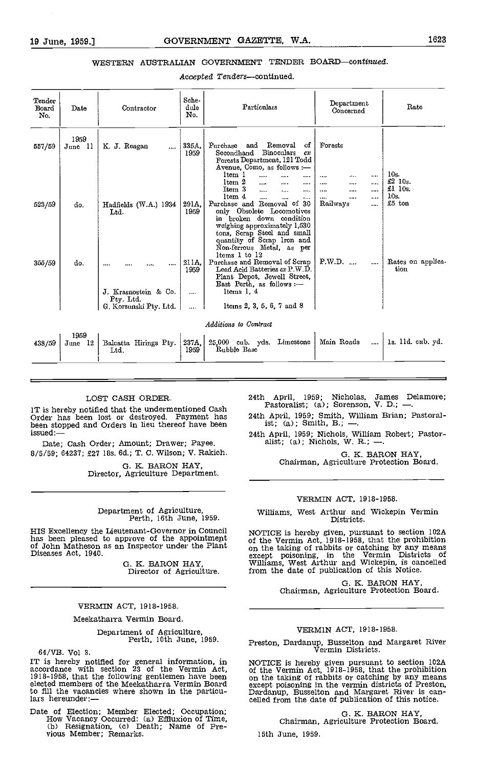## WESTERN AUSTRALIAN GOVERNMENT TENDER BOARD—*continued*.

*Accepted Tenders*—continued.

| Tender Board No. | Date | Contractor | Schedule No. | Particulars | Department Concerned | Rate |
|---|---|---|---|---|---|---|
| | 1959 | | | | | |
| 557/59 | June 11 | K. J. Reagan .... | 335A, 1959 | Purchase and Removal of Secondhand Binoculars *ex* Forests Department, 121 Todd Avenue, Como, as follows :— | Forests | |
| | | | | Item 1 .... .... .... | .... .... .... | 10s. |
| | | | | Item 2 .... .... .... | .... .... .... | £2 10s. |
| | | | | Item 3 .... .... .... | .... .... .... | £1 10s. |
| | | | | Item 4 .... .... .... | .... .... .... | 10s. |
| 523/59 | do. | Hadfields (W.A.) 1934 Ltd. | 291A, 1959 | Purchase and Removal of 30 only Obsolete Locomotives in broken down condition weighing approximately 1,530 tons, Scrap Steel and small quantity of Scrap Iron and Non-ferrous Metal, as per Items 1 to 12 | Railways .... | £5 ton |
| 355/59 | do. | .... .... .... .... | 211A, 1959 | Purchase and Removal of Scrap Lead Acid Batteries *ex* P.W.D. Plant Depot, Jewell Street, East Perth, as follows :— | P.W.D. .... .... | Rates on application |
| | | J. Krasnostein & Co. Pty. Ltd. | .... | Items 1, 4 | | |
| | | G. Korsunski Pty. Ltd. | .... | Items 2, 3, 5, 6, 7 and 8 | | |
| | | | | *Additions to Contract* | | |
| | 1959 | | | | | |
| 438/59 | June 12 | Balcatta Hirings Pty. Ltd. | 237A, 1959 | 25,000 cub. yds. Limestone Rubble Base | Main Roads .... | 1s. 11d. cub. yd. |

### LOST CASH ORDER.

IT is hereby notified that the undermentioned Cash Order has been lost or destroyed. Payment has been stopped and Orders in lieu thereof have been issued:—

Date; Cash Order; Amount; Drawer; Payee.

8/5/59; 64237; £27 16s. 6d.; T. C. Wilson; V. Rakich.

G. K. BARON HAY,
Director, Agriculture Department.

---

Department of Agriculture,
Perth, 16th June, 1959.

HIS Excellency the Lieutenant-Governor in Council has been pleased to approve of the appointment of John Matheson as an Inspector under the Plant Diseases Act, 1940.

G. K. BARON HAY,
Director of Agriculture.

---

### VERMIN ACT, 1918-1958.

Meekatharra Vermin Board.

Department of Agriculture,
Perth, 10th June, 1959.

64/VB. Vol 3.

IT is hereby notified for general information, in accordance with section 23 of the Vermin Act, 1918-1958, that the following gentlemen have been elected members of the Meekatharra Vermin Board to fill the vacancies where shown in the particulars hereunder:—

Date of Election; Member Elected; Occupation; How Vacancy Occurred: (a) Effluxion of Time, (b) Resignation, (c) Death; Name of Previous Member; Remarks.

24th April, 1959; Nicholas, James Delamore; Pastoralist; (a); Sorenson, V. D.; —.

24th April, 1959; Smith, William Brian; Pastoralist; (a); Smith, B.; —.

24th April, 1959; Nichols, William Robert; Pastoralist; (a); Nichols, W. R.; —.

G. K. BARON HAY,
Chairman, Agriculture Protection Board.

---

### VERMIN ACT, 1918-1958.

Williams, West Arthur and Wickepin Vermin Districts.

NOTICE is hereby given, pursuant to section 102A of the Vermin Act, 1918-1958, that the prohibition on the taking of rabbits or catching by any means except poisoning, in the Vermin Districts of Williams, West Arthur and Wickepin, is cancelled from the date of publication of this Notice.

G. K. BARON HAY,
Chairman, Agriculture Protection Board.

---

### VERMIN ACT, 1918-1958.

Preston, Dardanup, Busselton and Margaret River Vermin Districts.

NOTICE is hereby given pursuant to section 102A of the Vermin Act, 1918-1958, that the prohibition on the taking of rabbits or catching by any means except poisoning in the vermin districts of Preston, Dardanup, Busselton and Margaret River is cancelled from the date of publication of this notice.

G. K. BARON HAY,
Chairman, Agriculture Protection Board.

15th June, 1959.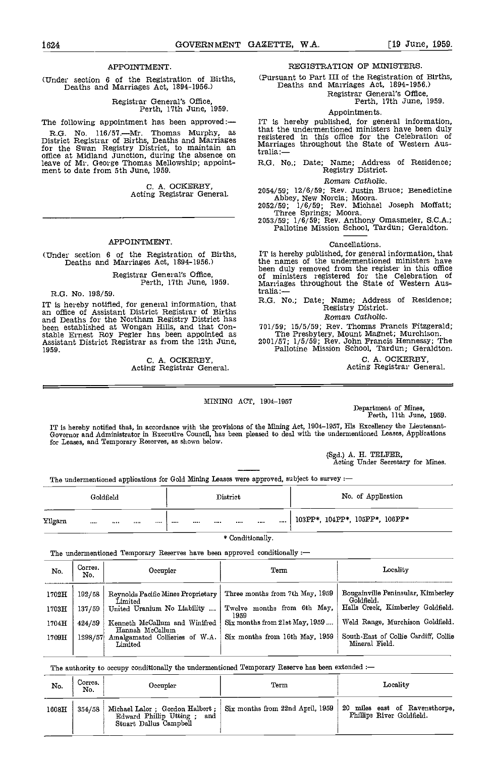## APPOINTMENT.

(Under section 6 of the Registration of Births, Deaths and Marriages Act, 1894-1956.)

Registrar General's Office,
Perth, 17th June, 1959.

The following appointment has been approved:—

R.G. No. 116/57.—Mr. Thomas Murphy, as District Registrar of Births, Deaths and Marriages for the Swan Registry District, to maintain an office at Midland Junction, during the absence on leave of Mr. George Thomas Mellowship; appointment to date from 5th June, 1959.

C. A. OCKERBY,
Acting Registrar General.

## APPOINTMENT.

(Under section 6 of the Registration of Births, Deaths and Marriages Act, 1894-1956.)

Registrar General's Office,
Perth, 17th June, 1959.

R.G. No. 198/59.

IT is hereby notified, for general information, that an office of Assistant District Registrar of Births and Deaths for the Northam Registry District has been established at Wongan Hills, and that Constable Ernest Roy Pegler has been appointed as Assistant District Registrar as from the 12th June, 1959.

C. A. OCKERBY,
Acting Registrar General.

## REGISTRATION OF MINISTERS.

(Pursuant to Part III of the Registration of Births, Deaths and Marriages Act, 1894-1956.)

Registrar General's Office,
Perth, 17th June, 1959.

Appointments.

IT is hereby published, for general information, that the undermentioned ministers have been duly registered in this office for the Celebration of Marriages throughout the State of Western Australia:—

R.G. No.; Date; Name; Address of Residence; Registry District.

*Roman Catholic.*

2054/59; 12/6/59; Rev. Justin Bruce; Benedictine Abbey, New Norcia; Moora.

2052/59; 1/6/59; Rev. Michael Joseph Moffatt; Three Springs; Moora.

2053/59; 1/6/59; Rev. Anthony Omasmeier, S.C.A.; Pallotine Mission School, Tardun; Geraldton.

Cancellations.

IT is hereby published, for general information, that the names of the undermentioned ministers have been duly removed from the register in this office of ministers registered for the Celebration of Marriages throughout the State of Western Australia:—

R.G. No.; Date; Name; Address of Residence; Registry District.

*Roman Catholic.*

701/59; 15/5/59; Rev. Thomas Francis Fitzgerald; The Presbytery, Mount Magnet; Murchison.

2001/57; 1/5/59; Rev. John Francis Hennessy; The Pallotine Mission School, Tardun; Geraldton.

C. A. OCKERBY,
Acting Registrar General.

## MINING ACT, 1904-1957

Department of Mines,
Perth, 11th June, 1959.

IT is hereby notified that, in accordance with the provisions of the Mining Act, 1904-1957, His Excellency the Lieutenant-Governor and Administrator in Executive Council, has been pleased to deal with the undermentioned Leases, Applications for Leases, and Temporary Reserves, as shown below.

(Sgd.) A. H. TELFER,
Acting Under Secretary for Mines.

The undermentioned applications for Gold Mining Leases were approved, subject to survey :—

| Goldfield | District | No. of Application |
|---|---|---|
| Yilgarn .... .... .... .... | .... .... .... .... .... .... | 103PP*, 104PP*, 105PP*, 106PP* |

\* Conditionally.

The undermentioned Temporary Reserves have been approved conditionally :—

| No. | Corres. No. | Occupier | Term | Locality |
|---|---|---|---|---|
| 1702H | 192/58 | Reynolds Pacific Mines Proprietary Limited | Three months from 7th May, 1959 | Bougainville Peninsular, Kimberley Goldfield. |
| 1703H | 137/59 | United Uranium No Liability .... | Twelve months from 6th May, 1959 | Halls Creek, Kimberley Goldfield. |
| 1704H | 424/59 | Kenneth McCallum and Winifred Hannah McCallum | Six months from 21st May, 1959 .... | Weld Range, Murchison Goldfield. |
| 1709H | 1298/57 | Amalgamated Collieries of W.A. Limited | Six months from 16th May, 1959 | South-East of Collie Cardiff, Collie Mineral Field. |

The authority to occupy conditionally the undermentioned Temporary Reserve has been extended :—

| No. | Corres. No. | Occupier | Term | Locality |
|---|---|---|---|---|
| 1608H | 354/58 | Michael Lalor ; Gordon Halbert ; Edward Phillip Utting ; and Stuart Dallus Campbell | Six months from 22nd April, 1959 | 20 miles east of Ravensthorpe, Phillips River Goldfield. |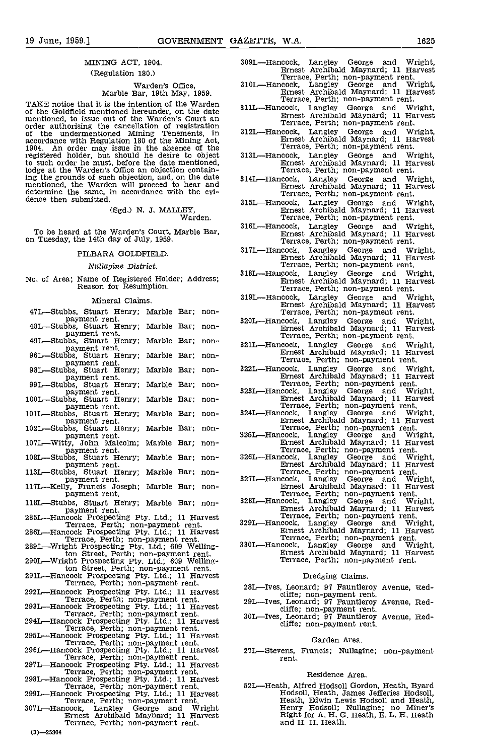## MINING ACT, 1904.

(Regulation 180.)

Warden's Office,
Marble Bar, 19th May, 1959.

TAKE notice that it is the intention of the Warden of the Goldfield mentioned hereunder, on the date mentioned, to issue out of the Warden's Court an order authorising the cancellation of registration of the undermentioned Mining Tenements, in accordance with Regulation 180 of the Mining Act, 1904. An order may issue in the absence of the registered holder, but should he desire to object to such order he must, before the date mentioned, lodge at the Warden's Office an objection containing the grounds of such objection, and, on the date mentioned, the Warden will proceed to hear and determine the same, in accordance with the evidence then submitted.

(Sgd.) N. J. MALLEY,
Warden.

To be heard at the Warden's Court, Marble Bar, on Tuesday, the 14th day of July, 1959.

### PILBARA GOLDFIELD.

*Nullagine District.*

No. of Area; Name of Registered Holder; Address; Reason for Resumption.

Mineral Claims.

47L—Stubbs, Stuart Henry; Marble Bar; non-payment rent.
48L—Stubbs, Stuart Henry; Marble Bar; non-payment rent.
49L—Stubbs, Stuart Henry; Marble Bar; non-payment rent.
96L—Stubbs, Stuart Henry; Marble Bar; non-payment rent.
98L—Stubbs, Stuart Henry; Marble Bar; non-payment rent.
99L—Stubbs, Stuart Henry; Marble Bar; non-payment rent.
100L—Stubbs, Stuart Henry; Marble Bar; non-payment rent.
101L—Stubbs, Stuart Henry; Marble Bar; non-payment rent.
102L—Stubbs, Stuart Henry; Marble Bar; non-payment rent.
107L—Witty, John Malcolm; Marble Bar; non-payment rent.
108L—Stubbs, Stuart Henry; Marble Bar; non-payment rent.
113L—Stubbs, Stuart Henry; Marble Bar; non-payment rent.
117L—Kelly, Francis Joseph; Marble Bar; non-payment rent.
118L—Stubbs, Stuart Henry; Marble Bar; non-payment rent.
285L—Hancock Prospecting Pty. Ltd.; 11 Harvest Terrace, Perth; non-payment rent.
286L—Hancock Prospecting Pty. Ltd.; 11 Harvest Terrace, Perth; non-payment rent.
289L—Wright Prospecting Pty. Ltd.; 609 Wellington Street, Perth; non-payment rent.
290L—Wright Prospecting Pty. Ltd.; 609 Wellington Street, Perth; non-payment rent.
291L—Hancock Prospecting Pty. Ltd.; 11 Harvest Terrace, Perth; non-payment rent.
292L—Hancock Prospecting Pty. Ltd.; 11 Harvest Terrace, Perth; non-payment rent.
293L—Hancock Prospecting Pty. Ltd.; 11 Harvest Terrace, Perth; non-payment rent.
294L—Hancock Prospecting Pty. Ltd.; 11 Harvest Terrace, Perth; non-payment rent.
295L—Hancock Prospecting Pty. Ltd.; 11 Harvest Terrace, Perth; non-payment rent.
296L—Hancock Prospecting Pty. Ltd.; 11 Harvest Terrace, Perth; non-payment rent.
297L—Hancock Prospecting Pty. Ltd.; 11 Harvest Terrace, Perth; non-payment rent.
298L—Hancock Prospecting Pty. Ltd.; 11 Harvest Terrace, Perth; non-payment rent.
299L—Hancock Prospecting Pty. Ltd.; 11 Harvest Terrace, Perth; non-payment rent.
307L—Hancock, Langley George and Wright Ernest Archibald Maynard; 11 Harvest Terrace, Perth; non-payment rent.
309L—Hancock, Langley George and Wright, Ernest Archibald Maynard; 11 Harvest Terrace, Perth; non-payment rent.
310L—Hancock, Langley George and Wright, Ernest Archibald Maynard; 11 Harvest Terrace, Perth; non-payment rent.
311L—Hancock, Langley George and Wright, Ernest Archibald Maynard; 11 Harvest Terrace, Perth; non-payment rent.
312L—Hancock, Langley George and Wright, Ernest Archibald Maynard; 11 Harvest Terrace, Perth; non-payment rent.
313L—Hancock, Langley George and Wright, Ernest Archibald Maynard; 11 Harvest Terrace, Perth; non-payment rent.
314L—Hancock, Langley George and Wright, Ernest Archibald Maynard; 11 Harvest Terrace, Perth; non-payment rent.
315L—Hancock, Langley George and Wright, Ernest Archibald Maynard; 11 Harvest Terrace, Perth; non-payment rent.
316L—Hancock, Langley George and Wright, Ernest Archibald Maynard; 11 Harvest Terrace, Perth; non-payment rent.
317L—Hancock, Langley George and Wright, Ernest Archibald Maynard; 11 Harvest Terrace, Perth; non-payment rent.
318L—Hancock, Langley George and Wright, Ernest Archibald Maynard; 11 Harvest Terrace, Perth; non-payment rent.
319L—Hancock, Langley George and Wright, Ernest Archibald Maynard; 11 Harvest Terrace, Perth; non-payment rent.
320L—Hancock, Langley George and Wright, Ernest Archibald Maynard; 11 Harvest Terrace, Perth; non-payment rent.
321L—Hancock, Langley George and Wright, Ernest Archibald Maynard; 11 Harvest Terrace, Perth; non-payment rent.
322L—Hancock, Langley George and Wright, Ernest Archibald Maynard; 11 Harvest Terrace, Perth; non-payment rent.
323L—Hancock, Langley George and Wright, Ernest Archibald Maynard; 11 Harvest Terrace, Perth; non-payment rent.
324L—Hancock, Langley George and Wright, Ernest Archibald Maynard; 11 Harvest Terrace, Perth; non-payment rent.
325L—Hancock, Langley George and Wright, Ernest Archibald Maynard; 11 Harvest Terrace, Perth; non-payment rent.
326L—Hancock, Langley George and Wright, Ernest Archibald Maynard; 11 Harvest Terrace, Perth; non-payment rent.
327L—Hancock, Langley George and Wright, Ernest Archibald Maynard; 11 Harvest Terrace, Perth; non-payment rent.
328L—Hancock, Langley George and Wright, Ernest Archibald Maynard; 11 Harvest Terrace, Perth; non-payment rent.
329L—Hancock, Langley George and Wright, Ernest Archibald Maynard; 11 Harvest Terrace, Perth; non-payment rent.
330L—Hancock, Langley George and Wright, Ernest Archibald Maynard; 11 Harvest Terrace, Perth; non-payment rent.

Dredging Claims.

28L—Ives, Leonard; 97 Fauntleroy Avenue, Redcliffe; non-payment rent.
29L—Ives, Leonard; 97 Fauntleroy Avenue, Redcliffe; non-payment rent.
30L—Ives, Leonard; 97 Fauntleroy Avenue, Redcliffe; non-payment rent.

Garden Area.

27L—Stevens, Francis; Nullagine; non-payment rent.

Residence Area.

52L—Heath, Alfred Hodsoll Gordon, Heath, Byard Hodsoll, Heath, James Jefferies Hodsoll, Heath, Edwin Lewis Hodsoll and Heath, Henry Hodsoll; Nullagine; no Miner's Right for A. H. G. Heath, E. L. H. Heath and H. H. Heath.

(3)—25804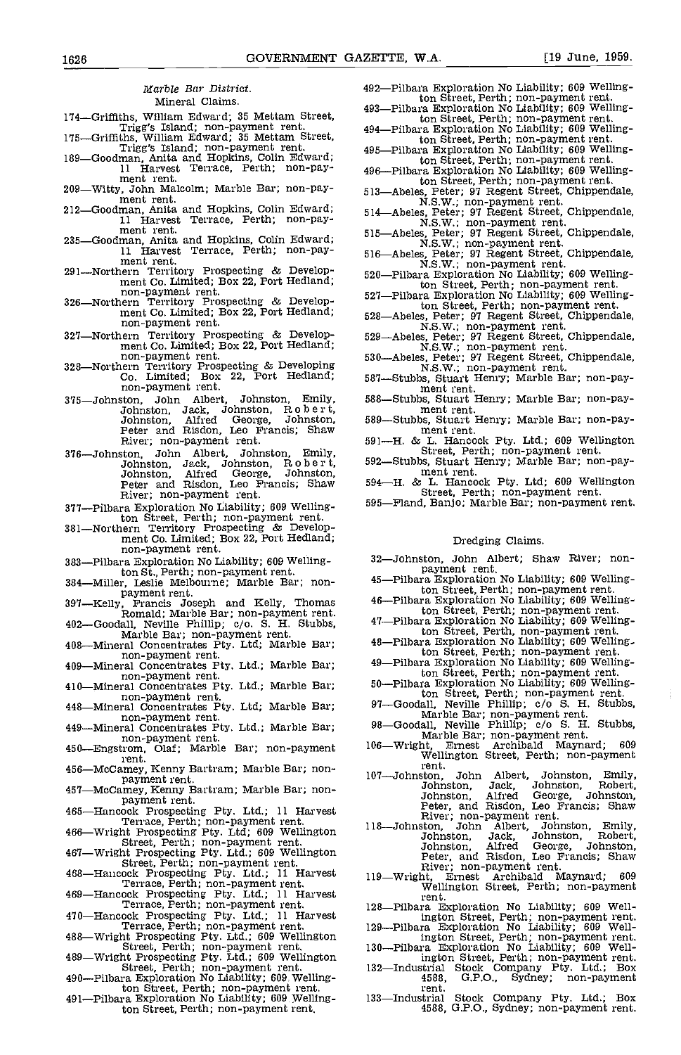*Marble Bar District.*

Mineral Claims.

174—Griffiths, William Edward; 35 Mettam Street, Trigg's Island; non-payment rent.
175—Griffiths, William Edward; 35 Mettam Street, Trigg's Island; non-payment rent.
189—Goodman, Anita and Hopkins, Colin Edward; 11 Harvest Terrace, Perth; non-payment rent.
209—Witty, John Malcolm; Marble Bar; non-payment rent.
212—Goodman, Anita and Hopkins, Colin Edward; 11 Harvest Terrace, Perth; non-payment rent.
235—Goodman, Anita and Hopkins, Colin Edward; 11 Harvest Terrace, Perth; non-payment rent.
291—Northern Territory Prospecting & Development Co. Limited; Box 22, Port Hedland; non-payment rent.
326—Northern Territory Prospecting & Development Co. Limited; Box 22, Port Hedland; non-payment rent.
327—Northern Territory Prospecting & Development Co. Limited; Box 22, Port Hedland; non-payment rent.
328—Northern Territory Prospecting & Developing Co. Limited; Box 22, Port Hedland; non-payment rent.
375—Johnston, John Albert, Johnston, Emily, Johnston, Jack, Johnston, Robert, Johnston, Alfred George, Johnston, Peter and Risdon, Leo Francis; Shaw River; non-payment rent.
376—Johnston, John Albert, Johnston, Emily, Johnston, Jack, Johnston, Robert, Johnston, Alfred George, Johnston, Peter and Risdon, Leo Francis; Shaw River; non-payment rent.
377—Pilbara Exploration No Liability; 609 Wellington Street, Perth; non-payment rent.
381—Northern Territory Prospecting & Development Co. Limited; Box 22, Port Hedland; non-payment rent.
383—Pilbara Exploration No Liability; 609 Wellington St., Perth; non-payment rent.
384—Miller, Leslie Melbourne; Marble Bar; non-payment rent.
397—Kelly, Francis Joseph and Kelly, Thomas Romald; Marble Bar; non-payment rent.
402—Goodall, Neville Phillip; c/o. S. H. Stubbs, Marble Bar; non-payment rent.
408—Mineral Concentrates Pty. Ltd; Marble Bar; non-payment rent.
409—Mineral Concentrates Pty. Ltd.; Marble Bar; non-payment rent.
410—Mineral Concentrates Pty. Ltd.; Marble Bar; non-payment rent.
448—Mineral Concentrates Pty. Ltd; Marble Bar; non-payment rent.
449—Mineral Concentrates Pty. Ltd.; Marble Bar; non-payment rent.
450—Engstrom, Olaf; Marble Bar; non-payment rent.
456—McCamey, Kenny Bartram; Marble Bar; non-payment rent.
457—McCamey, Kenny Bartram; Marble Bar; non-payment rent.
465—Hancock Prospecting Pty. Ltd.; 11 Harvest Terrace, Perth; non-payment rent.
466—Wright Prospecting Pty. Ltd; 609 Wellington Street, Perth; non-payment rent.
467—Wright Prospecting Pty. Ltd.; 609 Wellington Street, Perth; non-payment rent.
468—Hancock Prospecting Pty. Ltd.; 11 Harvest Terrace, Perth; non-payment rent.
469—Hancock Prospecting Pty. Ltd.; 11 Harvest Terrace, Perth; non-payment rent.
470—Hancock Prospecting Pty. Ltd.; 11 Harvest Terrace, Perth; non-payment rent.
488—Wright Prospecting Pty. Ltd.; 609 Wellington Street, Perth; non-payment rent.
489—Wright Prospecting Pty. Ltd.; 609 Wellington Street, Perth; non-payment rent.
490—Pilbara Exploration No Liability; 609 Wellington Street, Perth; non-payment rent.
491—Pilbara Exploration No Liability; 609 Wellington Street, Perth; non-payment rent.
492—Pilbara Exploration No Liability; 609 Wellington Street, Perth; non-payment rent.
493—Pilbara Exploration No Liability; 609 Wellington Street, Perth; non-payment rent.
494—Pilbara Exploration No Liability; 609 Wellington Street, Perth; non-payment rent.
495—Pilbara Exploration No Liability; 609 Wellington Street, Perth; non-payment rent.
496—Pilbara Exploration No Liability; 609 Wellington Street, Perth; non-payment rent.
513—Abeles, Peter; 97 Regent Street, Chippendale, N.S.W.; non-payment rent.
514—Abeles, Peter; 97 Regent Street, Chippendale, N.S.W.; non-payment rent.
515—Abeles, Peter; 97 Regent Street, Chippendale, N.S.W.; non-payment rent.
516—Abeles, Peter; 97 Regent Street, Chippendale, N.S.W.; non-payment rent.
520—Pilbara Exploration No Liability; 609 Wellington Street, Perth; non-payment rent.
527—Pilbara Exploration No Liability; 609 Wellington Street, Perth; non-payment rent.
528—Abeles, Peter; 97 Regent Street, Chippendale, N.S.W.; non-payment rent.
529—Abeles, Peter; 97 Regent Street, Chippendale, N.S.W.; non-payment rent.
530—Abeles, Peter; 97 Regent Street, Chippendale, N.S.W.; non-payment rent.
587—Stubbs, Stuart Henry; Marble Bar; non-payment rent.
588—Stubbs, Stuart Henry; Marble Bar; non-payment rent.
589—Stubbs, Stuart Henry; Marble Bar; non-payment rent.
591—H. & L. Hancock Pty. Ltd.; 609 Wellington Street, Perth; non-payment rent.
592—Stubbs, Stuart Henry; Marble Bar; non-payment rent.
594—H. & L. Hancock Pty. Ltd; 609 Wellington Street, Perth; non-payment rent.
595—Fland, Banjo; Marble Bar; non-payment rent.

Dredging Claims.

32—Johnston, John Albert; Shaw River; non-payment rent.
45—Pilbara Exploration No Liability; 609 Wellington Street, Perth; non-payment rent.
46—Pilbara Exploration No Liability; 609 Wellington Street, Perth; non-payment rent.
47—Pilbara Exploration No Liability; 609 Wellington Street, Perth, non-payment rent.
48—Pilbara Exploration No Liability; 609 Wellington Street, Perth; non-payment rent.
49—Pilbara Exploration No Liability; 609 Wellington Street, Perth; non-payment rent.
50—Pilbara Exploration No Liability; 609 Wellington Street, Perth; non-payment rent.
97—Goodall, Neville Phillip; c/o S. H. Stubbs, Marble Bar; non-payment rent.
98—Goodall, Neville Phillip; c/o S. H. Stubbs, Marble Bar; non-payment rent.
106—Wright, Ernest Archibald Maynard; 609 Wellington Street, Perth; non-payment rent.
107—Johnston, John Albert, Johnston, Emily, Johnston, Jack, Johnston, Robert, Johnston, Alfred George, Johnston, Peter, and Risdon, Leo Francis; Shaw River; non-payment rent.
118—Johnston, John Albert, Johnston, Emily, Johnston, Jack, Johnston, Robert, Johnston, Alfred George, Johnston, Peter, and Risdon, Leo Francis; Shaw River; non-payment rent.
119—Wright, Ernest Archibald Maynard; 609 Wellington Street, Perth; non-payment rent.
128—Pilbara Exploration No Liability; 609 Wellington Street, Perth; non-payment rent.
129—Pilbara Exploration No Liability; 609 Wellington Street, Perth; non-payment rent.
130—Pilbara Exploration No Liability; 609 Wellington Street, Perth; non-payment rent.
132—Industrial Stock Company Pty. Ltd.; Box 4588, G.P.O., Sydney; non-payment rent.
133—Industrial Stock Company Pty. Ltd.; Box 4588, G.P.O., Sydney; non-payment rent.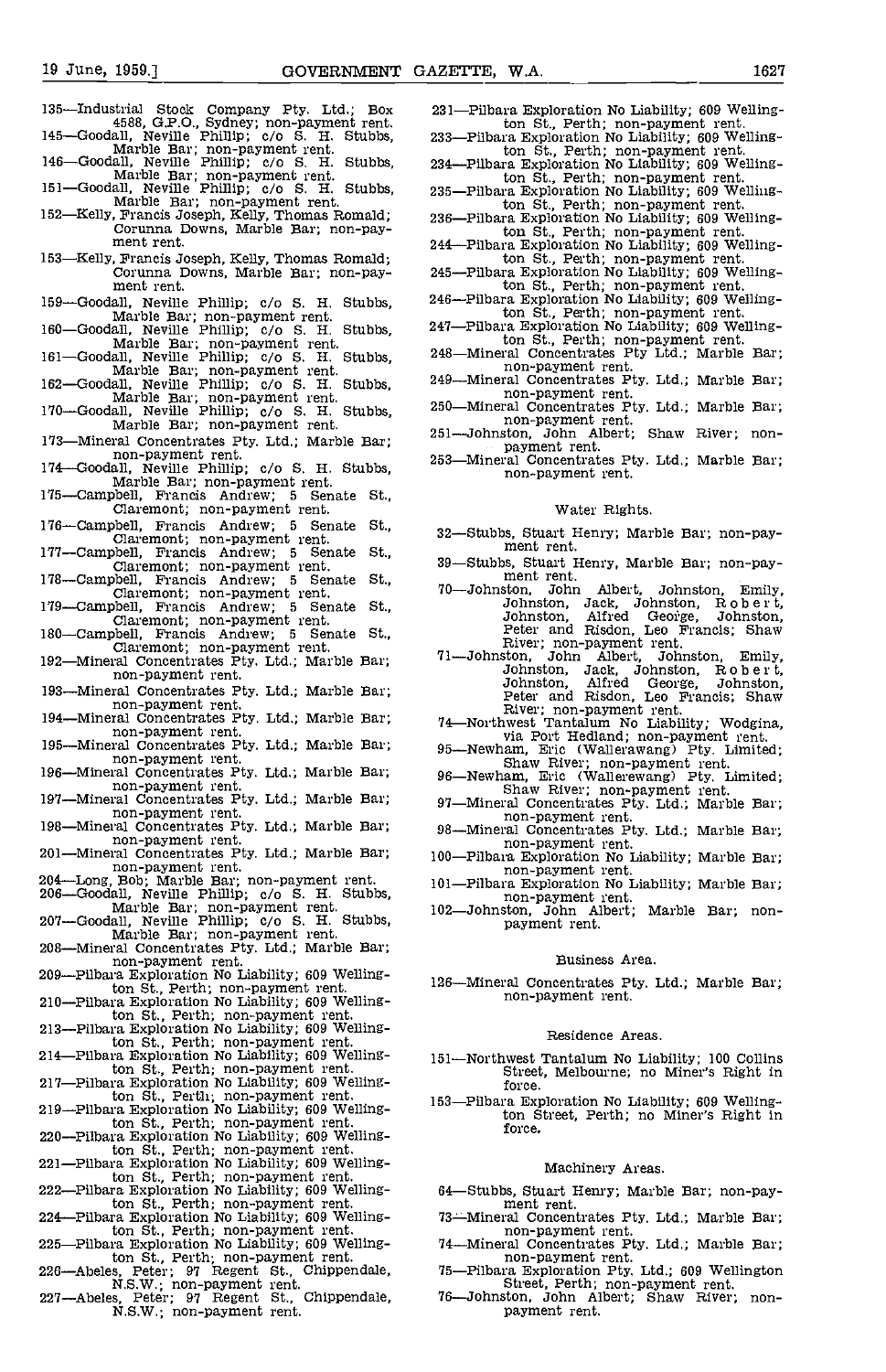135—Industrial Stock Company Pty. Ltd.; Box 4588, G.P.O., Sydney; non-payment rent.
145—Goodall, Neville Phillip; c/o S. H. Stubbs, Marble Bar; non-payment rent.
146—Goodall, Neville Phillip; c/o S. H. Stubbs, Marble Bar; non-payment rent.
151—Goodall, Neville Phillip; c/o S. H. Stubbs, Marble Bar; non-payment rent.
152—Kelly, Francis Joseph, Kelly, Thomas Romald; Corunna Downs, Marble Bar; non-payment rent.
153—Kelly, Francis Joseph, Kelly, Thomas Romald; Corunna Downs, Marble Bar; non-payment rent.
159—Goodall, Neville Phillip; c/o S. H. Stubbs, Marble Bar; non-payment rent.
160—Goodall, Neville Phillip; c/o S. H. Stubbs, Marble Bar; non-payment rent.
161—Goodall, Neville Phillip; c/o S. H. Stubbs, Marble Bar; non-payment rent.
162—Goodall, Neville Phillip; c/o S. H. Stubbs, Marble Bar; non-payment rent.
170—Goodall, Neville Phillip; c/o S. H. Stubbs, Marble Bar; non-payment rent.
173—Mineral Concentrates Pty. Ltd.; Marble Bar; non-payment rent.
174—Goodall, Neville Phillip; c/o S. H. Stubbs, Marble Bar; non-payment rent.
175—Campbell, Francis Andrew; 5 Senate St., Claremont; non-payment rent.
176—Campbell, Francis Andrew; 5 Senate St., Claremont; non-payment rent.
177—Campbell, Francis Andrew; 5 Senate St., Claremont; non-payment rent.
178—Campbell, Francis Andrew; 5 Senate St., Claremont; non-payment rent.
179—Campbell, Francis Andrew; 5 Senate St., Claremont; non-payment rent.
180—Campbell, Francis Andrew; 5 Senate St., Claremont; non-payment rent.
192—Mineral Concentrates Pty. Ltd.; Marble Bar; non-payment rent.
193—Mineral Concentrates Pty. Ltd.; Marble Bar; non-payment rent.
194—Mineral Concentrates Pty. Ltd.; Marble Bar; non-payment rent.
195—Mineral Concentrates Pty. Ltd.; Marble Bar; non-payment rent.
196—Mineral Concentrates Pty. Ltd.; Marble Bar; non-payment rent.
197—Mineral Concentrates Pty. Ltd.; Marble Bar; non-payment rent.
198—Mineral Concentrates Pty. Ltd.; Marble Bar; non-payment rent.
201—Mineral Concentrates Pty. Ltd.; Marble Bar; non-payment rent.
204—Long, Bob; Marble Bar; non-payment rent.
206—Goodall, Neville Phillip; c/o S. H. Stubbs, Marble Bar; non-payment rent.
207—Goodall, Neville Phillip; c/o S. H. Stubbs, Marble Bar; non-payment rent.
208—Mineral Concentrates Pty. Ltd.; Marble Bar; non-payment rent.
209—Pilbara Exploration No Liability; 609 Wellington St., Perth; non-payment rent.
210—Pilbara Exploration No Liability; 609 Wellington St., Perth; non-payment rent.
213—Pilbara Exploration No Liability; 609 Wellington St., Perth; non-payment rent.
214—Pilbara Exploration No Liability; 609 Wellington St., Perth; non-payment rent.
217—Pilbara Exploration No Liability; 609 Wellington St., Perth; non-payment rent.
219—Pilbara Exploration No Liability; 609 Wellington St., Perth; non-payment rent.
220—Pilbara Exploration No Liability; 609 Wellington St., Perth; non-payment rent.
221—Pilbara Exploration No Liability; 609 Wellington St., Perth; non-payment rent.
222—Pilbara Exploration No Liability; 609 Wellington St., Perth; non-payment rent.
224—Pilbara Exploration No Liability; 609 Wellington St., Perth; non-payment rent.
225—Pilbara Exploration No Liability; 609 Wellington St., Perth; non-payment rent.
226—Abeles, Peter; 97 Regent St., Chippendale, N.S.W.; non-payment rent.
227—Abeles, Peter; 97 Regent St., Chippendale, N.S.W.; non-payment rent.
231—Pilbara Exploration No Liability; 609 Wellington St., Perth; non-payment rent.
233—Pilbara Exploration No Liability; 609 Wellington St., Perth; non-payment rent.
234—Pilbara Exploration No Liability; 609 Wellington St., Perth; non-payment rent.
235—Pilbara Exploration No Liability; 609 Wellington St., Perth; non-payment rent.
236—Pilbara Exploration No Liability; 609 Wellington St., Perth; non-payment rent.
244—Pilbara Exploration No Liability; 609 Wellington St., Perth; non-payment rent.
245—Pilbara Exploration No Liability; 609 Wellington St., Perth; non-payment rent.
246—Pilbara Exploration No Liability; 609 Wellington St., Perth; non-payment rent.
247—Pilbara Exploration No Liability; 609 Wellington St., Perth; non-payment rent.
248—Mineral Concentrates Pty Ltd.; Marble Bar; non-payment rent.
249—Mineral Concentrates Pty. Ltd.; Marble Bar; non-payment rent.
250—Mineral Concentrates Pty. Ltd.; Marble Bar; non-payment rent.
251—Johnston, John Albert; Shaw River; non-payment rent.
253—Mineral Concentrates Pty. Ltd.; Marble Bar; non-payment rent.

## Water Rights.

32—Stubbs, Stuart Henry; Marble Bar; non-payment rent.
39—Stubbs, Stuart Henry, Marble Bar; non-payment rent.
70—Johnston, John Albert, Johnston, Emily, Johnston, Jack, Johnston, Robert, Johnston, Alfred George, Johnston, Peter and Risdon, Leo Francis; Shaw River; non-payment rent.
71—Johnston, John Albert, Johnston, Emily, Johnston, Jack, Johnston, Robert, Johnston, Alfred George, Johnston, Peter and Risdon, Leo Francis; Shaw River; non-payment rent.
74—Northwest Tantalum No Liability; Wodgina, via Port Hedland; non-payment rent.
95—Newham, Eric (Wallerawang) Pty. Limited; Shaw River; non-payment rent.
96—Newham, Eric (Wallerewang) Pty. Limited; Shaw River; non-payment rent.
97—Mineral Concentrates Pty. Ltd.; Marble Bar; non-payment rent.
98—Mineral Concentrates Pty. Ltd.; Marble Bar; non-payment rent.
100—Pilbara Exploration No Liability; Marble Bar; non-payment rent.
101—Pilbara Exploration No Liability; Marble Bar; non-payment rent.
102—Johnston, John Albert; Marble Bar; non-payment rent.

## Business Area.

126—Mineral Concentrates Pty. Ltd.; Marble Bar; non-payment rent.

## Residence Areas.

151—Northwest Tantalum No Liability; 100 Collins Street, Melbourne; no Miner's Right in force.
153—Pilbara Exploration No Liability; 609 Wellington Street, Perth; no Miner's Right in force.

## Machinery Areas.

64—Stubbs, Stuart Henry; Marble Bar; non-payment rent.
73—Mineral Concentrates Pty. Ltd.; Marble Bar; non-payment rent.
74—Mineral Concentrates Pty. Ltd.; Marble Bar; non-payment rent.
75—Pilbara Exploration Pty. Ltd.; 609 Wellington Street, Perth; non-payment rent.
76—Johnston, John Albert; Shaw River; non-payment rent.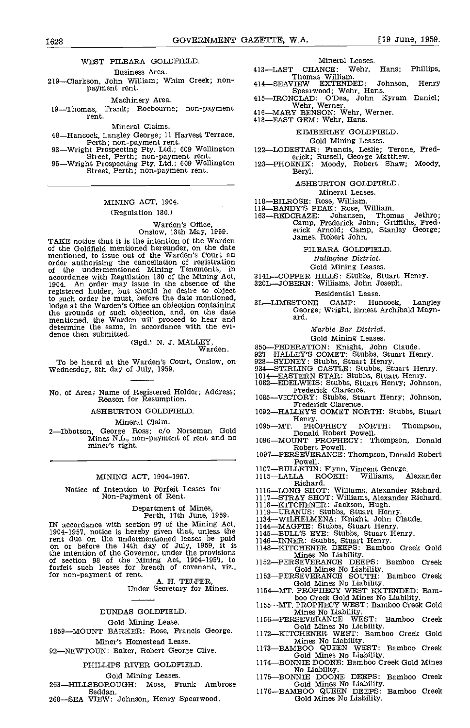### WEST PILBARA GOLDFIELD.

Business Area.

219—Clarkson, John William; Whim Creek; non-payment rent.

Machinery Area.

19—Thomas, Frank; Roebourne; non-payment rent.

Mineral Claims.

48—Hancock, Langley George; 11 Harvest Terrace, Perth; non-payment rent.

93—Wright Prospecting Pty. Ltd.; 609 Wellington Street, Perth; non-payment rent.

95—Wright Prospecting Pty. Ltd.; 609 Wellington Street, Perth; non-payment rent.

---

## MINING ACT, 1904.

(Regulation 180.)

Warden's Office,
Onslow, 13th May, 1959.

TAKE notice that it is the intention of the Warden of the Goldfield mentioned hereunder, on the date mentioned, to issue out of the Warden's Court an order authorising the cancellation of registration of the undermentioned Mining Tenements, in accordance with Regulation 180 of the Mining Act, 1904. An order may issue in the absence of the registered holder, but should he desire to object to such order he must, before the date mentioned, lodge at the Warden's Office an objection containing the grounds of such objection, and, on the date mentioned, the Warden will proceed to hear and determine the same, in accordance with the evidence then submitted.

(Sgd.) N. J. MALLEY,
Warden.

To be heard at the Warden's Court, Onslow, on Wednesday, 8th day of July, 1959.

---

No. of Area; Name of Registered Holder; Address; Reason for Resumption.

### ASHBURTON GOLDFIELD.

Mineral Claim.

2—Ibbotson, George Ross; c/o Norseman Gold Mines N.L., non-payment of rent and no miner's right.

---

## MINING ACT, 1904-1957.

Notice of Intention to Forfeit Leases for Non-Payment of Rent.

Department of Mines,
Perth, 17th June, 1959.

IN accordance with section 97 of the Mining Act, 1904-1957, notice is hereby given that, unless the rent due on the undermentioned leases be paid on or before the 14th day of July, 1959, it is the intention of the Governor, under the provisions of section 98 of the Mining Act, 1904-1957, to forfeit such leases for breach of covenant, viz., for non-payment of rent.

A. H. TELFER,
Under Secretary for Mines.

---

### DUNDAS GOLDFIELD.

Gold Mining Lease.

1859—MOUNT BARKER: Rose, Francis George.

Miner's Homestead Lease.

92—NEWTOUN: Baker, Robert George Clive.

### PHILLIPS RIVER GOLDFIELD.

Gold Mining Leases.

263—HILLSBOROUGH: Moss, Frank Ambrose Seddan.

268—SEA VIEW: Johnson, Henry Spearwood.

Mineral Leases.

413—LAST CHANCE: Wehr, Hans; Phillips, Thomas William.

414—SEAVIEW EXTENDED: Johnson, Henry Spearwood; Wehr, Hans.

415—IRONCLAD: O'Dea, John Kyram Daniel; Wehr, Werner.

416—MARY BENSON: Wehr, Werner.

418—EAST GEM: Wehr, Hans.

### KIMBERLEY GOLDFIELD.

Gold Mining Leases.

122—LODESTAR: Francis, Leslie; Terone, Frederick; Russell, George Matthew.

123—PHOENIX: Moody, Robert Shaw; Moody, Beryl.

### ASHBURTON GOLDFIELD.

Mineral Leases.

118—BILROSE: Rose, William.

119—BANDY'S PEAK: Rose, William.

163—REDCRAZE: Johansen, Thomas Jethro; Camp, Frederick John; Griffiths, Frederick Arnold; Camp, Stanley George; James, Robert John.

### PILBARA GOLDFIELD.

*Nullagine District.*

Gold Mining Leases.

314L—COPPER HILLS: Stubbs, Stuart Henry.

320L—JOBERN: Williams, John Joseph.

Residential Lease.

3L—LIMESTONE CAMP: Hancock, Langley George; Wright, Ernest Archibald Maynard.

*Marble Bar District.*

Gold Mining Leases.

850—FEDERATION: Knight, John Claude.

927—HALLEY'S COMET: Stubbs, Stuart Henry.

928—SYDNEY: Stubbs, Stuart Henry.

934—STIRLING CASTLE: Stubbs, Stuart Henry.

1014—EASTERN STAR: Stubbs, Stuart Henry.

1082—EDELWEIS: Stubbs, Stuart Henry; Johnson, Frederick Clarence.

1085—VICTORY: Stubbs, Stuart Henry; Johnson, Frederick Clarence.

1092—HALLEY'S COMET NORTH: Stubbs, Stuart Henry.

1095—MT. PROPHECY NORTH: Thompson, Donald Robert Powell.

1096—MOUNT PROPHECY: Thompson, Donald Robert Powell.

1097—PERSEVERANCE: Thompson, Donald Robert Powell.

1107—BULLETIN: Flynn, Vincent George.

1115—LALLA ROOKH: Williams, Alexander Richard.

1116—LONG SHOT: Williams, Alexander Richard.

1117—STRAY SHOT: Williams, Alexander Richard.

1118—KITCHENER: Jackson, Hugh.

1119—URANUS: Stubbs, Stuart Henry.

1134—WILHELMENA: Knight, John Claude.

1144—MAGPIE: Stubbs, Stuart Henry.

1145—BULL'S EYE: Stubbs, Stuart Henry.

1146—INNER: Stubbs, Stuart Henry.

1148—KITCHENER DEEPS: Bamboo Creek Gold Mines No Liability.

1152—PERSEVERANCE DEEPS: Bamboo Creek Gold Mines No Liability.

1153—PERSEVERANCE SOUTH: Bamboo Creek Gold Mines No Liability.

1154—MT. PROPHECY WEST EXTENDED: Bamboo Creek Gold Mines No Liability.

1155—MT. PROPHECY WEST: Bamboo Creek Gold Mines No Liability.

1156—PERSEVERANCE WEST: Bamboo Creek Gold Mines No Liability.

1172—KITCHENER WEST: Bamboo Creek Gold Mines No Liability.

1173—BAMBOO QUEEN WEST: Bamboo Creek Gold Mines No Liability.

1174—BONNIE DOONE: Bamboo Creek Gold Mines No Liability.

1175—BONNIE DOONE DEEPS: Bamboo Creek Gold Mines No Liability.

1176—BAMBOO QUEEN DEEPS: Bamboo Creek Gold Mines No Liability.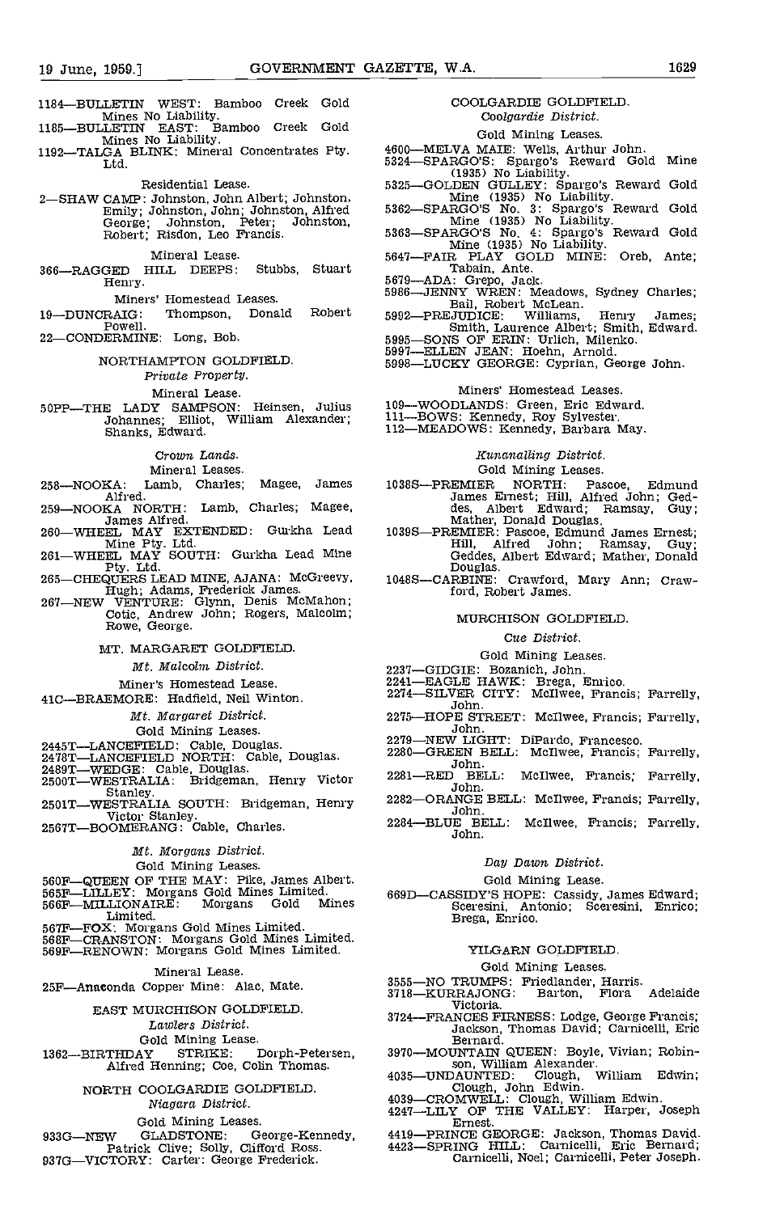1184—BULLETIN WEST: Bamboo Creek Gold Mines No Liability.
1185—BULLETIN EAST: Bamboo Creek Gold Mines No Liability.
1192—TALGA BLINK: Mineral Concentrates Pty. Ltd.

Residential Lease.

2—SHAW CAMP: Johnston, John Albert; Johnston, Emily; Johnston, John; Johnston, Alfred George; Johnston, Peter; Johnston, Robert; Risdon, Leo Francis.

Mineral Lease.

366—RAGGED HILL DEEPS: Stubbs, Stuart Henry.

Miners' Homestead Leases.

19—DUNCRAIG: Thompson, Donald Robert Powell.
22—CONDERMINE: Long, Bob.

NORTHAMPTON GOLDFIELD.

*Private Property.*

Mineral Lease.

50PP—THE LADY SAMPSON: Heinsen, Julius Johannes; Elliot, William Alexander; Shanks, Edward.

*Crown Lands.*

Mineral Leases.

258—NOOKA: Lamb, Charles; Magee, James Alfred.
259—NOOKA NORTH: Lamb, Charles; Magee, James Alfred.
260—WHEEL MAY EXTENDED: Gurkha Lead Mine Pty. Ltd.
261—WHEEL MAY SOUTH: Gurkha Lead Mine Pty. Ltd.
265—CHEQUERS LEAD MINE, AJANA: McGreevy, Hugh; Adams, Frederick James.
267—NEW VENTURE: Glynn, Denis McMahon; Cotic, Andrew John; Rogers, Malcolm; Rowe, George.

MT. MARGARET GOLDFIELD.

*Mt. Malcolm District.*

Miner's Homestead Lease.

41C—BRAEMORE: Hadfield, Neil Winton.

*Mt. Margaret District.*

Gold Mining Leases.

2445T—LANCEFIELD: Cable, Douglas.
2478T—LANCEFIELD NORTH: Cable, Douglas.
2489T—WEDGE: Cable, Douglas.
2500T—WESTRALIA: Bridgeman, Henry Victor Stanley.
2501T—WESTRALIA SOUTH: Bridgeman, Henry Victor Stanley.
2567T—BOOMERANG: Cable, Charles.

*Mt. Morgans District.*

Gold Mining Leases.

560F—QUEEN OF THE MAY: Pike, James Albert.
565F—LILLEY: Morgans Gold Mines Limited.
566F—MILLIONAIRE: Morgans Gold Mines Limited.
567F—FOX: Morgans Gold Mines Limited.
568F—CRANSTON: Morgans Gold Mines Limited.
569F—RENOWN: Morgans Gold Mines Limited.

Mineral Lease.

25F—Anaconda Copper Mine: Alac, Mate.

EAST MURCHISON GOLDFIELD.

*Lawlers District.*

Gold Mining Lease.

1362—BIRTHDAY STRIKE: Dorph-Petersen, Alfred Henning; Coe, Colin Thomas.

NORTH COOLGARDIE GOLDFIELD.

*Niagara District.*

Gold Mining Leases.

933G—NEW GLADSTONE: George-Kennedy, Patrick Clive; Solly, Clifford Ross.
937G—VICTORY: Carter: George Frederick.

COOLGARDIE GOLDFIELD.

*Coolgardie District.*

Gold Mining Leases.

4600—MELVA MAIE: Wells, Arthur John.
5324—SPARGO'S: Spargo's Reward Gold Mine (1935) No Liability.
5325—GOLDEN GULLEY: Spargo's Reward Gold Mine (1935) No Liability.
5362—SPARGO'S No. 3: Spargo's Reward Gold Mine (1935) No Liability.
5363—SPARGO'S No. 4: Spargo's Reward Gold Mine (1935) No Liability.
5647—FAIR PLAY GOLD MINE: Oreb, Ante; Tabain, Ante.
5679—ADA: Grepo, Jack.
5986—JENNY WREN: Meadows, Sydney Charles; Bail, Robert McLean.
5992—PREJUDICE: Williams, Henry James; Smith, Laurence Albert; Smith, Edward.
5995—SONS OF ERIN: Urlich, Milenko.
5997—ELLEN JEAN: Hoehn, Arnold.
5998—LUCKY GEORGE: Cyprian, George John.

Miners' Homestead Leases.

109—WOODLANDS: Green, Eric Edward.
111—BOWS: Kennedy, Roy Sylvester.
112—MEADOWS: Kennedy, Barbara May.

*Kunanalling District.*

Gold Mining Leases.

1038S—PREMIER NORTH: Pascoe, Edmund James Ernest; Hill, Alfred John; Geddes, Albert Edward; Ramsay, Guy; Mather, Donald Douglas.
1039S—PREMIER: Pascoe, Edmund James Ernest; Hill, Alfred John; Ramsay, Guy; Geddes, Albert Edward; Mather, Donald Douglas.
1048S—CARBINE: Crawford, Mary Ann; Crawford, Robert James.

MURCHISON GOLDFIELD.

*Cue District.*

Gold Mining Leases.

2237—GIDGIE: Bozanich, John.
2241—EAGLE HAWK: Brega, Enrico.
2274—SILVER CITY: McIlwee, Francis; Farrelly, John.
2275—HOPE STREET: McIlwee, Francis; Farrelly, John.
2279—NEW LIGHT: DiPardo, Francesco.
2280—GREEN BELL: McIlwee, Francis; Farrelly, John.
2281—RED BELL: McIlwee, Francis; Farrelly, John.
2282—ORANGE BELL: McIlwee, Francis; Farrelly, John.
2284—BLUE BELL: McIlwee, Francis; Farrelly, John.

*Day Dawn District.*

Gold Mining Lease.

669D—CASSIDY'S HOPE: Cassidy, James Edward; Sceresini, Antonio; Sceresini, Enrico; Brega, Enrico.

YILGARN GOLDFIELD.

Gold Mining Leases.

3555—NO TRUMPS: Friedlander, Harris.
3718—KURRAJONG: Barton, Flora Adelaide Victoria.
3724—FRANCES FIRNESS: Lodge, George Francis; Jackson, Thomas David; Carnicelli, Eric Bernard.
3970—MOUNTAIN QUEEN: Boyle, Vivian; Robinson, William Alexander.
4035—UNDAUNTED: Clough, William Edwin; Clough, John Edwin.
4039—CROMWELL: Clough, William Edwin.
4247—LILY OF THE VALLEY: Harper, Joseph Ernest.
4419—PRINCE GEORGE: Jackson, Thomas David.
4423—SPRING HILL: Carnicelli, Eric Bernard; Carnicelli, Noel; Carnicelli, Peter Joseph.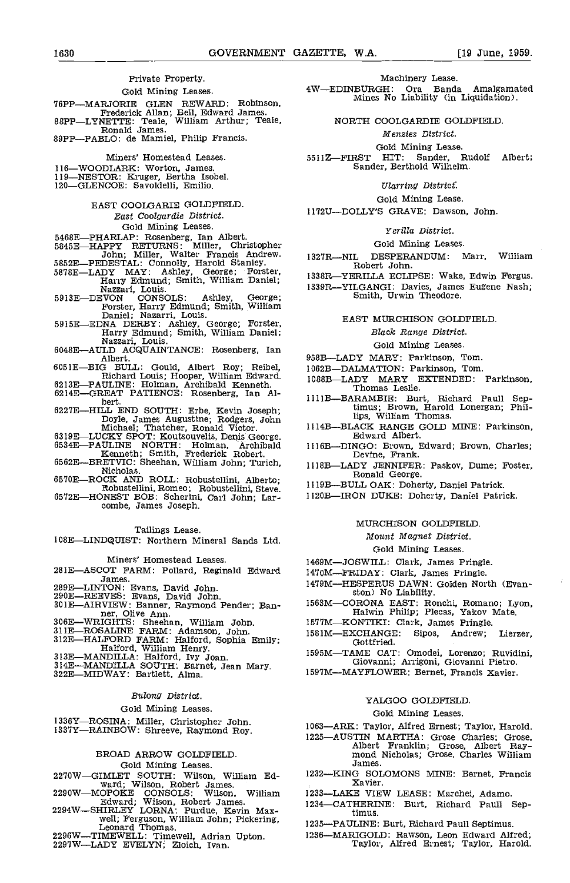Private Property.

Gold Mining Leases.

76PP—MARJORIE GLEN REWARD: Robinson, Frederick Allan; Bell, Edward James.
88PP—LYNETTE: Teale, William Arthur; Teale, Ronald James.
89PP—PABLO: de Mamiel, Philip Francis.

Miners' Homestead Leases.

116—WOODLARK: Worton, James.
119—NESTOR: Kruger, Bertha Isobel.
120—GLENCOE: Savoldelli, Emilio.

EAST COOLGARDIE GOLDFIELD.

*East Coolgardie District.*

Gold Mining Leases.

5468E—PHARLAP: Rosenberg, Ian Albert.
5845E—HAPPY RETURNS: Miller, Christopher John; Miller, Walter Francis Andrew.
5852E—PEDESTAL: Connolly, Harold Stanley.
5878E—LADY MAY: Ashley, George; Forster, Harry Edmund; Smith, William Daniel; Nazzari, Louis.
5913E—DEVON CONSOLS: Ashley, George; Forster, Harry Edmund; Smith, William Daniel; Nazarri, Louis.
5915E—EDNA DERBY: Ashley, George; Forster, Harry Edmund; Smith, William Daniel; Nazzari, Louis.
6048E—AULD ACQUAINTANCE: Rosenberg, Ian Albert.
6051E—BIG BULL: Gould, Albert Roy; Reibel, Richard Louis; Hooper, William Edward.
6213E—PAULINE: Holman, Archibald Kenneth.
6214E—GREAT PATIENCE: Rosenberg, Ian Albert.
6227E—HILL END SOUTH: Erbe, Kevin Joseph; Doyle, James Augustine; Rodgers, John Michael; Thatcher, Ronald Victor.
6319E—LUCKY SPOT: Koutsouvelis, Denis George.
6534E—PAULINE NORTH: Holman, Archibald Kenneth; Smith, Frederick Robert.
6562E—BRETVIC: Sheehan, William John; Turich, Nicholas.
6570E—ROCK AND ROLL: Robustellini, Alberto; Robustellini, Romeo; Robustellini, Steve.
6572E—HONEST BOB: Scherini, Carl John; Larcombe, James Joseph.

Tailings Lease.

108E—LINDQUIST: Northern Mineral Sands Ltd.

Miners' Homestead Leases.

281E—ASCOT FARM: Pollard, Reginald Edward James.
289E—LINTON: Evans, David John.
290E—REEVES: Evans, David John.
301E—AIRVIEW: Banner, Raymond Pender; Banner, Olive Ann.
306E—WRIGHTS: Sheehan, William John.
311E—ROSALINE FARM: Adamson, John.
312E—HALFORD FARM: Halford, Sophia Emily; Halford, William Henry.
313E—MANDILLA: Halford, Ivy Joan.
314E—MANDILLA SOUTH: Barnet, Jean Mary.
322E—MIDWAY: Bartlett, Alma.

*Bulong District.*

Gold Mining Leases.

1336Y—ROSINA: Miller, Christopher John.
1337Y—RAINBOW: Shreeve, Raymond Roy.

BROAD ARROW GOLDFIELD.

Gold Mining Leases.

2270W—GIMLET SOUTH: Wilson, William Edward; Wilson, Robert James.
2290W—MOPOKE CONSOLS: Wilson, William Edward; Wilson, Robert James.
2294W—SHIRLEY LORNA: Purdue, Kevin Maxwell; Ferguson, William John; Pickering, Leonard Thomas.
2296W—TIMEWELL: Timewell, Adrian Upton.
2297W—LADY EVELYN: Zloich, Ivan.

Machinery Lease.

4W—EDINBURGH: Ora Banda Amalgamated Mines No Liability (in Liquidation).

NORTH COOLGARDIE GOLDFIELD.

*Menzies District.*

Gold Mining Lease.

5511Z—FIRST HIT: Sander, Rudolf Albert; Sander, Berthold Wilhelm.

*Ularring District.*

Gold Mining Lease.

1172U—DOLLY'S GRAVE: Dawson, John.

*Yerilla District.*

Gold Mining Leases.

1327R—NIL DESPERANDUM: Marr, William Robert John.
1338R—YERILLA ECLIPSE: Wake, Edwin Fergus.
1339R—YILGANGI: Davies, James Eugene Nash; Smith, Urwin Theodore.

EAST MURCHISON GOLDFIELD.

*Black Range District.*

Gold Mining Leases.

958B—LADY MARY: Parkinson, Tom.
1062B—DALMATION: Parkinson, Tom.
1088B—LADY MARY EXTENDED: Parkinson, Thomas Leslie.
1111B—BARAMBIE: Burt, Richard Paull Septimus; Brown, Harold Lonergan; Phillips, William Thomas.
1114B—BLACK RANGE GOLD MINE: Parkinson, Edward Albert.
1116B—DINGO: Brown, Edward; Brown, Charles; Devine, Frank.
1118B—LADY JENNIFER: Paskov, Dume; Foster, Ronald George.
1119B—BULL OAK: Doherty, Daniel Patrick.
1120B—IRON DUKE: Doherty, Daniel Patrick.

MURCHISON GOLDFIELD.

*Mount Magnet District.*

Gold Mining Leases.

1469M—JOSWILL: Clark, James Pringle.
1470M—FRIDAY: Clark, James Pringle.
1479M—HESPERUS DAWN: Golden North (Evanston) No Liability.
1563M—CORONA EAST: Ronchi, Romano; Lyon, Halwin Philip; Plecas, Yakov Mate.
1577M—KONTIKI: Clark, James Pringle.
1581M—EXCHANGE: Sipos, Andrew; Lierzer, Gottfried.
1595M—TAME CAT: Omodei, Lorenzo; Ruvidini, Giovanni; Arrigoni, Giovanni Pietro.
1597M—MAYFLOWER: Bernet, Francis Xavier.

YALGOO GOLDFIELD.

Gold Mining Leases.

1063—ARK: Taylor, Alfred Ernest; Taylor, Harold.
1225—AUSTIN MARTHA: Grose Charles; Grose, Albert Franklin; Grose, Albert Raymond Nicholas; Grose, Charles William James.
1232—KING SOLOMONS MINE: Bernet, Francis Xavier.
1233—LAKE VIEW LEASE: Marchei, Adamo.
1234—CATHERINE: Burt, Richard Paull Septimus.
1235—PAULINE: Burt, Richard Paull Septimus.
1236—MARIGOLD: Rawson, Leon Edward Alfred; Taylor, Alfred Ernest; Taylor, Harold.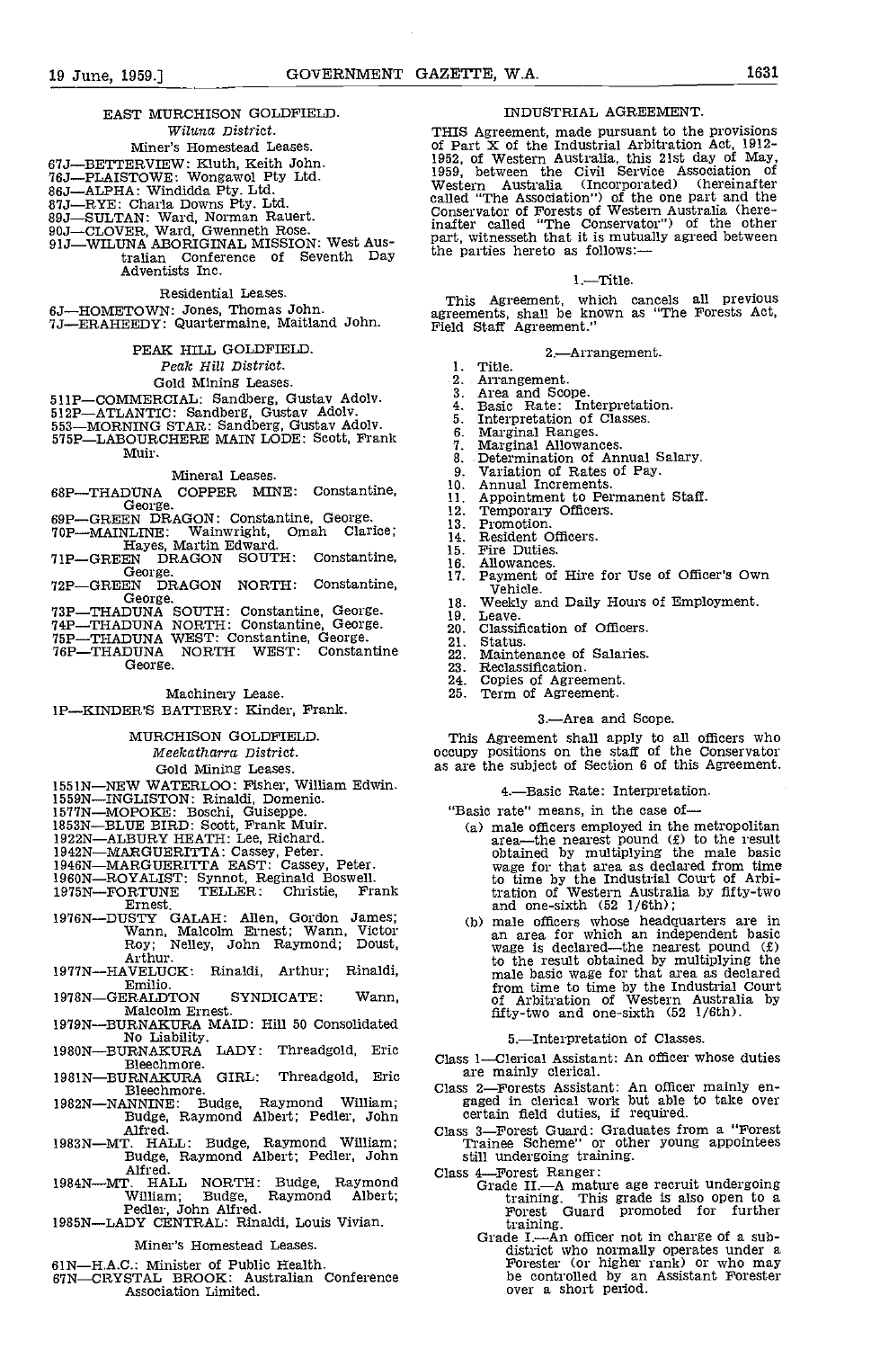EAST MURCHISON GOLDFIELD.

*Wiluna District.*

Miner's Homestead Leases.

67J—BETTERVIEW: Kluth, Keith John.
76J—PLAISTOWE: Wongawol Pty Ltd.
86J—ALPHA: Windidda Pty. Ltd.
87J—RYE: Charla Downs Pty. Ltd.
89J—SULTAN: Ward, Norman Rauert.
90J—CLOVER, Ward, Gwenneth Rose.
91J—WILUNA ABORIGINAL MISSION: West Australian Conference of Seventh Day Adventists Inc.

Residential Leases.

6J—HOMETOWN: Jones, Thomas John.
7J—ERAHEEDY: Quartermaine, Maitland John.

PEAK HILL GOLDFIELD.

*Peak Hill District.*

Gold Mining Leases.

511P—COMMERCIAL: Sandberg, Gustav Adolv.
512P—ATLANTIC: Sandberg, Gustav Adolv.
553—MORNING STAR: Sandberg, Gustav Adolv.
575P—LABOURCHERE MAIN LODE: Scott, Frank Muir.

Mineral Leases.

68P—THADUNA COPPER MINE: Constantine, George.
69P—GREEN DRAGON: Constantine, George.
70P—MAINLINE: Wainwright, Omah Clarice; Hayes, Martin Edward.
71P—GREEN DRAGON SOUTH: Constantine, George.
72P—GREEN DRAGON NORTH: Constantine, George.
73P—THADUNA SOUTH: Constantine, George.
74P—THADUNA NORTH: Constantine, George.
75P—THADUNA WEST: Constantine, George.
76P—THADUNA NORTH WEST: Constantine George.

Machinery Lease.

1P—KINDER'S BATTERY: Kinder, Frank.

MURCHISON GOLDFIELD.

*Meekatharra District.*

Gold Mining Leases.

1551N—NEW WATERLOO: Fisher, William Edwin.
1559N—INGLISTON: Rinaldi, Domenic.
1577N—MOPOKE: Boschi, Guiseppe.
1853N—BLUE BIRD: Scott, Frank Muir.
1922N—ALBURY HEATH: Lee, Richard.
1942N—MARGUERITTA: Cassey, Peter.
1946N—MARGUERITTA EAST: Cassey, Peter.
1960N—ROYALIST: Synnot, Reginald Boswell.
1975N—FORTUNE TELLER: Christie, Frank Ernest.
1976N—DUSTY GALAH: Allen, Gordon James; Wann, Malcolm Ernest; Wann, Victor Roy; Nelley, John Raymond; Doust, Arthur.
1977N—HAVELUCK: Rinaldi, Arthur; Rinaldi, Emilio.
1978N—GERALDTON SYNDICATE: Wann, Malcolm Ernest.
1979N—BURNAKURA MAID: Hill 50 Consolidated No Liability.
1980N—BURNAKURA LADY: Threadgold, Eric Bleechmore.
1981N—BURNAKURA GIRL: Threadgold, Eric Bleechmore.
1982N—NANNINE: Budge, Raymond William; Budge, Raymond Albert; Pedler, John Alfred.
1983N—MT. HALL: Budge, Raymond William; Budge, Raymond Albert; Pedler, John Alfred.
1984N—MT. HALL NORTH: Budge, Raymond William; Budge, Raymond Albert; Pedler, John Alfred.
1985N—LADY CENTRAL: Rinaldi, Louis Vivian.

Miner's Homestead Leases.

61N—H.A.C.: Minister of Public Health.
67N—CRYSTAL BROOK: Australian Conference Association Limited.

INDUSTRIAL AGREEMENT.

THIS Agreement, made pursuant to the provisions of Part X of the Industrial Arbitration Act, 1912-1952, of Western Australia, this 21st day of May, 1959, between the Civil Service Association of Western Australia (Incorporated) (hereinafter called "The Association") of the one part and the Conservator of Forests of Western Australia (hereinafter called "The Conservator") of the other part, witnesseth that it is mutually agreed between the parties hereto as follows:—

1.—Title.

This Agreement, which cancels all previous agreements, shall be known as "The Forests Act, Field Staff Agreement."

2.—Arrangement.

1. Title.
2. Arrangement.
3. Area and Scope.
4. Basic Rate: Interpretation.
5. Interpretation of Classes.
6. Marginal Ranges.
7. Marginal Allowances.
8. Determination of Annual Salary.
9. Variation of Rates of Pay.
10. Annual Increments.
11. Appointment to Permanent Staff.
12. Temporary Officers.
13. Promotion.
14. Resident Officers.
15. Fire Duties.
16. Allowances.
17. Payment of Hire for Use of Officer's Own Vehicle.
18. Weekly and Daily Hours of Employment.
19. Leave.
20. Classification of Officers.
21. Status.
22. Maintenance of Salaries.
23. Reclassification.
24. Copies of Agreement.
25. Term of Agreement.

3.—Area and Scope.

This Agreement shall apply to all officers who occupy positions on the staff of the Conservator as are the subject of Section 6 of this Agreement.

4.—Basic Rate: Interpretation.

"Basic rate" means, in the case of—

(a) male officers employed in the metropolitan area—the nearest pound (£) to the result obtained by multiplying the male basic wage for that area as declared from time to time by the Industrial Court of Arbitration of Western Australia by fifty-two and one-sixth (52 1/6th);

(b) male officers whose headquarters are in an area for which an independent basic wage is declared—the nearest pound (£) to the result obtained by multiplying the male basic wage for that area as declared from time to time by the Industrial Court of Arbitration of Western Australia by fifty-two and one-sixth (52 1/6th).

5.—Interpretation of Classes.

Class 1—Clerical Assistant: An officer whose duties are mainly clerical.

Class 2—Forests Assistant: An officer mainly engaged in clerical work but able to take over certain field duties, if required.

Class 3—Forest Guard: Graduates from a "Forest Trainee Scheme" or other young appointees still undergoing training.

Class 4—Forest Ranger:

Grade II.—A mature age recruit undergoing training. This grade is also open to a Forest Guard promoted for further training.

Grade I.—An officer not in charge of a sub-district who normally operates under a Forester (or higher rank) or who may be controlled by an Assistant Forester over a short period.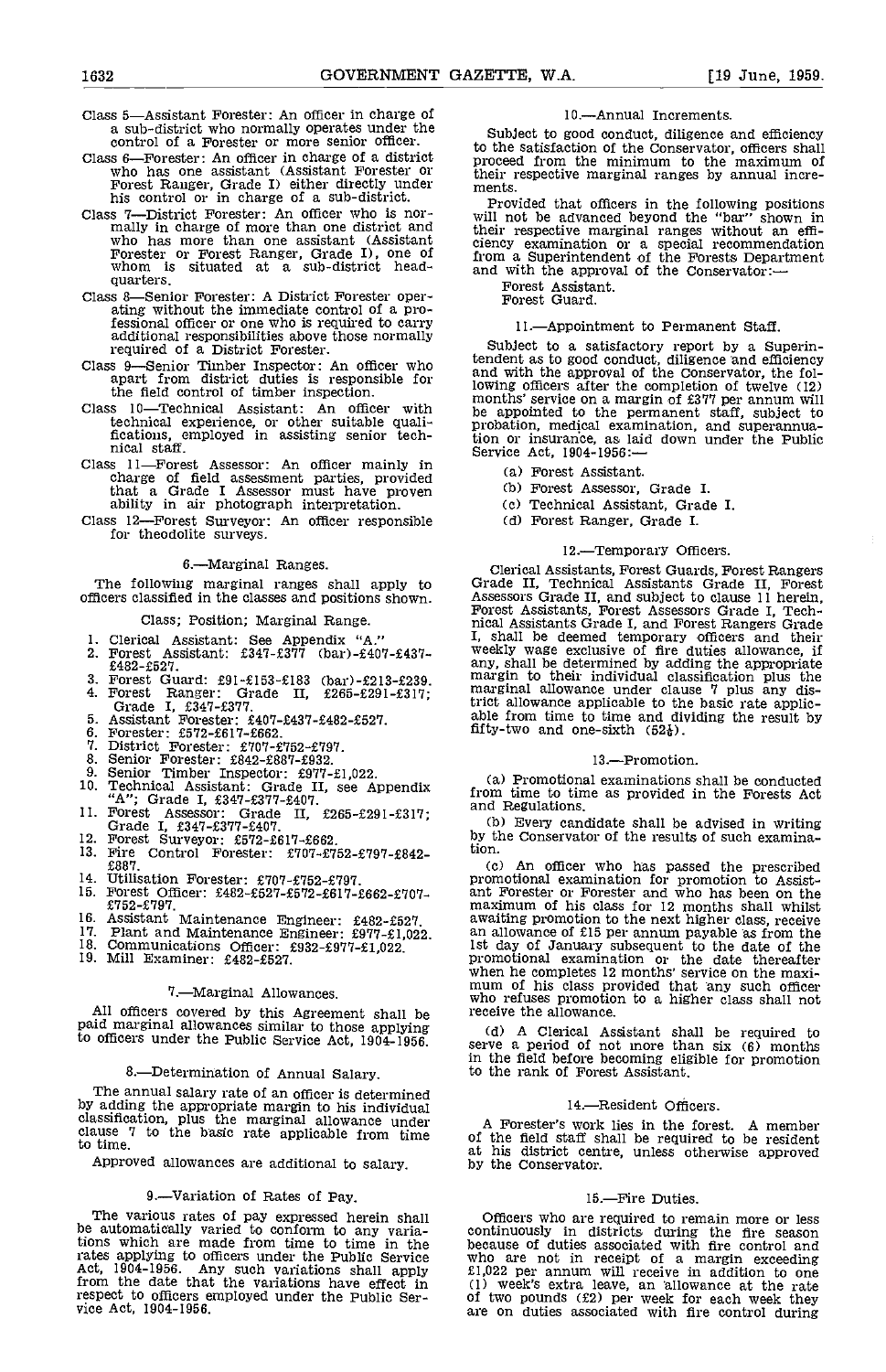Class 5—Assistant Forester: An officer in charge of a sub-district who normally operates under the control of a Forester or more senior officer.

Class 6—Forester: An officer in charge of a district who has one assistant (Assistant Forester or Forest Ranger, Grade I) either directly under his control or in charge of a sub-district.

Class 7—District Forester: An officer who is normally in charge of more than one district and who has more than one assistant (Assistant Forester or Forest Ranger, Grade I), one of whom is situated at a sub-district headquarters.

Class 8—Senior Forester: A District Forester operating without the immediate control of a professional officer or one who is required to carry additional responsibilities above those normally required of a District Forester.

Class 9—Senior Timber Inspector: An officer who apart from district duties is responsible for the field control of timber inspection.

Class 10—Technical Assistant: An officer with technical experience, or other suitable qualifications, employed in assisting senior technical staff.

Class 11—Forest Assessor: An officer mainly in charge of field assessment parties, provided that a Grade I Assessor must have proven ability in air photograph interpretation.

Class 12—Forest Surveyor: An officer responsible for theodolite surveys.

### 6.—Marginal Ranges.

The following marginal ranges shall apply to officers classified in the classes and positions shown.

Class; Position; Marginal Range.

1. Clerical Assistant: See Appendix "A."
2. Forest Assistant: £347-£377 (bar)-£407-£437-£482-£527.
3. Forest Guard: £91-£153-£183 (bar)-£213-£239.
4. Forest Ranger: Grade II, £265-£291-£317; Grade I, £347-£377.
5. Assistant Forester: £407-£437-£482-£527.
6. Forester: £572-£617-£662.
7. District Forester: £707-£752-£797.
8. Senior Forester: £842-£887-£932.
9. Senior Timber Inspector: £977-£1,022.
10. Technical Assistant: Grade II, see Appendix "A"; Grade I, £347-£377-£407.
11. Forest Assessor: Grade II, £265-£291-£317; Grade I, £347-£377-£407.
12. Forest Surveyor: £572-£617-£662.
13. Fire Control Forester: £707-£752-£797-£842-£887.
14. Utilisation Forester: £707-£752-£797.
15. Forest Officer: £482-£527-£572-£617-£662-£707-£752-£797.
16. Assistant Maintenance Engineer: £482-£527.
17. Plant and Maintenance Engineer: £977-£1,022.
18. Communications Officer: £932-£977-£1,022.
19. Mill Examiner: £482-£527.

### 7.—Marginal Allowances.

All officers covered by this Agreement shall be paid marginal allowances similar to those applying to officers under the Public Service Act, 1904-1956.

### 8.—Determination of Annual Salary.

The annual salary rate of an officer is determined by adding the appropriate margin to his individual classification, plus the marginal allowance under clause 7 to the basic rate applicable from time to time.

Approved allowances are additional to salary.

### 9.—Variation of Rates of Pay.

The various rates of pay expressed herein shall be automatically varied to conform to any variations which are made from time to time in the rates applying to officers under the Public Service Act, 1904-1956. Any such variations shall apply from the date that the variations have effect in respect to officers employed under the Public Service Act, 1904-1956.

### 10.—Annual Increments.

Subject to good conduct, diligence and efficiency to the satisfaction of the Conservator, officers shall proceed from the minimum to the maximum of their respective marginal ranges by annual increments.

Provided that officers in the following positions will not be advanced beyond the "bar" shown in their respective marginal ranges without an efficiency examination or a special recommendation from a Superintendent of the Forests Department and with the approval of the Conservator:—

Forest Assistant.
Forest Guard.

### 11.—Appointment to Permanent Staff.

Subject to a satisfactory report by a Superintendent as to good conduct, diligence and efficiency and with the approval of the Conservator, the following officers after the completion of twelve (12) months' service on a margin of £377 per annum will be appointed to the permanent staff, subject to probation, medical examination, and superannuation or insurance, as laid down under the Public Service Act, 1904-1956:—

(a) Forest Assistant.
(b) Forest Assessor, Grade I.
(c) Technical Assistant, Grade I.
(d) Forest Ranger, Grade I.

### 12.—Temporary Officers.

Clerical Assistants, Forest Guards, Forest Rangers Grade II, Technical Assistants Grade II, Forest Assessors Grade II, and subject to clause 11 herein, Forest Assistants, Forest Assessors Grade I, Technical Assistants Grade I, and Forest Rangers Grade I, shall be deemed temporary officers and their weekly wage exclusive of fire duties allowance, if any, shall be determined by adding the appropriate margin to their individual classification plus the marginal allowance under clause 7 plus any district allowance applicable to the basic rate applicable from time to time and dividing the result by fifty-two and one-sixth (52⅙).

### 13.—Promotion.

(a) Promotional examinations shall be conducted from time to time as provided in the Forests Act and Regulations.

(b) Every candidate shall be advised in writing by the Conservator of the results of such examination.

(c) An officer who has passed the prescribed promotional examination for promotion to Assistant Forester or Forester and who has been on the maximum of his class for 12 months shall whilst awaiting promotion to the next higher class, receive an allowance of £15 per annum payable as from the 1st day of January subsequent to the date of the promotional examination or the date thereafter when he completes 12 months' service on the maximum of his class provided that any such officer who refuses promotion to a higher class shall not receive the allowance.

(d) A Clerical Assistant shall be required to serve a period of not more than six (6) months in the field before becoming eligible for promotion to the rank of Forest Assistant.

### 14.—Resident Officers.

A Forester's work lies in the forest. A member of the field staff shall be required to be resident at his district centre, unless otherwise approved by the Conservator.

### 15.—Fire Duties.

Officers who are required to remain more or less continuously in districts during the fire season because of duties associated with fire control and who are not in receipt of a margin exceeding £1,022 per annum will receive in addition to one (1) week's extra leave, an allowance at the rate of two pounds (£2) per week for each week they are on duties associated with fire control during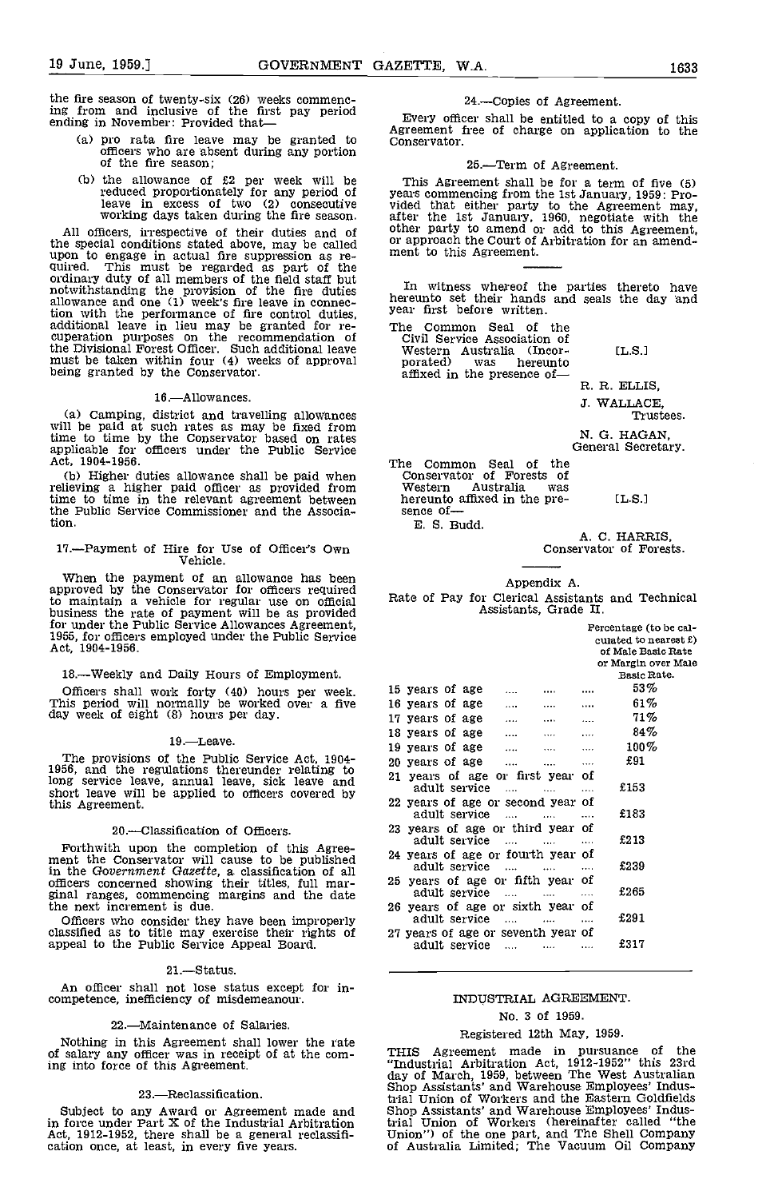the fire season of twenty-six (26) weeks commencing from and inclusive of the first pay period ending in November: Provided that—

(a) pro rata fire leave may be granted to officers who are absent during any portion of the fire season;

(b) the allowance of £2 per week will be reduced proportionately for any period of leave in excess of two (2) consecutive working days taken during the fire season.

All officers, irrespective of their duties and of the special conditions stated above, may be called upon to engage in actual fire suppression as required. This must be regarded as part of the ordinary duty of all members of the field staff but notwithstanding the provision of the fire duties allowance and one (1) week's fire leave in connection with the performance of fire control duties, additional leave in lieu may be granted for recuperation purposes on the recommendation of the Divisional Forest Officer. Such additional leave must be taken within four (4) weeks of approval being granted by the Conservator.

### 16.—Allowances.

(a) Camping, district and travelling allowances will be paid at such rates as may be fixed from time to time by the Conservator based on rates applicable for officers under the Public Service Act, 1904-1956.

(b) Higher duties allowance shall be paid when relieving a higher paid officer as provided from time to time in the relevant agreement between the Public Service Commissioner and the Association.

### 17.—Payment of Hire for Use of Officer's Own Vehicle.

When the payment of an allowance has been approved by the Conservator for officers required to maintain a vehicle for regular use on official business the rate of payment will be as provided for under the Public Service Allowances Agreement, 1955, for officers employed under the Public Service Act, 1904-1956.

### 18.—Weekly and Daily Hours of Employment.

Officers shall work forty (40) hours per week. This period will normally be worked over a five day week of eight (8) hours per day.

### 19.—Leave.

The provisions of the Public Service Act, 1904-1956, and the regulations thereunder relating to long service leave, annual leave, sick leave and short leave will be applied to officers covered by this Agreement.

### 20.—Classification of Officers.

Forthwith upon the completion of this Agreement the Conservator will cause to be published in the *Government Gazette*, a classification of all officers concerned showing their titles, full marginal ranges, commencing margins and the date the next increment is due.

Officers who consider they have been improperly classified as to title may exercise their rights of appeal to the Public Service Appeal Board.

### 21.—Status.

An officer shall not lose status except for incompetence, inefficiency of misdemeanour.

### 22.—Maintenance of Salaries.

Nothing in this Agreement shall lower the rate of salary any officer was in receipt of at the coming into force of this Agreement.

### 23.—Reclassification.

Subject to any Award or Agreement made and in force under Part X of the Industrial Arbitration Act, 1912-1952, there shall be a general reclassification once, at least, in every five years.

### 24.—Copies of Agreement.

Every officer shall be entitled to a copy of this Agreement free of charge on application to the Conservator.

### 25.—Term of Agreement.

This Agreement shall be for a term of five (5) years commencing from the 1st January, 1959: Provided that either party to the Agreement may, after the 1st January, 1960, negotiate with the other party to amend or add to this Agreement, or approach the Court of Arbitration for an amendment to this Agreement.

In witness whereof the parties thereto have hereunto set their hands and seals the day and year first before written.

The Common Seal of the Civil Service Association of Western Australia (Incorporated) was hereunto affixed in the presence of— [L.S.]

R. R. ELLIS,
J. WALLACE,
Trustees.

N. G. HAGAN,
General Secretary.

The Common Seal of the Conservator of Forests of Western Australia was hereunto affixed in the presence of— [L.S.]

E. S. Budd.

A. C. HARRIS,
Conservator of Forests.

## Appendix A.

Rate of Pay for Clerical Assistants and Technical Assistants, Grade II.

| | Percentage (to be calculated to nearest £) of Male Basic Rate or Margin over Male Basic Rate. |
|---|---|
| 15 years of age | 53% |
| 16 years of age | 61% |
| 17 years of age | 71% |
| 18 years of age | 84% |
| 19 years of age | 100% |
| 20 years of age | £91 |
| 21 years of age or first year of adult service | £153 |
| 22 years of age or second year of adult service | £183 |
| 23 years of age or third year of adult service | £213 |
| 24 years of age or fourth year of adult service | £239 |
| 25 years of age or fifth year of adult service | £265 |
| 26 years of age or sixth year of adult service | £291 |
| 27 years of age or seventh year of adult service | £317 |

## INDUSTRIAL AGREEMENT.

No. 3 of 1959.

Registered 12th May, 1959.

THIS Agreement made in pursuance of the "Industrial Arbitration Act, 1912-1952" this 23rd day of March, 1959, between The West Australian Shop Assistants' and Warehouse Employees' Industrial Union of Workers and the Eastern Goldfields Shop Assistants' and Warehouse Employees' Industrial Union of Workers (hereinafter called "the Union") of the one part, and The Shell Company of Australia Limited; The Vacuum Oil Company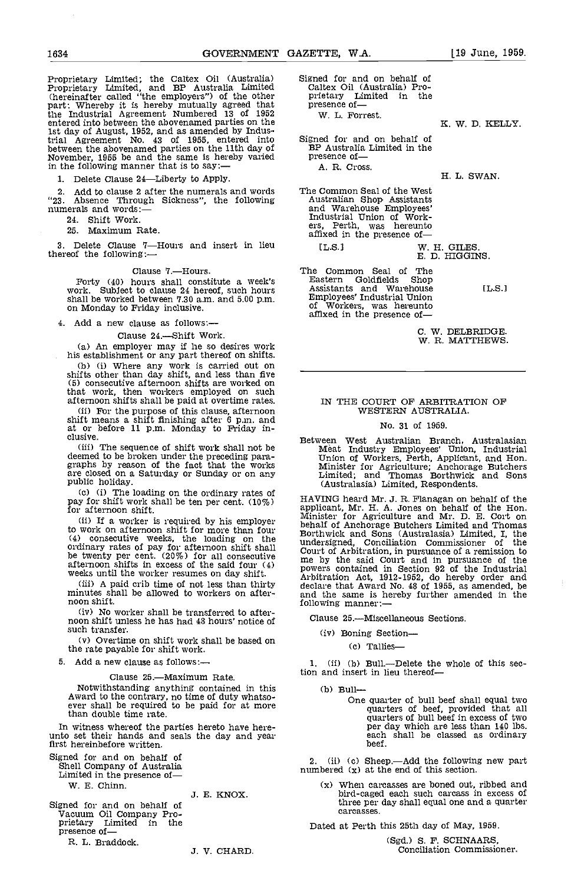Proprietary Limited; the Caltex Oil (Australia) Proprietary Limited, and BP Australia Limited (hereinafter called "the employers") of the other part: Whereby it is hereby mutually agreed that the Industrial Agreement Numbered 13 of 1952 entered into between the abovenamed parties on the 1st day of August, 1952, and as amended by Industrial Agreement No. 43 of 1955, entered into between the abovenamed parties on the 11th day of November, 1955 be and the same is hereby varied in the following manner that is to say:—

1. Delete Clause 24—Liberty to Apply.

2. Add to clause 2 after the numerals and words "23. Absence Through Sickness", the following numerals and words:—

24. Shift Work.
25. Maximum Rate.

3. Delete Clause 7—Hours and insert in lieu thereof the following:—

Clause 7.—Hours.

Forty (40) hours shall constitute a week's work. Subject to clause 24 hereof, such hours shall be worked between 7.30 a.m. and 5.00 p.m. on Monday to Friday inclusive.

4. Add a new clause as follows:—

Clause 24.—Shift Work.

(a) An employer may if he so desires work his establishment or any part thereof on shifts.

(b) (i) Where any work is carried out on shifts other than day shift, and less than five (5) consecutive afternoon shifts are worked on that work, then workers employed on such afternoon shifts shall be paid at overtime rates.

(ii) For the purpose of this clause, afternoon shift means a shift finishing after 6 p.m. and at or before 11 p.m. Monday to Friday inclusive.

(iii) The sequence of shift work shall not be deemed to be broken under the preceding paragraphs by reason of the fact that the works are closed on a Saturday or Sunday or on any public holiday.

(c) (i) The loading on the ordinary rates of pay for shift work shall be ten per cent. (10%) for afternoon shift.

(ii) If a worker is required by his employer to work on afternoon shift for more than four (4) consecutive weeks, the loading on the ordinary rates of pay for afternoon shift shall be twenty per cent. (20%) for all consecutive afternoon shifts in excess of the said four (4) weeks until the worker resumes on day shift.

(iii) A paid crib time of not less than thirty minutes shall be allowed to workers on afternoon shift.

(iv) No worker shall be transferred to afternoon shift unless he has had 48 hours' notice of such transfer.

(v) Overtime on shift work shall be based on the rate payable for shift work.

5. Add a new clause as follows:—

Clause 25.—Maximum Rate.

Notwithstanding anything contained in this Award to the contrary, no time of duty whatsoever shall be required to be paid for at more than double time rate.

In witness whereof the parties hereto have hereunto set their hands and seals the day and year first hereinbefore written.

Signed for and on behalf of Shell Company of Australia Limited in the presence of—
W. E. Chinn.
J. E. KNOX.

Signed for and on behalf of Vacuum Oil Company Proprietary Limited in the presence of—
R. L. Braddock.
J. V. CHARD.

Signed for and on behalf of Caltex Oil (Australia) Proprietary Limited in the presence of—
W. L. Forrest.
K. W. D. KELLY.

Signed for and on behalf of BP Australia Limited in the presence of—
A. R. Cross.
H. L. SWAN.

The Common Seal of the West Australian Shop Assistants and Warehouse Employees' Industrial Union of Workers, Perth, was hereunto affixed in the presence of—
[L.S.]
W. H. GILES.
E. D. HIGGINS.

The Common Seal of The Eastern Goldfields Shop Assistants and Warehouse Employees' Industrial Union of Workers, was hereunto affixed in the presence of—
[L.S.]
C. W. DELBRIDGE.
W. R. MATTHEWS.

---

## IN THE COURT OF ARBITRATION OF WESTERN AUSTRALIA.

### No. 31 of 1959.

Between West Australian Branch, Australasian Meat Industry Employees' Union, Industrial Union of Workers, Perth, Applicant, and Hon. Minister for Agriculture; Anchorage Butchers Limited; and Thomas Borthwick and Sons (Australasia) Limited, Respondents.

HAVING heard Mr. J. R. Flanagan on behalf of the applicant, Mr. H. A. Jones on behalf of the Hon. Minister for Agriculture and Mr. D. E. Cort on behalf of Anchorage Butchers Limited and Thomas Borthwick and Sons (Australasia) Limited, I, the undersigned, Conciliation Commissioner of the Court of Arbitration, in pursuance of a remission to me by the said Court and in pursuance of the powers contained in Section 92 of the Industrial Arbitration Act, 1912-1952, do hereby order and declare that Award No. 48 of 1955, as amended, be and the same is hereby further amended in the following manner:—

Clause 25.—Miscellaneous Sections.

(iv) Boning Section—

(c) Tallies—

1. (ii) (b) Bull.—Delete the whole of this section and insert in lieu thereof—

(b) Bull—

One quarter of bull beef shall equal two quarters of beef, provided that all quarters of bull beef in excess of two per day which are less than 140 lbs. each shall be classed as ordinary beef.

2. (ii) (c) Sheep.—Add the following new part numbered (x) at the end of this section.

(x) When carcasses are boned out, ribbed and bird-caged each such carcass in excess of three per day shall equal one and a quarter carcasses.

Dated at Perth this 25th day of May, 1959.

(Sgd.) S. F. SCHNAARS,
Conciliation Commissioner.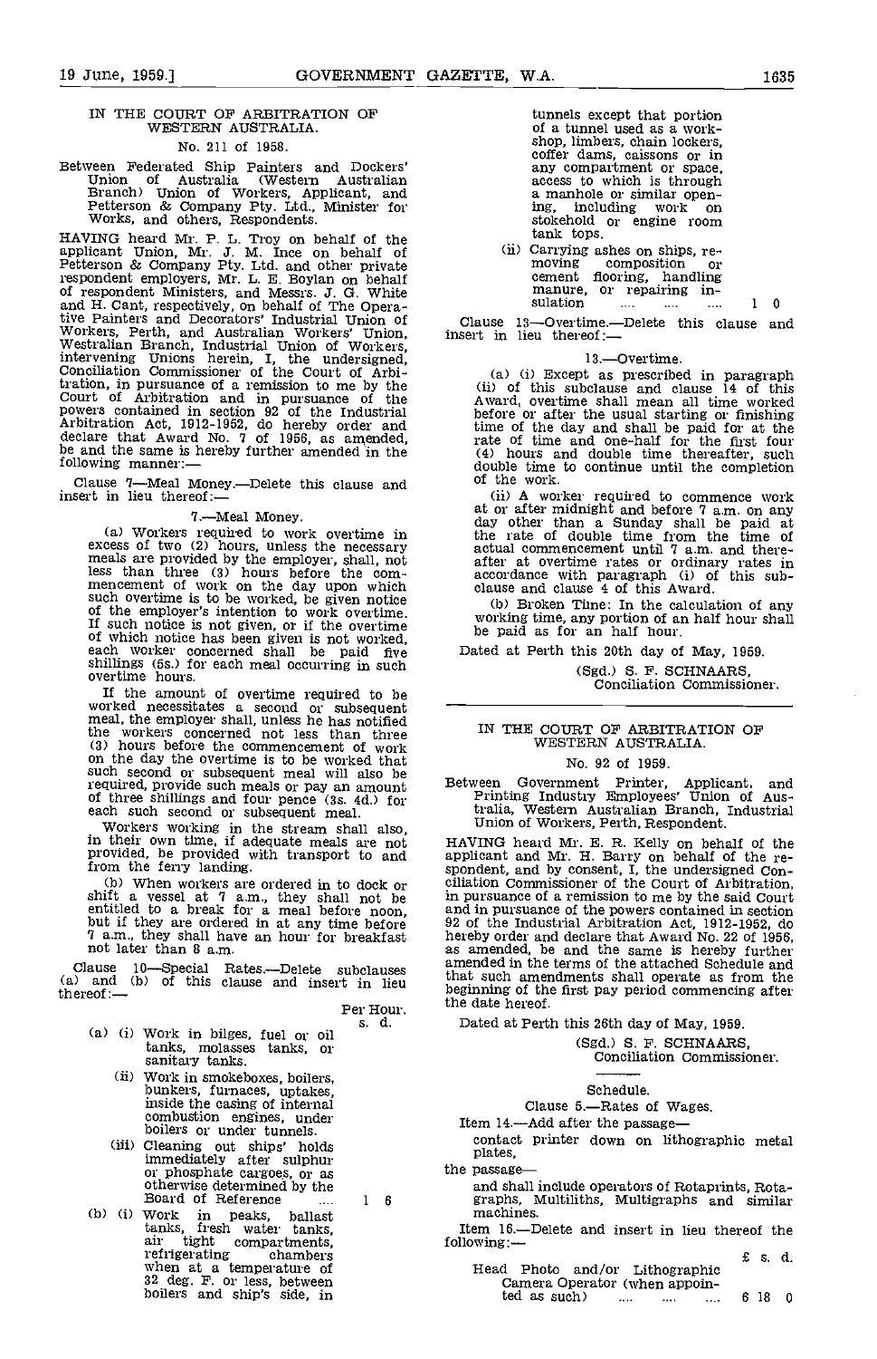## IN THE COURT OF ARBITRATION OF WESTERN AUSTRALIA.

No. 211 of 1958.

Between Federated Ship Painters and Dockers' Union of Australia (Western Australian Branch) Union of Workers, Applicant, and Petterson & Company Pty. Ltd., Minister for Works, and others, Respondents.

HAVING heard Mr. P. L. Troy on behalf of the applicant Union, Mr. J. M. Ince on behalf of Petterson & Company Pty. Ltd. and other private respondent employers, Mr. L. E. Boylan on behalf of respondent Ministers, and Messrs. J. G. White and H. Cant, respectively, on behalf of The Operative Painters and Decorators' Industrial Union of Workers, Perth, and Australian Workers' Union, Westralian Branch, Industrial Union of Workers, intervening Unions herein, I, the undersigned, Conciliation Commissioner of the Court of Arbitration, in pursuance of a remission to me by the Court of Arbitration and in pursuance of the powers contained in section 92 of the Industrial Arbitration Act, 1912-1952, do hereby order and declare that Award No. 7 of 1956, as amended, be and the same is hereby further amended in the following manner:—

Clause 7—Meal Money.—Delete this clause and insert in lieu thereof:—

7.—Meal Money.

(a) Workers required to work overtime in excess of two (2) hours, unless the necessary meals are provided by the employer, shall, not less than three (3) hours before the commencement of work on the day upon which such overtime is to be worked, be given notice of the employer's intention to work overtime. If such notice is not given, or if the overtime of which notice has been given is not worked, each worker concerned shall be paid five shillings (5s.) for each meal occurring in such overtime hours.

If the amount of overtime required to be worked necessitates a second or subsequent meal, the employer shall, unless he has notified the workers concerned not less than three (3) hours before the commencement of work on the day the overtime is to be worked that such second or subsequent meal will also be required, provide such meals or pay an amount of three shillings and four pence (3s. 4d.) for each such second or subsequent meal.

Workers working in the stream shall also, in their own time, if adequate meals are not provided, be provided with transport to and from the ferry landing.

(b) When workers are ordered in to dock or shift a vessel at 7 a.m., they shall not be entitled to a break for a meal before noon, but if they are ordered in at any time before 7 a.m., they shall have an hour for breakfast not later than 8 a.m.

Clause 10—Special Rates.—Delete subclauses (a) and (b) of this clause and insert in lieu thereof:—

| | Per Hour. s. d. |
|---|---|
| (a) (i) Work in bilges, fuel or oil tanks, molasses tanks, or sanitary tanks. | |
| (ii) Work in smokeboxes, boilers, bunkers, furnaces, uptakes, inside the casing of internal combustion engines, under boilers or under tunnels. | |
| (iii) Cleaning out ships' holds immediately after sulphur or phosphate cargoes, or as otherwise determined by the Board of Reference .... | 1 6 |
| (b) (i) Work in peaks, ballast tanks, fresh water tanks, air tight compartments, refrigerating chambers when at a temperature of 32 deg. F. or less, between boilers and ship's side, in tunnels except that portion of a tunnel used as a workshop, limbers, chain lockers, coffer dams, caissons or in any compartment or space, access to which is through a manhole or similar opening, including work on stokehold or engine room tank tops. | |
| (ii) Carrying ashes on ships, removing composition or cement flooring, handling manure, or repairing insulation .... .... .... | 1 0 |

Clause 13—Overtime.—Delete this clause and insert in lieu thereof:—

13.—Overtime.

(a) (i) Except as prescribed in paragraph (ii) of this subclause and clause 14 of this Award, overtime shall mean all time worked before or after the usual starting or finishing time of the day and shall be paid for at the rate of time and one-half for the first four (4) hours and double time thereafter, such double time to continue until the completion of the work.

(ii) A worker required to commence work at or after midnight and before 7 a.m. on any day other than a Sunday shall be paid at the rate of double time from the time of actual commencement until 7 a.m. and thereafter at overtime rates or ordinary rates in accordance with paragraph (i) of this subclause and clause 4 of this Award.

(b) Broken Time: In the calculation of any working time, any portion of an half hour shall be paid as for an half hour.

Dated at Perth this 20th day of May, 1959.

(Sgd.) S. F. SCHNAARS,
Conciliation Commissioner.

---

## IN THE COURT OF ARBITRATION OF WESTERN AUSTRALIA.

No. 92 of 1959.

Between Government Printer, Applicant, and Printing Industry Employees' Union of Australia, Western Australian Branch, Industrial Union of Workers, Perth, Respondent.

HAVING heard Mr. E. R. Kelly on behalf of the applicant and Mr. H. Barry on behalf of the respondent, and by consent, I, the undersigned Conciliation Commissioner of the Court of Arbitration, in pursuance of a remission to me by the said Court and in pursuance of the powers contained in section 92 of the Industrial Arbitration Act, 1912-1952, do hereby order and declare that Award No. 22 of 1956, as amended, be and the same is hereby further amended in the terms of the attached Schedule and that such amendments shall operate as from the beginning of the first pay period commencing after the date hereof.

Dated at Perth this 26th day of May, 1959.

(Sgd.) S. F. SCHNAARS,
Conciliation Commissioner.

### Schedule.

Clause 5.—Rates of Wages.

Item 14.—Add after the passage—

contact printer down on lithographic metal plates,

the passage—

and shall include operators of Rotaprints, Rotagraphs, Multiliths, Multigraphs and similar machines.

Item 16.—Delete and insert in lieu thereof the following:—

| | £ s. d. |
|---|---|
| Head Photo and/or Lithographic Camera Operator (when appointed as such) .... .... .... | 6 18 0 |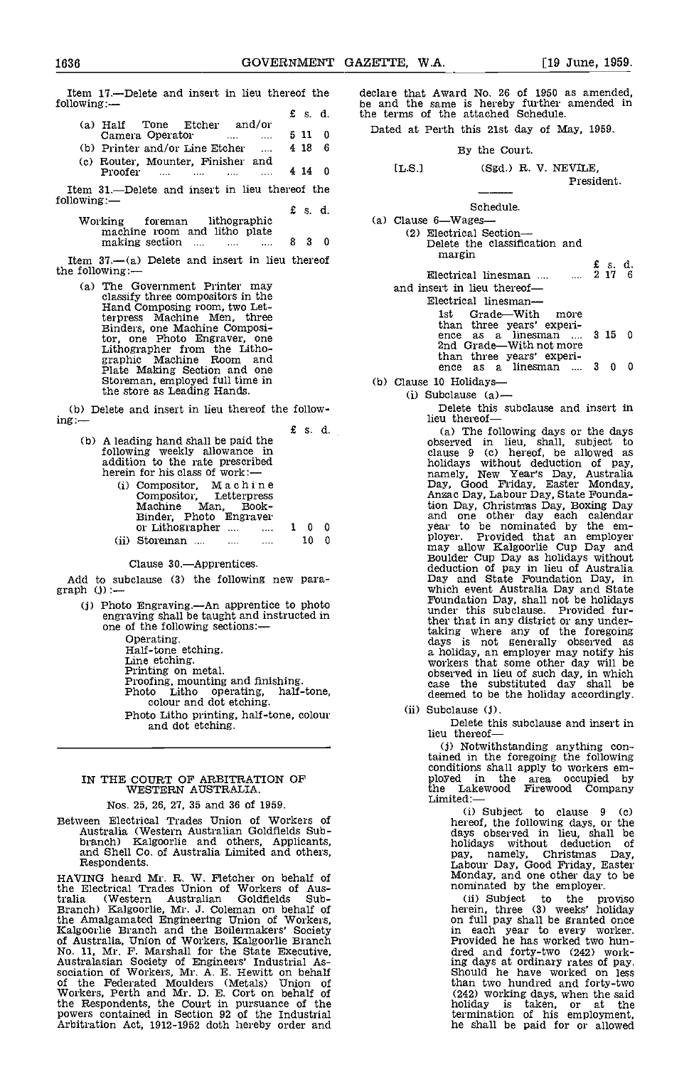Item 17.—Delete and insert in lieu thereof the following:—

| | £ | s. | d. |
|---|---|---|---|
| (a) Half Tone Etcher and/or Camera Operator .... .... | 5 | 11 | 0 |
| (b) Printer and/or Line Etcher .... | 4 | 18 | 6 |
| (c) Router, Mounter, Finisher and Proofer .... .... .... .... | 4 | 14 | 0 |

Item 31.—Delete and insert in lieu thereof the following:—

| | £ | s. | d. |
|---|---|---|---|
| Working foreman lithographic machine room and litho plate making section .... .... .... | 8 | 3 | 0 |

Item 37.—(a) Delete and insert in lieu thereof the following:—

(a) The Government Printer may classify three compositors in the Hand Composing room, two Letterpress Machine Men, three Binders, one Machine Compositor, one Photo Engraver, one Lithographer from the Lithographic Machine Room and Plate Making Section and one Storeman, employed full time in the store as Leading Hands.

(b) Delete and insert in lieu thereof the following:—

(b) A leading hand shall be paid the following weekly allowance in addition to the rate prescribed herein for his class of work:—

| | £ | s. | d. |
|---|---|---|---|
| (i) Compositor, Machine Compositor, Letterpress Machine Man, Bookbinder, Photo Engraver or Lithographer .... .... | 1 | 0 | 0 |
| (ii) Storeman .... .... .... | | 10 | 0 |

Clause 30.—Apprentices.

Add to subclause (3) the following new paragraph (j):—

(j) Photo Engraving.—An apprentice to photo engraving shall be taught and instructed in one of the following sections:—

- Operating.
- Half-tone etching.
- Line etching.
- Printing on metal.
- Proofing, mounting and finishing.
- Photo Litho operating, half-tone, colour and dot etching.
- Photo Litho printing, half-tone, colour and dot etching.

---

## IN THE COURT OF ARBITRATION OF WESTERN AUSTRALIA.

Nos. 25, 26, 27, 35 and 36 of 1959.

Between Electrical Trades Union of Workers of Australia (Western Australian Goldfields Sub-branch) Kalgoorlie and others, Applicants, and Shell Co. of Australia Limited and others, Respondents.

HAVING heard Mr. R. W. Fletcher on behalf of the Electrical Trades Union of Workers of Australia (Western Australian Goldfields Sub-Branch) Kalgoorlie, Mr. J. Coleman on behalf of the Amalgamated Engineering Union of Workers, Kalgoorlie Branch and the Boilermakers' Society of Australia, Union of Workers, Kalgoorlie Branch No. 11, Mr. F. Marshall for the State Executive, Australasian Society of Engineers' Industrial Association of Workers, Mr. A. E. Hewitt on behalf of the Federated Moulders (Metals) Union of Workers, Perth and Mr. D. E. Cort on behalf of the Respondents, the Court in pursuance of the powers contained in Section 92 of the Industrial Arbitration Act, 1912-1952 doth hereby order and declare that Award No. 26 of 1950 as amended, be and the same is hereby further amended in the terms of the attached Schedule.

Dated at Perth this 21st day of May, 1959.

By the Court.

[L.S.] (Sgd.) R. V. NEVILE, President.

---

Schedule.

(a) Clause 6—Wages—

(2) Electrical Section—

Delete the classification and margin

| | £ | s. | d. |
|---|---|---|---|
| Electrical linesman .... .... | 2 | 17 | 6 |

and insert in lieu thereof—

Electrical linesman—

| | £ | s. | d. |
|---|---|---|---|
| 1st Grade—With more than three years' experience as a linesman .... | 3 | 15 | 0 |
| 2nd Grade—With not more than three years' experience as a linesman .... | 3 | 0 | 0 |

(b) Clause 10 Holidays—

(i) Subclause (a)—

Delete this subclause and insert in lieu thereof—

(a) The following days or the days observed in lieu, shall, subject to clause 9 (c) hereof, be allowed as holidays without deduction of pay, namely, New Year's Day, Australia Day, Good Friday, Easter Monday, Anzac Day, Labour Day, State Foundation Day, Christmas Day, Boxing Day and one other day each calendar year to be nominated by the employer. Provided that an employer may allow Kalgoorlie Cup Day and Boulder Cup Day as holidays without deduction of pay in lieu of Australia Day and State Foundation Day, in which event Australia Day and State Foundation Day, shall not be holidays under this subclause. Provided further that in any district or any undertaking where any of the foregoing days is not generally observed as a holiday, an employer may notify his workers that some other day will be observed in lieu of such day, in which case the substituted day shall be deemed to be the holiday accordingly.

(ii) Subclause (j).

Delete this subclause and insert in lieu thereof—

(j) Notwithstanding anything contained in the foregoing the following conditions shall apply to workers employed in the area occupied by the Lakewood Firewood Company Limited:—

(i) Subject to clause 9 (c) hereof, the following days, or the days observed in lieu, shall be holidays without deduction of pay, namely, Christmas Day, Labour Day, Good Friday, Easter Monday, and one other day to be nominated by the employer.

(ii) Subject to the proviso herein, three (3) weeks' holiday on full pay shall be granted once in each year to every worker. Provided he has worked two hundred and forty-two (242) working days at ordinary rates of pay. Should he have worked on less than two hundred and forty-two (242) working days, when the said holiday is taken, or at the termination of his employment, he shall be paid for or allowed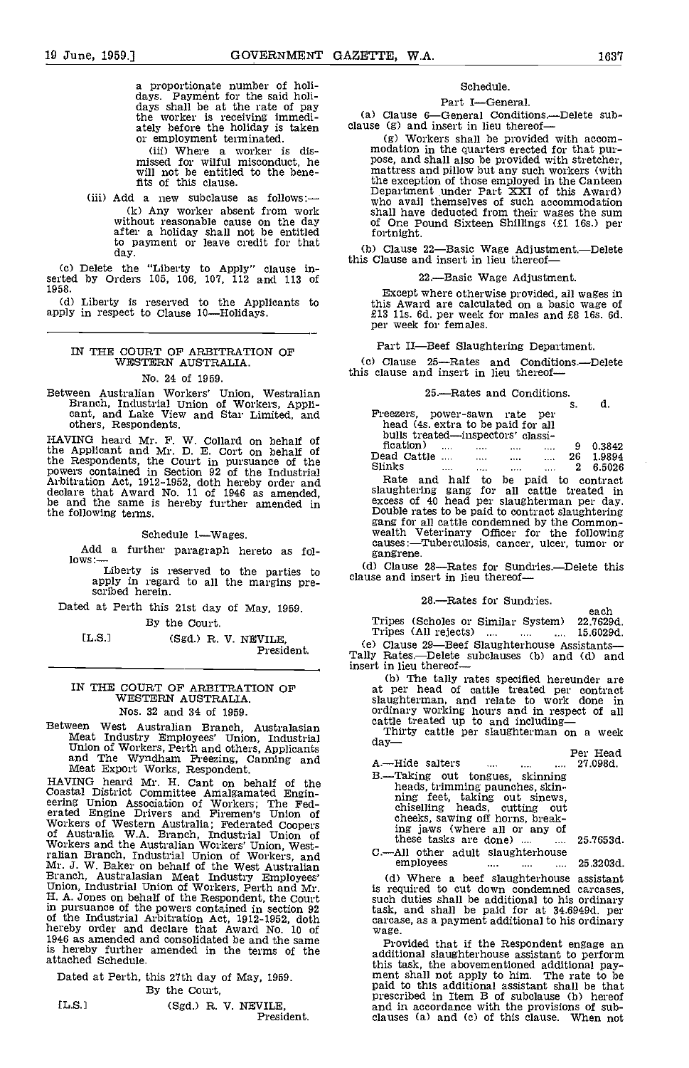a proportionate number of holidays. Payment for the said holidays shall be at the rate of pay the worker is receiving immediately before the holiday is taken or employment terminated.

(iii) Where a worker is dismissed for wilful misconduct, he will not be entitled to the benefits of this clause.

(iii) Add a new subclause as follows:—

(k) Any worker absent from work without reasonable cause on the day after a holiday shall not be entitled to payment or leave credit for that day.

(c) Delete the "Liberty to Apply" clause inserted by Orders 105, 106, 107, 112 and 113 of 1958.

(d) Liberty is reserved to the Applicants to apply in respect to Clause 10—Holidays.

---

## IN THE COURT OF ARBITRATION OF WESTERN AUSTRALIA.

No. 24 of 1959.

Between Australian Workers' Union, Westralian Branch, Industrial Union of Workers, Applicant, and Lake View and Star Limited, and others, Respondents.

HAVING heard Mr. F. W. Collard on behalf of the Applicant and Mr. D. E. Cort on behalf of the Respondents, the Court in pursuance of the powers contained in Section 92 of the Industrial Arbitration Act, 1912-1952, doth hereby order and declare that Award No. 11 of 1946 as amended, be and the same is hereby further amended in the following terms.

Schedule 1—Wages.

Add a further paragraph hereto as follows:—

Liberty is reserved to the parties to apply in regard to all the margins prescribed herein.

Dated at Perth this 21st day of May, 1959.

By the Court,

[L.S.] (Sgd.) R. V. NEVILE, President.

---

## IN THE COURT OF ARBITRATION OF WESTERN AUSTRALIA.

Nos. 32 and 34 of 1959.

Between West Australian Branch, Australasian Meat Industry Employees' Union, Industrial Union of Workers, Perth and others, Applicants and The Wyndham Freezing, Canning and Meat Export Works, Respondent.

HAVING heard Mr. H. Cant on behalf of the Coastal District Committee Amalgamated Engineering Union Association of Workers; The Federated Engine Drivers and Firemen's Union of Workers of Western Australia; Federated Coopers of Australia W.A. Branch, Industrial Union of Workers and the Australian Workers' Union, Westralian Branch, Industrial Union of Workers, and Mr. J. W. Baker on behalf of the West Australian Branch, Australasian Meat Industry Employees' Union, Industrial Union of Workers, Perth and Mr. H. A. Jones on behalf of the Respondent, the Court in pursuance of the powers contained in section 92 of the Industrial Arbitration Act, 1912-1952, doth hereby order and declare that Award No. 10 of 1946 as amended and consolidated be and the same is hereby further amended in the terms of the attached Schedule.

Dated at Perth, this 27th day of May, 1959.

By the Court,

[L.S.] (Sgd.) R. V. NEVILE, President.

Schedule.

Part I—General.

(a) Clause 6—General Conditions.—Delete subclause (g) and insert in lieu thereof—

(g) Workers shall be provided with accommodation in the quarters erected for that purpose, and shall also be provided with stretcher, mattress and pillow but any such workers (with the exception of those employed in the Canteen Department under Part XXI of this Award) who avail themselves of such accommodation shall have deducted from their wages the sum of One Pound Sixteen Shillings (£1 16s.) per fortnight.

(b) Clause 22—Basic Wage Adjustment.—Delete this Clause and insert in lieu thereof—

22.—Basic Wage Adjustment.

Except where otherwise provided, all wages in this Award are calculated on a basic wage of £13 11s. 6d. per week for males and £8 16s. 6d. per week for females.

Part II—Beef Slaughtering Department.

(c) Clause 25—Rates and Conditions.—Delete this clause and insert in lieu thereof—

25.—Rates and Conditions.

| | s. | d. |
|---|---|---|
| Freezers, power-sawn rate per head (4s. extra to be paid for all bulls treated—inspectors' classification) .... .... .... .... | 9 | 0.3842 |
| Dead Cattle .... .... .... .... | 26 | 1.9894 |
| Slinks .... .... .... .... | 2 | 6.5026 |

Rate and half to be paid to contract slaughtering gang for all cattle treated in excess of 40 head per slaughterman per day. Double rates to be paid to contract slaughtering gang for all cattle condemned by the Commonwealth Veterinary Officer for the following causes:—Tuberculosis, cancer, ulcer, tumor or gangrene.

(d) Clause 28—Rates for Sundries.—Delete this clause and insert in lieu thereof—

28.—Rates for Sundries.

| | each |
|---|---|
| Tripes (Scholes or Similar System) | 22.7629d. |
| Tripes (All rejects) .... .... .... | 15.6029d. |

(e) Clause 29—Beef Slaughterhouse Assistants—Tally Rates.—Delete subclauses (b) and (d) and insert in lieu thereof—

(b) The tally rates specified hereunder are at per head of cattle treated per contract slaughterman, and relate to work done in ordinary working hours and in respect of all cattle treated up to and including—

Thirty cattle per slaughterman on a week day—

| | Per Head |
|---|---|
| A.—Hide salters .... .... .... | 27.098d. |
| B.—Taking out tongues, skinning heads, trimming paunches, skinning feet, taking out sinews, chiselling heads, cutting out cheeks, sawing off horns, breaking jaws (where all or any of these tasks are done) .... .... | 25.7653d. |
| C.—All other adult slaughterhouse employees .... .... .... | 25.3203d. |

(d) Where a beef slaughterhouse assistant is required to cut down condemned carcases, such duties shall be additional to his ordinary task, and shall be paid for at 34.6949d. per carcase, as a payment additional to his ordinary wage.

Provided that if the Respondent engage an additional slaughterhouse assistant to perform this task, the abovementioned additional payment shall not apply to him. The rate to be paid to this additional assistant shall be that prescribed in Item B of subclause (b) hereof and in accordance with the provisions of subclauses (a) and (c) of this clause. When not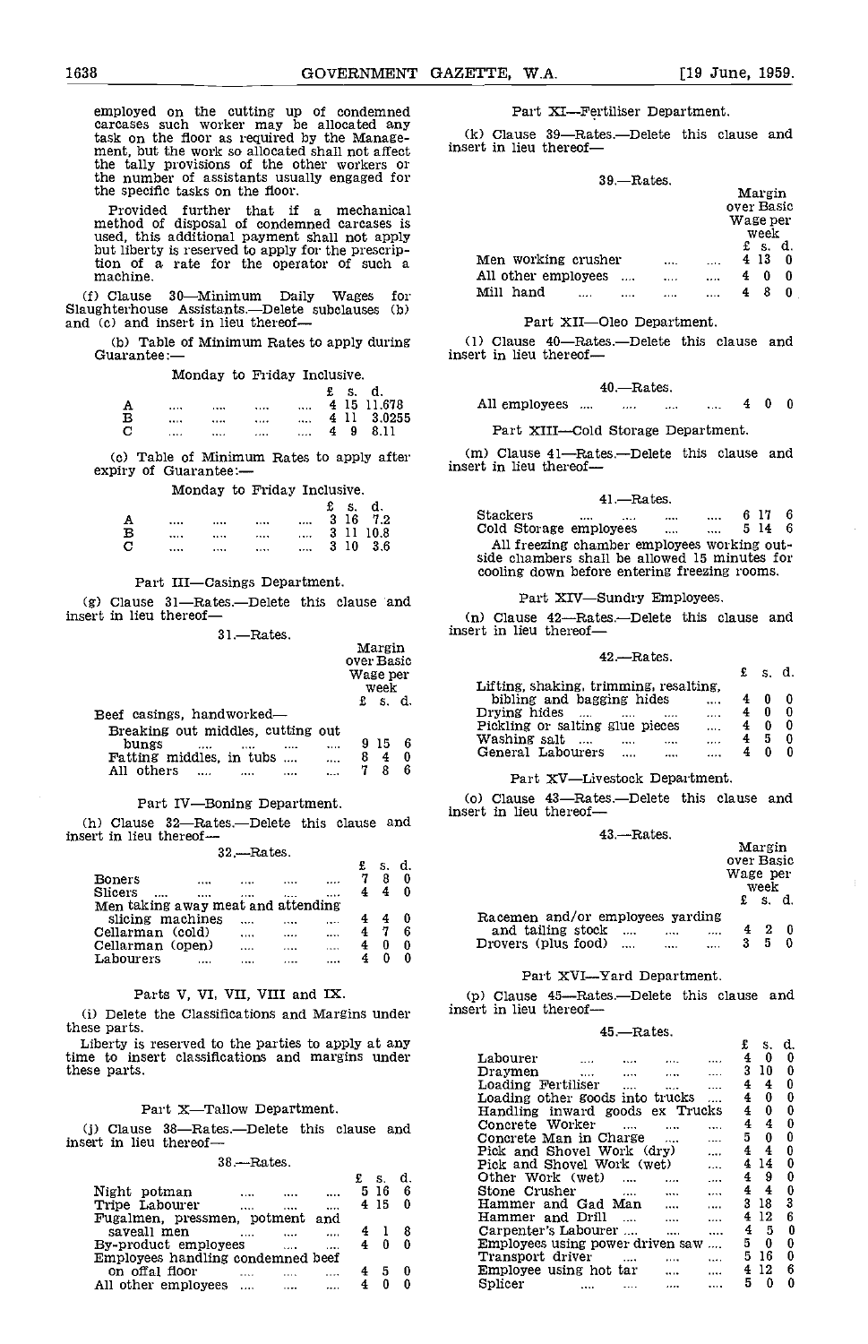employed on the cutting up of condemned carcases such worker may be allocated any task on the floor as required by the Management, but the work so allocated shall not affect the tally provisions of the other workers or the number of assistants usually engaged for the specific tasks on the floor.

Provided further that if a mechanical method of disposal of condemned carcases is used, this additional payment shall not apply but liberty is reserved to apply for the prescription of a rate for the operator of such a machine.

(f) Clause 30—Minimum Daily Wages for Slaughterhouse Assistants.—Delete subclauses (b) and (c) and insert in lieu thereof—

(b) Table of Minimum Rates to apply during Guarantee:—

Monday to Friday Inclusive.

| | £ s. d. |
|---|---|
| A .... .... .... .... | 4 15 11.678 |
| B .... .... .... .... | 4 11 3.0255 |
| C .... .... .... .... | 4 9 8.11 |

(c) Table of Minimum Rates to apply after expiry of Guarantee:—

Monday to Friday Inclusive.

| | £ s. d. |
|---|---|
| A .... .... .... .... | 3 16 7.2 |
| B .... .... .... .... | 3 11 10.8 |
| C .... .... .... .... | 3 10 3.6 |

Part III—Casings Department.

(g) Clause 31—Rates.—Delete this clause and insert in lieu thereof—

31.—Rates.

| | Margin over Basic Wage per week £ s. d. |
|---|---|
| Beef casings, handworked— | |
| Breaking out middles, cutting out bungs .... .... .... .... | 9 15 6 |
| Fatting middles, in tubs .... .... | 8 4 0 |
| All others .... .... .... .... | 7 8 6 |

Part IV—Boning Department.

(h) Clause 32—Rates.—Delete this clause and insert in lieu thereof—

32.—Rates.

| | £ s. d. |
|---|---|
| Boners .... .... .... .... | 7 8 0 |
| Slicers .... .... .... .... | 4 4 0 |
| Men taking away meat and attending slicing machines .... .... .... | 4 4 0 |
| Cellarman (cold) .... .... .... | 4 7 6 |
| Cellarman (open) .... .... .... | 4 0 0 |
| Labourers .... .... .... .... | 4 0 0 |

Parts V, VI, VII, VIII and IX.

(i) Delete the Classifications and Margins under these parts.

Liberty is reserved to the parties to apply at any time to insert classifications and margins under these parts.

Part X—Tallow Department.

(j) Clause 38—Rates.—Delete this clause and insert in lieu thereof—

38.—Rates.

| | £ s. d. |
|---|---|
| Night potman .... .... .... | 5 16 6 |
| Tripe Labourer .... .... .... | 4 15 0 |
| Fugalmen, pressmen, potment and saveall men .... .... .... | 4 1 8 |
| By-product employees .... .... | 4 0 0 |
| Employees handling condemned beef on offal floor .... .... .... | 4 5 0 |
| All other employees .... .... .... | 4 0 0 |

Part XI—Fertiliser Department.

(k) Clause 39—Rates.—Delete this clause and insert in lieu thereof—

39.—Rates.

| | Margin over Basic Wage per week £ s. d. |
|---|---|
| Men working crusher .... .... | 4 13 0 |
| All other employees .... .... | 4 0 0 |
| Mill hand .... .... .... .... | 4 8 0 |

Part XII—Oleo Department.

(l) Clause 40—Rates.—Delete this clause and insert in lieu thereof—

40.—Rates.

| | |
|---|---|
| All employees .... .... .... .... | 4 0 0 |

Part XIII—Cold Storage Department.

(m) Clause 41—Rates.—Delete this clause and insert in lieu thereof—

41.—Rates.

| | |
|---|---|
| Stackers .... .... .... .... | 6 17 6 |
| Cold Storage employees .... .... | 5 14 6 |

All freezing chamber employees working outside chambers shall be allowed 15 minutes for cooling down before entering freezing rooms.

Part XIV—Sundry Employees.

(n) Clause 42—Rates.—Delete this clause and insert in lieu thereof—

42.—Rates.

| | £ s. d. |
|---|---|
| Lifting, shaking, trimming, resalting, bibling and bagging hides .... | 4 0 0 |
| Drying hides .... .... .... .... | 4 0 0 |
| Pickling or salting glue pieces .... | 4 0 0 |
| Washing salt .... .... .... .... | 4 5 0 |
| General Labourers .... .... .... | 4 0 0 |

Part XV—Livestock Department.

(o) Clause 43—Rates.—Delete this clause and insert in lieu thereof—

43.—Rates.

| | Margin over Basic Wage per week £ s. d. |
|---|---|
| Racemen and/or employees yarding and tailing stock .... .... .... | 4 2 0 |
| Drovers (plus food) .... .... .... | 3 5 0 |

Part XVI—Yard Department.

(p) Clause 45—Rates.—Delete this clause and insert in lieu thereof—

45.—Rates.

| | £ s. d. |
|---|---|
| Labourer .... .... .... .... | 4 0 0 |
| Draymen .... .... .... .... | 3 10 0 |
| Loading Fertiliser .... .... .... | 4 4 0 |
| Loading other goods into trucks .... | 4 0 0 |
| Handling inward goods ex Trucks | 4 0 0 |
| Concrete Worker .... .... .... | 4 4 0 |
| Concrete Man in Charge .... .... | 5 0 0 |
| Pick and Shovel Work (dry) .... | 4 4 0 |
| Pick and Shovel Work (wet) .... | 4 14 0 |
| Other Work (wet) .... .... .... | 4 9 0 |
| Stone Crusher .... .... .... | 4 4 0 |
| Hammer and Gad Man .... .... | 3 18 3 |
| Hammer and Drill .... .... .... | 4 12 6 |
| Carpenter's Labourer .... .... | 4 5 0 |
| Employees using power driven saw .... | 5 0 0 |
| Transport driver .... .... .... | 5 16 0 |
| Employee using hot tar .... .... | 4 12 6 |
| Splicer .... .... .... .... | 5 0 0 |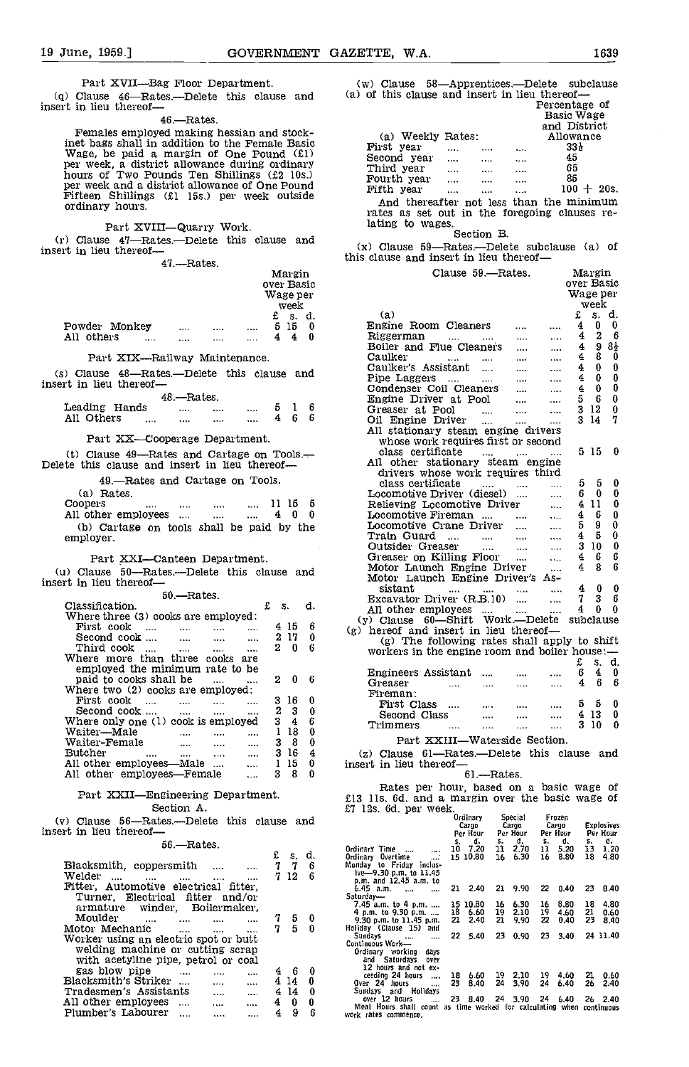Part XVII—Bag Floor Department.

(q) Clause 46—Rates.—Delete this clause and insert in lieu thereof—

46.—Rates.

Females employed making hessian and stockinet bags shall in addition to the Female Basic Wage, be paid a margin of One Pound (£1) per week, a district allowance during ordinary hours of Two Pounds Ten Shillings (£2 10s.) per week and a district allowance of One Pound Fifteen Shillings (£1 15s.) per week outside ordinary hours.

Part XVIII—Quarry Work.

(r) Clause 47—Rates.—Delete this clause and insert in lieu thereof—

47.—Rates.

| | Margin over Basic Wage per week £ s. d. |
|---|---|
| Powder Monkey .... .... .... .... | 5 15 0 |
| All others .... .... .... .... | 4 4 0 |

Part XIX—Railway Maintenance.

(s) Clause 48—Rates.—Delete this clause and insert in lieu thereof—

48.—Rates.

| | £ s. d. |
|---|---|
| Leading Hands .... .... .... | 5 1 6 |
| All Others .... .... .... .... | 4 6 6 |

Part XX—Cooperage Department.

(t) Clause 49—Rates and Cartage on Tools.—Delete this clause and insert in lieu thereof—

49.—Rates and Cartage on Tools.

(a) Rates.

| | £ s. d. |
|---|---|
| Coopers .... .... .... .... | 11 15 5 |
| All other employees .... .... .... | 4 0 0 |

(b) Cartage on tools shall be paid by the employer.

Part XXI—Canteen Department.

(u) Clause 50—Rates.—Delete this clause and insert in lieu thereof—

50.—Rates.

| Classification. | £ s. d. |
|---|---|
| Where three (3) cooks are employed: | |
| First cook .... .... .... .... | 4 15 6 |
| Second cook .... .... .... .... | 2 17 0 |
| Third cook .... .... .... .... | 2 0 6 |
| Where more than three cooks are employed the minimum rate to be paid to cooks shall be .... .... | 2 0 6 |
| Where two (2) cooks are employed: | |
| First cook .... .... .... .... | 3 16 0 |
| Second cook .... .... .... .... | 2 3 0 |
| Where only one (1) cook is employed | 3 4 6 |
| Waiter—Male .... .... .... | 1 18 0 |
| Waiter—Female .... .... .... | 3 8 0 |
| Butcher .... .... .... .... | 3 16 4 |
| All other employees—Male .... .... | 1 15 0 |
| All other employees—Female .... | 3 8 0 |

Part XXII—Engineering Department.

Section A.

(v) Clause 56—Rates.—Delete this clause and insert in lieu thereof—

56.—Rates.

| | £ s. d. |
|---|---|
| Blacksmith, coppersmith .... .... | 7 7 6 |
| Welder .... .... .... .... .... | 7 12 6 |
| Fitter, Automotive electrical fitter, Turner, Electrical fitter and/or armature winder, Boilermaker, Moulder .... .... .... .... | 7 5 0 |
| Motor Mechanic .... .... .... | 7 5 0 |
| Worker using an electric spot or butt welding machine or cutting scrap with acetyline pipe, petrol or coal gas blow pipe .... .... .... | 4 6 0 |
| Blacksmith's Striker .... .... .... | 4 14 0 |
| Tradesmen's Assistants .... .... | 4 14 0 |
| All other employees .... .... .... | 4 0 0 |
| Plumber's Labourer .... .... .... | 4 9 6 |

(w) Clause 58—Apprentices.—Delete subclause (a) of this clause and insert in lieu thereof—

| (a) Weekly Rates: | Percentage of Basic Wage and District Allowance |
|---|---|
| First year .... .... .... | 33⅓ |
| Second year .... .... .... | 45 |
| Third year .... .... .... | 65 |
| Fourth year .... .... .... | 85 |
| Fifth year .... .... .... | 100 + 20s. |

And thereafter not less than the minimum rates as set out in the foregoing clauses relating to wages.

Section B.

(x) Clause 59—Rates.—Delete subclause (a) of this clause and insert in lieu thereof—

Clause 59.—Rates.

| (a) | Margin over Basic Wage per week £ s. d. |
|---|---|
| Engine Room Cleaners .... .... | 4 0 0 |
| Riggerman .... .... .... .... | 4 2 6 |
| Boiler and Flue Cleaners .... .... | 4 9 8½ |
| Caulker .... .... .... .... | 4 8 0 |
| Caulker's Assistant .... .... .... | 4 0 0 |
| Pipe Laggers .... .... .... .... | 4 0 0 |
| Condenser Coil Cleaners .... .... | 4 0 0 |
| Engine Driver at Pool .... .... | 5 6 0 |
| Greaser at Pool .... .... .... | 3 12 0 |
| Oil Engine Driver .... .... .... | 3 14 7 |
| All stationary steam engine drivers whose work requires first or second class certificate .... .... .... | 5 15 0 |
| All other stationary steam engine drivers whose work requires third class certificate .... .... .... | 5 5 0 |
| Locomotive Driver (diesel) .... .... | 6 0 0 |
| Relieving Locomotive Driver .... | 4 11 0 |
| Locomotive Fireman .... .... .... | 4 6 0 |
| Locomotive Crane Driver .... .... | 5 9 0 |
| Train Guard .... .... .... .... | 4 5 0 |
| Outsider Greaser .... .... .... | 3 10 0 |
| Greaser on Killing Floor .... .... | 4 6 6 |
| Motor Launch Engine Driver .... | 4 8 6 |
| Motor Launch Engine Driver's Assistant .... .... .... .... | 4 0 0 |
| Excavator Driver (R.B.10) .... .... | 7 3 6 |
| All other employees .... .... .... | 4 0 0 |

(y) Clause 60—Shift Work.—Delete subclause (g) hereof and insert in lieu thereof—

(g) The following rates shall apply to shift workers in the engine room and boiler house:—

| | £ s. d. |
|---|---|
| Engineers Assistant .... .... .... | 6 4 0 |
| Greaser .... .... .... .... | 4 6 6 |
| Fireman: | |
| First Class .... .... .... .... | 5 5 0 |
| Second Class .... .... .... | 4 13 0 |
| Trimmers .... .... .... .... | 3 10 0 |

Part XXIII—Waterside Section.

(z) Clause 61—Rates.—Delete this clause and insert in lieu thereof—

61.—Rates.

Rates per hour, based on a basic wage of £13 11s. 6d. and a margin over the basic wage of £7 12s. 6d. per week.

| | Ordinary Cargo Per Hour s. d. | Special Cargo Per Hour s. d. | Frozen Cargo Per Hour s. d. | Explosives Per Hour s. d. |
|---|---|---|---|---|
| Ordinary Time .... .... | 10 7.20 | 11 2.70 | 11 5.20 | 13 1.20 |
| Ordinary Overtime .... | 15 10.80 | 16 6.30 | 16 8.80 | 18 4.80 |
| Monday to Friday inclusive—9.30 p.m. to 11.45 p.m. and 12.45 a.m. to 6.45 a.m. .... .... | 21 2.40 | 21 9.90 | 22 0.40 | 23 8.40 |
| Saturday— | | | | |
| 7.45 a.m. to 4 p.m. .... | 15 10.80 | 16 6.30 | 16 8.80 | 18 4.80 |
| 4 p.m. to 9.30 p.m. .... | 18 6.60 | 19 2.10 | 19 4.60 | 21 0.60 |
| 9.30 p.m. to 11.45 p.m. | 21 2.40 | 21 9.90 | 22 0.40 | 23 8.40 |
| Holiday (Clause 15) and Sundays .... .... | 22 5.40 | 23 0.90 | 23 3.40 | 24 11.40 |
| Continuous Work— | | | | |
| Ordinary working days and Saturdays over 12 hours and not exceeding 24 hours .... | 18 6.60 | 19 2.10 | 19 4.60 | 21 0.60 |
| Over 24 hours .... | 23 8.40 | 24 3.90 | 24 6.40 | 26 2.40 |
| Sundays and Holidays over 12 hours .... | 23 8.40 | 24 3.90 | 24 6.40 | 26 2.40 |

Meal Hours shall count as time worked for calculating when continuous work rates commence.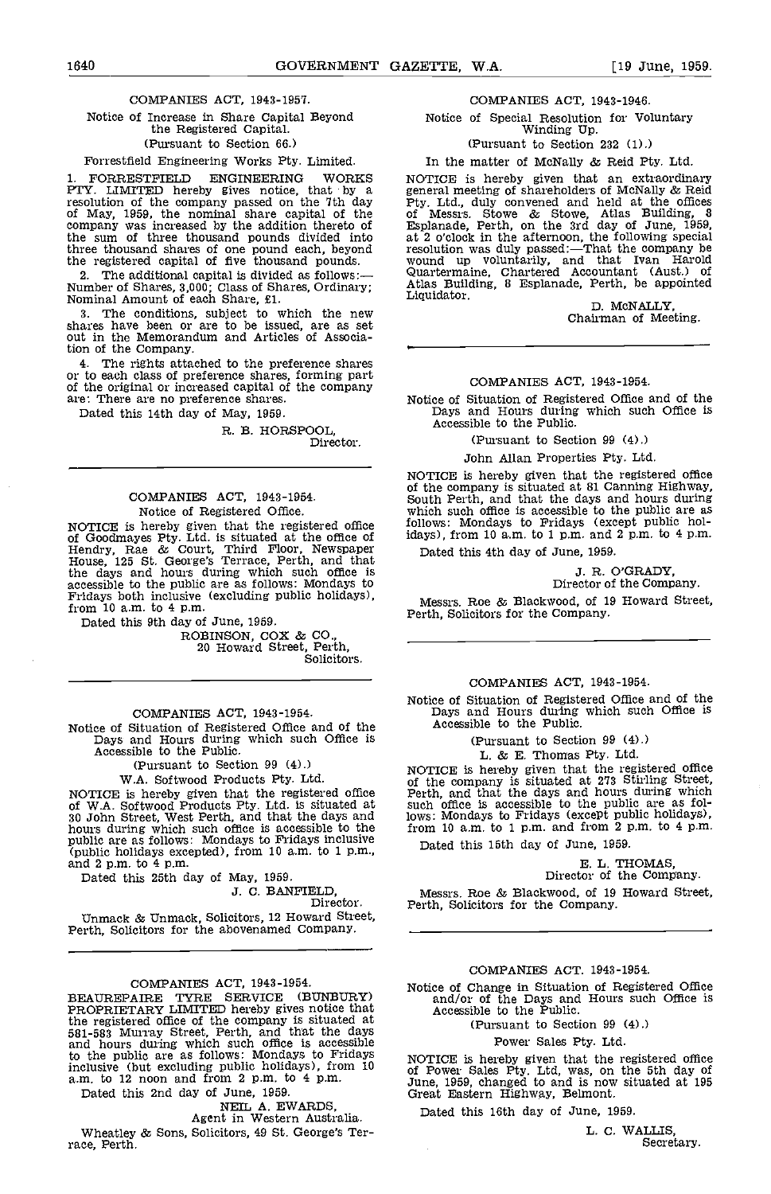COMPANIES ACT, 1943-1957.

Notice of Increase in Share Capital Beyond the Registered Capital.

(Pursuant to Section 66.)

Forrestfield Engineering Works Pty. Limited.

1. FORRESTFIELD ENGINEERING WORKS PTY. LIMITED hereby gives notice, that by a resolution of the company passed on the 7th day of May, 1959, the nominal share capital of the company was increased by the addition thereto of the sum of three thousand pounds divided into three thousand shares of one pound each, beyond the registered capital of five thousand pounds.

2. The additional capital is divided as follows:—Number of Shares, 3,000; Class of Shares, Ordinary; Nominal Amount of each Share, £1.

3. The conditions, subject to which the new shares have been or are to be issued, are as set out in the Memorandum and Articles of Association of the Company.

4. The rights attached to the preference shares or to each class of preference shares, forming part of the original or increased capital of the company are: There are no preference shares.

Dated this 14th day of May, 1959.

R. B. HORSPOOL,
Director.

---

COMPANIES ACT, 1943-1954.

Notice of Registered Office.

NOTICE is hereby given that the registered office of Goodmayes Pty. Ltd. is situated at the office of Hendry, Rae & Court, Third Floor, Newspaper House, 125 St. George's Terrace, Perth, and that the days and hours during which such office is accessible to the public are as follows: Mondays to Fridays both inclusive (excluding public holidays), from 10 a.m. to 4 p.m.

Dated this 9th day of June, 1959.

ROBINSON, COX & CO.,
20 Howard Street, Perth,
Solicitors.

---

COMPANIES ACT, 1943-1954.

Notice of Situation of Registered Office and of the Days and Hours during which such Office is Accessible to the Public.

(Pursuant to Section 99 (4).)

W.A. Softwood Products Pty. Ltd.

NOTICE is hereby given that the registered office of W.A. Softwood Products Pty. Ltd. is situated at 30 John Street, West Perth, and that the days and hours during which such office is accessible to the public are as follows: Mondays to Fridays inclusive (public holidays excepted), from 10 a.m. to 1 p.m., and 2 p.m. to 4 p.m.

Dated this 25th day of May, 1959.

J. C. BANFIELD,
Director.

Unmack & Unmack, Solicitors, 12 Howard Street, Perth, Solicitors for the abovenamed Company.

---

COMPANIES ACT, 1943-1954.

BEAUREPAIRE TYRE SERVICE (BUNBURY) PROPRIETARY LIMITED hereby gives notice that the registered office of the company is situated at 581-583 Murray Street, Perth, and that the days and hours during which such office is accessible to the public are as follows: Mondays to Fridays inclusive (but excluding public holidays), from 10 a.m. to 12 noon and from 2 p.m. to 4 p.m.

Dated this 2nd day of June, 1959.

NEIL A. EWARDS,
Agent in Western Australia.

Wheatley & Sons, Solicitors, 49 St. George's Terrace, Perth.

---

COMPANIES ACT, 1943-1946.

Notice of Special Resolution for Voluntary Winding Up.

(Pursuant to Section 232 (1).)

In the matter of McNally & Reid Pty. Ltd.

NOTICE is hereby given that an extraordinary general meeting of shareholders of McNally & Reid Pty. Ltd., duly convened and held at the offices of Messrs. Stowe & Stowe, Atlas Building, 8 Esplanade, Perth, on the 3rd day of June, 1959, at 2 o'clock in the afternoon, the following special resolution was duly passed:—That the company be wound up voluntarily, and that Ivan Harold Quartermaine, Chartered Accountant (Aust.) of Atlas Building, 8 Esplanade, Perth, be appointed Liquidator.

D. McNALLY,
Chairman of Meeting.

---

COMPANIES ACT, 1943-1954.

Notice of Situation of Registered Office and of the Days and Hours during which such Office is Accessible to the Public.

(Pursuant to Section 99 (4).)

John Allan Properties Pty. Ltd.

NOTICE is hereby given that the registered office of the company is situated at 81 Canning Highway, South Perth, and that the days and hours during which such office is accessible to the public are as follows: Mondays to Fridays (except public holidays), from 10 a.m. to 1 p.m. and 2 p.m. to 4 p.m.

Dated this 4th day of June, 1959.

J. R. O'GRADY,
Director of the Company.

Messrs. Roe & Blackwood, of 19 Howard Street, Perth, Solicitors for the Company.

---

COMPANIES ACT, 1943-1954.

Notice of Situation of Registered Office and of the Days and Hours during which such Office is Accessible to the Public.

(Pursuant to Section 99 (4).)

L. & E. Thomas Pty. Ltd.

NOTICE is hereby given that the registered office of the company is situated at 273 Stirling Street, Perth, and that the days and hours during which such office is accessible to the public are as follows: Mondays to Fridays (except public holidays), from 10 a.m. to 1 p.m. and from 2 p.m. to 4 p.m.

Dated this 15th day of June, 1959.

E. L. THOMAS,
Director of the Company.

Messrs. Roe & Blackwood, of 19 Howard Street, Perth, Solicitors for the Company.

---

COMPANIES ACT. 1943-1954.

Notice of Change in Situation of Registered Office and/or of the Days and Hours such Office is Accessible to the Public.

(Pursuant to Section 99 (4).)

Power Sales Pty. Ltd.

NOTICE is hereby given that the registered office of Power Sales Pty. Ltd, was, on the 5th day of June, 1959, changed to and is now situated at 195 Great Eastern Highway, Belmont.

Dated this 16th day of June, 1959.

L. C. WALLIS,
Secretary.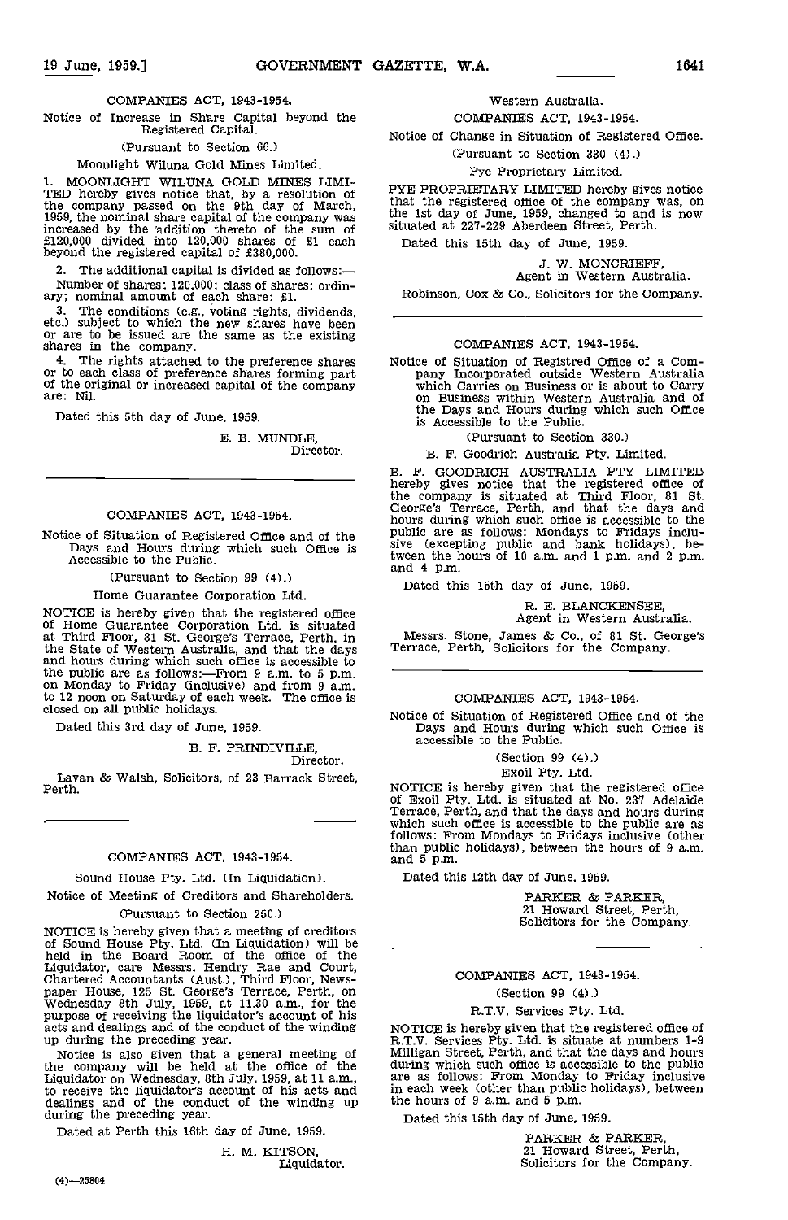COMPANIES ACT, 1943-1954.

Notice of Increase in Share Capital beyond the Registered Capital.

(Pursuant to Section 66.)

Moonlight Wiluna Gold Mines Limited.

1. MOONLIGHT WILUNA GOLD MINES LIMITED hereby gives notice that, by a resolution of the company passed on the 9th day of March, 1959, the nominal share capital of the company was increased by the addition thereto of the sum of £120,000 divided into 120,000 shares of £1 each beyond the registered capital of £380,000.

2. The additional capital is divided as follows:—

Number of shares: 120,000; class of shares: ordinary; nominal amount of each share: £1.

3. The conditions (e.g., voting rights, dividends, etc.) subject to which the new shares have been or are to be issued are the same as the existing shares in the company.

4. The rights attached to the preference shares or to each class of preference shares forming part of the original or increased capital of the company are: Nil.

Dated this 5th day of June, 1959.

E. B. MUNDLE,
Director.

---

COMPANIES ACT, 1943-1954.

Notice of Situation of Registered Office and of the Days and Hours during which such Office is Accessible to the Public.

(Pursuant to Section 99 (4).)

Home Guarantee Corporation Ltd.

NOTICE is hereby given that the registered office of Home Guarantee Corporation Ltd. is situated at Third Floor, 81 St. George's Terrace, Perth, in the State of Western Australia, and that the days and hours during which such office is accessible to the public are as follows:—From 9 a.m. to 5 p.m. on Monday to Friday (inclusive) and from 9 a.m. to 12 noon on Saturday of each week. The office is closed on all public holidays.

Dated this 3rd day of June, 1959.

B. F. PRINDIVILLE,
Director.

Lavan & Walsh, Solicitors, of 23 Barrack Street, Perth.

---

COMPANIES ACT, 1943-1954.

Sound House Pty. Ltd. (In Liquidation).

Notice of Meeting of Creditors and Shareholders.

(Pursuant to Section 250.)

NOTICE is hereby given that a meeting of creditors of Sound House Pty. Ltd. (In Liquidation) will be held in the Board Room of the office of the Liquidator, care Messrs. Hendry Rae and Court, Chartered Accountants (Aust.), Third Floor, Newspaper House, 125 St. George's Terrace, Perth, on Wednesday 8th July, 1959, at 11.30 a.m., for the purpose of receiving the liquidator's account of his acts and dealings and of the conduct of the winding up during the preceding year.

Notice is also given that a general meeting of the company will be held at the office of the Liquidator on Wednesday, 8th July, 1959, at 11 a.m., to receive the liquidator's account of his acts and dealings and of the conduct of the winding up during the preceding year.

Dated at Perth this 16th day of June, 1959.

H. M. KITSON,
Liquidator.

---

Western Australia.

COMPANIES ACT, 1943-1954.

Notice of Change in Situation of Registered Office.

(Pursuant to Section 330 (4).)

Pye Proprietary Limited.

PYE PROPRIETARY LIMITED hereby gives notice that the registered office of the company was, on the 1st day of June, 1959, changed to and is now situated at 227-229 Aberdeen Street, Perth.

Dated this 15th day of June, 1959.

J. W. MONCRIEFF,
Agent in Western Australia.

Robinson, Cox & Co., Solicitors for the Company.

---

COMPANIES ACT, 1943-1954.

Notice of Situation of Registred Office of a Company Incorporated outside Western Australia which Carries on Business or is about to Carry on Business within Western Australia and of the Days and Hours during which such Office is Accessible to the Public.

(Pursuant to Section 330.)

B. F. Goodrich Australia Pty. Limited.

B. F. GOODRICH AUSTRALIA PTY LIMITED hereby gives notice that the registered office of the company is situated at Third Floor, 81 St. George's Terrace, Perth, and that the days and hours during which such office is accessible to the public are as follows: Mondays to Fridays inclusive (excepting public and bank holidays), between the hours of 10 a.m. and 1 p.m. and 2 p.m. and 4 p.m.

Dated this 15th day of June, 1959.

R. E. BLANCKENSEE,
Agent in Western Australia.

Messrs. Stone, James & Co., of 81 St. George's Terrace, Perth, Solicitors for the Company.

---

COMPANIES ACT, 1943-1954.

Notice of Situation of Registered Office and of the Days and Hours during which such Office is accessible to the Public.

(Section 99 (4).)

Exoil Pty. Ltd.

NOTICE is hereby given that the registered office of Exoil Pty. Ltd. is situated at No. 237 Adelaide Terrace, Perth, and that the days and hours during which such office is accessible to the public are as follows: From Mondays to Fridays inclusive (other than public holidays), between the hours of 9 a.m. and 5 p.m.

Dated this 12th day of June, 1959.

PARKER & PARKER,
21 Howard Street, Perth,
Solicitors for the Company.

---

COMPANIES ACT, 1943-1954.

(Section 99 (4).)

R.T.V. Services Pty. Ltd.

NOTICE is hereby given that the registered office of R.T.V. Services Pty. Ltd. is situate at numbers 1-9 Milligan Street, Perth, and that the days and hours during which such office is accessible to the public are as follows: From Monday to Friday inclusive in each week (other than public holidays), between the hours of 9 a.m. and 5 p.m.

Dated this 15th day of June, 1959.

PARKER & PARKER,
21 Howard Street, Perth,
Solicitors for the Company.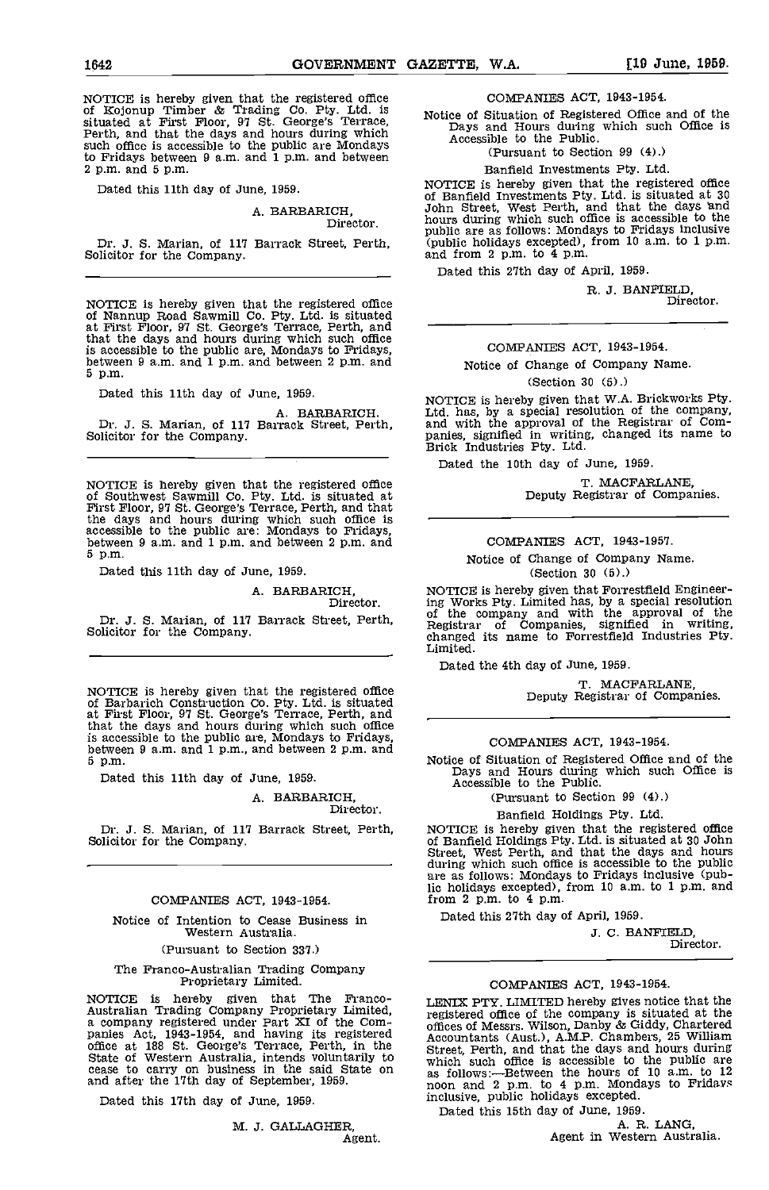NOTICE is hereby given that the registered office of Kojonup Timber & Trading Co. Pty. Ltd. is situated at First Floor, 97 St. George's Terrace, Perth, and that the days and hours during which such office is accessible to the public are Mondays to Fridays between 9 a.m. and 1 p.m. and between 2 p.m. and 5 p.m.

Dated this 11th day of June, 1959.

A. BARBARICH,
Director.

Dr. J. S. Marian, of 117 Barrack Street, Perth, Solicitor for the Company.

---

NOTICE is hereby given that the registered office of Nannup Road Sawmill Co. Pty. Ltd. is situated at First Floor, 97 St. George's Terrace, Perth, and that the days and hours during which such office is accessible to the public are, Mondays to Fridays, between 9 a.m. and 1 p.m. and between 2 p.m. and 5 p.m.

Dated this 11th day of June, 1959.

A. BARBARICH.

Dr. J. S. Marian, of 117 Barrack Street, Perth, Solicitor for the Company.

---

NOTICE is hereby given that the registered office of Southwest Sawmill Co. Pty. Ltd. is situated at First Floor, 97 St. George's Terrace, Perth, and that the days and hours during which such office is accessible to the public are: Mondays to Fridays, between 9 a.m. and 1 p.m. and between 2 p.m. and 5 p.m.

Dated this 11th day of June, 1959.

A. BARBARICH,
Director.

Dr. J. S. Marian, of 117 Barrack Street, Perth, Solicitor for the Company.

---

NOTICE is hereby given that the registered office of Barbarich Construction Co. Pty. Ltd. is situated at First Floor, 97 St. George's Terrace, Perth, and that the days and hours during which such office is accessible to the public are, Mondays to Fridays, between 9 a.m. and 1 p.m., and between 2 p.m. and 5 p.m.

Dated this 11th day of June, 1959.

A. BARBARICH,
Director.

Dr. J. S. Marian, of 117 Barrack Street, Perth, Solicitor for the Company.

---

COMPANIES ACT, 1943-1954.

Notice of Intention to Cease Business in Western Australia.

(Pursuant to Section 337.)

The Franco-Australian Trading Company Proprietary Limited.

NOTICE is hereby given that The Franco-Australian Trading Company Proprietary Limited, a company registered under Part XI of the Companies Act, 1943-1954, and having its registered office at 188 St. George's Terrace, Perth, in the State of Western Australia, intends voluntarily to cease to carry on business in the said State on and after the 17th day of September, 1959.

Dated this 17th day of June, 1959.

M. J. GALLAGHER,
Agent.

---

COMPANIES ACT, 1943-1954.

Notice of Situation of Registered Office and of the Days and Hours during which such Office is Accessible to the Public.

(Pursuant to Section 99 (4).)

Banfield Investments Pty. Ltd.

NOTICE is hereby given that the registered office of Banfield Investments Pty. Ltd. is situated at 30 John Street, West Perth, and that the days and hours during which such office is accessible to the public are as follows: Mondays to Fridays inclusive (public holidays excepted), from 10 a.m. to 1 p.m. and from 2 p.m. to 4 p.m.

Dated this 27th day of April, 1959.

R. J. BANFIELD,
Director.

---

COMPANIES ACT, 1943-1954.

Notice of Change of Company Name.

(Section 30 (5).)

NOTICE is hereby given that W.A. Brickworks Pty. Ltd. has, by a special resolution of the company, and with the approval of the Registrar of Companies, signified in writing, changed its name to Brick Industries Pty. Ltd.

Dated the 10th day of June, 1959.

T. MACFARLANE,
Deputy Registrar of Companies.

---

COMPANIES ACT, 1943-1957.

Notice of Change of Company Name.

(Section 30 (5).)

NOTICE is hereby given that Forrestfield Engineering Works Pty. Limited has, by a special resolution of the company and with the approval of the Registrar of Companies, signified in writing, changed its name to Forrestfield Industries Pty. Limited.

Dated the 4th day of June, 1959.

T. MACFARLANE,
Deputy Registrar of Companies.

---

COMPANIES ACT, 1943-1954.

Notice of Situation of Registered Office and of the Days and Hours during which such Office is Accessible to the Public.

(Pursuant to Section 99 (4).)

Banfield Holdings Pty. Ltd.

NOTICE is hereby given that the registered office of Banfield Holdings Pty. Ltd. is situated at 30 John Street, West Perth, and that the days and hours during which such office is accessible to the public are as follows: Mondays to Fridays inclusive (public holidays excepted), from 10 a.m. to 1 p.m. and from 2 p.m. to 4 p.m.

Dated this 27th day of April, 1959.

J. C. BANFIELD,
Director.

---

COMPANIES ACT, 1943-1954.

LENIX PTY. LIMITED hereby gives notice that the registered office of the company is situated at the offices of Messrs. Wilson, Danby & Giddy, Chartered Accountants (Aust.), A.M.P. Chambers, 25 William Street, Perth, and that the days and hours during which such office is accessible to the public are as follows:—Between the hours of 10 a.m. to 12 noon and 2 p.m. to 4 p.m. Mondays to Fridays inclusive, public holidays excepted.

Dated this 15th day of June, 1959.

A. R. LANG,
Agent in Western Australia.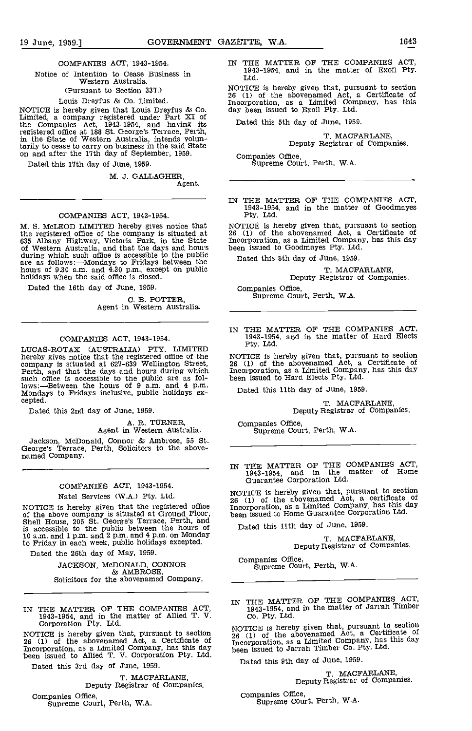COMPANIES ACT, 1943-1954.

Notice of Intention to Cease Business in Western Australia.

(Pursuant to Section 337.)

Louis Dreyfus & Co. Limited.

NOTICE is hereby given that Louis Dreyfus & Co. Limited, a company registered under Part XI of the Companies Act, 1943-1954, and having its registered office at 188 St. George's Terrace, Perth, in the State of Western Australia, intends voluntarily to cease to carry on business in the said State on and after the 17th day of September, 1959.

Dated this 17th day of June, 1959.

M. J. GALLAGHER,
Agent.

---

COMPANIES ACT, 1943-1954.

M. S. McLEOD LIMITED hereby gives notice that the registered office of the company is situated at 635 Albany Highway, Victoria Park, in the State of Western Australia, and that the days and hours during which such office is accessible to the public are as follows:—Mondays to Fridays between the hours of 9.30 a.m. and 4.30 p.m., except on public holidays when the said office is closed.

Dated the 16th day of June, 1959.

C. B. POTTER,
Agent in Western Australia.

---

COMPANIES ACT, 1943-1954.

LUCAS-ROTAX (AUSTRALIA) PTY. LIMITED hereby gives notice that the registered office of the company is situated at 627-639 Wellington Street, Perth, and that the days and hours during which such office is accessible to the public are as follows:—Between the hours of 9 a.m. and 4 p.m. Mondays to Fridays inclusive, public holidays excepted.

Dated this 2nd day of June, 1959.

A. R. TURNER,
Agent in Western Australia.

Jackson, McDonald, Connor & Ambrose, 55 St. George's Terrace, Perth, Solicitors to the abovenamed Company.

---

COMPANIES ACT, 1943-1954.

Natel Services (W.A.) Pty. Ltd.

NOTICE is hereby given that the registered office of the above company is situated at Ground Floor, Shell House, 205 St. George's Terrace, Perth, and is accessible to the public between the hours of 10 a.m. and 1 p.m. and 2 p.m. and 4 p.m. on Monday to Friday in each week, public holidays excepted.

Dated the 26th day of May, 1959.

JACKSON, McDONALD, CONNOR & AMBROSE,
Solicitors for the abovenamed Company.

---

IN THE MATTER OF THE COMPANIES ACT, 1943-1954, and in the matter of Allied T. V. Corporation Pty. Ltd.

NOTICE is hereby given that, pursuant to section 26 (1) of the abovenamed Act, a Certificate of Incorporation, as a Limited Company, has this day been issued to Allied T. V. Corporation Pty. Ltd.

Dated this 3rd day of June, 1959.

T. MACFARLANE,
Deputy Registrar of Companies.

Companies Office,
Supreme Court, Perth, W.A.

---

IN THE MATTER OF THE COMPANIES ACT, 1943-1954, and in the matter of Exoil Pty. Ltd.

NOTICE is hereby given that, pursuant to section 26 (1) of the abovenamed Act, a Certificate of Incorporation, as a Limited Company, has this day been issued to Exoil Pty. Ltd.

Dated this 5th day of June, 1959.

T. MACFARLANE,
Deputy Registrar of Companies.

Companies Office,
Supreme Court, Perth, W.A.

---

IN THE MATTER OF THE COMPANIES ACT, 1943-1954, and in the matter of Goodmayes Pty. Ltd.

NOTICE is hereby given that, pursuant to section 26 (1) of the abovenamed Act, a Certificate of Incorporation, as a Limited Company, has this day been issued to Goodmayes Pty. Ltd.

Dated this 8th day of June, 1959.

T. MACFARLANE,
Deputy Registrar of Companies.

Companies Office,
Supreme Court, Perth, W.A.

---

IN THE MATTER OF THE COMPANIES ACT, 1943-1954, and in the matter of Hard Elects Pty. Ltd.

NOTICE is hereby given that, pursuant to section 26 (1) of the abovenamed Act, a Certificate of Incorporation, as a Limited Company, has this day been issued to Hard Elects Pty. Ltd.

Dated this 11th day of June, 1959.

T. MACFARLANE,
Deputy Registrar of Companies.

Companies Office,
Supreme Court, Perth, W.A.

---

IN THE MATTER OF THE COMPANIES ACT, 1943-1954, and in the matter of Home Guarantee Corporation Ltd.

NOTICE is hereby given that, pursuant to section 26 (1) of the abovenamed Act, a certificate of Incorporation, as a Limited Company, has this day been issued to Home Guarantee Corporation Ltd.

Dated this 11th day of June, 1959.

T. MACFARLANE,
Deputy Registrar of Companies.

Companies Office,
Supreme Court, Perth, W.A.

---

IN THE MATTER OF THE COMPANIES ACT, 1943-1954, and in the matter of Jarrah Timber Co. Pty. Ltd.

NOTICE is hereby given that, pursuant to section 26 (1) of the abovenamed Act, a Certificate of Incorporation, as a Limited Company, has this day been issued to Jarrah Timber Co. Pty. Ltd.

Dated this 9th day of June, 1959.

T. MACFARLANE,
Deputy Registrar of Companies.

Companies Office,
Supreme Court, Perth, W.A.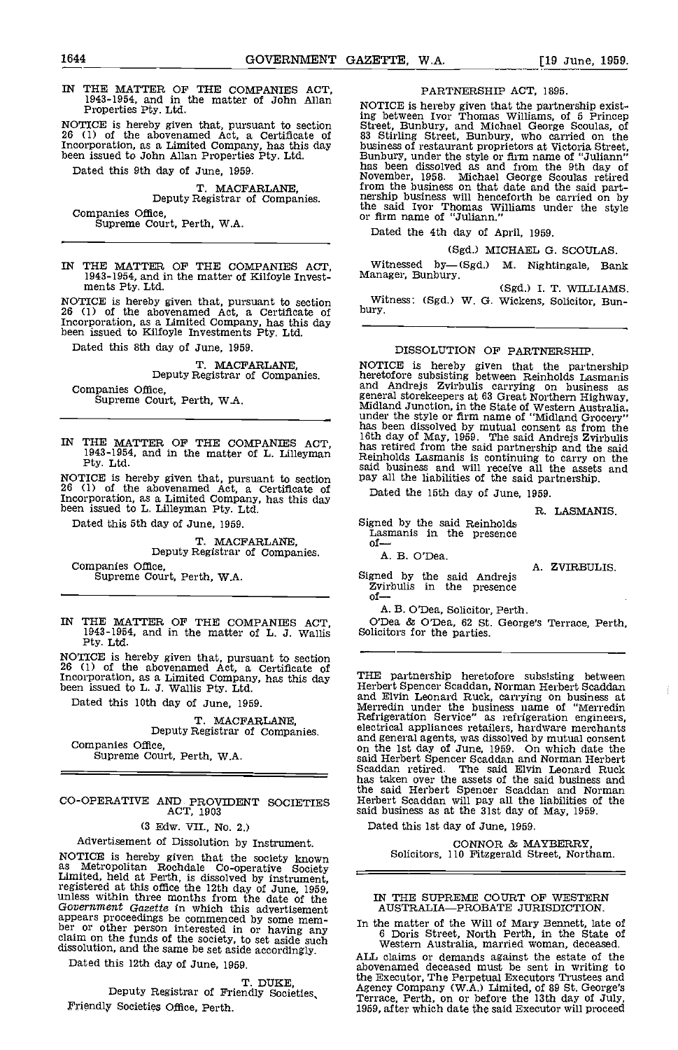IN THE MATTER OF THE COMPANIES ACT, 1943-1954, and in the matter of John Allan Properties Pty. Ltd.

NOTICE is hereby given that, pursuant to section 26 (1) of the abovenamed Act, a Certificate of Incorporation, as a Limited Company, has this day been issued to John Allan Properties Pty. Ltd.

Dated this 9th day of June, 1959.

T. MACFARLANE,
Deputy Registrar of Companies.

Companies Office,
Supreme Court, Perth, W.A.

---

IN THE MATTER OF THE COMPANIES ACT, 1943-1954, and in the matter of Kilfoyle Investments Pty. Ltd.

NOTICE is hereby given that, pursuant to section 26 (1) of the abovenamed Act, a Certificate of Incorporation, as a Limited Company, has this day been issued to Kilfoyle Investments Pty. Ltd.

Dated this 8th day of June, 1959.

T. MACFARLANE,
Deputy Registrar of Companies.

Companies Office,
Supreme Court, Perth, W.A.

---

IN THE MATTER OF THE COMPANIES ACT, 1943-1954, and in the matter of L. Lilleyman Pty. Ltd.

NOTICE is hereby given that, pursuant to section 26 (1) of the abovenamed Act, a Certificate of Incorporation, as a Limited Company, has this day been issued to L. Lilleyman Pty. Ltd.

Dated this 5th day of June, 1959.

T. MACFARLANE,
Deputy Registrar of Companies.

Companies Office,
Supreme Court, Perth, W.A.

---

IN THE MATTER OF THE COMPANIES ACT, 1943-1954, and in the matter of L. J. Wallis Pty. Ltd.

NOTICE is hereby given that, pursuant to section 26 (1) of the abovenamed Act, a Certificate of Incorporation, as a Limited Company, has this day been issued to L. J. Wallis Pty. Ltd.

Dated this 10th day of June, 1959.

T. MACFARLANE,
Deputy Registrar of Companies.

Companies Office,
Supreme Court, Perth, W.A.

---

CO-OPERATIVE AND PROVIDENT SOCIETIES ACT, 1903

(3 Edw. VII., No. 2.)

Advertisement of Dissolution by Instrument.

NOTICE is hereby given that the society known as Metropolitan Rochdale Co-operative Society Limited, held at Perth, is dissolved by instrument, registered at this office the 12th day of June, 1959, unless within three months from the date of the *Government Gazette* in which this advertisement appears proceedings be commenced by some member or other person interested in or having any claim on the funds of the society, to set aside such dissolution, and the same be set aside accordingly.

Dated this 12th day of June, 1959.

T. DUKE,
Deputy Registrar of Friendly Societies.

Friendly Societies Office, Perth.

---

PARTNERSHIP ACT, 1895.

NOTICE is hereby given that the partnership existing between Ivor Thomas Williams, of 5 Princep Street, Bunbury, and Michael George Scoulas, of 83 Stirling Street, Bunbury, who carried on the business of restaurant proprietors at Victoria Street, Bunbury, under the style or firm name of "Juliann" has been dissolved as and from the 9th day of November, 1958. Michael George Scoulas retired from the business on that date and the said partnership business will henceforth be carried on by the said Ivor Thomas Williams under the style or firm name of "Juliann."

Dated the 4th day of April, 1959.

(Sgd.) MICHAEL G. SCOULAS.

Witnessed by—(Sgd.) M. Nightingale, Bank Manager, Bunbury.

(Sgd.) I. T. WILLIAMS.

Witness: (Sgd.) W. G. Wickens, Solicitor, Bunbury.

---

DISSOLUTION OF PARTNERSHIP.

NOTICE is hereby given that the partnership heretofore subsisting between Reinholds Lasmanis and Andrejs Zvirbulis carrying on business as general storekeepers at 63 Great Northern Highway, Midland Junction, in the State of Western Australia, under the style or firm name of "Midland Grocery" has been dissolved by mutual consent as from the 16th day of May, 1959. The said Andrejs Zvirbulis has retired from the said partnership and the said Reinholds Lasmanis is continuing to carry on the said business and will receive all the assets and pay all the liabilities of the said partnership.

Dated the 15th day of June, 1959.

R. LASMANIS.

Signed by the said Reinholds Lasmanis in the presence of—

A. B. O'Dea.

A. ZVIRBULIS.

Signed by the said Andrejs Zvirbulis in the presence of—

A. B. O'Dea, Solicitor, Perth.

O'Dea & O'Dea, 62 St. George's Terrace, Perth, Solicitors for the parties.

---

THE partnership heretofore subsisting between Herbert Spencer Scaddan, Norman Herbert Scaddan and Elvin Leonard Ruck, carrying on business at Merredin under the business name of "Merredin Refrigeration Service" as refrigeration engineers, electrical appliances retailers, hardware merchants and general agents, was dissolved by mutual consent on the 1st day of June, 1959. On which date the said Herbert Spencer Scaddan and Norman Herbert Scaddan retired. The said Elvin Leonard Ruck has taken over the assets of the said business and the said Herbert Spencer Scaddan and Norman Herbert Scaddan will pay all the liabilities of the said business as at the 31st day of May, 1959.

Dated this 1st day of June, 1959.

CONNOR & MAYBERRY,
Solicitors, 110 Fitzgerald Street, Northam.

---

IN THE SUPREME COURT OF WESTERN AUSTRALIA—PROBATE JURISDICTION.

In the matter of the Will of Mary Bennett, late of 6 Doris Street, North Perth, in the State of Western Australia, married woman, deceased.

ALL claims or demands against the estate of the abovenamed deceased must be sent in writing to the Executor, The Perpetual Executors Trustees and Agency Company (W.A.) Limited, of 89 St. George's Terrace, Perth, on or before the 13th day of July, 1959, after which date the said Executor will proceed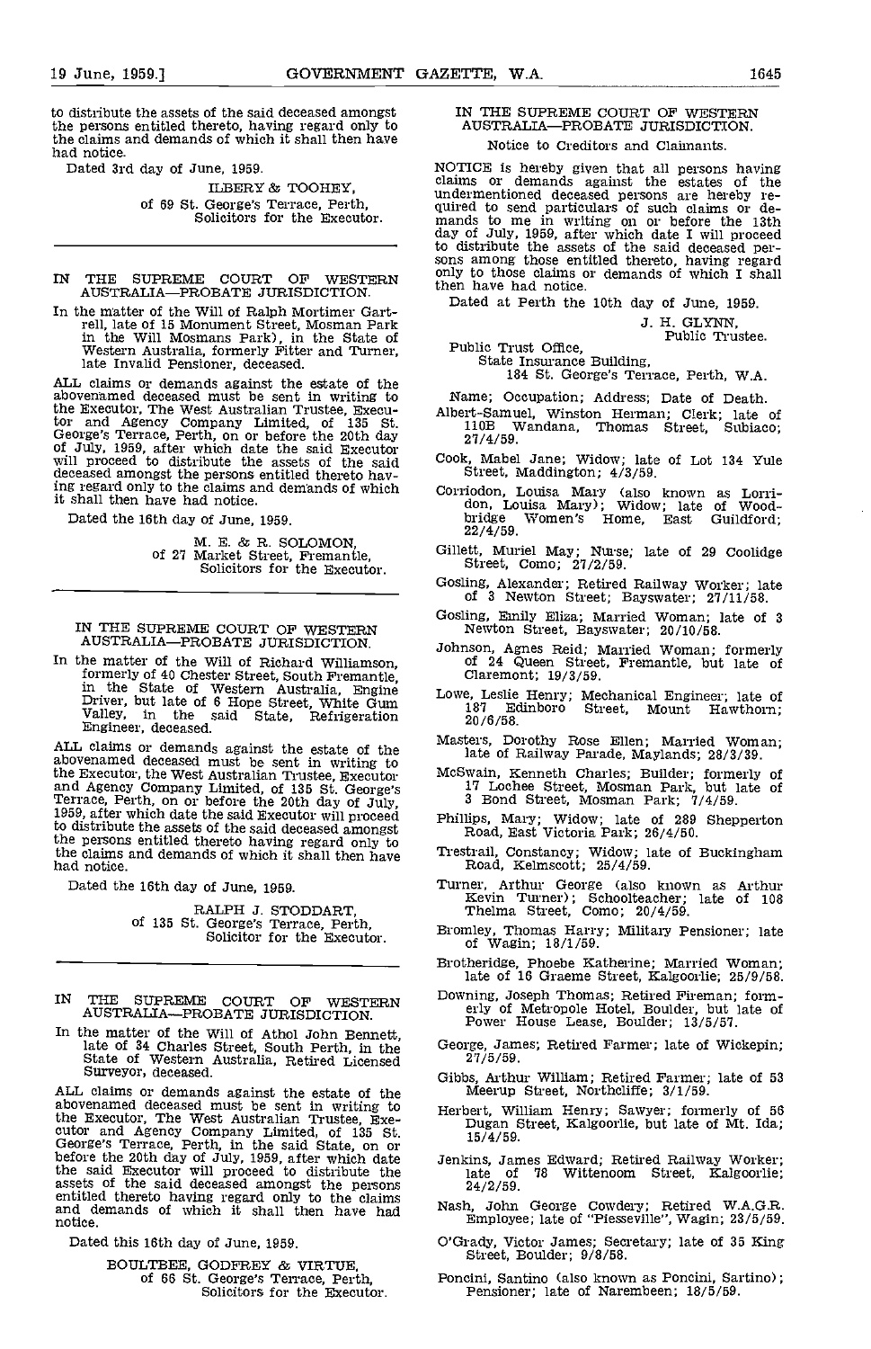to distribute the assets of the said deceased amongst the persons entitled thereto, having regard only to the claims and demands of which it shall then have had notice.

Dated 3rd day of June, 1959.

ILBERY & TOOHEY,
of 69 St. George's Terrace, Perth,
Solicitors for the Executor.

---

IN THE SUPREME COURT OF WESTERN AUSTRALIA—PROBATE JURISDICTION.

In the matter of the Will of Ralph Mortimer Gartrell, late of 15 Monument Street, Mosman Park (in the Will Mosmans Park), in the State of Western Australia, formerly Fitter and Turner, late Invalid Pensioner, deceased.

ALL claims or demands against the estate of the abovenamed deceased must be sent in writing to the Executor, The West Australian Trustee, Executor and Agency Company Limited, of 135 St. George's Terrace, Perth, on or before the 20th day of July, 1959, after which date the said Executor will proceed to distribute the assets of the said deceased amongst the persons entitled thereto having regard only to the claims and demands of which it shall then have had notice.

Dated the 16th day of June, 1959.

M. E. & R. SOLOMON,
of 27 Market Street, Fremantle,
Solicitors for the Executor.

---

IN THE SUPREME COURT OF WESTERN AUSTRALIA—PROBATE JURISDICTION.

In the matter of the Will of Richard Williamson, formerly of 40 Chester Street, South Fremantle, in the State of Western Australia, Engine Driver, but late of 6 Hope Street, White Gum Valley, in the said State, Refrigeration Engineer, deceased.

ALL claims or demands against the estate of the abovenamed deceased must be sent in writing to the Executor, the West Australian Trustee, Executor and Agency Company Limited, of 135 St. George's Terrace, Perth, on or before the 20th day of July, 1959, after which date the said Executor will proceed to distribute the assets of the said deceased amongst the persons entitled thereto having regard only to the claims and demands of which it shall then have had notice.

Dated the 16th day of June, 1959.

RALPH J. STODDART,
of 135 St. George's Terrace, Perth,
Solicitor for the Executor.

---

IN THE SUPREME COURT OF WESTERN AUSTRALIA—PROBATE JURISDICTION.

In the matter of the Will of Athol John Bennett, late of 34 Charles Street, South Perth, in the State of Western Australia, Retired Licensed Surveyor, deceased.

ALL claims or demands against the estate of the abovenamed deceased must be sent in writing to the Executor, The West Australian Trustee, Executor and Agency Company Limited, of 135 St. George's Terrace, Perth, in the said State, on or before the 20th day of July, 1959, after which date the said Executor will proceed to distribute the assets of the said deceased amongst the persons entitled thereto having regard only to the claims and demands of which it shall then have had notice.

Dated this 16th day of June, 1959.

BOULTBEE, GODFREY & VIRTUE,
of 66 St. George's Terrace, Perth,
Solicitors for the Executor.

---

IN THE SUPREME COURT OF WESTERN AUSTRALIA—PROBATE JURISDICTION.

Notice to Creditors and Claimants.

NOTICE is hereby given that all persons having claims or demands against the estates of the undermentioned deceased persons are hereby required to send particulars of such claims or demands to me in writing on or before the 13th day of July, 1959, after which date I will proceed to distribute the assets of the said deceased persons among those entitled thereto, having regard only to those claims or demands of which I shall then have had notice.

Dated at Perth the 10th day of June, 1959.

J. H. GLYNN,
Public Trustee.

Public Trust Office,
State Insurance Building,
184 St. George's Terrace, Perth, W.A.

Name; Occupation; Address; Date of Death.

Albert-Samuel, Winston Herman; Clerk; late of 110B Wandana, Thomas Street, Subiaco; 27/4/59.

Cook, Mabel Jane; Widow; late of Lot 134 Yule Street, Maddington; 4/3/59.

Corriodon, Louisa Mary (also known as Lorridon, Louisa Mary); Widow; late of Woodbridge Women's Home, East Guildford; 22/4/59.

Gillett, Muriel May; Nurse; late of 29 Coolidge Street, Como; 27/2/59.

Gosling, Alexander; Retired Railway Worker; late of 3 Newton Street; Bayswater; 27/11/58.

Gosling, Emily Eliza; Married Woman; late of 3 Newton Street, Bayswater; 20/10/58.

Johnson, Agnes Reid; Married Woman; formerly of 24 Queen Street, Fremantle, but late of Claremont; 19/3/59.

Lowe, Leslie Henry; Mechanical Engineer; late of 187 Edinboro Street, Mount Hawthorn; 20/6/58.

Masters, Dorothy Rose Ellen; Married Woman; late of Railway Parade, Maylands; 28/3/39.

McSwain, Kenneth Charles; Builder; formerly of 17 Lochee Street, Mosman Park, but late of 3 Bond Street, Mosman Park; 7/4/59.

Phillips, Mary; Widow; late of 289 Shepperton Road, East Victoria Park; 26/4/50.

Trestrail, Constancy; Widow; late of Buckingham Road, Kelmscott; 25/4/59.

Turner, Arthur George (also known as Arthur Kevin Turner); Schoolteacher; late of 108 Thelma Street, Como; 20/4/59.

Bromley, Thomas Harry; Military Pensioner; late of Wagin; 18/1/59.

Brotheridge, Phoebe Katherine; Married Woman; late of 16 Graeme Street, Kalgoorlie; 25/9/58.

Downing, Joseph Thomas; Retired Fireman; formerly of Metropole Hotel, Boulder, but late of Power House Lease, Boulder; 13/5/57.

George, James; Retired Farmer; late of Wickepin; 27/5/59.

Gibbs, Arthur William; Retired Farmer; late of 53 Meerup Street, Northcliffe; 3/1/59.

Herbert, William Henry; Sawyer; formerly of 56 Dugan Street, Kalgoorlie, but late of Mt. Ida; 15/4/59.

Jenkins, James Edward; Retired Railway Worker; late of 78 Wittenoom Street, Kalgoorlie; 24/2/59.

Nash, John George Cowdery; Retired W.A.G.R. Employee; late of "Piesseville", Wagin; 23/5/59.

O'Grady, Victor James; Secretary; late of 35 King Street, Boulder; 9/8/58.

Poncini, Santino (also known as Poncini, Sartino); Pensioner; late of Narembeen; 18/5/59.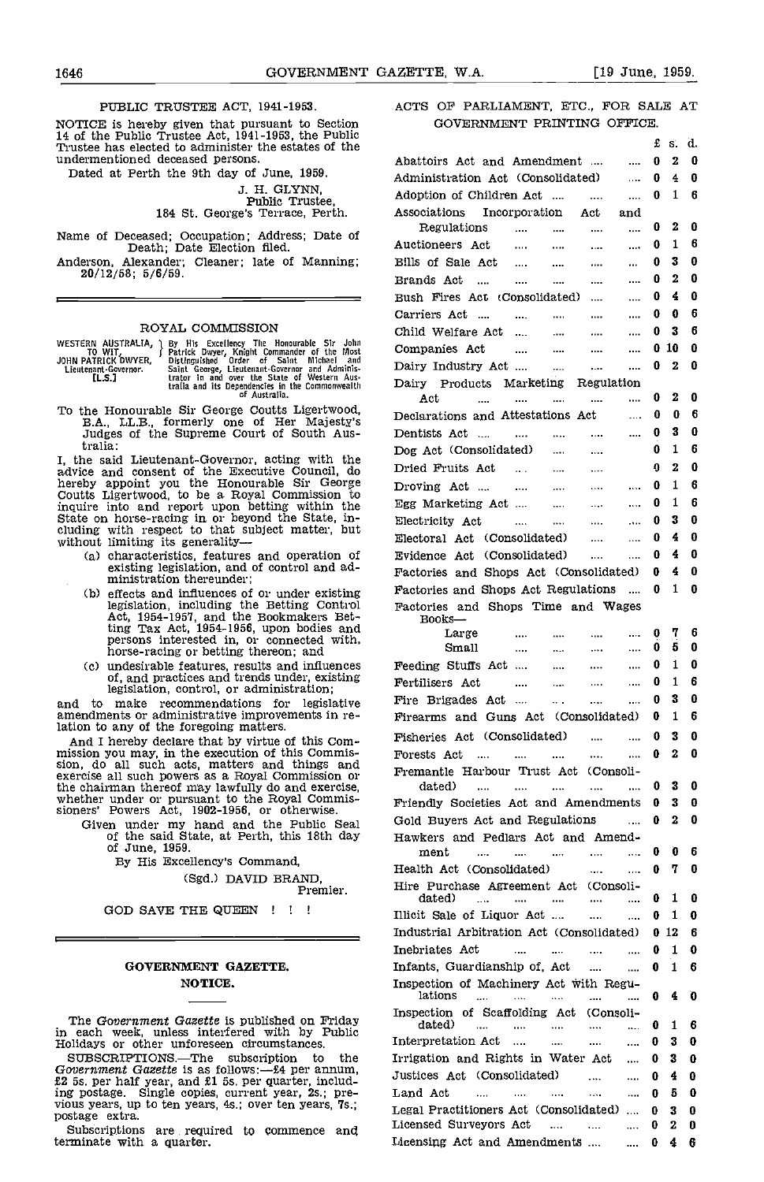PUBLIC TRUSTEE ACT, 1941-1953.

NOTICE is hereby given that pursuant to Section 14 of the Public Trustee Act, 1941-1953, the Public Trustee has elected to administer the estates of the undermentioned deceased persons.

Dated at Perth the 9th day of June, 1959.

J. H. GLYNN,
Public Trustee,
184 St. George's Terrace, Perth.

Name of Deceased; Occupation; Address; Date of Death; Date Election filed.

Anderson, Alexander; Cleaner; late of Manning; 20/12/58; 5/6/59.

---

ROYAL COMMISSION

WESTERN AUSTRALIA, TO WIT, JOHN PATRICK DWYER, Lieutenant-Governor. [L.S.] } By His Excellency The Honourable Sir John Patrick Dwyer, Knight Commander of the Most Distinguished Order of Saint Michael and Saint George, Lieutenant-Governor and Administrator in and over the State of Western Australia and its Dependencies in the Commonwealth of Australia.

To the Honourable Sir George Coutts Ligertwood, B.A., LL.B., formerly one of Her Majesty's Judges of the Supreme Court of South Australia:

I, the said Lieutenant-Governor, acting with the advice and consent of the Executive Council, do hereby appoint you the Honourable Sir George Coutts Ligertwood, to be a Royal Commission to inquire into and report upon betting within the State on horse-racing in or beyond the State, including with respect to that subject matter, but without limiting its generality—

(a) characteristics, features and operation of existing legislation, and of control and administration thereunder;

(b) effects and influences of or under existing legislation, including the Betting Control Act, 1954-1957, and the Bookmakers Betting Tax Act, 1954-1956, upon bodies and persons interested in, or connected with, horse-racing or betting thereon; and

(c) undesirable features, results and influences of, and practices and trends under, existing legislation, control, or administration;

and to make recommendations for legislative amendments or administrative improvements in relation to any of the foregoing matters.

And I hereby declare that by virtue of this Commission you may, in the execution of this Commission, do all such acts, matters and things and exercise all such powers as a Royal Commission or the chairman thereof may lawfully do and exercise, whether under or pursuant to the Royal Commissioners' Powers Act, 1902-1956, or otherwise.

Given under my hand and the Public Seal of the said State, at Perth, this 18th day of June, 1959.

By His Excellency's Command,

(Sgd.) DAVID BRAND,
Premier.

GOD SAVE THE QUEEN ! ! !

---

## GOVERNMENT GAZETTE.

### NOTICE.

The *Government Gazette* is published on Friday in each week, unless interfered with by Public Holidays or other unforeseen circumstances.

SUBSCRIPTIONS.—The subscription to the *Government Gazette* is as follows:—£4 per annum, £2 5s. per half year, and £1 5s. per quarter, including postage. Single copies, current year, 2s.; previous years, up to ten years, 4s.; over ten years, 7s.; postage extra.

Subscriptions are required to commence and terminate with a quarter.

---

ACTS OF PARLIAMENT, ETC., FOR SALE AT GOVERNMENT PRINTING OFFICE.

| | £ | s. | d. |
|---|---|---|---|
| Abattoirs Act and Amendment | 0 | 2 | 0 |
| Administration Act (Consolidated) | 0 | 4 | 0 |
| Adoption of Children Act | 0 | 1 | 6 |
| Associations Incorporation Act and Regulations | 0 | 2 | 0 |
| Auctioneers Act | 0 | 1 | 6 |
| Bills of Sale Act | 0 | 3 | 0 |
| Brands Act | 0 | 2 | 0 |
| Bush Fires Act (Consolidated) | 0 | 4 | 0 |
| Carriers Act | 0 | 0 | 6 |
| Child Welfare Act | 0 | 3 | 6 |
| Companies Act | 0 | 10 | 0 |
| Dairy Industry Act | 0 | 2 | 0 |
| Dairy Products Marketing Regulation Act | 0 | 2 | 0 |
| Declarations and Attestations Act | 0 | 0 | 6 |
| Dentists Act | 0 | 3 | 0 |
| Dog Act (Consolidated) | 0 | 1 | 6 |
| Dried Fruits Act | 0 | 2 | 0 |
| Droving Act | 0 | 1 | 6 |
| Egg Marketing Act | 0 | 1 | 6 |
| Electricity Act | 0 | 3 | 0 |
| Electoral Act (Consolidated) | 0 | 4 | 0 |
| Evidence Act (Consolidated) | 0 | 4 | 0 |
| Factories and Shops Act (Consolidated) | 0 | 4 | 0 |
| Factories and Shops Act Regulations | 0 | 1 | 0 |
| Factories and Shops Time and Wages Books— | | | |
| Large | 0 | 7 | 6 |
| Small | 0 | 5 | 0 |
| Feeding Stuffs Act | 0 | 1 | 0 |
| Fertilisers Act | 0 | 1 | 6 |
| Fire Brigades Act | 0 | 3 | 0 |
| Firearms and Guns Act (Consolidated) | 0 | 1 | 6 |
| Fisheries Act (Consolidated) | 0 | 3 | 0 |
| Forests Act | 0 | 2 | 0 |
| Fremantle Harbour Trust Act (Consolidated) | 0 | 3 | 0 |
| Friendly Societies Act and Amendments | 0 | 3 | 0 |
| Gold Buyers Act and Regulations | 0 | 2 | 0 |
| Hawkers and Pedlars Act and Amendment | 0 | 0 | 6 |
| Health Act (Consolidated) | 0 | 7 | 0 |
| Hire Purchase Agreement Act (Consolidated) | 0 | 1 | 0 |
| Illicit Sale of Liquor Act | 0 | 1 | 0 |
| Industrial Arbitration Act (Consolidated) | 0 | 12 | 6 |
| Inebriates Act | 0 | 1 | 0 |
| Infants, Guardianship of, Act | 0 | 1 | 6 |
| Inspection of Machinery Act with Regulations | 0 | 4 | 0 |
| Inspection of Scaffolding Act (Consolidated) | 0 | 1 | 6 |
| Interpretation Act | 0 | 3 | 0 |
| Irrigation and Rights in Water Act | 0 | 3 | 0 |
| Justices Act (Consolidated) | 0 | 4 | 0 |
| Land Act | 0 | 5 | 0 |
| Legal Practitioners Act (Consolidated) | 0 | 3 | 0 |
| Licensed Surveyors Act | 0 | 2 | 0 |
| Licensing Act and Amendments | 0 | 4 | 6 |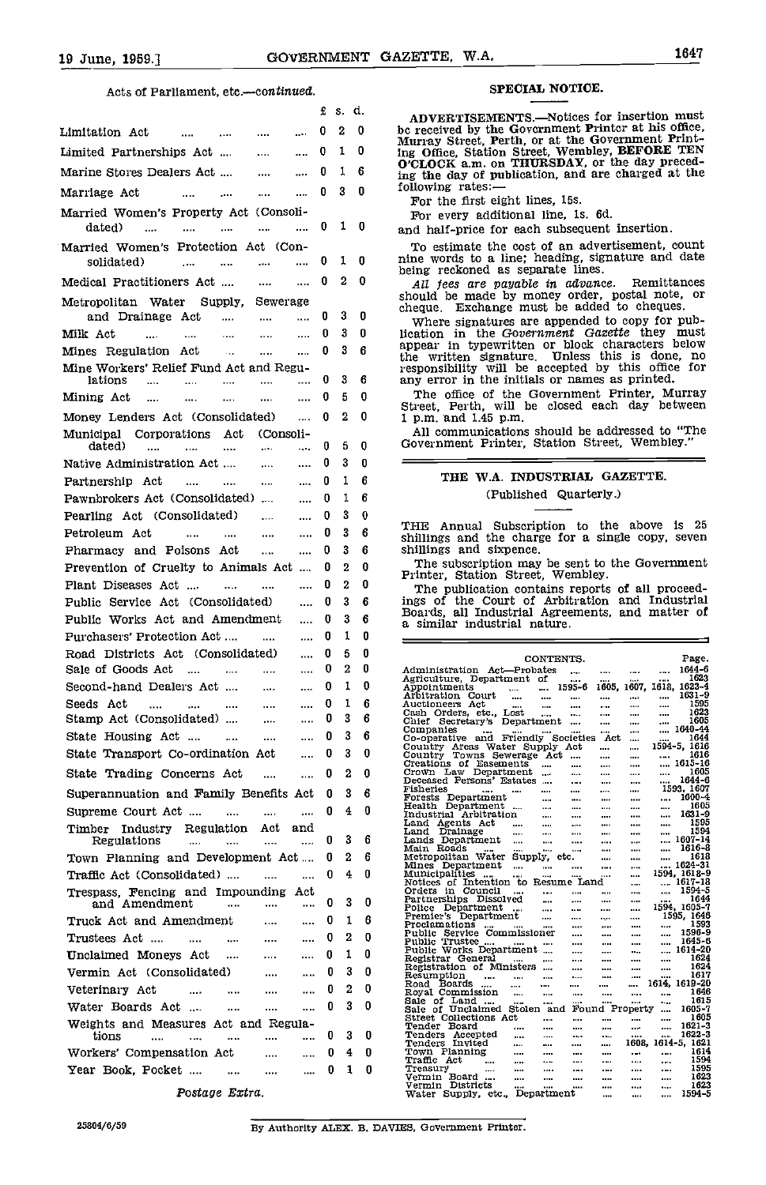Acts of Parliament, etc.—*continued.*

| | £ | s. | d. |
|---|---|---|---|
| Limitation Act | 0 | 2 | 0 |
| Limited Partnerships Act | 0 | 1 | 0 |
| Marine Stores Dealers Act | 0 | 1 | 6 |
| Marriage Act | 0 | 3 | 0 |
| Married Women's Property Act (Consolidated) | 0 | 1 | 0 |
| Married Women's Protection Act (Consolidated) | 0 | 1 | 0 |
| Medical Practitioners Act | 0 | 2 | 0 |
| Metropolitan Water Supply, Sewerage and Drainage Act | 0 | 3 | 0 |
| Milk Act | 0 | 3 | 0 |
| Mines Regulation Act | 0 | 3 | 6 |
| Mine Workers' Relief Fund Act and Regulations | 0 | 3 | 6 |
| Mining Act | 0 | 5 | 0 |
| Money Lenders Act (Consolidated) | 0 | 2 | 0 |
| Municipal Corporations Act (Consolidated) | 0 | 5 | 0 |
| Native Administration Act | 0 | 3 | 0 |
| Partnership Act | 0 | 1 | 6 |
| Pawnbrokers Act (Consolidated) | 0 | 1 | 6 |
| Pearling Act (Consolidated) | 0 | 3 | 0 |
| Petroleum Act | 0 | 3 | 6 |
| Pharmacy and Poisons Act | 0 | 3 | 6 |
| Prevention of Cruelty to Animals Act | 0 | 2 | 0 |
| Plant Diseases Act | 0 | 2 | 0 |
| Public Service Act (Consolidated) | 0 | 3 | 6 |
| Public Works Act and Amendment | 0 | 3 | 6 |
| Purchasers' Protection Act | 0 | 1 | 0 |
| Road Districts Act (Consolidated) | 0 | 5 | 0 |
| Sale of Goods Act | 0 | 2 | 0 |
| Second-hand Dealers Act | 0 | 1 | 0 |
| Seeds Act | 0 | 1 | 6 |
| Stamp Act (Consolidated) | 0 | 3 | 6 |
| State Housing Act | 0 | 3 | 6 |
| State Transport Co-ordination Act | 0 | 3 | 0 |
| State Trading Concerns Act | 0 | 2 | 0 |
| Superannuation and Family Benefits Act | 0 | 3 | 6 |
| Supreme Court Act | 0 | 4 | 0 |
| Timber Industry Regulation Act and Regulations | 0 | 3 | 6 |
| Town Planning and Development Act | 0 | 2 | 6 |
| Traffic Act (Consolidated) | 0 | 4 | 0 |
| Trespass, Fencing and Impounding Act and Amendment | 0 | 3 | 0 |
| Truck Act and Amendment | 0 | 1 | 6 |
| Trustees Act | 0 | 2 | 0 |
| Unclaimed Moneys Act | 0 | 1 | 0 |
| Vermin Act (Consolidated) | 0 | 3 | 0 |
| Veterinary Act | 0 | 2 | 0 |
| Water Boards Act | 0 | 3 | 0 |
| Weights and Measures Act and Regulations | 0 | 3 | 0 |
| Workers' Compensation Act | 0 | 4 | 0 |
| Year Book, Pocket | 0 | 1 | 0 |

*Postage Extra.*

## SPECIAL NOTICE.

ADVERTISEMENTS.—Notices for insertion must be received by the Government Printer at his office, Murray Street, Perth, or at the Government Printing Office, Station Street, Wembley, **BEFORE TEN O'CLOCK** a.m. on **THURSDAY**, or the day preceding the day of publication, and are charged at the following rates:—

For the first eight lines, 15s.

For every additional line, 1s. 6d.

and half-price for each subsequent insertion.

To estimate the cost of an advertisement, count nine words to a line; heading, signature and date being reckoned as separate lines.

*All fees are payable in advance.* Remittances should be made by money order, postal note, or cheque. Exchange must be added to cheques.

Where signatures are appended to copy for publication in the *Government Gazette* they must appear in typewritten or block characters below the written signature. Unless this is done, no responsibility will be accepted by this office for any error in the initials or names as printed.

The office of the Government Printer, Murray Street, Perth, will be closed each day between 1 p.m. and 1.45 p.m.

All communications should be addressed to "The Government Printer, Station Street, Wembley."

## THE W.A. INDUSTRIAL GAZETTE.

(Published Quarterly.)

THE Annual Subscription to the above is 25 shillings and the charge for a single copy, seven shillings and sixpence.

The subscription may be sent to the Government Printer, Station Street, Wembley.

The publication contains reports of all proceedings of the Court of Arbitration and Industrial Boards, all Industrial Agreements, and matter of a similar industrial nature.

### CONTENTS.

| | Page. |
|---|---|
| Administration Act—Probates | 1644-6 |
| Agriculture, Department of | 1623 |
| Appointments | 1595-6, 1605, 1607, 1618, 1623-4 |
| Arbitration Court | 1631-9 |
| Auctioneers Act | 1595 |
| Cash Orders, etc., Lost | 1623 |
| Chief Secretary's Department | 1605 |
| Companies | 1640-44 |
| Co-operative and Friendly Societies Act | 1644 |
| Country Areas Water Supply Act | 1594-5, 1616 |
| Country Towns Sewerage Act | 1616 |
| Creations of Easements | 1615-16 |
| Crown Law Department | 1605 |
| Deceased Persons' Estates | 1644-6 |
| Fisheries | 1593, 1607 |
| Forests Department | 1600-4 |
| Health Department | 1605 |
| Industrial Arbitration | 1631-9 |
| Land Agents Act | 1595 |
| Land Drainage | 1594 |
| Lands Department | 1607-14 |
| Main Roads | 1616-8 |
| Metropolitan Water Supply, etc. | 1618 |
| Mines Department | 1624-31 |
| Municipalities | 1594, 1618-9 |
| Notices of Intention to Resume Land | 1617-18 |
| Orders in Council | 1594-5 |
| Partnerships Dissolved | 1644 |
| Police Department | 1594, 1605-7 |
| Premier's Department | 1595, 1646 |
| Proclamations | 1593 |
| Public Service Commissioner | 1596-9 |
| Public Trustee | 1645-6 |
| Public Works Department | 1614-20 |
| Registrar General | 1624 |
| Registration of Ministers | 1624 |
| Resumption | 1617 |
| Road Boards | 1614, 1619-20 |
| Royal Commission | 1646 |
| Sale of Land | 1615 |
| Sale of Unclaimed Stolen and Found Property | 1605-7 |
| Street Collections Act | 1605 |
| Tender Board | 1621-3 |
| Tenders Accepted | 1622-3 |
| Tenders Invited | 1608, 1614-5, 1621 |
| Town Planning | 1614 |
| Traffic Act | 1594 |
| Treasury | 1595 |
| Vermin Board | 1623 |
| Vermin Districts | 1623 |
| Water Supply, etc., Department | 1594-5 |

25804/6/59

By Authority ALEX. B. DAVIES, Government Printer.